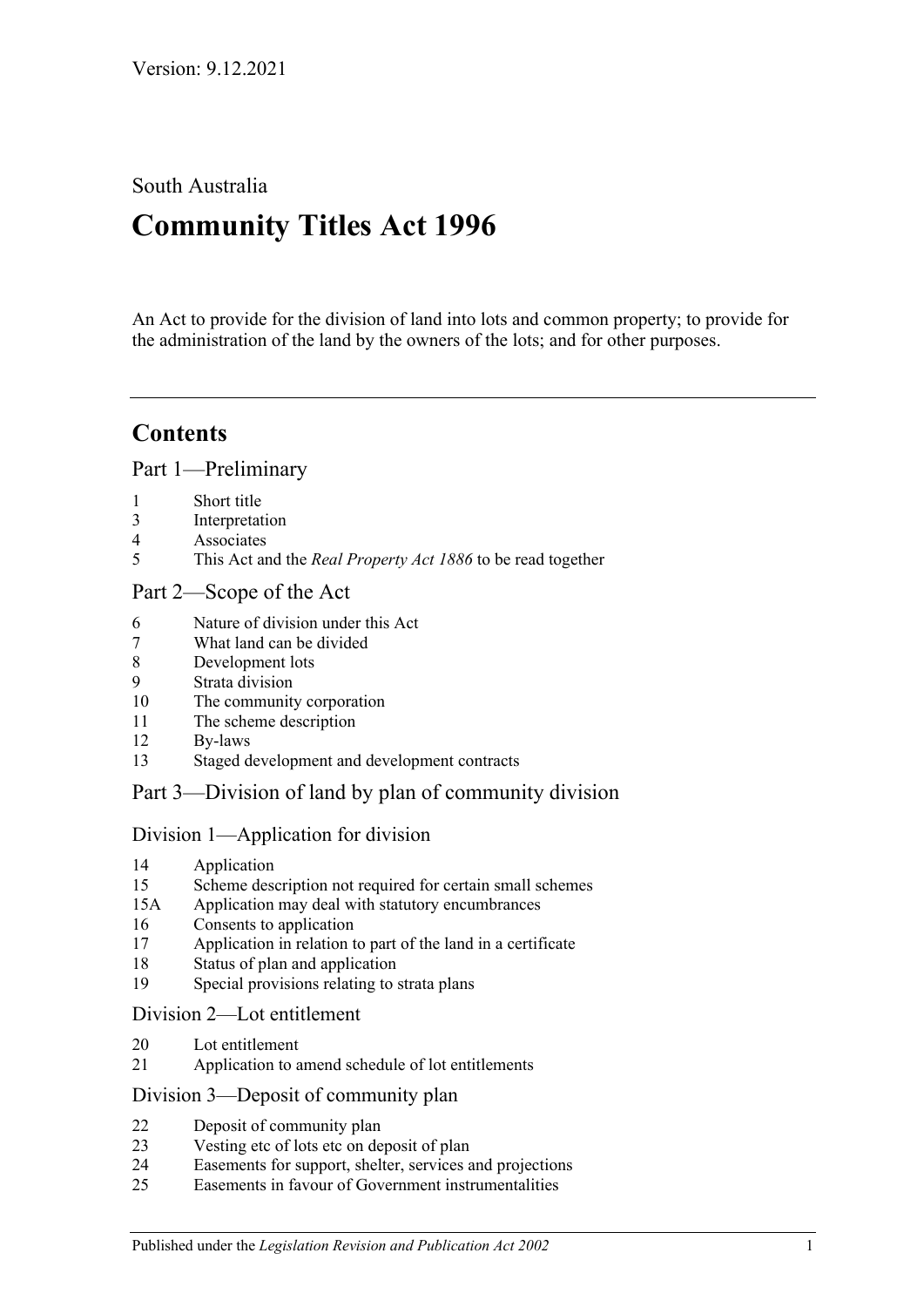Version: 9.12.2021

South Australia

# Community Titles Act 1996

An Act to provide for the division of land into lots and common property; to provide for the administration of the land by the owners of the lots; and for other purposes.

---

## Contents

### Part 1—Preliminary

1 Short title
3 Interpretation
4 Associates
5 This Act and the *Real Property Act 1886* to be read together

### Part 2—Scope of the Act

6 Nature of division under this Act
7 What land can be divided
8 Development lots
9 Strata division
10 The community corporation
11 The scheme description
12 By-laws
13 Staged development and development contracts

### Part 3—Division of land by plan of community division

#### Division 1—Application for division

14 Application
15 Scheme description not required for certain small schemes
15A Application may deal with statutory encumbrances
16 Consents to application
17 Application in relation to part of the land in a certificate
18 Status of plan and application
19 Special provisions relating to strata plans

#### Division 2—Lot entitlement

20 Lot entitlement
21 Application to amend schedule of lot entitlements

#### Division 3—Deposit of community plan

22 Deposit of community plan
23 Vesting etc of lots etc on deposit of plan
24 Easements for support, shelter, services and projections
25 Easements in favour of Government instrumentalities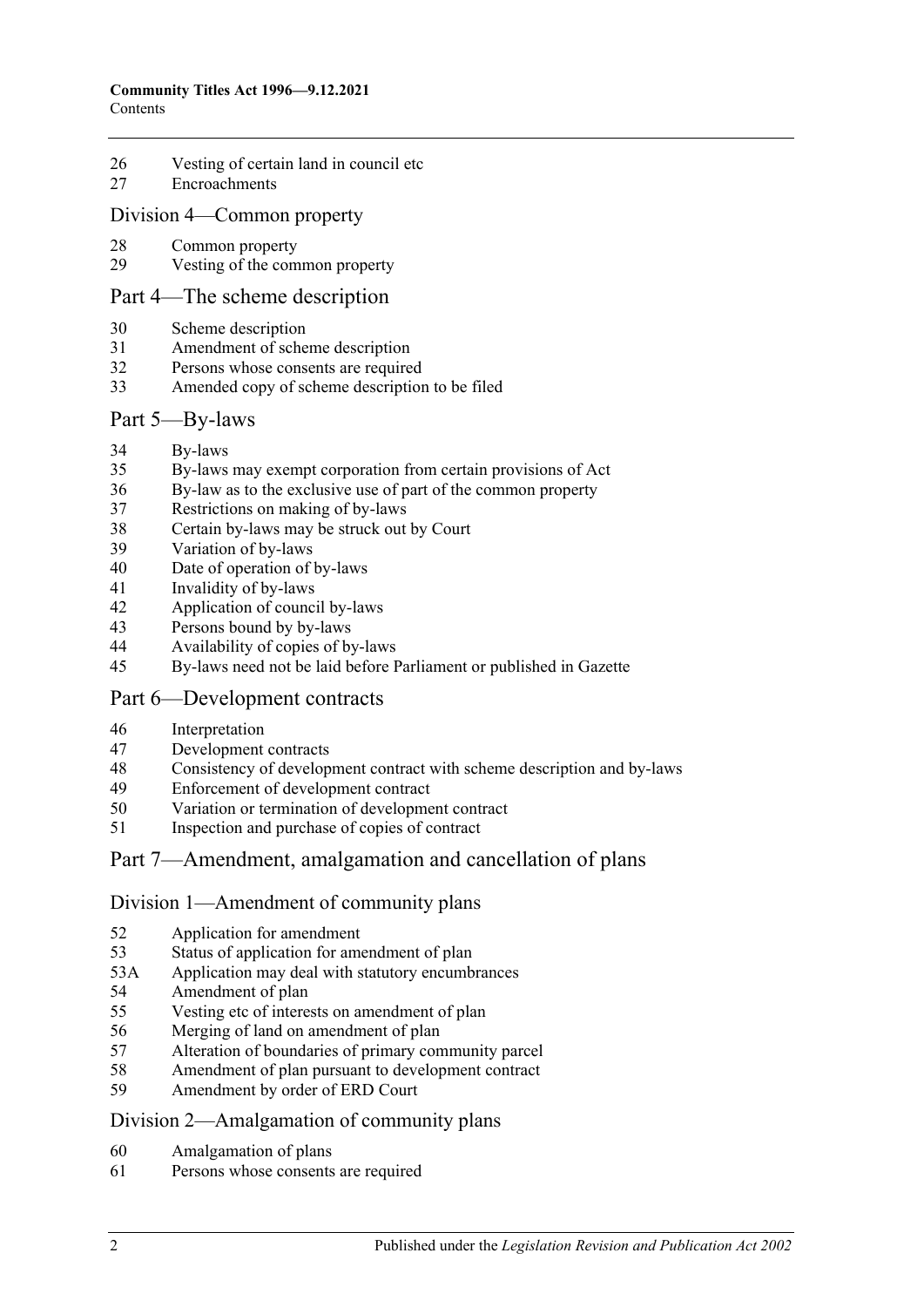26 Vesting of certain land in council etc
27 Encroachments

## Division 4—Common property

28 Common property
29 Vesting of the common property

## Part 4—The scheme description

30 Scheme description
31 Amendment of scheme description
32 Persons whose consents are required
33 Amended copy of scheme description to be filed

## Part 5—By-laws

34 By-laws
35 By-laws may exempt corporation from certain provisions of Act
36 By-law as to the exclusive use of part of the common property
37 Restrictions on making of by-laws
38 Certain by-laws may be struck out by Court
39 Variation of by-laws
40 Date of operation of by-laws
41 Invalidity of by-laws
42 Application of council by-laws
43 Persons bound by by-laws
44 Availability of copies of by-laws
45 By-laws need not be laid before Parliament or published in Gazette

## Part 6—Development contracts

46 Interpretation
47 Development contracts
48 Consistency of development contract with scheme description and by-laws
49 Enforcement of development contract
50 Variation or termination of development contract
51 Inspection and purchase of copies of contract

## Part 7—Amendment, amalgamation and cancellation of plans

## Division 1—Amendment of community plans

52 Application for amendment
53 Status of application for amendment of plan
53A Application may deal with statutory encumbrances
54 Amendment of plan
55 Vesting etc of interests on amendment of plan
56 Merging of land on amendment of plan
57 Alteration of boundaries of primary community parcel
58 Amendment of plan pursuant to development contract
59 Amendment by order of ERD Court

## Division 2—Amalgamation of community plans

60 Amalgamation of plans
61 Persons whose consents are required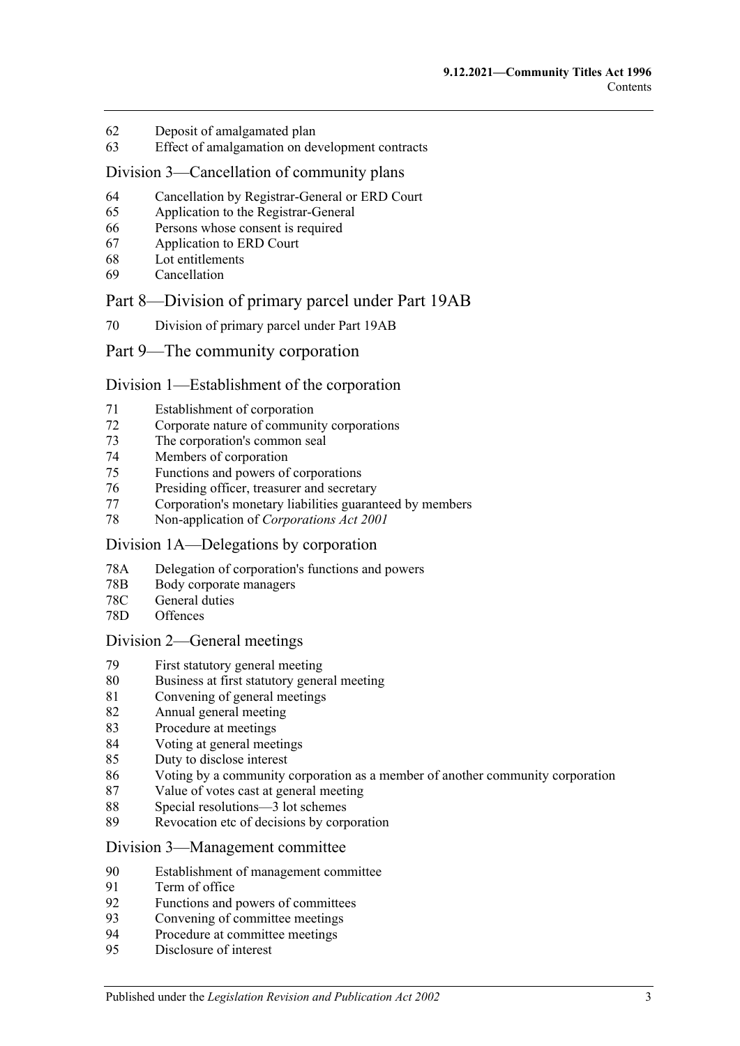62 Deposit of amalgamated plan
63 Effect of amalgamation on development contracts

## Division 3—Cancellation of community plans

64 Cancellation by Registrar-General or ERD Court
65 Application to the Registrar-General
66 Persons whose consent is required
67 Application to ERD Court
68 Lot entitlements
69 Cancellation

# Part 8—Division of primary parcel under Part 19AB

70 Division of primary parcel under Part 19AB

# Part 9—The community corporation

## Division 1—Establishment of the corporation

71 Establishment of corporation
72 Corporate nature of community corporations
73 The corporation's common seal
74 Members of corporation
75 Functions and powers of corporations
76 Presiding officer, treasurer and secretary
77 Corporation's monetary liabilities guaranteed by members
78 Non-application of *Corporations Act 2001*

## Division 1A—Delegations by corporation

78A Delegation of corporation's functions and powers
78B Body corporate managers
78C General duties
78D Offences

## Division 2—General meetings

79 First statutory general meeting
80 Business at first statutory general meeting
81 Convening of general meetings
82 Annual general meeting
83 Procedure at meetings
84 Voting at general meetings
85 Duty to disclose interest
86 Voting by a community corporation as a member of another community corporation
87 Value of votes cast at general meeting
88 Special resolutions—3 lot schemes
89 Revocation etc of decisions by corporation

## Division 3—Management committee

90 Establishment of management committee
91 Term of office
92 Functions and powers of committees
93 Convening of committee meetings
94 Procedure at committee meetings
95 Disclosure of interest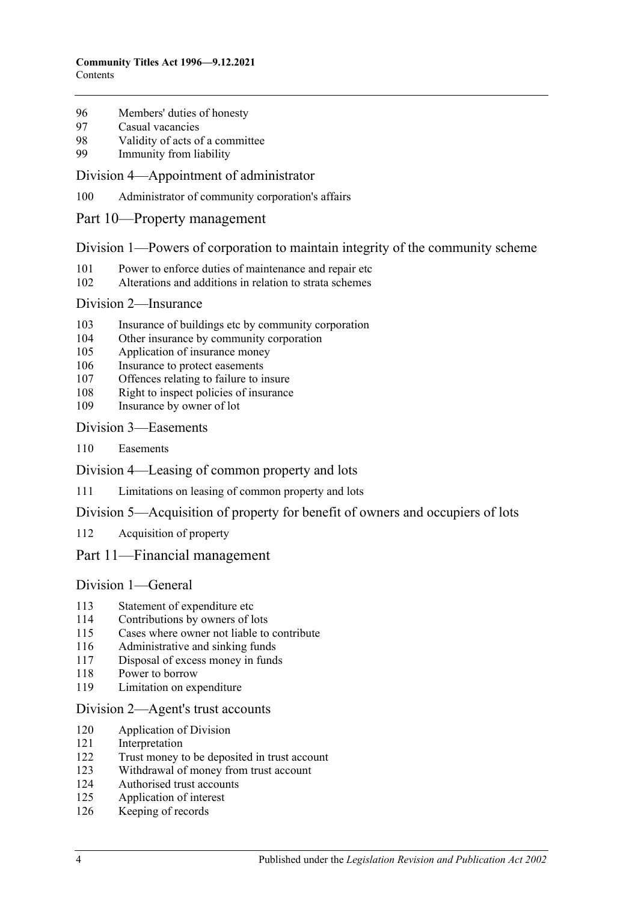96 Members' duties of honesty
97 Casual vacancies
98 Validity of acts of a committee
99 Immunity from liability

## Division 4—Appointment of administrator

100 Administrator of community corporation's affairs

# Part 10—Property management

## Division 1—Powers of corporation to maintain integrity of the community scheme

101 Power to enforce duties of maintenance and repair etc
102 Alterations and additions in relation to strata schemes

## Division 2—Insurance

103 Insurance of buildings etc by community corporation
104 Other insurance by community corporation
105 Application of insurance money
106 Insurance to protect easements
107 Offences relating to failure to insure
108 Right to inspect policies of insurance
109 Insurance by owner of lot

## Division 3—Easements

110 Easements

## Division 4—Leasing of common property and lots

111 Limitations on leasing of common property and lots

## Division 5—Acquisition of property for benefit of owners and occupiers of lots

112 Acquisition of property

# Part 11—Financial management

## Division 1—General

113 Statement of expenditure etc
114 Contributions by owners of lots
115 Cases where owner not liable to contribute
116 Administrative and sinking funds
117 Disposal of excess money in funds
118 Power to borrow
119 Limitation on expenditure

## Division 2—Agent's trust accounts

120 Application of Division
121 Interpretation
122 Trust money to be deposited in trust account
123 Withdrawal of money from trust account
124 Authorised trust accounts
125 Application of interest
126 Keeping of records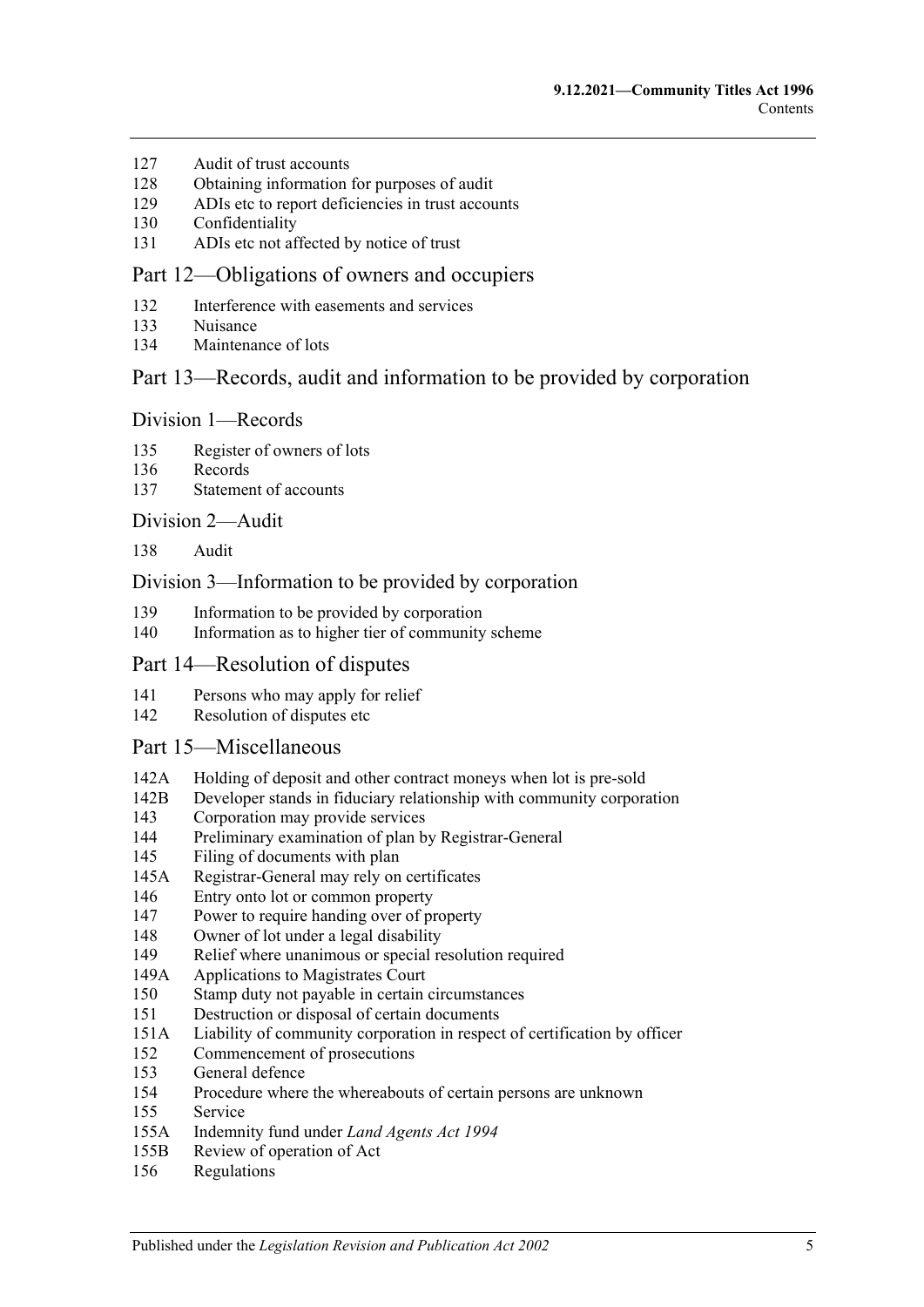127 Audit of trust accounts
128 Obtaining information for purposes of audit
129 ADIs etc to report deficiencies in trust accounts
130 Confidentiality
131 ADIs etc not affected by notice of trust

## Part 12—Obligations of owners and occupiers

132 Interference with easements and services
133 Nuisance
134 Maintenance of lots

## Part 13—Records, audit and information to be provided by corporation

### Division 1—Records

135 Register of owners of lots
136 Records
137 Statement of accounts

### Division 2—Audit

138 Audit

### Division 3—Information to be provided by corporation

139 Information to be provided by corporation
140 Information as to higher tier of community scheme

## Part 14—Resolution of disputes

141 Persons who may apply for relief
142 Resolution of disputes etc

## Part 15—Miscellaneous

142A Holding of deposit and other contract moneys when lot is pre-sold
142B Developer stands in fiduciary relationship with community corporation
143 Corporation may provide services
144 Preliminary examination of plan by Registrar-General
145 Filing of documents with plan
145A Registrar-General may rely on certificates
146 Entry onto lot or common property
147 Power to require handing over of property
148 Owner of lot under a legal disability
149 Relief where unanimous or special resolution required
149A Applications to Magistrates Court
150 Stamp duty not payable in certain circumstances
151 Destruction or disposal of certain documents
151A Liability of community corporation in respect of certification by officer
152 Commencement of prosecutions
153 General defence
154 Procedure where the whereabouts of certain persons are unknown
155 Service
155A Indemnity fund under *Land Agents Act 1994*
155B Review of operation of Act
156 Regulations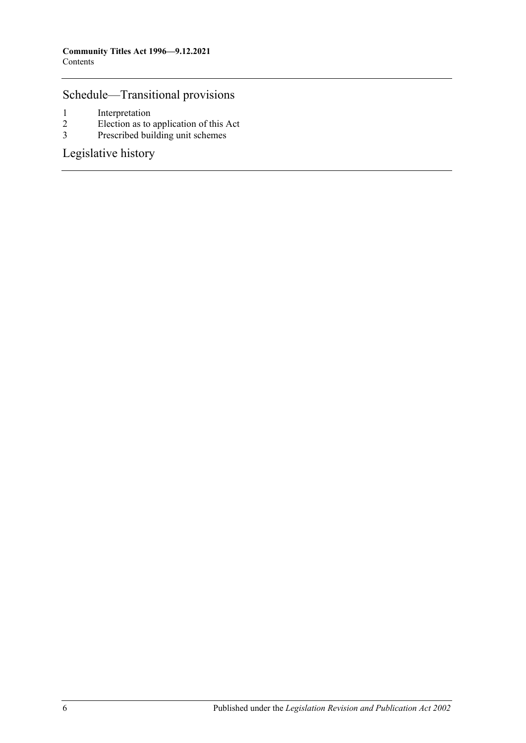## Schedule—Transitional provisions

1 Interpretation
2 Election as to application of this Act
3 Prescribed building unit schemes

## Legislative history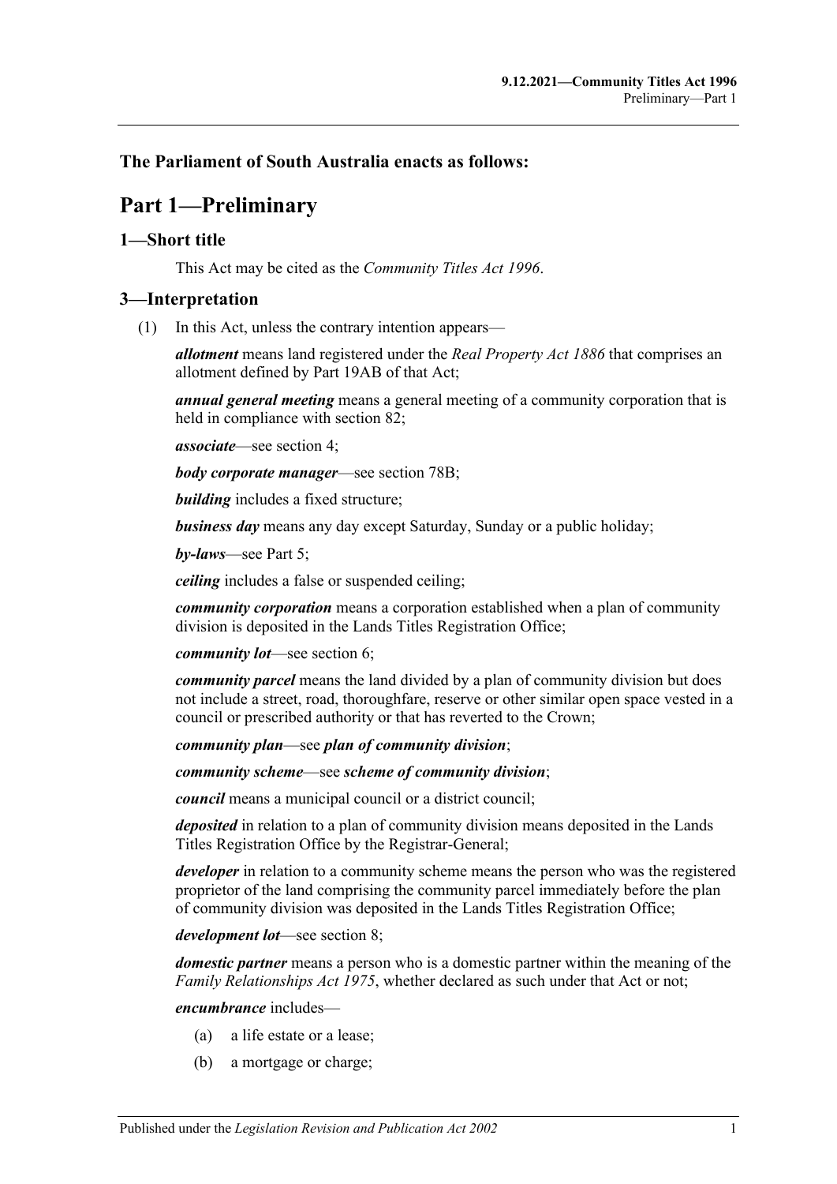## The Parliament of South Australia enacts as follows:

# Part 1—Preliminary

## 1—Short title

This Act may be cited as the *Community Titles Act 1996*.

## 3—Interpretation

(1) In this Act, unless the contrary intention appears—

***allotment*** means land registered under the *Real Property Act 1886* that comprises an allotment defined by Part 19AB of that Act;

***annual general meeting*** means a general meeting of a community corporation that is held in compliance with section 82;

***associate***—see section 4;

***body corporate manager***—see section 78B;

***building*** includes a fixed structure;

***business day*** means any day except Saturday, Sunday or a public holiday;

***by-laws***—see Part 5;

***ceiling*** includes a false or suspended ceiling;

***community corporation*** means a corporation established when a plan of community division is deposited in the Lands Titles Registration Office;

***community lot***—see section 6;

***community parcel*** means the land divided by a plan of community division but does not include a street, road, thoroughfare, reserve or other similar open space vested in a council or prescribed authority or that has reverted to the Crown;

***community plan***—see ***plan of community division***;

***community scheme***—see ***scheme of community division***;

***council*** means a municipal council or a district council;

***deposited*** in relation to a plan of community division means deposited in the Lands Titles Registration Office by the Registrar-General;

***developer*** in relation to a community scheme means the person who was the registered proprietor of the land comprising the community parcel immediately before the plan of community division was deposited in the Lands Titles Registration Office;

***development lot***—see section 8;

***domestic partner*** means a person who is a domestic partner within the meaning of the *Family Relationships Act 1975*, whether declared as such under that Act or not;

***encumbrance*** includes—

(a) a life estate or a lease;

(b) a mortgage or charge;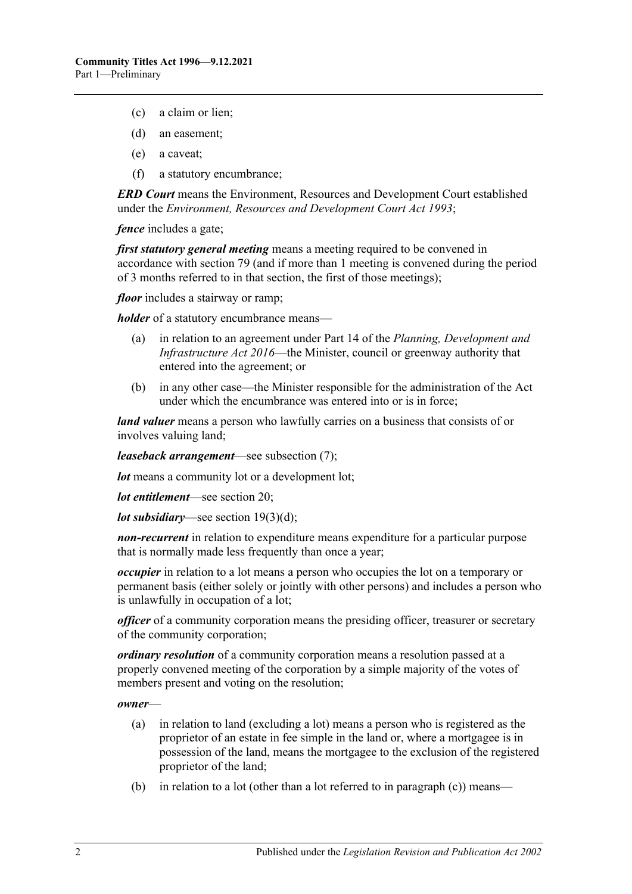(c) a claim or lien;

(d) an easement;

(e) a caveat;

(f) a statutory encumbrance;

***ERD Court*** means the Environment, Resources and Development Court established under the *Environment, Resources and Development Court Act 1993*;

***fence*** includes a gate;

***first statutory general meeting*** means a meeting required to be convened in accordance with section 79 (and if more than 1 meeting is convened during the period of 3 months referred to in that section, the first of those meetings);

***floor*** includes a stairway or ramp;

***holder*** of a statutory encumbrance means—

(a) in relation to an agreement under Part 14 of the *Planning, Development and Infrastructure Act 2016*—the Minister, council or greenway authority that entered into the agreement; or

(b) in any other case—the Minister responsible for the administration of the Act under which the encumbrance was entered into or is in force;

***land valuer*** means a person who lawfully carries on a business that consists of or involves valuing land;

***leaseback arrangement***—see subsection (7);

***lot*** means a community lot or a development lot;

***lot entitlement***—see section 20;

***lot subsidiary***—see section 19(3)(d);

***non-recurrent*** in relation to expenditure means expenditure for a particular purpose that is normally made less frequently than once a year;

***occupier*** in relation to a lot means a person who occupies the lot on a temporary or permanent basis (either solely or jointly with other persons) and includes a person who is unlawfully in occupation of a lot;

***officer*** of a community corporation means the presiding officer, treasurer or secretary of the community corporation;

***ordinary resolution*** of a community corporation means a resolution passed at a properly convened meeting of the corporation by a simple majority of the votes of members present and voting on the resolution;

***owner***—

(a) in relation to land (excluding a lot) means a person who is registered as the proprietor of an estate in fee simple in the land or, where a mortgagee is in possession of the land, means the mortgagee to the exclusion of the registered proprietor of the land;

(b) in relation to a lot (other than a lot referred to in paragraph (c)) means—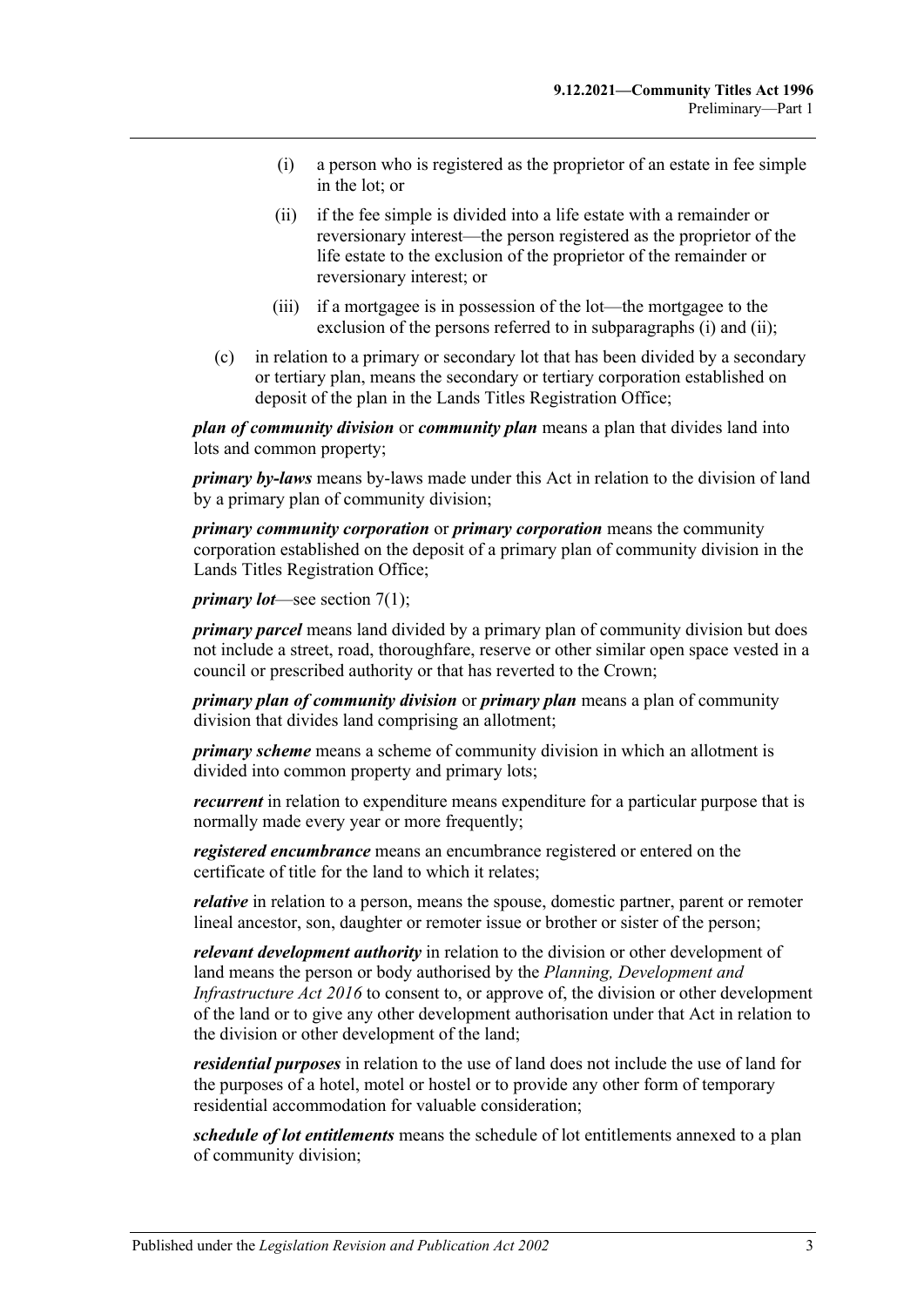- (i) a person who is registered as the proprietor of an estate in fee simple in the lot; or
- (ii) if the fee simple is divided into a life estate with a remainder or reversionary interest—the person registered as the proprietor of the life estate to the exclusion of the proprietor of the remainder or reversionary interest; or
- (iii) if a mortgagee is in possession of the lot—the mortgagee to the exclusion of the persons referred to in subparagraphs (i) and (ii);

(c) in relation to a primary or secondary lot that has been divided by a secondary or tertiary plan, means the secondary or tertiary corporation established on deposit of the plan in the Lands Titles Registration Office;

***plan of community division*** or ***community plan*** means a plan that divides land into lots and common property;

***primary by-laws*** means by-laws made under this Act in relation to the division of land by a primary plan of community division;

***primary community corporation*** or ***primary corporation*** means the community corporation established on the deposit of a primary plan of community division in the Lands Titles Registration Office;

***primary lot***—see section 7(1);

***primary parcel*** means land divided by a primary plan of community division but does not include a street, road, thoroughfare, reserve or other similar open space vested in a council or prescribed authority or that has reverted to the Crown;

***primary plan of community division*** or ***primary plan*** means a plan of community division that divides land comprising an allotment;

***primary scheme*** means a scheme of community division in which an allotment is divided into common property and primary lots;

***recurrent*** in relation to expenditure means expenditure for a particular purpose that is normally made every year or more frequently;

***registered encumbrance*** means an encumbrance registered or entered on the certificate of title for the land to which it relates;

***relative*** in relation to a person, means the spouse, domestic partner, parent or remoter lineal ancestor, son, daughter or remoter issue or brother or sister of the person;

***relevant development authority*** in relation to the division or other development of land means the person or body authorised by the *Planning, Development and Infrastructure Act 2016* to consent to, or approve of, the division or other development of the land or to give any other development authorisation under that Act in relation to the division or other development of the land;

***residential purposes*** in relation to the use of land does not include the use of land for the purposes of a hotel, motel or hostel or to provide any other form of temporary residential accommodation for valuable consideration;

***schedule of lot entitlements*** means the schedule of lot entitlements annexed to a plan of community division;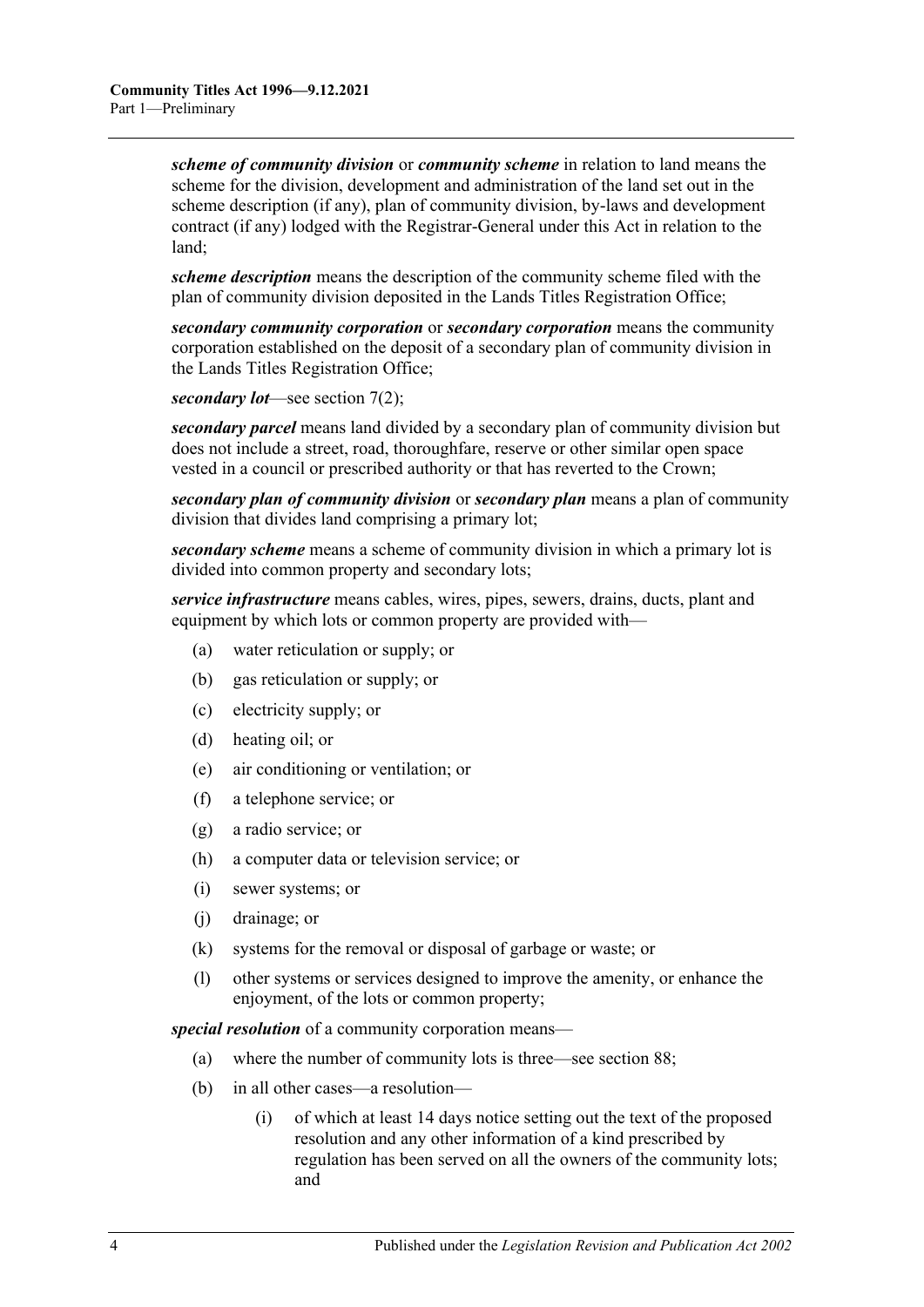***scheme of community division*** or ***community scheme*** in relation to land means the scheme for the division, development and administration of the land set out in the scheme description (if any), plan of community division, by-laws and development contract (if any) lodged with the Registrar-General under this Act in relation to the land;

***scheme description*** means the description of the community scheme filed with the plan of community division deposited in the Lands Titles Registration Office;

***secondary community corporation*** or ***secondary corporation*** means the community corporation established on the deposit of a secondary plan of community division in the Lands Titles Registration Office;

***secondary lot***—see section 7(2);

***secondary parcel*** means land divided by a secondary plan of community division but does not include a street, road, thoroughfare, reserve or other similar open space vested in a council or prescribed authority or that has reverted to the Crown;

***secondary plan of community division*** or ***secondary plan*** means a plan of community division that divides land comprising a primary lot;

***secondary scheme*** means a scheme of community division in which a primary lot is divided into common property and secondary lots;

***service infrastructure*** means cables, wires, pipes, sewers, drains, ducts, plant and equipment by which lots or common property are provided with—

(a) water reticulation or supply; or

(b) gas reticulation or supply; or

(c) electricity supply; or

(d) heating oil; or

(e) air conditioning or ventilation; or

(f) a telephone service; or

(g) a radio service; or

(h) a computer data or television service; or

(i) sewer systems; or

(j) drainage; or

(k) systems for the removal or disposal of garbage or waste; or

(l) other systems or services designed to improve the amenity, or enhance the enjoyment, of the lots or common property;

***special resolution*** of a community corporation means—

(a) where the number of community lots is three—see section 88;

(b) in all other cases—a resolution—

(i) of which at least 14 days notice setting out the text of the proposed resolution and any other information of a kind prescribed by regulation has been served on all the owners of the community lots; and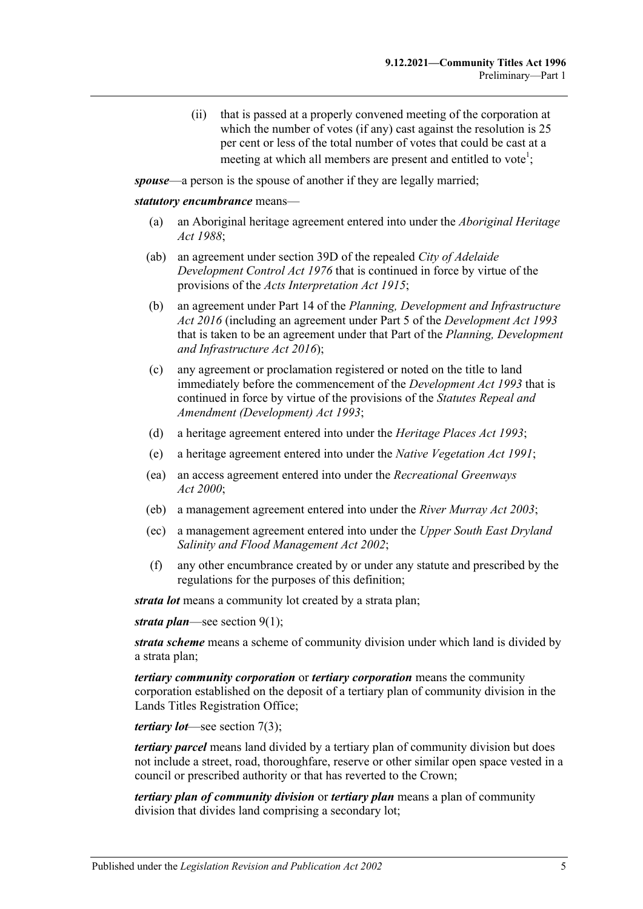(ii) that is passed at a properly convened meeting of the corporation at which the number of votes (if any) cast against the resolution is 25 per cent or less of the total number of votes that could be cast at a meeting at which all members are present and entitled to vote[1];

***spouse***—a person is the spouse of another if they are legally married;

***statutory encumbrance*** means—

(a) an Aboriginal heritage agreement entered into under the *Aboriginal Heritage Act 1988*;

(ab) an agreement under section 39D of the repealed *City of Adelaide Development Control Act 1976* that is continued in force by virtue of the provisions of the *Acts Interpretation Act 1915*;

(b) an agreement under Part 14 of the *Planning, Development and Infrastructure Act 2016* (including an agreement under Part 5 of the *Development Act 1993* that is taken to be an agreement under that Part of the *Planning, Development and Infrastructure Act 2016*);

(c) any agreement or proclamation registered or noted on the title to land immediately before the commencement of the *Development Act 1993* that is continued in force by virtue of the provisions of the *Statutes Repeal and Amendment (Development) Act 1993*;

(d) a heritage agreement entered into under the *Heritage Places Act 1993*;

(e) a heritage agreement entered into under the *Native Vegetation Act 1991*;

(ea) an access agreement entered into under the *Recreational Greenways Act 2000*;

(eb) a management agreement entered into under the *River Murray Act 2003*;

(ec) a management agreement entered into under the *Upper South East Dryland Salinity and Flood Management Act 2002*;

(f) any other encumbrance created by or under any statute and prescribed by the regulations for the purposes of this definition;

***strata lot*** means a community lot created by a strata plan;

***strata plan***—see section 9(1);

***strata scheme*** means a scheme of community division under which land is divided by a strata plan;

***tertiary community corporation*** or ***tertiary corporation*** means the community corporation established on the deposit of a tertiary plan of community division in the Lands Titles Registration Office;

***tertiary lot***—see section 7(3);

***tertiary parcel*** means land divided by a tertiary plan of community division but does not include a street, road, thoroughfare, reserve or other similar open space vested in a council or prescribed authority or that has reverted to the Crown;

***tertiary plan of community division*** or ***tertiary plan*** means a plan of community division that divides land comprising a secondary lot;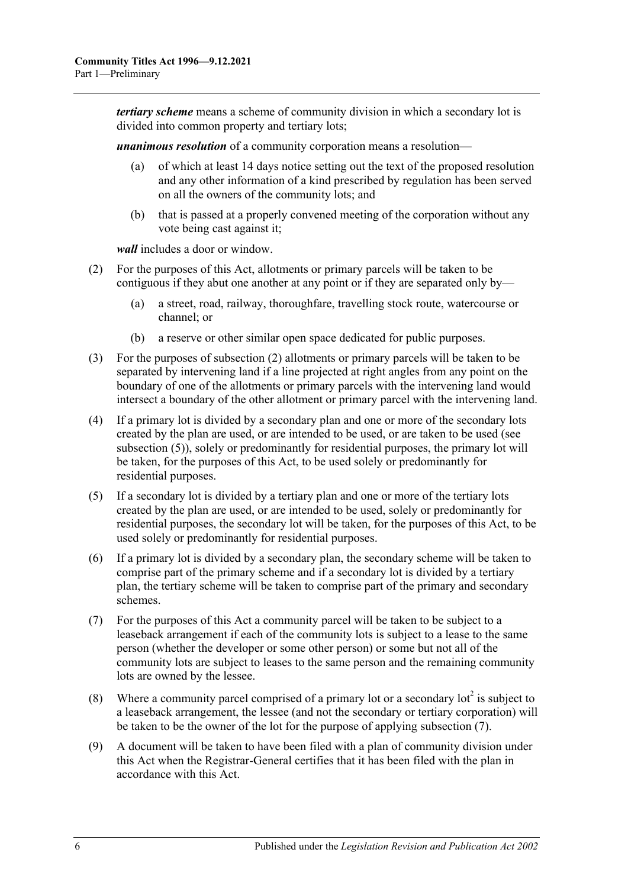***tertiary scheme*** means a scheme of community division in which a secondary lot is divided into common property and tertiary lots;

***unanimous resolution*** of a community corporation means a resolution—

(a) of which at least 14 days notice setting out the text of the proposed resolution and any other information of a kind prescribed by regulation has been served on all the owners of the community lots; and

(b) that is passed at a properly convened meeting of the corporation without any vote being cast against it;

***wall*** includes a door or window.

(2) For the purposes of this Act, allotments or primary parcels will be taken to be contiguous if they abut one another at any point or if they are separated only by—

(a) a street, road, railway, thoroughfare, travelling stock route, watercourse or channel; or

(b) a reserve or other similar open space dedicated for public purposes.

(3) For the purposes of subsection (2) allotments or primary parcels will be taken to be separated by intervening land if a line projected at right angles from any point on the boundary of one of the allotments or primary parcels with the intervening land would intersect a boundary of the other allotment or primary parcel with the intervening land.

(4) If a primary lot is divided by a secondary plan and one or more of the secondary lots created by the plan are used, or are intended to be used, or are taken to be used (see subsection (5)), solely or predominantly for residential purposes, the primary lot will be taken, for the purposes of this Act, to be used solely or predominantly for residential purposes.

(5) If a secondary lot is divided by a tertiary plan and one or more of the tertiary lots created by the plan are used, or are intended to be used, solely or predominantly for residential purposes, the secondary lot will be taken, for the purposes of this Act, to be used solely or predominantly for residential purposes.

(6) If a primary lot is divided by a secondary plan, the secondary scheme will be taken to comprise part of the primary scheme and if a secondary lot is divided by a tertiary plan, the tertiary scheme will be taken to comprise part of the primary and secondary schemes.

(7) For the purposes of this Act a community parcel will be taken to be subject to a leaseback arrangement if each of the community lots is subject to a lease to the same person (whether the developer or some other person) or some but not all of the community lots are subject to leases to the same person and the remaining community lots are owned by the lessee.

(8) Where a community parcel comprised of a primary lot or a secondary lot[2] is subject to a leaseback arrangement, the lessee (and not the secondary or tertiary corporation) will be taken to be the owner of the lot for the purpose of applying subsection (7).

(9) A document will be taken to have been filed with a plan of community division under this Act when the Registrar-General certifies that it has been filed with the plan in accordance with this Act.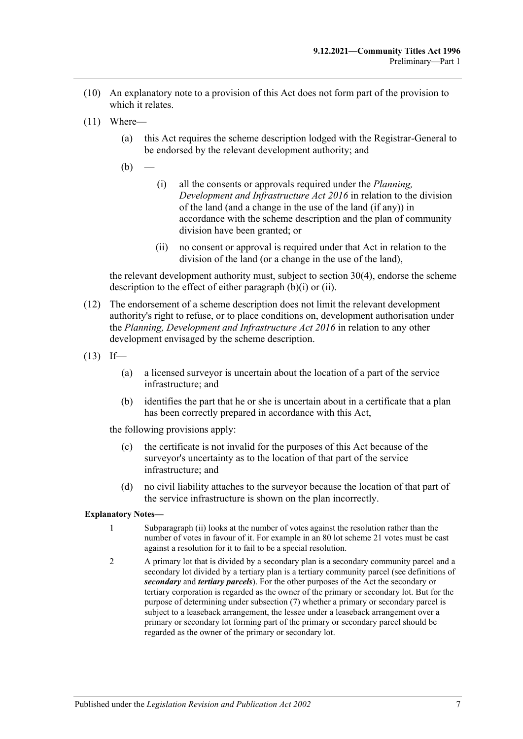(10) An explanatory note to a provision of this Act does not form part of the provision to which it relates.

(11) Where—

(a) this Act requires the scheme description lodged with the Registrar-General to be endorsed by the relevant development authority; and

(b) —

(i) all the consents or approvals required under the *Planning, Development and Infrastructure Act 2016* in relation to the division of the land (and a change in the use of the land (if any)) in accordance with the scheme description and the plan of community division have been granted; or

(ii) no consent or approval is required under that Act in relation to the division of the land (or a change in the use of the land),

the relevant development authority must, subject to section 30(4), endorse the scheme description to the effect of either paragraph (b)(i) or (ii).

(12) The endorsement of a scheme description does not limit the relevant development authority's right to refuse, or to place conditions on, development authorisation under the *Planning, Development and Infrastructure Act 2016* in relation to any other development envisaged by the scheme description.

(13) If—

(a) a licensed surveyor is uncertain about the location of a part of the service infrastructure; and

(b) identifies the part that he or she is uncertain about in a certificate that a plan has been correctly prepared in accordance with this Act,

the following provisions apply:

(c) the certificate is not invalid for the purposes of this Act because of the surveyor's uncertainty as to the location of that part of the service infrastructure; and

(d) no civil liability attaches to the surveyor because the location of that part of the service infrastructure is shown on the plan incorrectly.

**Explanatory Notes—**

1 Subparagraph (ii) looks at the number of votes against the resolution rather than the number of votes in favour of it. For example in an 80 lot scheme 21 votes must be cast against a resolution for it to fail to be a special resolution.

2 A primary lot that is divided by a secondary plan is a secondary community parcel and a secondary lot divided by a tertiary plan is a tertiary community parcel (see definitions of ***secondary*** and ***tertiary parcels***). For the other purposes of the Act the secondary or tertiary corporation is regarded as the owner of the primary or secondary lot. But for the purpose of determining under subsection (7) whether a primary or secondary parcel is subject to a leaseback arrangement, the lessee under a leaseback arrangement over a primary or secondary lot forming part of the primary or secondary parcel should be regarded as the owner of the primary or secondary lot.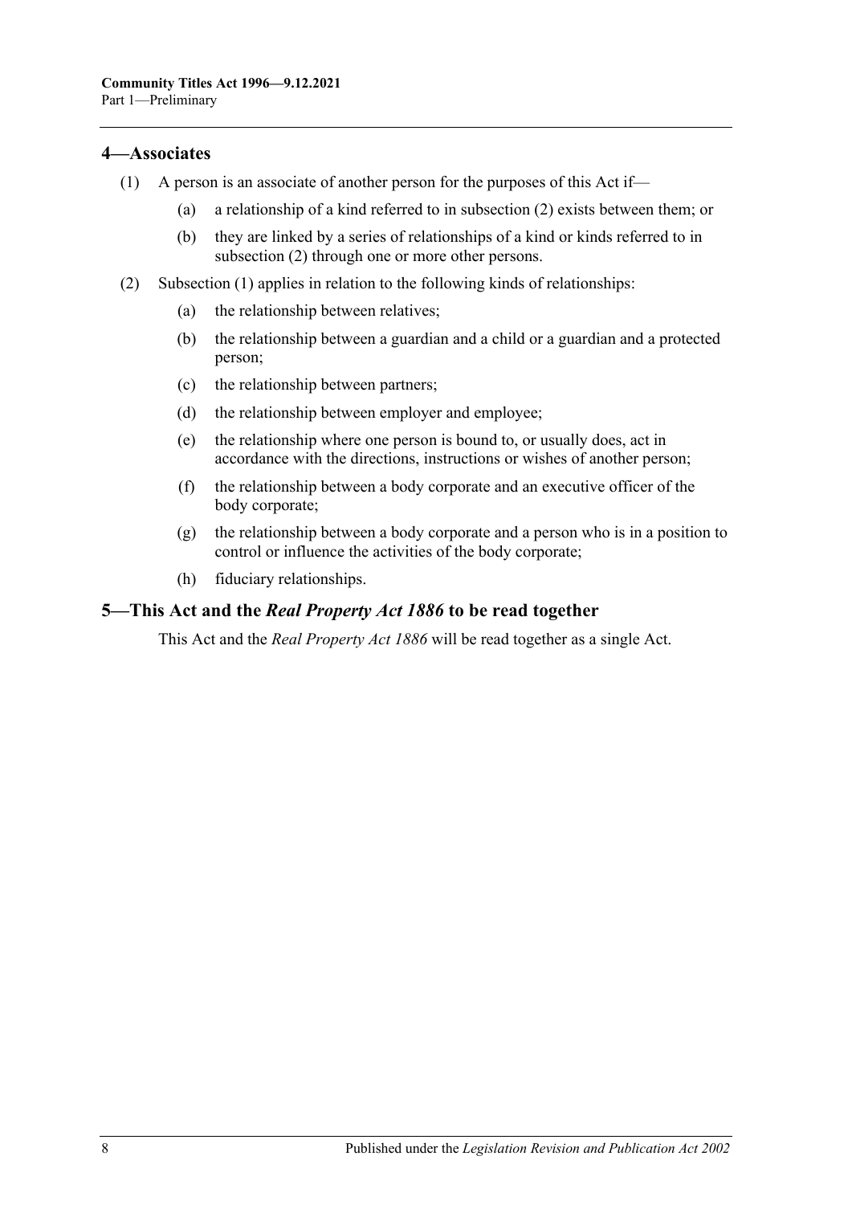## 4—Associates

(1) A person is an associate of another person for the purposes of this Act if—

(a) a relationship of a kind referred to in subsection (2) exists between them; or

(b) they are linked by a series of relationships of a kind or kinds referred to in subsection (2) through one or more other persons.

(2) Subsection (1) applies in relation to the following kinds of relationships:

(a) the relationship between relatives;

(b) the relationship between a guardian and a child or a guardian and a protected person;

(c) the relationship between partners;

(d) the relationship between employer and employee;

(e) the relationship where one person is bound to, or usually does, act in accordance with the directions, instructions or wishes of another person;

(f) the relationship between a body corporate and an executive officer of the body corporate;

(g) the relationship between a body corporate and a person who is in a position to control or influence the activities of the body corporate;

(h) fiduciary relationships.

## 5—This Act and the *Real Property Act 1886* to be read together

This Act and the *Real Property Act 1886* will be read together as a single Act.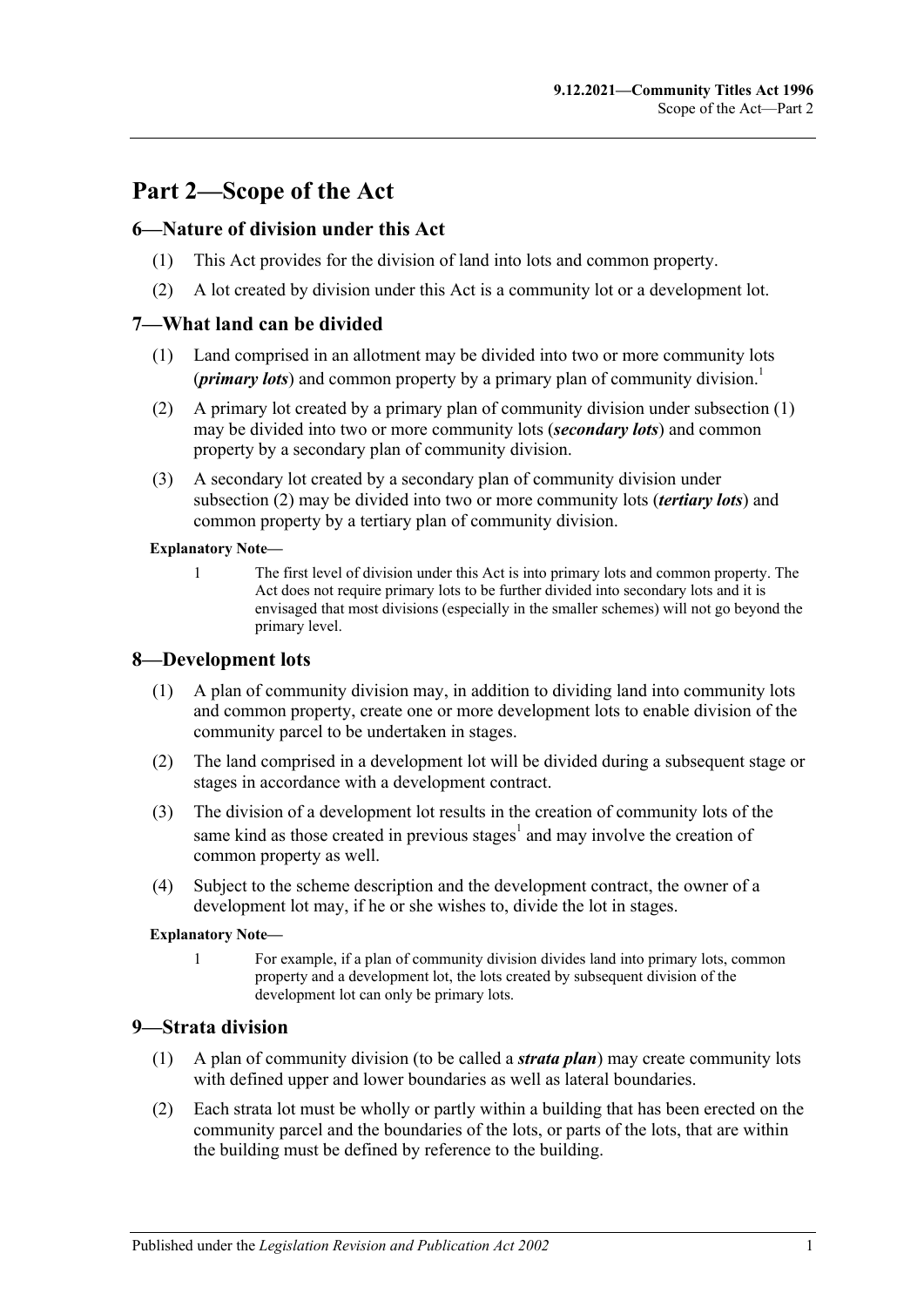# Part 2—Scope of the Act

## 6—Nature of division under this Act

(1) This Act provides for the division of land into lots and common property.

(2) A lot created by division under this Act is a community lot or a development lot.

## 7—What land can be divided

(1) Land comprised in an allotment may be divided into two or more community lots (***primary lots***) and common property by a primary plan of community division.[1]

(2) A primary lot created by a primary plan of community division under subsection (1) may be divided into two or more community lots (***secondary lots***) and common property by a secondary plan of community division.

(3) A secondary lot created by a secondary plan of community division under subsection (2) may be divided into two or more community lots (***tertiary lots***) and common property by a tertiary plan of community division.

**Explanatory Note—**

1 The first level of division under this Act is into primary lots and common property. The Act does not require primary lots to be further divided into secondary lots and it is envisaged that most divisions (especially in the smaller schemes) will not go beyond the primary level.

## 8—Development lots

(1) A plan of community division may, in addition to dividing land into community lots and common property, create one or more development lots to enable division of the community parcel to be undertaken in stages.

(2) The land comprised in a development lot will be divided during a subsequent stage or stages in accordance with a development contract.

(3) The division of a development lot results in the creation of community lots of the same kind as those created in previous stages[1] and may involve the creation of common property as well.

(4) Subject to the scheme description and the development contract, the owner of a development lot may, if he or she wishes to, divide the lot in stages.

**Explanatory Note—**

1 For example, if a plan of community division divides land into primary lots, common property and a development lot, the lots created by subsequent division of the development lot can only be primary lots.

## 9—Strata division

(1) A plan of community division (to be called a ***strata plan***) may create community lots with defined upper and lower boundaries as well as lateral boundaries.

(2) Each strata lot must be wholly or partly within a building that has been erected on the community parcel and the boundaries of the lots, or parts of the lots, that are within the building must be defined by reference to the building.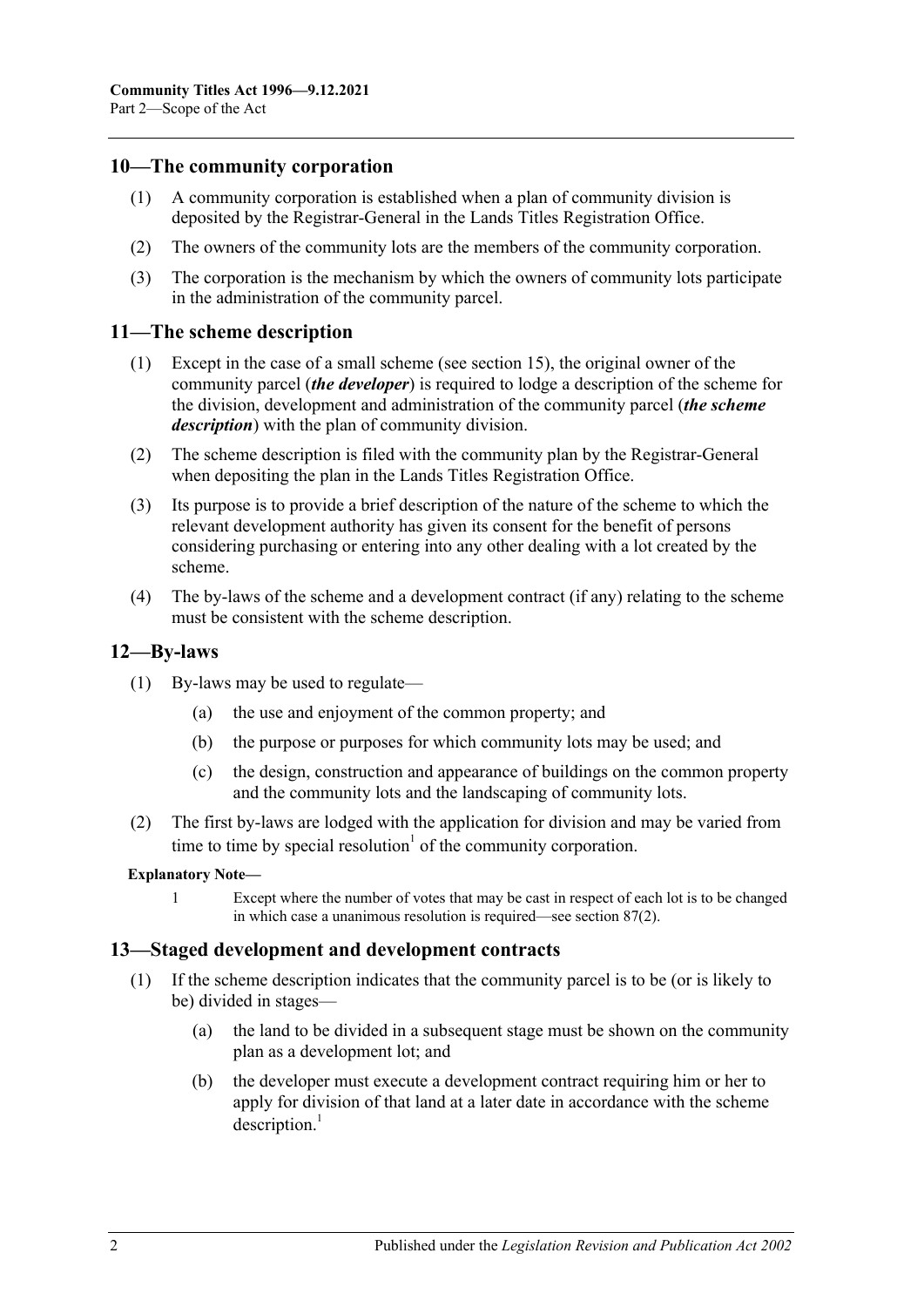## 10—The community corporation

(1) A community corporation is established when a plan of community division is deposited by the Registrar-General in the Lands Titles Registration Office.

(2) The owners of the community lots are the members of the community corporation.

(3) The corporation is the mechanism by which the owners of community lots participate in the administration of the community parcel.

## 11—The scheme description

(1) Except in the case of a small scheme (see section 15), the original owner of the community parcel (***the developer***) is required to lodge a description of the scheme for the division, development and administration of the community parcel (***the scheme description***) with the plan of community division.

(2) The scheme description is filed with the community plan by the Registrar-General when depositing the plan in the Lands Titles Registration Office.

(3) Its purpose is to provide a brief description of the nature of the scheme to which the relevant development authority has given its consent for the benefit of persons considering purchasing or entering into any other dealing with a lot created by the scheme.

(4) The by-laws of the scheme and a development contract (if any) relating to the scheme must be consistent with the scheme description.

## 12—By-laws

(1) By-laws may be used to regulate—

(a) the use and enjoyment of the common property; and

(b) the purpose or purposes for which community lots may be used; and

(c) the design, construction and appearance of buildings on the common property and the community lots and the landscaping of community lots.

(2) The first by-laws are lodged with the application for division and may be varied from time to time by special resolution[1] of the community corporation.

**Explanatory Note—**

1 Except where the number of votes that may be cast in respect of each lot is to be changed in which case a unanimous resolution is required—see section 87(2).

## 13—Staged development and development contracts

(1) If the scheme description indicates that the community parcel is to be (or is likely to be) divided in stages—

(a) the land to be divided in a subsequent stage must be shown on the community plan as a development lot; and

(b) the developer must execute a development contract requiring him or her to apply for division of that land at a later date in accordance with the scheme description.[1]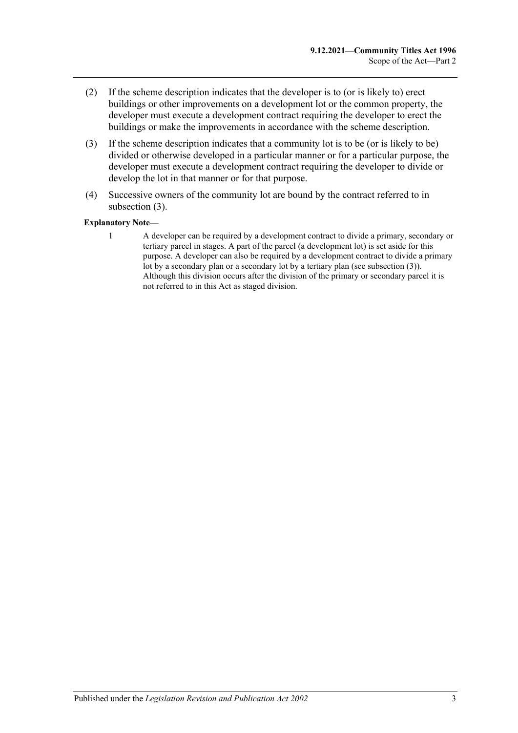(2) If the scheme description indicates that the developer is to (or is likely to) erect buildings or other improvements on a development lot or the common property, the developer must execute a development contract requiring the developer to erect the buildings or make the improvements in accordance with the scheme description.

(3) If the scheme description indicates that a community lot is to be (or is likely to be) divided or otherwise developed in a particular manner or for a particular purpose, the developer must execute a development contract requiring the developer to divide or develop the lot in that manner or for that purpose.

(4) Successive owners of the community lot are bound by the contract referred to in subsection (3).

**Explanatory Note—**

1 A developer can be required by a development contract to divide a primary, secondary or tertiary parcel in stages. A part of the parcel (a development lot) is set aside for this purpose. A developer can also be required by a development contract to divide a primary lot by a secondary plan or a secondary lot by a tertiary plan (see subsection (3)). Although this division occurs after the division of the primary or secondary parcel it is not referred to in this Act as staged division.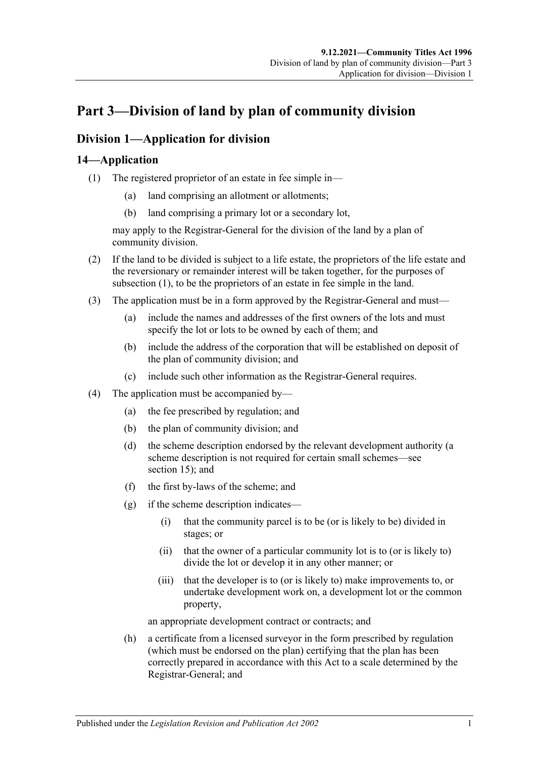# Part 3—Division of land by plan of community division

## Division 1—Application for division

### 14—Application

(1) The registered proprietor of an estate in fee simple in—

  (a) land comprising an allotment or allotments;

  (b) land comprising a primary lot or a secondary lot,

may apply to the Registrar-General for the division of the land by a plan of community division.

(2) If the land to be divided is subject to a life estate, the proprietors of the life estate and the reversionary or remainder interest will be taken together, for the purposes of subsection (1), to be the proprietors of an estate in fee simple in the land.

(3) The application must be in a form approved by the Registrar-General and must—

  (a) include the names and addresses of the first owners of the lots and must specify the lot or lots to be owned by each of them; and

  (b) include the address of the corporation that will be established on deposit of the plan of community division; and

  (c) include such other information as the Registrar-General requires.

(4) The application must be accompanied by—

  (a) the fee prescribed by regulation; and

  (b) the plan of community division; and

  (d) the scheme description endorsed by the relevant development authority (a scheme description is not required for certain small schemes—see section 15); and

  (f) the first by-laws of the scheme; and

  (g) if the scheme description indicates—

    (i) that the community parcel is to be (or is likely to be) divided in stages; or

    (ii) that the owner of a particular community lot is to (or is likely to) divide the lot or develop it in any other manner; or

    (iii) that the developer is to (or is likely to) make improvements to, or undertake development work on, a development lot or the common property,

  an appropriate development contract or contracts; and

  (h) a certificate from a licensed surveyor in the form prescribed by regulation (which must be endorsed on the plan) certifying that the plan has been correctly prepared in accordance with this Act to a scale determined by the Registrar-General; and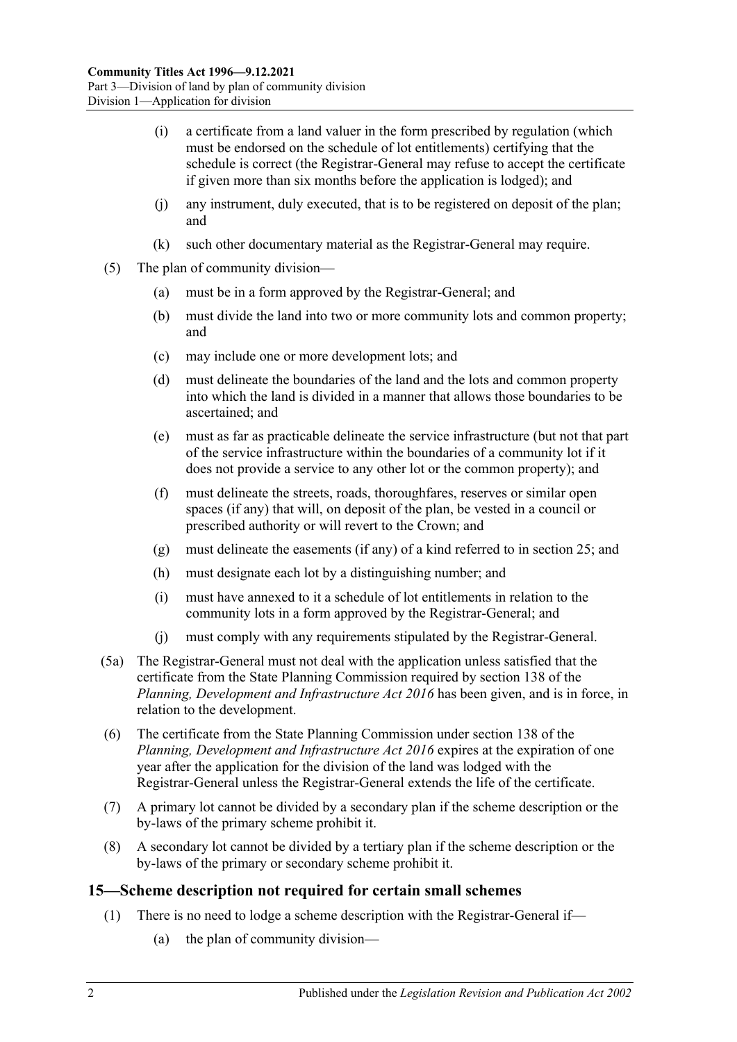(i) a certificate from a land valuer in the form prescribed by regulation (which must be endorsed on the schedule of lot entitlements) certifying that the schedule is correct (the Registrar-General may refuse to accept the certificate if given more than six months before the application is lodged); and

(j) any instrument, duly executed, that is to be registered on deposit of the plan; and

(k) such other documentary material as the Registrar-General may require.

(5) The plan of community division—

(a) must be in a form approved by the Registrar-General; and

(b) must divide the land into two or more community lots and common property; and

(c) may include one or more development lots; and

(d) must delineate the boundaries of the land and the lots and common property into which the land is divided in a manner that allows those boundaries to be ascertained; and

(e) must as far as practicable delineate the service infrastructure (but not that part of the service infrastructure within the boundaries of a community lot if it does not provide a service to any other lot or the common property); and

(f) must delineate the streets, roads, thoroughfares, reserves or similar open spaces (if any) that will, on deposit of the plan, be vested in a council or prescribed authority or will revert to the Crown; and

(g) must delineate the easements (if any) of a kind referred to in section 25; and

(h) must designate each lot by a distinguishing number; and

(i) must have annexed to it a schedule of lot entitlements in relation to the community lots in a form approved by the Registrar-General; and

(j) must comply with any requirements stipulated by the Registrar-General.

(5a) The Registrar-General must not deal with the application unless satisfied that the certificate from the State Planning Commission required by section 138 of the *Planning, Development and Infrastructure Act 2016* has been given, and is in force, in relation to the development.

(6) The certificate from the State Planning Commission under section 138 of the *Planning, Development and Infrastructure Act 2016* expires at the expiration of one year after the application for the division of the land was lodged with the Registrar-General unless the Registrar-General extends the life of the certificate.

(7) A primary lot cannot be divided by a secondary plan if the scheme description or the by-laws of the primary scheme prohibit it.

(8) A secondary lot cannot be divided by a tertiary plan if the scheme description or the by-laws of the primary or secondary scheme prohibit it.

## 15—Scheme description not required for certain small schemes

(1) There is no need to lodge a scheme description with the Registrar-General if—

(a) the plan of community division—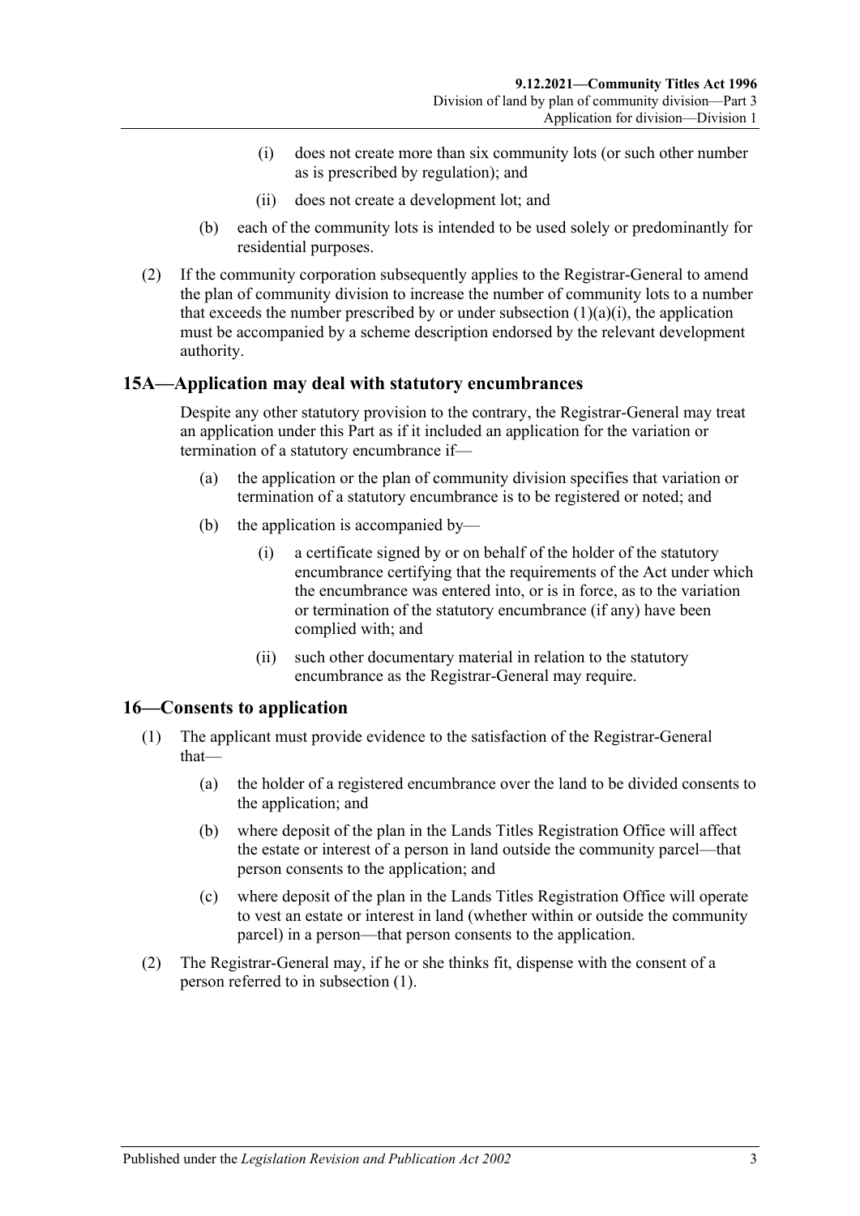(i) does not create more than six community lots (or such other number as is prescribed by regulation); and

(ii) does not create a development lot; and

(b) each of the community lots is intended to be used solely or predominantly for residential purposes.

(2) If the community corporation subsequently applies to the Registrar-General to amend the plan of community division to increase the number of community lots to a number that exceeds the number prescribed by or under subsection (1)(a)(i), the application must be accompanied by a scheme description endorsed by the relevant development authority.

## 15A—Application may deal with statutory encumbrances

Despite any other statutory provision to the contrary, the Registrar-General may treat an application under this Part as if it included an application for the variation or termination of a statutory encumbrance if—

(a) the application or the plan of community division specifies that variation or termination of a statutory encumbrance is to be registered or noted; and

(b) the application is accompanied by—

(i) a certificate signed by or on behalf of the holder of the statutory encumbrance certifying that the requirements of the Act under which the encumbrance was entered into, or is in force, as to the variation or termination of the statutory encumbrance (if any) have been complied with; and

(ii) such other documentary material in relation to the statutory encumbrance as the Registrar-General may require.

## 16—Consents to application

(1) The applicant must provide evidence to the satisfaction of the Registrar-General that—

(a) the holder of a registered encumbrance over the land to be divided consents to the application; and

(b) where deposit of the plan in the Lands Titles Registration Office will affect the estate or interest of a person in land outside the community parcel—that person consents to the application; and

(c) where deposit of the plan in the Lands Titles Registration Office will operate to vest an estate or interest in land (whether within or outside the community parcel) in a person—that person consents to the application.

(2) The Registrar-General may, if he or she thinks fit, dispense with the consent of a person referred to in subsection (1).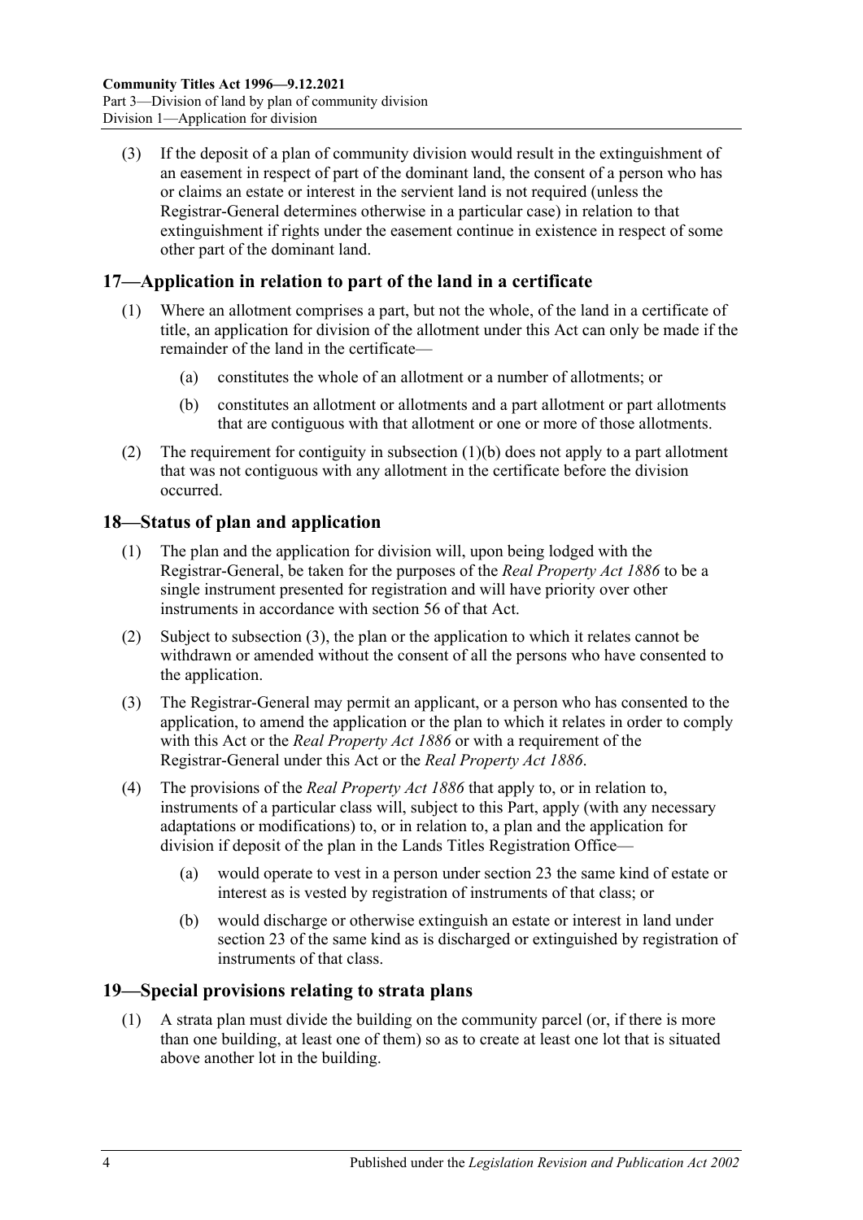(3) If the deposit of a plan of community division would result in the extinguishment of an easement in respect of part of the dominant land, the consent of a person who has or claims an estate or interest in the servient land is not required (unless the Registrar-General determines otherwise in a particular case) in relation to that extinguishment if rights under the easement continue in existence in respect of some other part of the dominant land.

## 17—Application in relation to part of the land in a certificate

(1) Where an allotment comprises a part, but not the whole, of the land in a certificate of title, an application for division of the allotment under this Act can only be made if the remainder of the land in the certificate—

(a) constitutes the whole of an allotment or a number of allotments; or

(b) constitutes an allotment or allotments and a part allotment or part allotments that are contiguous with that allotment or one or more of those allotments.

(2) The requirement for contiguity in subsection (1)(b) does not apply to a part allotment that was not contiguous with any allotment in the certificate before the division occurred.

## 18—Status of plan and application

(1) The plan and the application for division will, upon being lodged with the Registrar-General, be taken for the purposes of the *Real Property Act 1886* to be a single instrument presented for registration and will have priority over other instruments in accordance with section 56 of that Act.

(2) Subject to subsection (3), the plan or the application to which it relates cannot be withdrawn or amended without the consent of all the persons who have consented to the application.

(3) The Registrar-General may permit an applicant, or a person who has consented to the application, to amend the application or the plan to which it relates in order to comply with this Act or the *Real Property Act 1886* or with a requirement of the Registrar-General under this Act or the *Real Property Act 1886*.

(4) The provisions of the *Real Property Act 1886* that apply to, or in relation to, instruments of a particular class will, subject to this Part, apply (with any necessary adaptations or modifications) to, or in relation to, a plan and the application for division if deposit of the plan in the Lands Titles Registration Office—

(a) would operate to vest in a person under section 23 the same kind of estate or interest as is vested by registration of instruments of that class; or

(b) would discharge or otherwise extinguish an estate or interest in land under section 23 of the same kind as is discharged or extinguished by registration of instruments of that class.

## 19—Special provisions relating to strata plans

(1) A strata plan must divide the building on the community parcel (or, if there is more than one building, at least one of them) so as to create at least one lot that is situated above another lot in the building.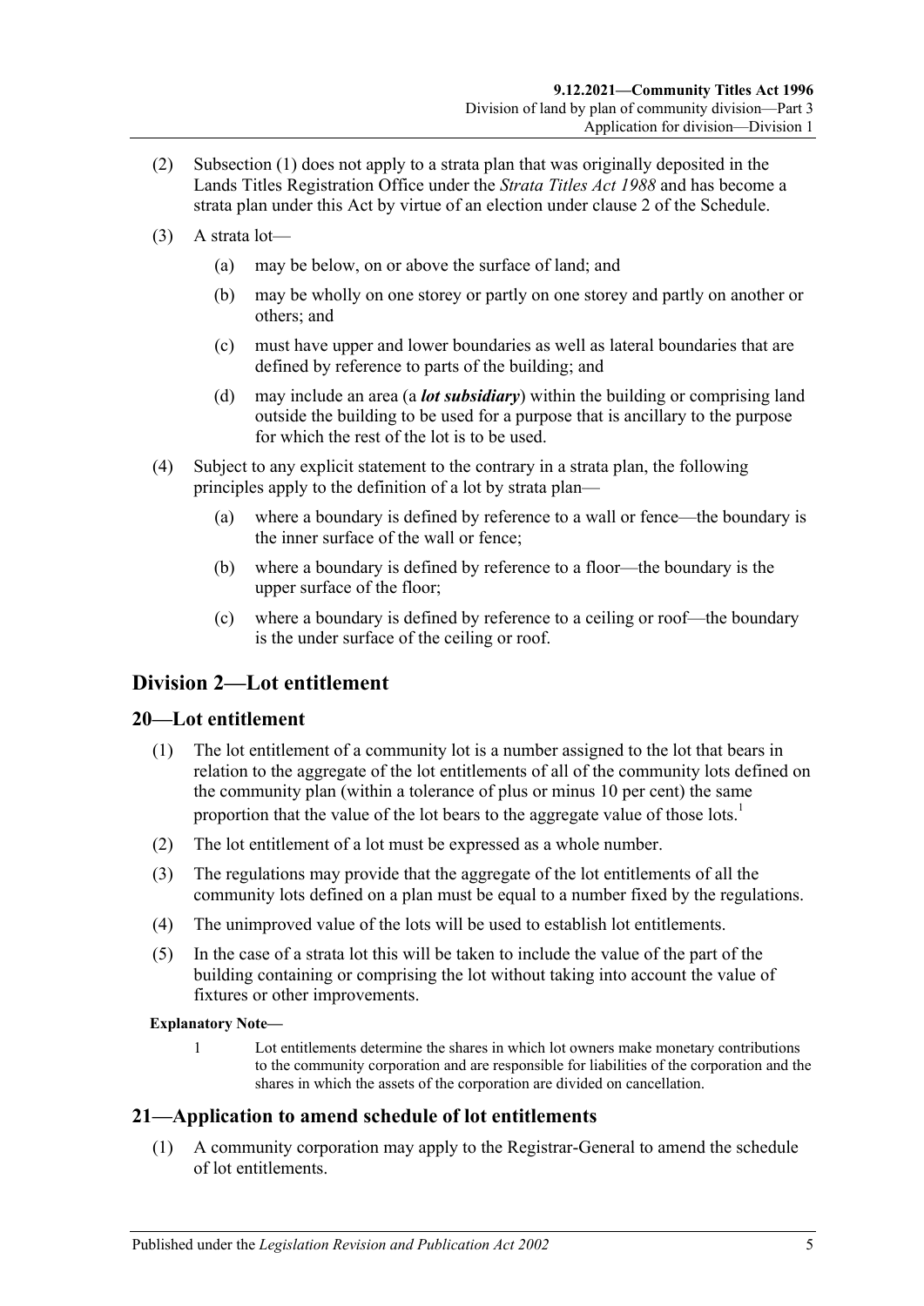(2) Subsection (1) does not apply to a strata plan that was originally deposited in the Lands Titles Registration Office under the *Strata Titles Act 1988* and has become a strata plan under this Act by virtue of an election under clause 2 of the Schedule.

(3) A strata lot—

(a) may be below, on or above the surface of land; and

(b) may be wholly on one storey or partly on one storey and partly on another or others; and

(c) must have upper and lower boundaries as well as lateral boundaries that are defined by reference to parts of the building; and

(d) may include an area (a ***lot subsidiary***) within the building or comprising land outside the building to be used for a purpose that is ancillary to the purpose for which the rest of the lot is to be used.

(4) Subject to any explicit statement to the contrary in a strata plan, the following principles apply to the definition of a lot by strata plan—

(a) where a boundary is defined by reference to a wall or fence—the boundary is the inner surface of the wall or fence;

(b) where a boundary is defined by reference to a floor—the boundary is the upper surface of the floor;

(c) where a boundary is defined by reference to a ceiling or roof—the boundary is the under surface of the ceiling or roof.

## Division 2—Lot entitlement

### 20—Lot entitlement

(1) The lot entitlement of a community lot is a number assigned to the lot that bears in relation to the aggregate of the lot entitlements of all of the community lots defined on the community plan (within a tolerance of plus or minus 10 per cent) the same proportion that the value of the lot bears to the aggregate value of those lots.[1]

(2) The lot entitlement of a lot must be expressed as a whole number.

(3) The regulations may provide that the aggregate of the lot entitlements of all the community lots defined on a plan must be equal to a number fixed by the regulations.

(4) The unimproved value of the lots will be used to establish lot entitlements.

(5) In the case of a strata lot this will be taken to include the value of the part of the building containing or comprising the lot without taking into account the value of fixtures or other improvements.

**Explanatory Note—**

1 Lot entitlements determine the shares in which lot owners make monetary contributions to the community corporation and are responsible for liabilities of the corporation and the shares in which the assets of the corporation are divided on cancellation.

### 21—Application to amend schedule of lot entitlements

(1) A community corporation may apply to the Registrar-General to amend the schedule of lot entitlements.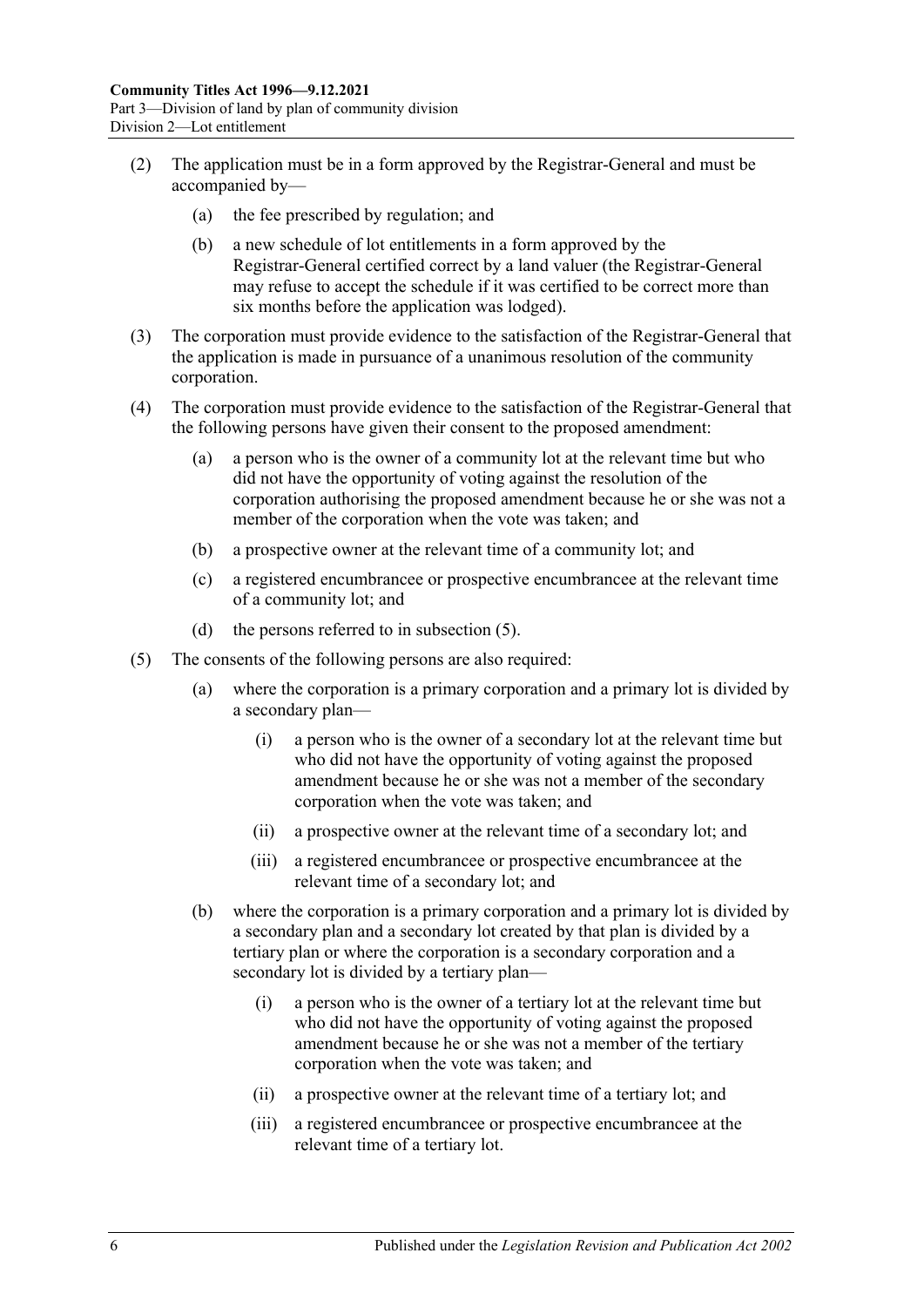(2) The application must be in a form approved by the Registrar-General and must be accompanied by—

(a) the fee prescribed by regulation; and

(b) a new schedule of lot entitlements in a form approved by the Registrar-General certified correct by a land valuer (the Registrar-General may refuse to accept the schedule if it was certified to be correct more than six months before the application was lodged).

(3) The corporation must provide evidence to the satisfaction of the Registrar-General that the application is made in pursuance of a unanimous resolution of the community corporation.

(4) The corporation must provide evidence to the satisfaction of the Registrar-General that the following persons have given their consent to the proposed amendment:

(a) a person who is the owner of a community lot at the relevant time but who did not have the opportunity of voting against the resolution of the corporation authorising the proposed amendment because he or she was not a member of the corporation when the vote was taken; and

(b) a prospective owner at the relevant time of a community lot; and

(c) a registered encumbrancee or prospective encumbrancee at the relevant time of a community lot; and

(d) the persons referred to in subsection (5).

(5) The consents of the following persons are also required:

(a) where the corporation is a primary corporation and a primary lot is divided by a secondary plan—

(i) a person who is the owner of a secondary lot at the relevant time but who did not have the opportunity of voting against the proposed amendment because he or she was not a member of the secondary corporation when the vote was taken; and

(ii) a prospective owner at the relevant time of a secondary lot; and

(iii) a registered encumbrancee or prospective encumbrancee at the relevant time of a secondary lot; and

(b) where the corporation is a primary corporation and a primary lot is divided by a secondary plan and a secondary lot created by that plan is divided by a tertiary plan or where the corporation is a secondary corporation and a secondary lot is divided by a tertiary plan—

(i) a person who is the owner of a tertiary lot at the relevant time but who did not have the opportunity of voting against the proposed amendment because he or she was not a member of the tertiary corporation when the vote was taken; and

(ii) a prospective owner at the relevant time of a tertiary lot; and

(iii) a registered encumbrancee or prospective encumbrancee at the relevant time of a tertiary lot.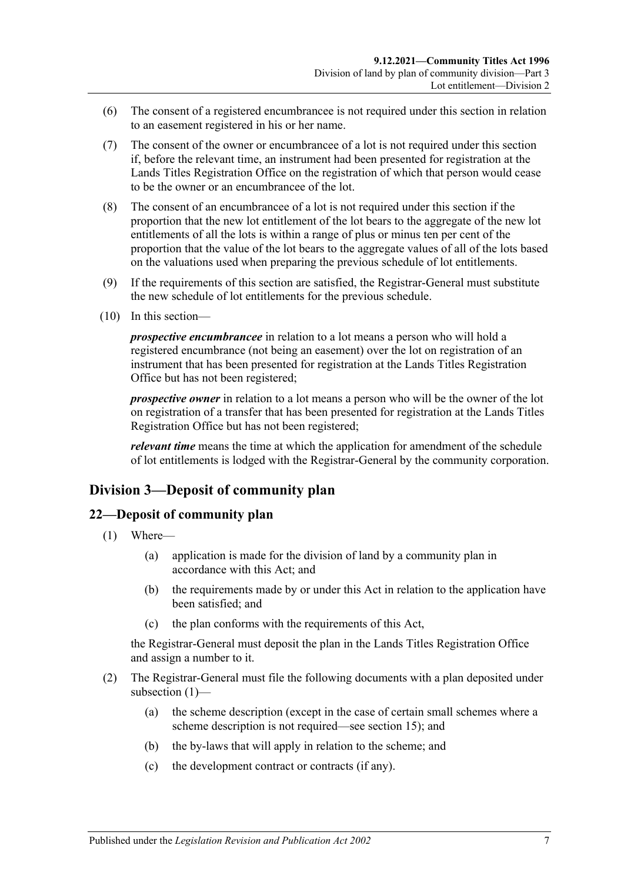(6) The consent of a registered encumbrancee is not required under this section in relation to an easement registered in his or her name.

(7) The consent of the owner or encumbrancee of a lot is not required under this section if, before the relevant time, an instrument had been presented for registration at the Lands Titles Registration Office on the registration of which that person would cease to be the owner or an encumbrancee of the lot.

(8) The consent of an encumbrancee of a lot is not required under this section if the proportion that the new lot entitlement of the lot bears to the aggregate of the new lot entitlements of all the lots is within a range of plus or minus ten per cent of the proportion that the value of the lot bears to the aggregate values of all of the lots based on the valuations used when preparing the previous schedule of lot entitlements.

(9) If the requirements of this section are satisfied, the Registrar-General must substitute the new schedule of lot entitlements for the previous schedule.

(10) In this section—

***prospective encumbrancee*** in relation to a lot means a person who will hold a registered encumbrance (not being an easement) over the lot on registration of an instrument that has been presented for registration at the Lands Titles Registration Office but has not been registered;

***prospective owner*** in relation to a lot means a person who will be the owner of the lot on registration of a transfer that has been presented for registration at the Lands Titles Registration Office but has not been registered;

***relevant time*** means the time at which the application for amendment of the schedule of lot entitlements is lodged with the Registrar-General by the community corporation.

## Division 3—Deposit of community plan

### 22—Deposit of community plan

(1) Where—

  (a) application is made for the division of land by a community plan in accordance with this Act; and

  (b) the requirements made by or under this Act in relation to the application have been satisfied; and

  (c) the plan conforms with the requirements of this Act,

the Registrar-General must deposit the plan in the Lands Titles Registration Office and assign a number to it.

(2) The Registrar-General must file the following documents with a plan deposited under subsection (1)—

  (a) the scheme description (except in the case of certain small schemes where a scheme description is not required—see section 15); and

  (b) the by-laws that will apply in relation to the scheme; and

  (c) the development contract or contracts (if any).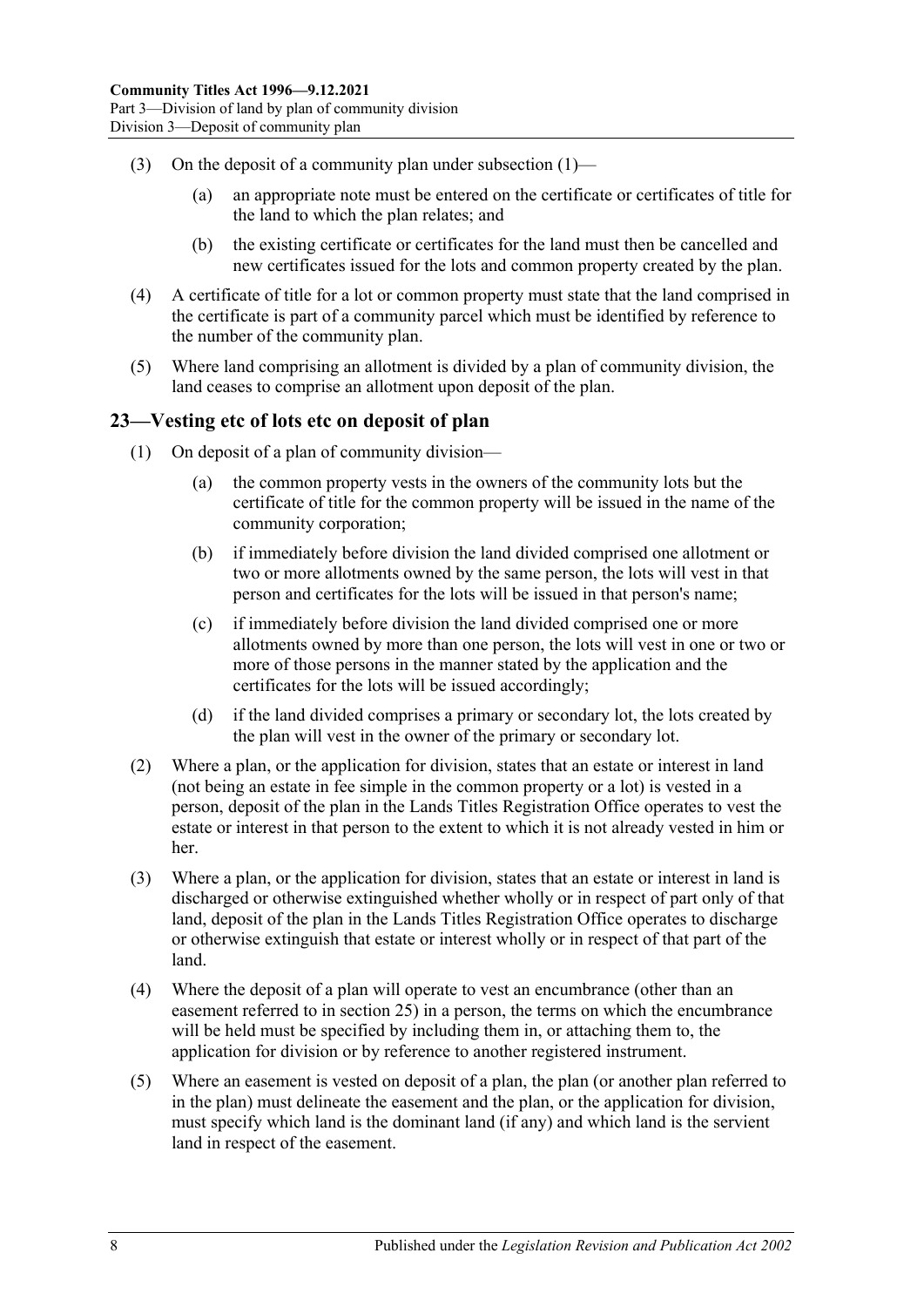(3) On the deposit of a community plan under subsection (1)—

(a) an appropriate note must be entered on the certificate or certificates of title for the land to which the plan relates; and

(b) the existing certificate or certificates for the land must then be cancelled and new certificates issued for the lots and common property created by the plan.

(4) A certificate of title for a lot or common property must state that the land comprised in the certificate is part of a community parcel which must be identified by reference to the number of the community plan.

(5) Where land comprising an allotment is divided by a plan of community division, the land ceases to comprise an allotment upon deposit of the plan.

## 23—Vesting etc of lots etc on deposit of plan

(1) On deposit of a plan of community division—

(a) the common property vests in the owners of the community lots but the certificate of title for the common property will be issued in the name of the community corporation;

(b) if immediately before division the land divided comprised one allotment or two or more allotments owned by the same person, the lots will vest in that person and certificates for the lots will be issued in that person's name;

(c) if immediately before division the land divided comprised one or more allotments owned by more than one person, the lots will vest in one or two or more of those persons in the manner stated by the application and the certificates for the lots will be issued accordingly;

(d) if the land divided comprises a primary or secondary lot, the lots created by the plan will vest in the owner of the primary or secondary lot.

(2) Where a plan, or the application for division, states that an estate or interest in land (not being an estate in fee simple in the common property or a lot) is vested in a person, deposit of the plan in the Lands Titles Registration Office operates to vest the estate or interest in that person to the extent to which it is not already vested in him or her.

(3) Where a plan, or the application for division, states that an estate or interest in land is discharged or otherwise extinguished whether wholly or in respect of part only of that land, deposit of the plan in the Lands Titles Registration Office operates to discharge or otherwise extinguish that estate or interest wholly or in respect of that part of the land.

(4) Where the deposit of a plan will operate to vest an encumbrance (other than an easement referred to in section 25) in a person, the terms on which the encumbrance will be held must be specified by including them in, or attaching them to, the application for division or by reference to another registered instrument.

(5) Where an easement is vested on deposit of a plan, the plan (or another plan referred to in the plan) must delineate the easement and the plan, or the application for division, must specify which land is the dominant land (if any) and which land is the servient land in respect of the easement.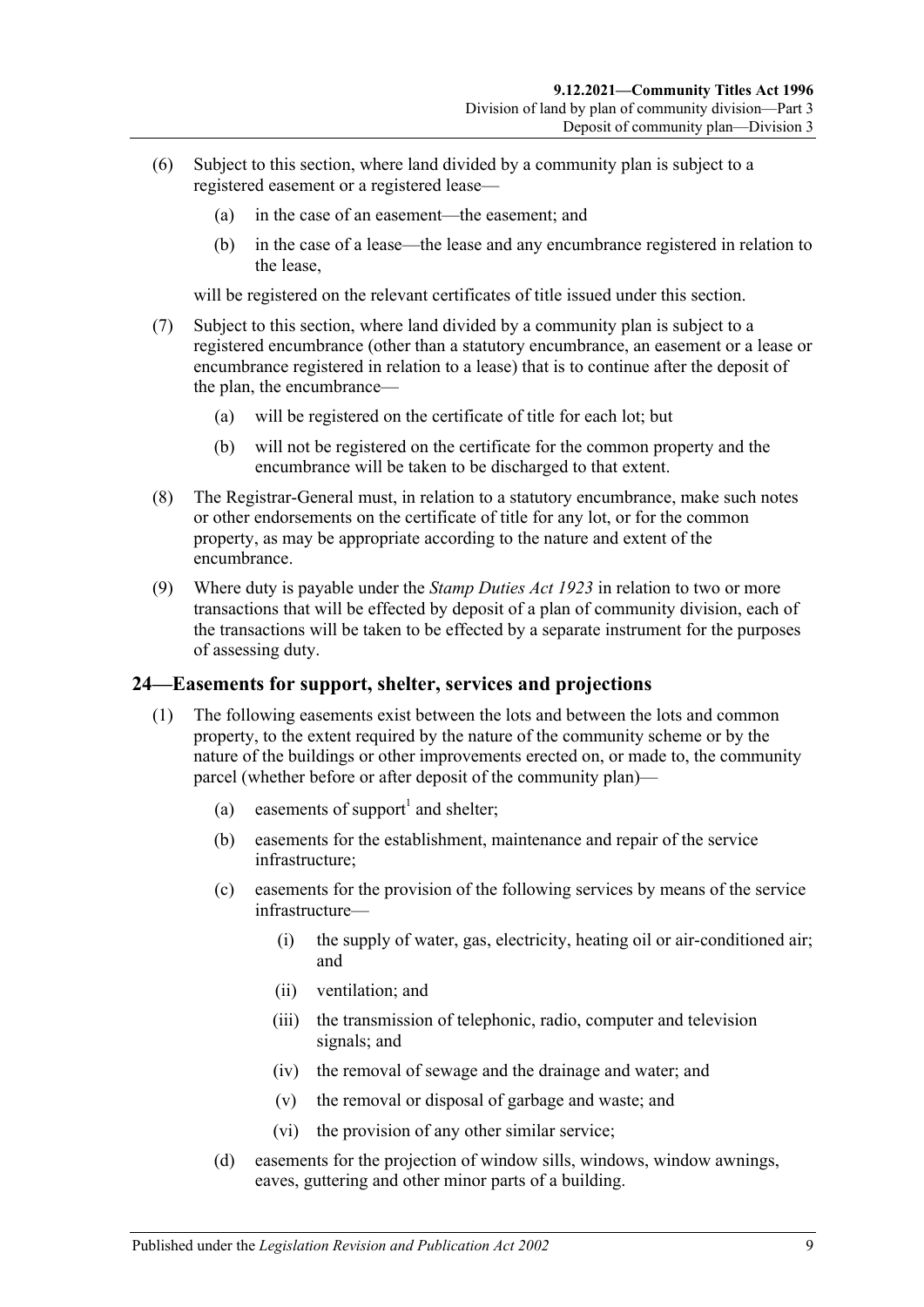(6) Subject to this section, where land divided by a community plan is subject to a registered easement or a registered lease—

  (a) in the case of an easement—the easement; and

  (b) in the case of a lease—the lease and any encumbrance registered in relation to the lease,

will be registered on the relevant certificates of title issued under this section.

(7) Subject to this section, where land divided by a community plan is subject to a registered encumbrance (other than a statutory encumbrance, an easement or a lease or encumbrance registered in relation to a lease) that is to continue after the deposit of the plan, the encumbrance—

  (a) will be registered on the certificate of title for each lot; but

  (b) will not be registered on the certificate for the common property and the encumbrance will be taken to be discharged to that extent.

(8) The Registrar-General must, in relation to a statutory encumbrance, make such notes or other endorsements on the certificate of title for any lot, or for the common property, as may be appropriate according to the nature and extent of the encumbrance.

(9) Where duty is payable under the *Stamp Duties Act 1923* in relation to two or more transactions that will be effected by deposit of a plan of community division, each of the transactions will be taken to be effected by a separate instrument for the purposes of assessing duty.

## 24—Easements for support, shelter, services and projections

(1) The following easements exist between the lots and between the lots and common property, to the extent required by the nature of the community scheme or by the nature of the buildings or other improvements erected on, or made to, the community parcel (whether before or after deposit of the community plan)—

  (a) easements of support[1] and shelter;

  (b) easements for the establishment, maintenance and repair of the service infrastructure;

  (c) easements for the provision of the following services by means of the service infrastructure—

    (i) the supply of water, gas, electricity, heating oil or air-conditioned air; and

    (ii) ventilation; and

    (iii) the transmission of telephonic, radio, computer and television signals; and

    (iv) the removal of sewage and the drainage and water; and

    (v) the removal or disposal of garbage and waste; and

    (vi) the provision of any other similar service;

  (d) easements for the projection of window sills, windows, window awnings, eaves, guttering and other minor parts of a building.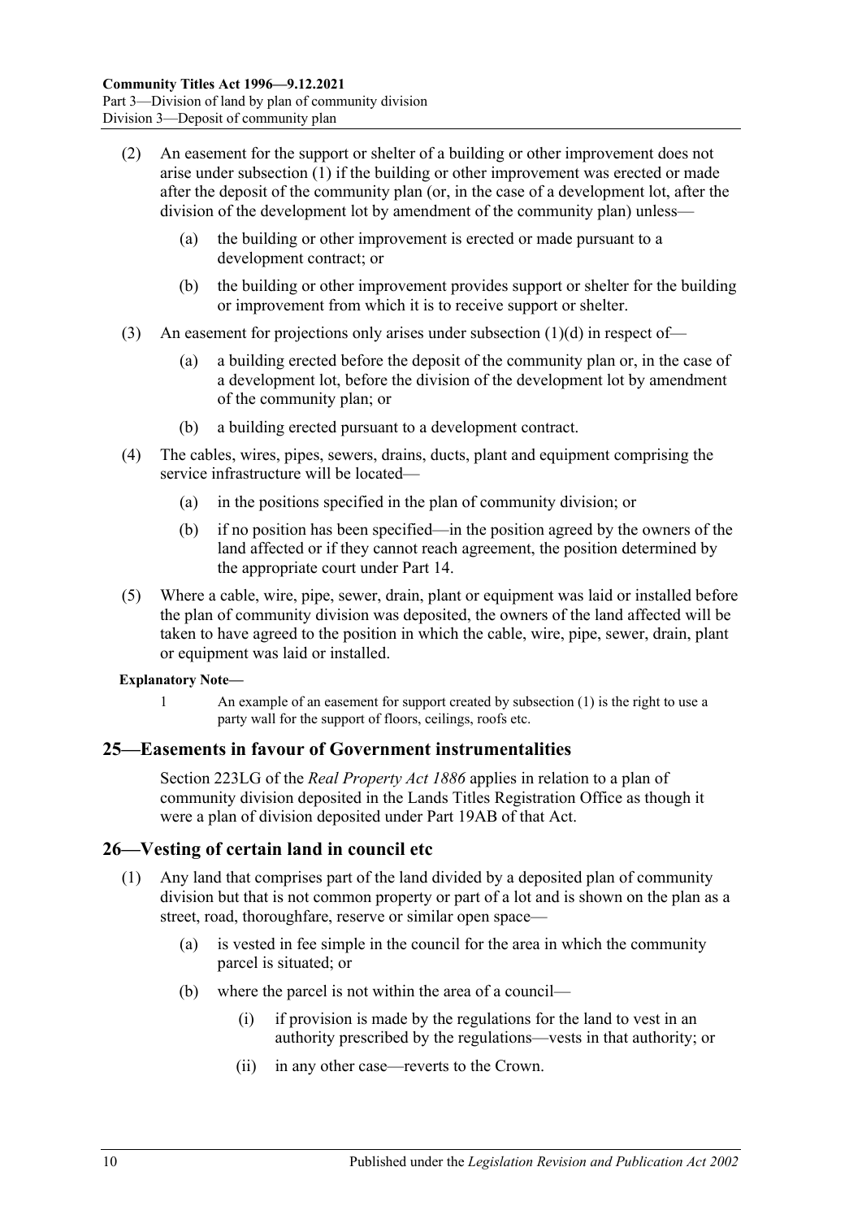(2) An easement for the support or shelter of a building or other improvement does not arise under subsection (1) if the building or other improvement was erected or made after the deposit of the community plan (or, in the case of a development lot, after the division of the development lot by amendment of the community plan) unless—

(a) the building or other improvement is erected or made pursuant to a development contract; or

(b) the building or other improvement provides support or shelter for the building or improvement from which it is to receive support or shelter.

(3) An easement for projections only arises under subsection (1)(d) in respect of—

(a) a building erected before the deposit of the community plan or, in the case of a development lot, before the division of the development lot by amendment of the community plan; or

(b) a building erected pursuant to a development contract.

(4) The cables, wires, pipes, sewers, drains, ducts, plant and equipment comprising the service infrastructure will be located—

(a) in the positions specified in the plan of community division; or

(b) if no position has been specified—in the position agreed by the owners of the land affected or if they cannot reach agreement, the position determined by the appropriate court under Part 14.

(5) Where a cable, wire, pipe, sewer, drain, plant or equipment was laid or installed before the plan of community division was deposited, the owners of the land affected will be taken to have agreed to the position in which the cable, wire, pipe, sewer, drain, plant or equipment was laid or installed.

**Explanatory Note—**

1 An example of an easement for support created by subsection (1) is the right to use a party wall for the support of floors, ceilings, roofs etc.

## 25—Easements in favour of Government instrumentalities

Section 223LG of the *Real Property Act 1886* applies in relation to a plan of community division deposited in the Lands Titles Registration Office as though it were a plan of division deposited under Part 19AB of that Act.

## 26—Vesting of certain land in council etc

(1) Any land that comprises part of the land divided by a deposited plan of community division but that is not common property or part of a lot and is shown on the plan as a street, road, thoroughfare, reserve or similar open space—

(a) is vested in fee simple in the council for the area in which the community parcel is situated; or

(b) where the parcel is not within the area of a council—

(i) if provision is made by the regulations for the land to vest in an authority prescribed by the regulations—vests in that authority; or

(ii) in any other case—reverts to the Crown.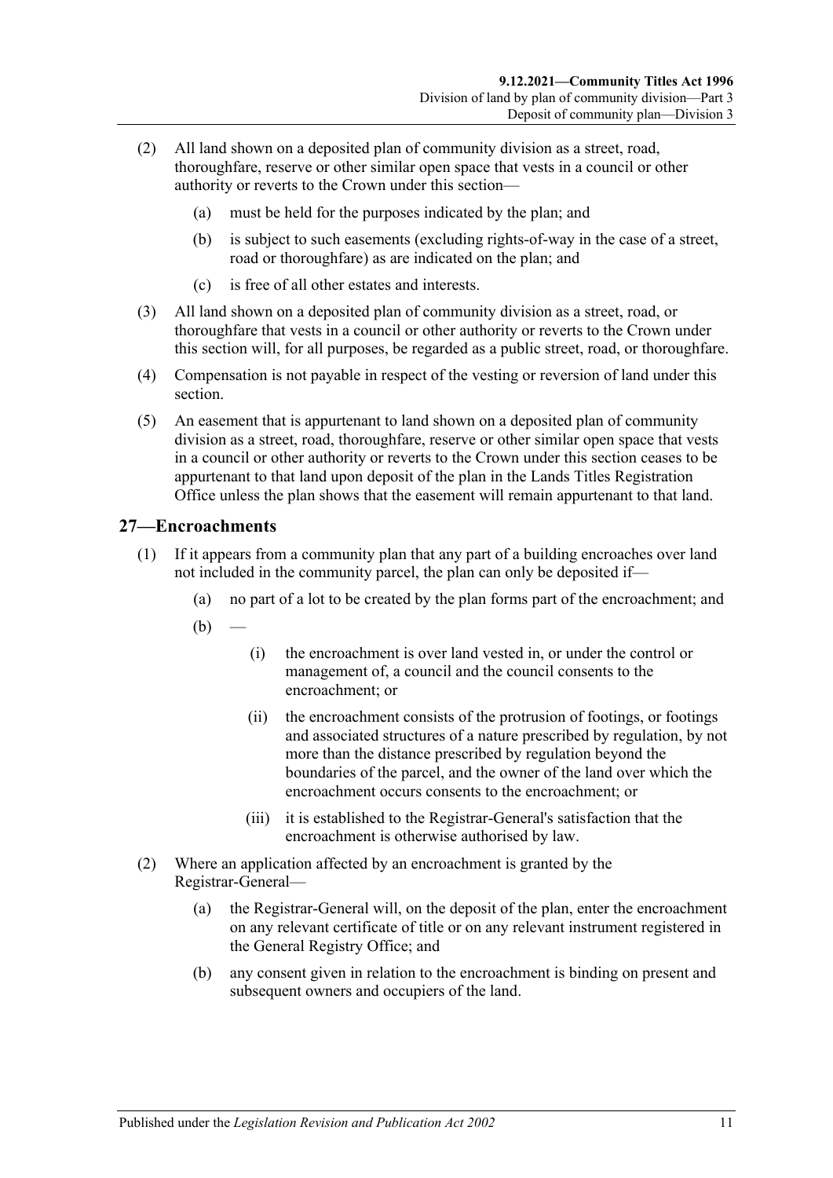(2) All land shown on a deposited plan of community division as a street, road, thoroughfare, reserve or other similar open space that vests in a council or other authority or reverts to the Crown under this section—

(a) must be held for the purposes indicated by the plan; and

(b) is subject to such easements (excluding rights-of-way in the case of a street, road or thoroughfare) as are indicated on the plan; and

(c) is free of all other estates and interests.

(3) All land shown on a deposited plan of community division as a street, road, or thoroughfare that vests in a council or other authority or reverts to the Crown under this section will, for all purposes, be regarded as a public street, road, or thoroughfare.

(4) Compensation is not payable in respect of the vesting or reversion of land under this section.

(5) An easement that is appurtenant to land shown on a deposited plan of community division as a street, road, thoroughfare, reserve or other similar open space that vests in a council or other authority or reverts to the Crown under this section ceases to be appurtenant to that land upon deposit of the plan in the Lands Titles Registration Office unless the plan shows that the easement will remain appurtenant to that land.

## 27—Encroachments

(1) If it appears from a community plan that any part of a building encroaches over land not included in the community parcel, the plan can only be deposited if—

(a) no part of a lot to be created by the plan forms part of the encroachment; and

(b) —

(i) the encroachment is over land vested in, or under the control or management of, a council and the council consents to the encroachment; or

(ii) the encroachment consists of the protrusion of footings, or footings and associated structures of a nature prescribed by regulation, by not more than the distance prescribed by regulation beyond the boundaries of the parcel, and the owner of the land over which the encroachment occurs consents to the encroachment; or

(iii) it is established to the Registrar-General's satisfaction that the encroachment is otherwise authorised by law.

(2) Where an application affected by an encroachment is granted by the Registrar-General—

(a) the Registrar-General will, on the deposit of the plan, enter the encroachment on any relevant certificate of title or on any relevant instrument registered in the General Registry Office; and

(b) any consent given in relation to the encroachment is binding on present and subsequent owners and occupiers of the land.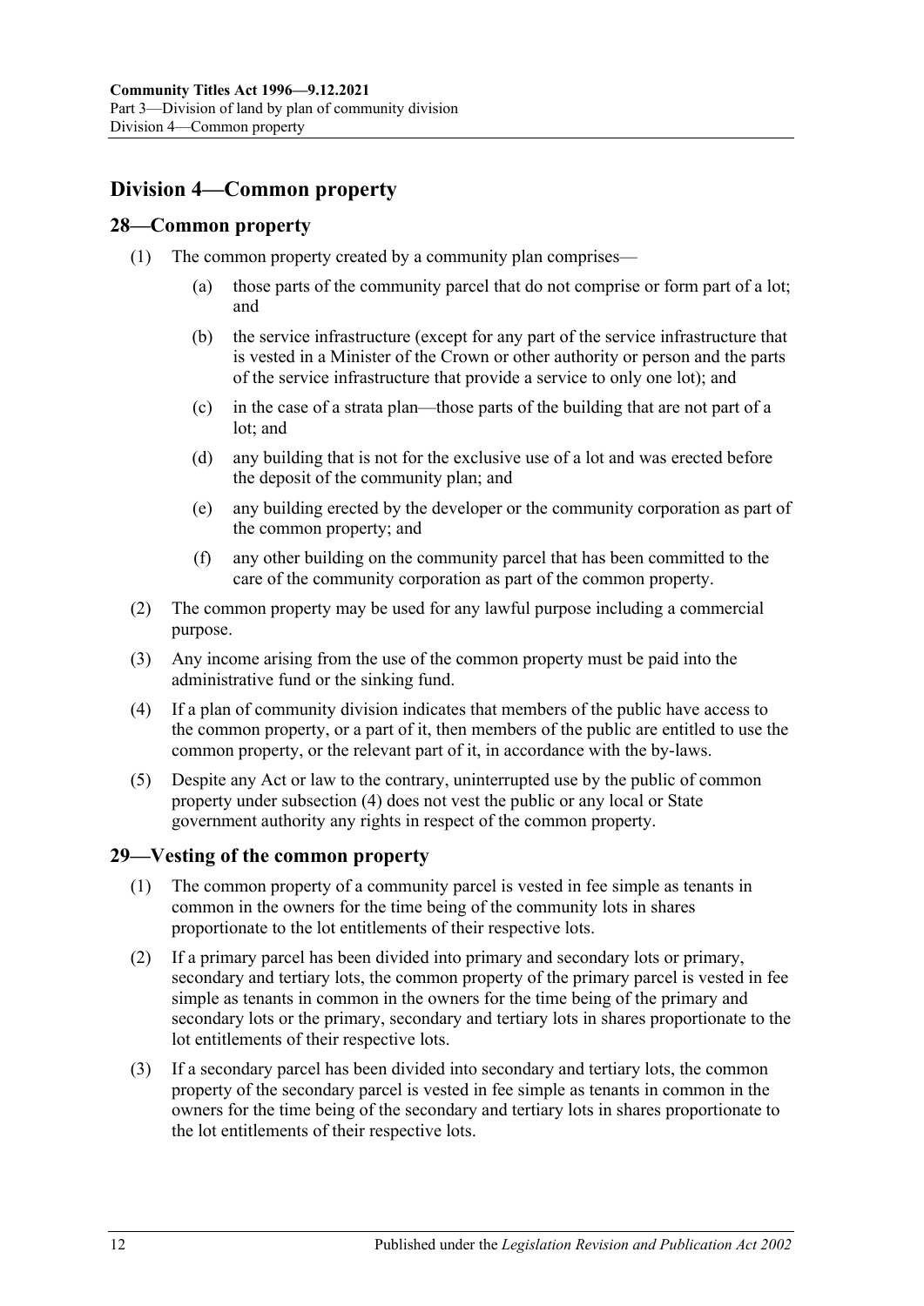## Division 4—Common property

### 28—Common property

(1) The common property created by a community plan comprises—

(a) those parts of the community parcel that do not comprise or form part of a lot; and

(b) the service infrastructure (except for any part of the service infrastructure that is vested in a Minister of the Crown or other authority or person and the parts of the service infrastructure that provide a service to only one lot); and

(c) in the case of a strata plan—those parts of the building that are not part of a lot; and

(d) any building that is not for the exclusive use of a lot and was erected before the deposit of the community plan; and

(e) any building erected by the developer or the community corporation as part of the common property; and

(f) any other building on the community parcel that has been committed to the care of the community corporation as part of the common property.

(2) The common property may be used for any lawful purpose including a commercial purpose.

(3) Any income arising from the use of the common property must be paid into the administrative fund or the sinking fund.

(4) If a plan of community division indicates that members of the public have access to the common property, or a part of it, then members of the public are entitled to use the common property, or the relevant part of it, in accordance with the by-laws.

(5) Despite any Act or law to the contrary, uninterrupted use by the public of common property under subsection (4) does not vest the public or any local or State government authority any rights in respect of the common property.

### 29—Vesting of the common property

(1) The common property of a community parcel is vested in fee simple as tenants in common in the owners for the time being of the community lots in shares proportionate to the lot entitlements of their respective lots.

(2) If a primary parcel has been divided into primary and secondary lots or primary, secondary and tertiary lots, the common property of the primary parcel is vested in fee simple as tenants in common in the owners for the time being of the primary and secondary lots or the primary, secondary and tertiary lots in shares proportionate to the lot entitlements of their respective lots.

(3) If a secondary parcel has been divided into secondary and tertiary lots, the common property of the secondary parcel is vested in fee simple as tenants in common in the owners for the time being of the secondary and tertiary lots in shares proportionate to the lot entitlements of their respective lots.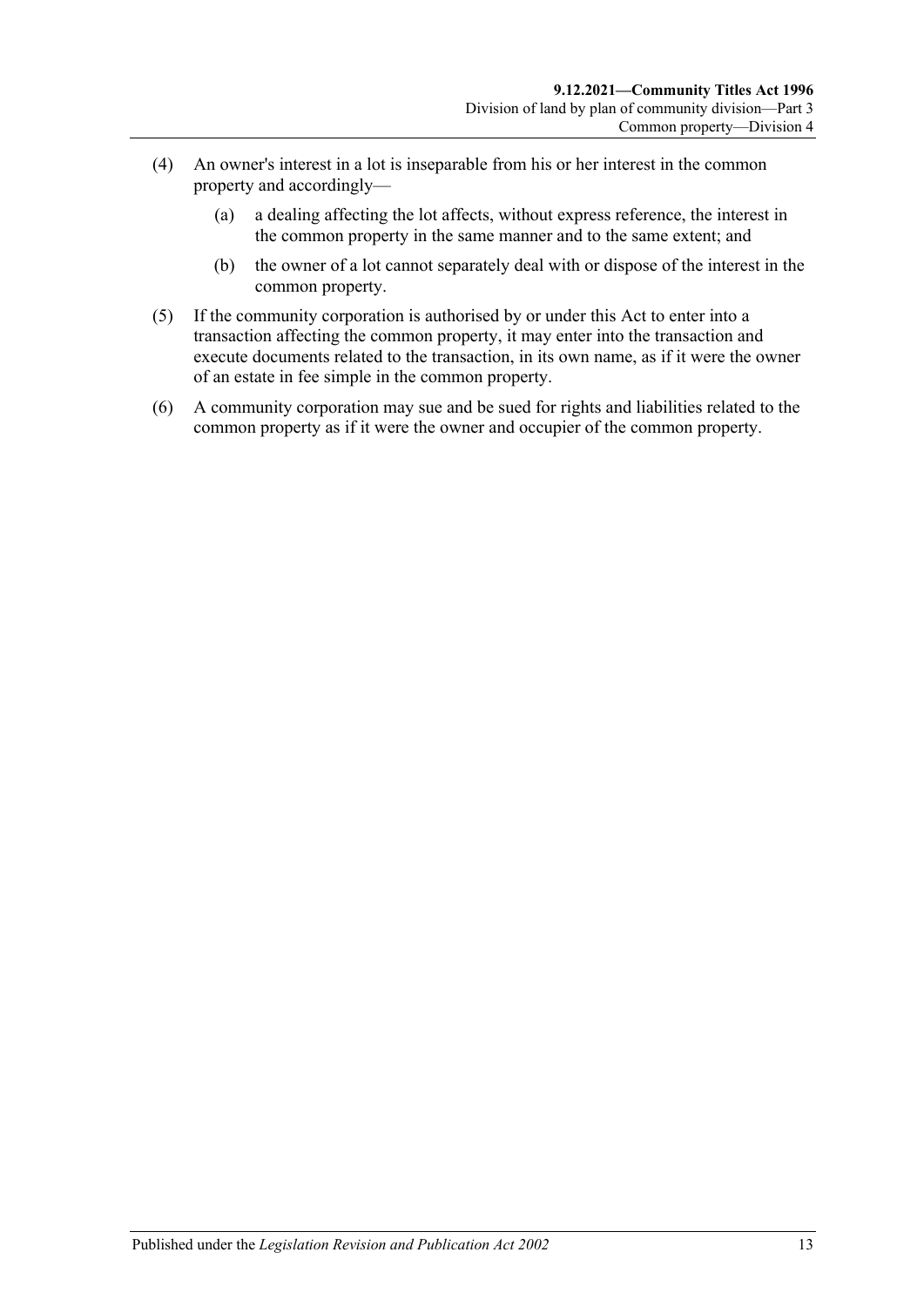(4) An owner's interest in a lot is inseparable from his or her interest in the common property and accordingly—

(a) a dealing affecting the lot affects, without express reference, the interest in the common property in the same manner and to the same extent; and

(b) the owner of a lot cannot separately deal with or dispose of the interest in the common property.

(5) If the community corporation is authorised by or under this Act to enter into a transaction affecting the common property, it may enter into the transaction and execute documents related to the transaction, in its own name, as if it were the owner of an estate in fee simple in the common property.

(6) A community corporation may sue and be sued for rights and liabilities related to the common property as if it were the owner and occupier of the common property.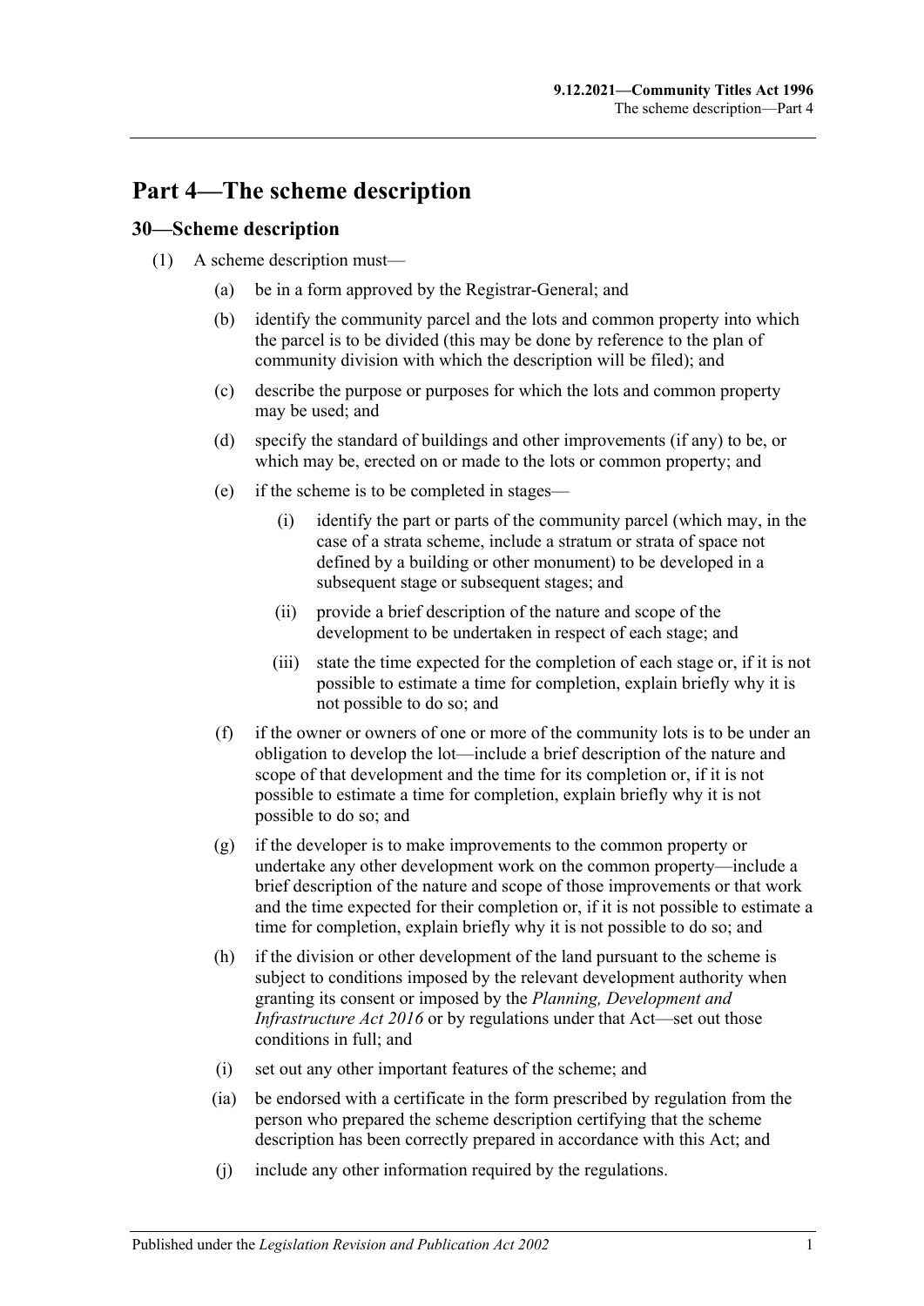# Part 4—The scheme description

## 30—Scheme description

(1) A scheme description must—

(a) be in a form approved by the Registrar-General; and

(b) identify the community parcel and the lots and common property into which the parcel is to be divided (this may be done by reference to the plan of community division with which the description will be filed); and

(c) describe the purpose or purposes for which the lots and common property may be used; and

(d) specify the standard of buildings and other improvements (if any) to be, or which may be, erected on or made to the lots or common property; and

(e) if the scheme is to be completed in stages—

(i) identify the part or parts of the community parcel (which may, in the case of a strata scheme, include a stratum or strata of space not defined by a building or other monument) to be developed in a subsequent stage or subsequent stages; and

(ii) provide a brief description of the nature and scope of the development to be undertaken in respect of each stage; and

(iii) state the time expected for the completion of each stage or, if it is not possible to estimate a time for completion, explain briefly why it is not possible to do so; and

(f) if the owner or owners of one or more of the community lots is to be under an obligation to develop the lot—include a brief description of the nature and scope of that development and the time for its completion or, if it is not possible to estimate a time for completion, explain briefly why it is not possible to do so; and

(g) if the developer is to make improvements to the common property or undertake any other development work on the common property—include a brief description of the nature and scope of those improvements or that work and the time expected for their completion or, if it is not possible to estimate a time for completion, explain briefly why it is not possible to do so; and

(h) if the division or other development of the land pursuant to the scheme is subject to conditions imposed by the relevant development authority when granting its consent or imposed by the *Planning, Development and Infrastructure Act 2016* or by regulations under that Act—set out those conditions in full; and

(i) set out any other important features of the scheme; and

(ia) be endorsed with a certificate in the form prescribed by regulation from the person who prepared the scheme description certifying that the scheme description has been correctly prepared in accordance with this Act; and

(j) include any other information required by the regulations.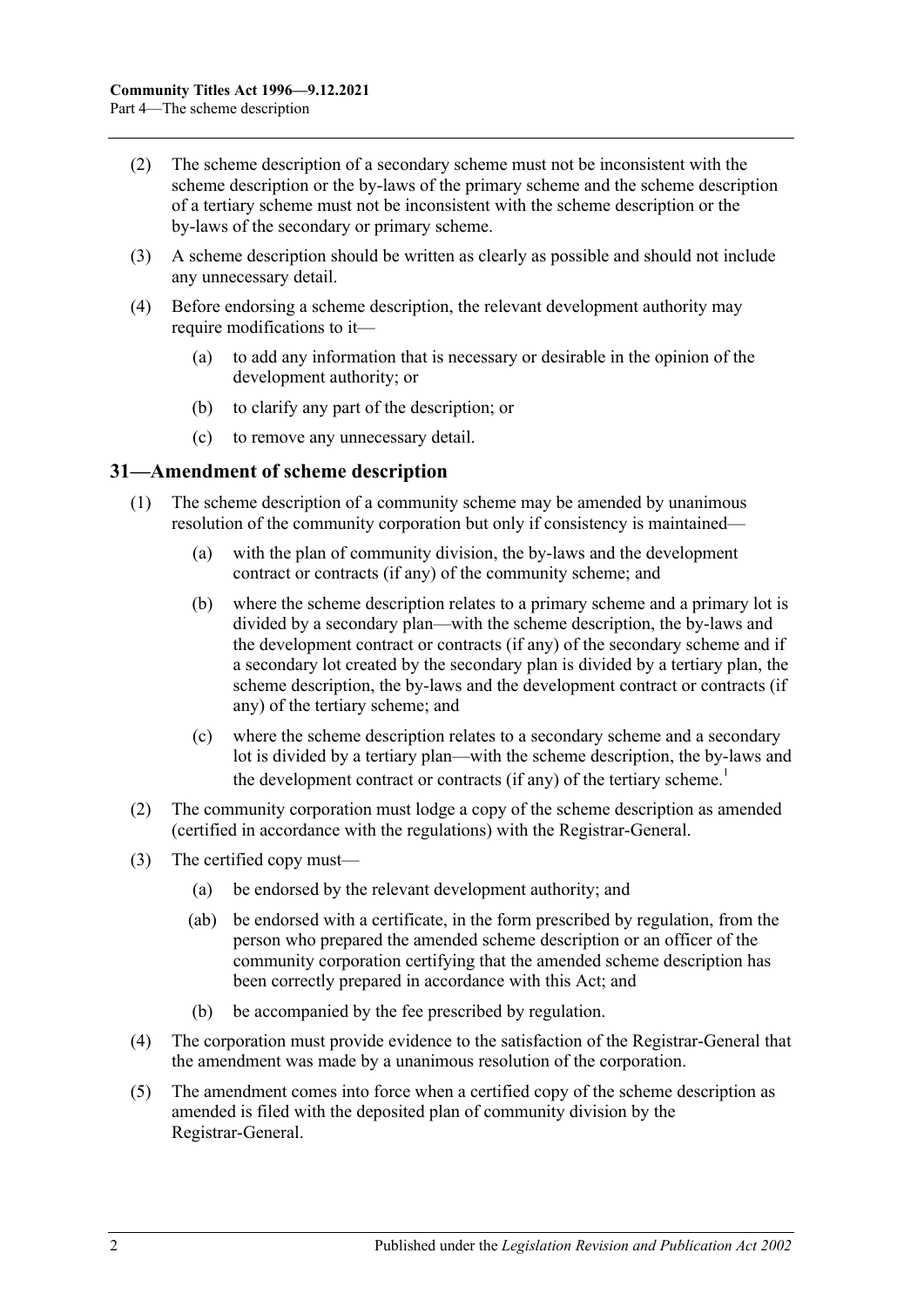(2) The scheme description of a secondary scheme must not be inconsistent with the scheme description or the by-laws of the primary scheme and the scheme description of a tertiary scheme must not be inconsistent with the scheme description or the by-laws of the secondary or primary scheme.

(3) A scheme description should be written as clearly as possible and should not include any unnecessary detail.

(4) Before endorsing a scheme description, the relevant development authority may require modifications to it—

(a) to add any information that is necessary or desirable in the opinion of the development authority; or

(b) to clarify any part of the description; or

(c) to remove any unnecessary detail.

## 31—Amendment of scheme description

(1) The scheme description of a community scheme may be amended by unanimous resolution of the community corporation but only if consistency is maintained—

(a) with the plan of community division, the by-laws and the development contract or contracts (if any) of the community scheme; and

(b) where the scheme description relates to a primary scheme and a primary lot is divided by a secondary plan—with the scheme description, the by-laws and the development contract or contracts (if any) of the secondary scheme and if a secondary lot created by the secondary plan is divided by a tertiary plan, the scheme description, the by-laws and the development contract or contracts (if any) of the tertiary scheme; and

(c) where the scheme description relates to a secondary scheme and a secondary lot is divided by a tertiary plan—with the scheme description, the by-laws and the development contract or contracts (if any) of the tertiary scheme.[1]

(2) The community corporation must lodge a copy of the scheme description as amended (certified in accordance with the regulations) with the Registrar-General.

(3) The certified copy must—

(a) be endorsed by the relevant development authority; and

(ab) be endorsed with a certificate, in the form prescribed by regulation, from the person who prepared the amended scheme description or an officer of the community corporation certifying that the amended scheme description has been correctly prepared in accordance with this Act; and

(b) be accompanied by the fee prescribed by regulation.

(4) The corporation must provide evidence to the satisfaction of the Registrar-General that the amendment was made by a unanimous resolution of the corporation.

(5) The amendment comes into force when a certified copy of the scheme description as amended is filed with the deposited plan of community division by the Registrar-General.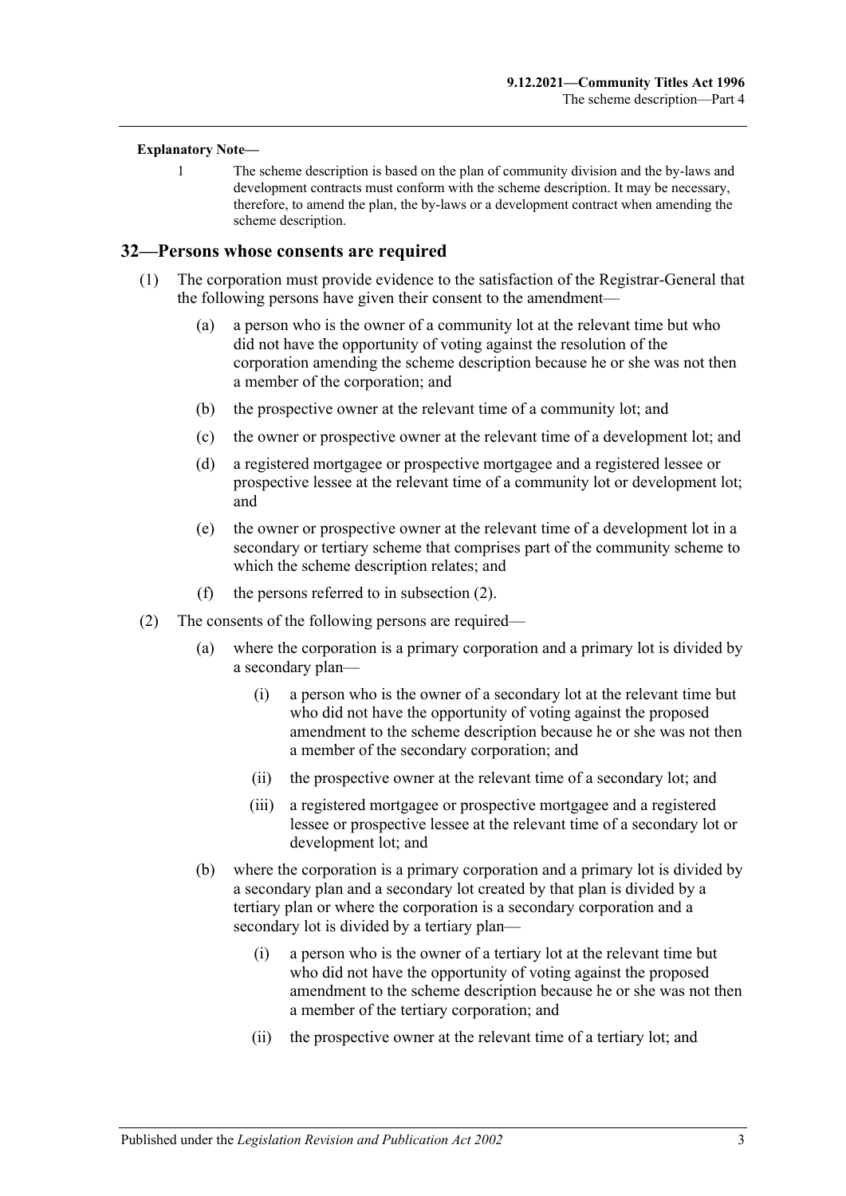**Explanatory Note—**

1 The scheme description is based on the plan of community division and the by-laws and development contracts must conform with the scheme description. It may be necessary, therefore, to amend the plan, the by-laws or a development contract when amending the scheme description.

## 32—Persons whose consents are required

(1) The corporation must provide evidence to the satisfaction of the Registrar-General that the following persons have given their consent to the amendment—

(a) a person who is the owner of a community lot at the relevant time but who did not have the opportunity of voting against the resolution of the corporation amending the scheme description because he or she was not then a member of the corporation; and

(b) the prospective owner at the relevant time of a community lot; and

(c) the owner or prospective owner at the relevant time of a development lot; and

(d) a registered mortgagee or prospective mortgagee and a registered lessee or prospective lessee at the relevant time of a community lot or development lot; and

(e) the owner or prospective owner at the relevant time of a development lot in a secondary or tertiary scheme that comprises part of the community scheme to which the scheme description relates; and

(f) the persons referred to in subsection (2).

(2) The consents of the following persons are required—

(a) where the corporation is a primary corporation and a primary lot is divided by a secondary plan—

(i) a person who is the owner of a secondary lot at the relevant time but who did not have the opportunity of voting against the proposed amendment to the scheme description because he or she was not then a member of the secondary corporation; and

(ii) the prospective owner at the relevant time of a secondary lot; and

(iii) a registered mortgagee or prospective mortgagee and a registered lessee or prospective lessee at the relevant time of a secondary lot or development lot; and

(b) where the corporation is a primary corporation and a primary lot is divided by a secondary plan and a secondary lot created by that plan is divided by a tertiary plan or where the corporation is a secondary corporation and a secondary lot is divided by a tertiary plan—

(i) a person who is the owner of a tertiary lot at the relevant time but who did not have the opportunity of voting against the proposed amendment to the scheme description because he or she was not then a member of the tertiary corporation; and

(ii) the prospective owner at the relevant time of a tertiary lot; and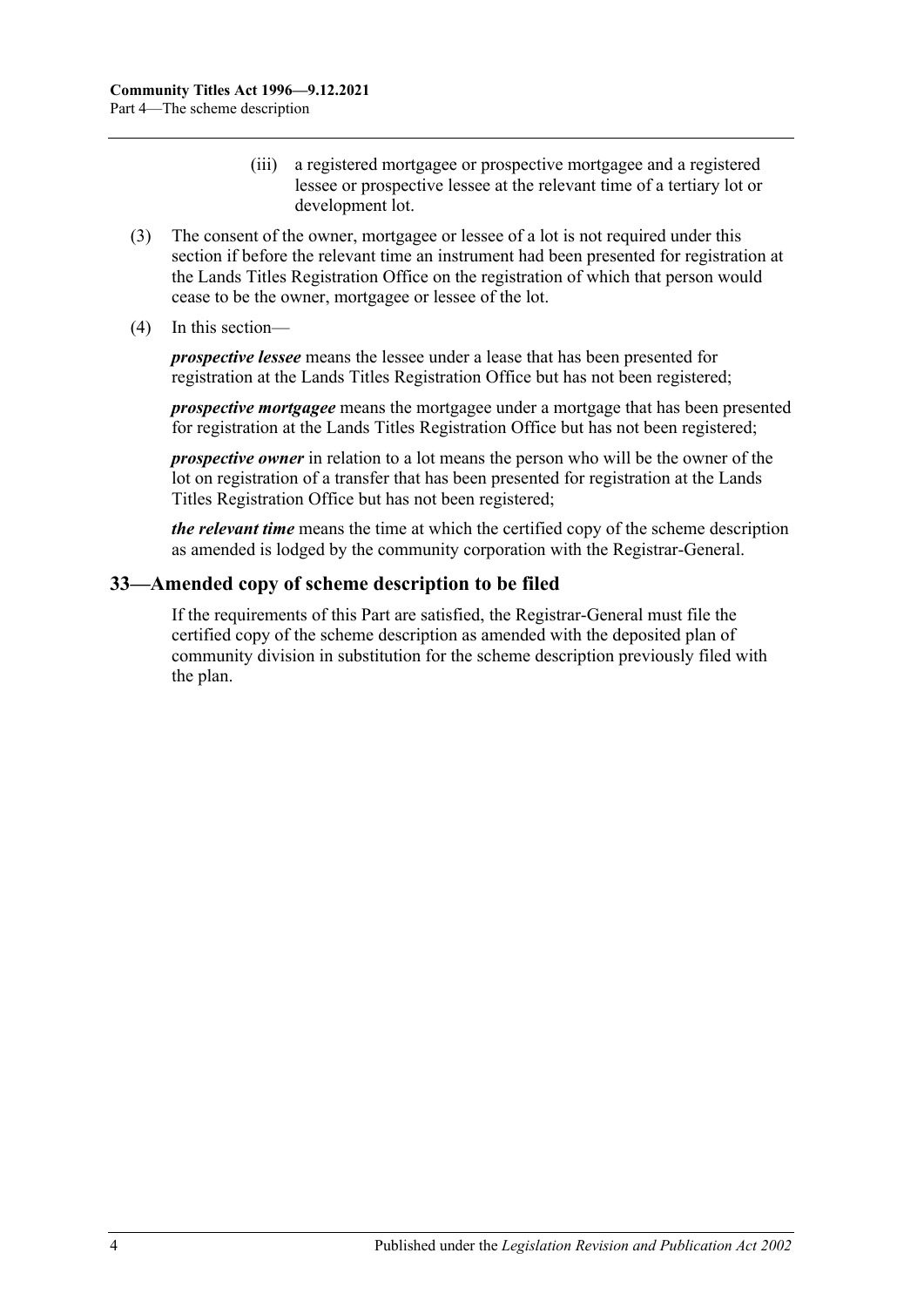(iii) a registered mortgagee or prospective mortgagee and a registered lessee or prospective lessee at the relevant time of a tertiary lot or development lot.

(3) The consent of the owner, mortgagee or lessee of a lot is not required under this section if before the relevant time an instrument had been presented for registration at the Lands Titles Registration Office on the registration of which that person would cease to be the owner, mortgagee or lessee of the lot.

(4) In this section—

***prospective lessee*** means the lessee under a lease that has been presented for registration at the Lands Titles Registration Office but has not been registered;

***prospective mortgagee*** means the mortgagee under a mortgage that has been presented for registration at the Lands Titles Registration Office but has not been registered;

***prospective owner*** in relation to a lot means the person who will be the owner of the lot on registration of a transfer that has been presented for registration at the Lands Titles Registration Office but has not been registered;

***the relevant time*** means the time at which the certified copy of the scheme description as amended is lodged by the community corporation with the Registrar-General.

## 33—Amended copy of scheme description to be filed

If the requirements of this Part are satisfied, the Registrar-General must file the certified copy of the scheme description as amended with the deposited plan of community division in substitution for the scheme description previously filed with the plan.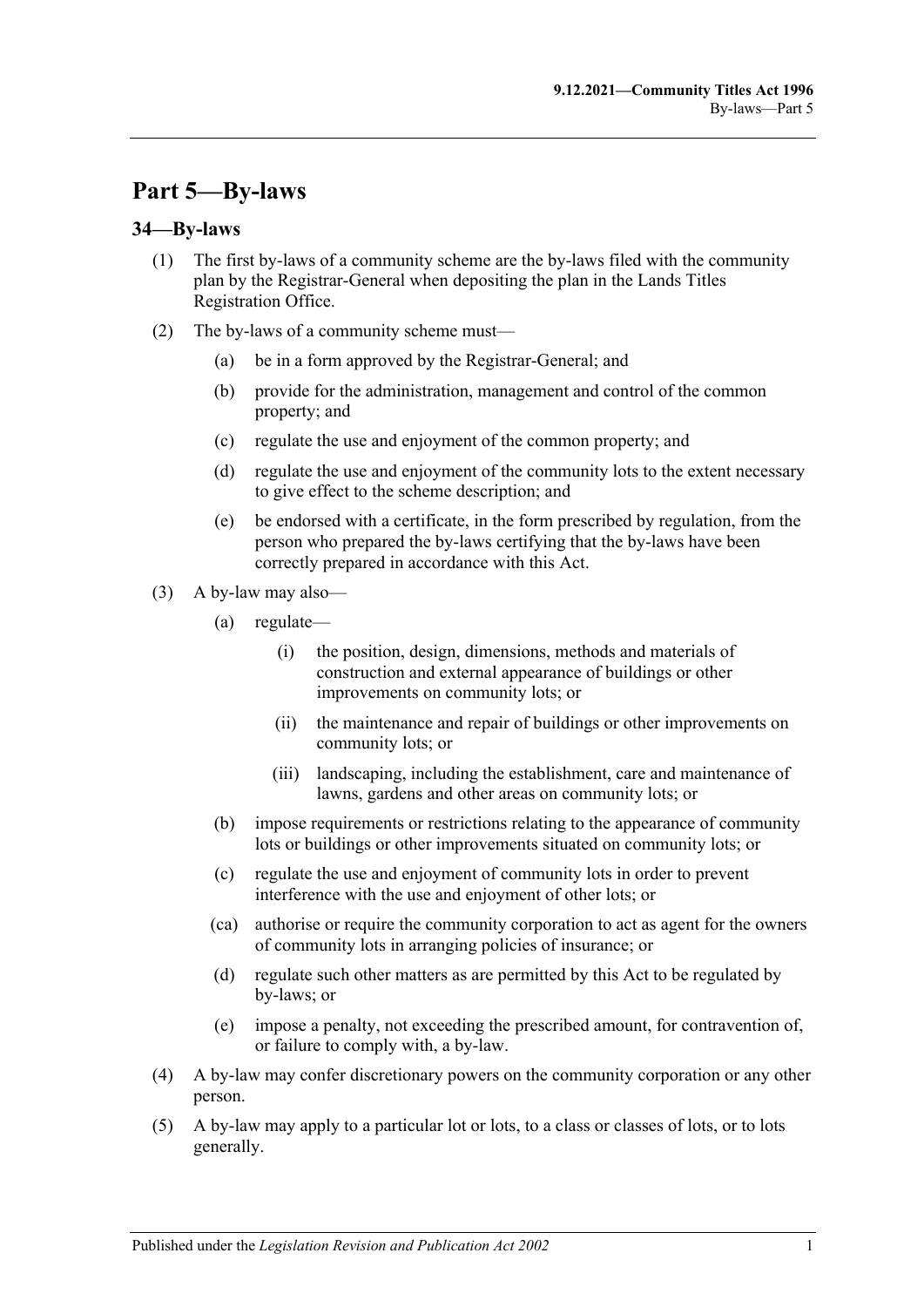# Part 5—By-laws

## 34—By-laws

(1) The first by-laws of a community scheme are the by-laws filed with the community plan by the Registrar-General when depositing the plan in the Lands Titles Registration Office.

(2) The by-laws of a community scheme must—

- (a) be in a form approved by the Registrar-General; and
- (b) provide for the administration, management and control of the common property; and
- (c) regulate the use and enjoyment of the common property; and
- (d) regulate the use and enjoyment of the community lots to the extent necessary to give effect to the scheme description; and
- (e) be endorsed with a certificate, in the form prescribed by regulation, from the person who prepared the by-laws certifying that the by-laws have been correctly prepared in accordance with this Act.

(3) A by-law may also—

- (a) regulate—
  - (i) the position, design, dimensions, methods and materials of construction and external appearance of buildings or other improvements on community lots; or
  - (ii) the maintenance and repair of buildings or other improvements on community lots; or
  - (iii) landscaping, including the establishment, care and maintenance of lawns, gardens and other areas on community lots; or
- (b) impose requirements or restrictions relating to the appearance of community lots or buildings or other improvements situated on community lots; or
- (c) regulate the use and enjoyment of community lots in order to prevent interference with the use and enjoyment of other lots; or
- (ca) authorise or require the community corporation to act as agent for the owners of community lots in arranging policies of insurance; or
- (d) regulate such other matters as are permitted by this Act to be regulated by by-laws; or
- (e) impose a penalty, not exceeding the prescribed amount, for contravention of, or failure to comply with, a by-law.

(4) A by-law may confer discretionary powers on the community corporation or any other person.

(5) A by-law may apply to a particular lot or lots, to a class or classes of lots, or to lots generally.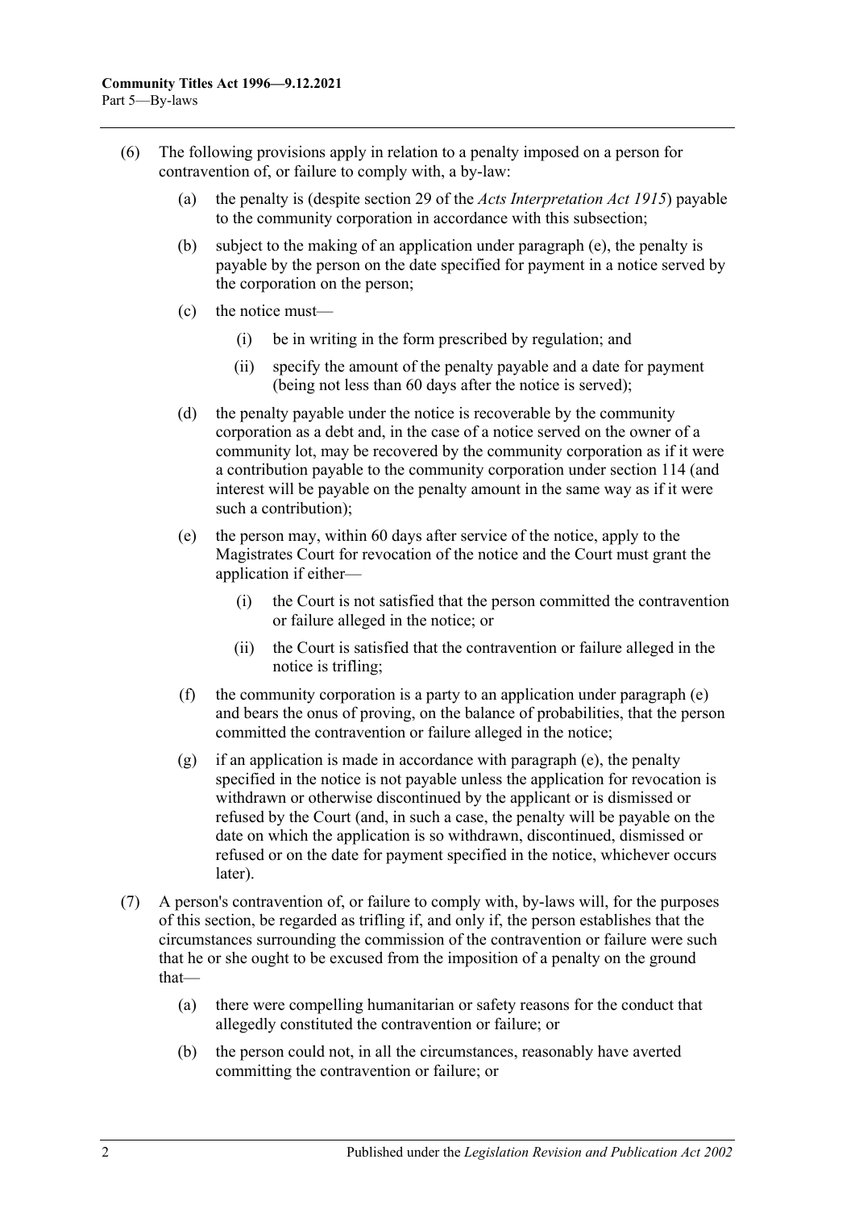(6) The following provisions apply in relation to a penalty imposed on a person for contravention of, or failure to comply with, a by-law:

(a) the penalty is (despite section 29 of the *Acts Interpretation Act 1915*) payable to the community corporation in accordance with this subsection;

(b) subject to the making of an application under paragraph (e), the penalty is payable by the person on the date specified for payment in a notice served by the corporation on the person;

(c) the notice must—

(i) be in writing in the form prescribed by regulation; and

(ii) specify the amount of the penalty payable and a date for payment (being not less than 60 days after the notice is served);

(d) the penalty payable under the notice is recoverable by the community corporation as a debt and, in the case of a notice served on the owner of a community lot, may be recovered by the community corporation as if it were a contribution payable to the community corporation under section 114 (and interest will be payable on the penalty amount in the same way as if it were such a contribution);

(e) the person may, within 60 days after service of the notice, apply to the Magistrates Court for revocation of the notice and the Court must grant the application if either—

(i) the Court is not satisfied that the person committed the contravention or failure alleged in the notice; or

(ii) the Court is satisfied that the contravention or failure alleged in the notice is trifling;

(f) the community corporation is a party to an application under paragraph (e) and bears the onus of proving, on the balance of probabilities, that the person committed the contravention or failure alleged in the notice;

(g) if an application is made in accordance with paragraph (e), the penalty specified in the notice is not payable unless the application for revocation is withdrawn or otherwise discontinued by the applicant or is dismissed or refused by the Court (and, in such a case, the penalty will be payable on the date on which the application is so withdrawn, discontinued, dismissed or refused or on the date for payment specified in the notice, whichever occurs later).

(7) A person's contravention of, or failure to comply with, by-laws will, for the purposes of this section, be regarded as trifling if, and only if, the person establishes that the circumstances surrounding the commission of the contravention or failure were such that he or she ought to be excused from the imposition of a penalty on the ground that—

(a) there were compelling humanitarian or safety reasons for the conduct that allegedly constituted the contravention or failure; or

(b) the person could not, in all the circumstances, reasonably have averted committing the contravention or failure; or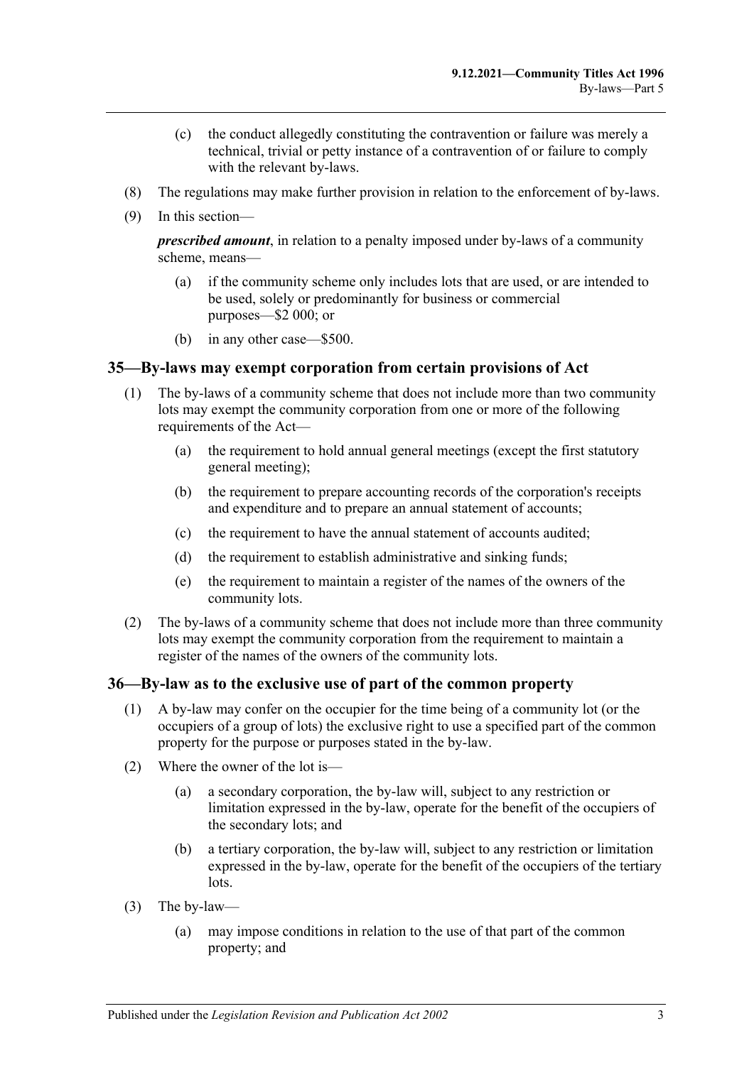(c) the conduct allegedly constituting the contravention or failure was merely a technical, trivial or petty instance of a contravention of or failure to comply with the relevant by-laws.

(8) The regulations may make further provision in relation to the enforcement of by-laws.

(9) In this section—

***prescribed amount***, in relation to a penalty imposed under by-laws of a community scheme, means—

(a) if the community scheme only includes lots that are used, or are intended to be used, solely or predominantly for business or commercial purposes—$2 000; or

(b) in any other case—$500.

## 35—By-laws may exempt corporation from certain provisions of Act

(1) The by-laws of a community scheme that does not include more than two community lots may exempt the community corporation from one or more of the following requirements of the Act—

(a) the requirement to hold annual general meetings (except the first statutory general meeting);

(b) the requirement to prepare accounting records of the corporation's receipts and expenditure and to prepare an annual statement of accounts;

(c) the requirement to have the annual statement of accounts audited;

(d) the requirement to establish administrative and sinking funds;

(e) the requirement to maintain a register of the names of the owners of the community lots.

(2) The by-laws of a community scheme that does not include more than three community lots may exempt the community corporation from the requirement to maintain a register of the names of the owners of the community lots.

## 36—By-law as to the exclusive use of part of the common property

(1) A by-law may confer on the occupier for the time being of a community lot (or the occupiers of a group of lots) the exclusive right to use a specified part of the common property for the purpose or purposes stated in the by-law.

(2) Where the owner of the lot is—

(a) a secondary corporation, the by-law will, subject to any restriction or limitation expressed in the by-law, operate for the benefit of the occupiers of the secondary lots; and

(b) a tertiary corporation, the by-law will, subject to any restriction or limitation expressed in the by-law, operate for the benefit of the occupiers of the tertiary lots.

(3) The by-law—

(a) may impose conditions in relation to the use of that part of the common property; and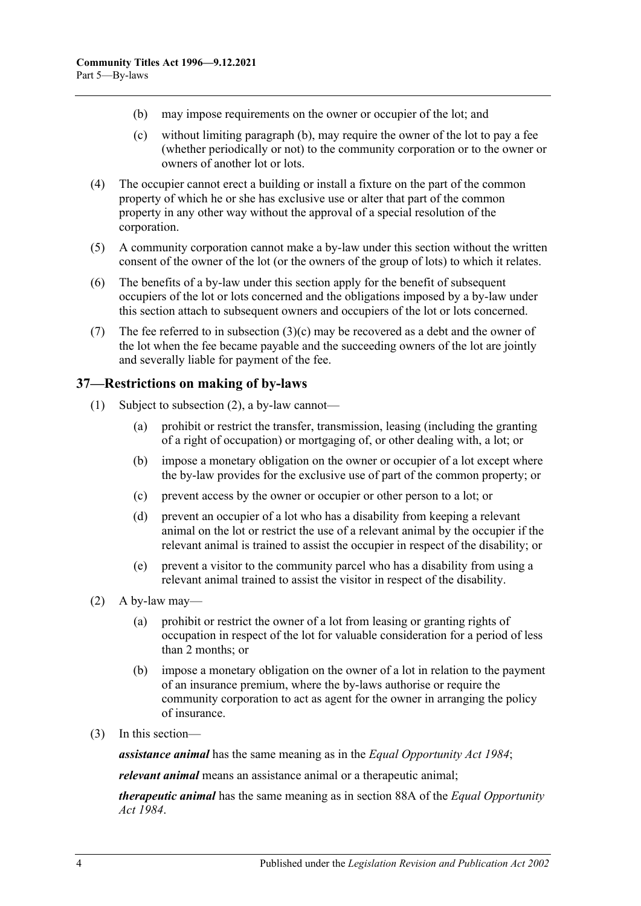(b) may impose requirements on the owner or occupier of the lot; and

(c) without limiting paragraph (b), may require the owner of the lot to pay a fee (whether periodically or not) to the community corporation or to the owner or owners of another lot or lots.

(4) The occupier cannot erect a building or install a fixture on the part of the common property of which he or she has exclusive use or alter that part of the common property in any other way without the approval of a special resolution of the corporation.

(5) A community corporation cannot make a by-law under this section without the written consent of the owner of the lot (or the owners of the group of lots) to which it relates.

(6) The benefits of a by-law under this section apply for the benefit of subsequent occupiers of the lot or lots concerned and the obligations imposed by a by-law under this section attach to subsequent owners and occupiers of the lot or lots concerned.

(7) The fee referred to in subsection (3)(c) may be recovered as a debt and the owner of the lot when the fee became payable and the succeeding owners of the lot are jointly and severally liable for payment of the fee.

## 37—Restrictions on making of by-laws

(1) Subject to subsection (2), a by-law cannot—

(a) prohibit or restrict the transfer, transmission, leasing (including the granting of a right of occupation) or mortgaging of, or other dealing with, a lot; or

(b) impose a monetary obligation on the owner or occupier of a lot except where the by-law provides for the exclusive use of part of the common property; or

(c) prevent access by the owner or occupier or other person to a lot; or

(d) prevent an occupier of a lot who has a disability from keeping a relevant animal on the lot or restrict the use of a relevant animal by the occupier if the relevant animal is trained to assist the occupier in respect of the disability; or

(e) prevent a visitor to the community parcel who has a disability from using a relevant animal trained to assist the visitor in respect of the disability.

(2) A by-law may—

(a) prohibit or restrict the owner of a lot from leasing or granting rights of occupation in respect of the lot for valuable consideration for a period of less than 2 months; or

(b) impose a monetary obligation on the owner of a lot in relation to the payment of an insurance premium, where the by-laws authorise or require the community corporation to act as agent for the owner in arranging the policy of insurance.

(3) In this section—

***assistance animal*** has the same meaning as in the *Equal Opportunity Act 1984*;

***relevant animal*** means an assistance animal or a therapeutic animal;

***therapeutic animal*** has the same meaning as in section 88A of the *Equal Opportunity Act 1984*.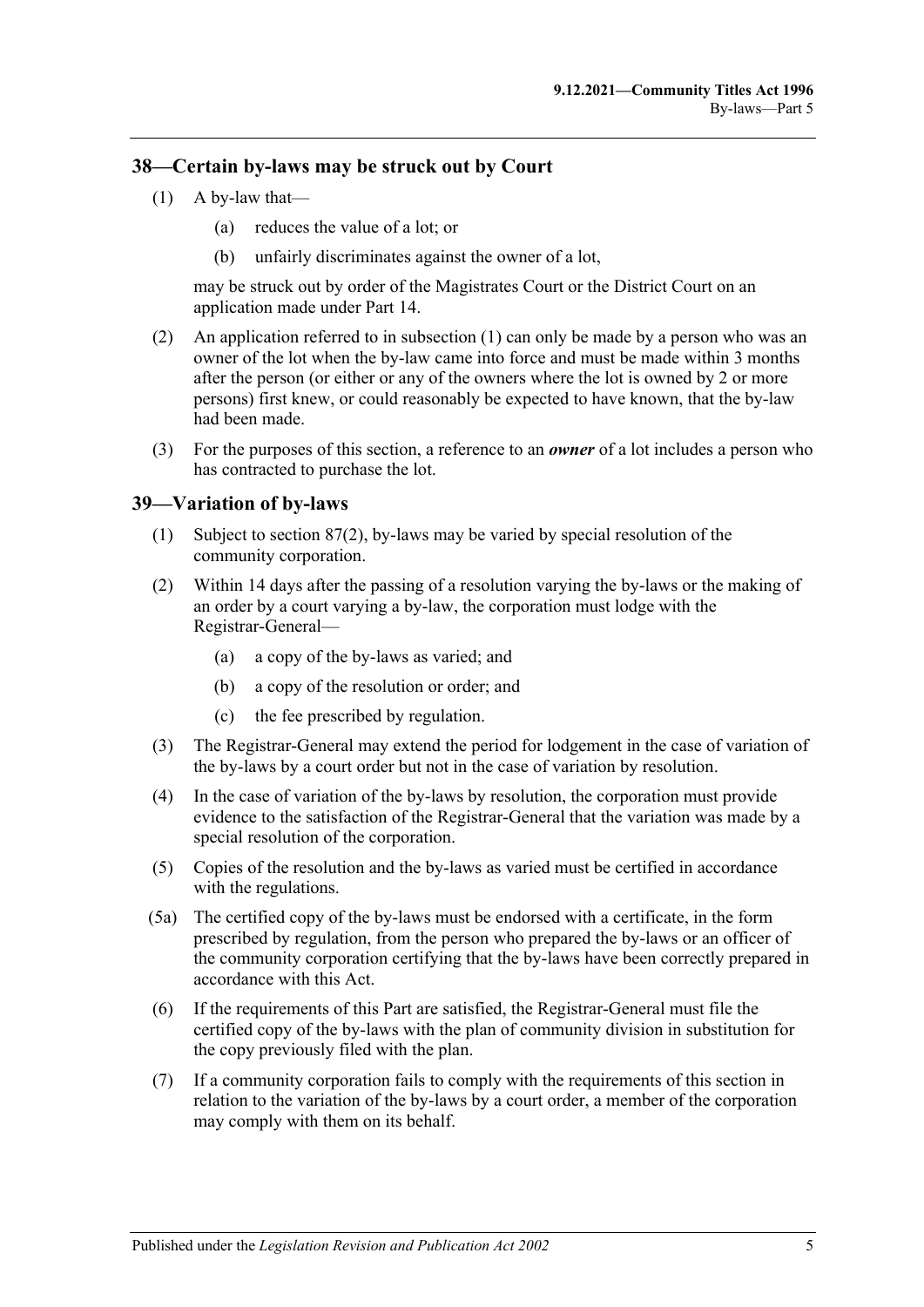## 38—Certain by-laws may be struck out by Court

(1) A by-law that—

(a) reduces the value of a lot; or

(b) unfairly discriminates against the owner of a lot,

may be struck out by order of the Magistrates Court or the District Court on an application made under Part 14.

(2) An application referred to in subsection (1) can only be made by a person who was an owner of the lot when the by-law came into force and must be made within 3 months after the person (or either or any of the owners where the lot is owned by 2 or more persons) first knew, or could reasonably be expected to have known, that the by-law had been made.

(3) For the purposes of this section, a reference to an ***owner*** of a lot includes a person who has contracted to purchase the lot.

## 39—Variation of by-laws

(1) Subject to section 87(2), by-laws may be varied by special resolution of the community corporation.

(2) Within 14 days after the passing of a resolution varying the by-laws or the making of an order by a court varying a by-law, the corporation must lodge with the Registrar-General—

(a) a copy of the by-laws as varied; and

(b) a copy of the resolution or order; and

(c) the fee prescribed by regulation.

(3) The Registrar-General may extend the period for lodgement in the case of variation of the by-laws by a court order but not in the case of variation by resolution.

(4) In the case of variation of the by-laws by resolution, the corporation must provide evidence to the satisfaction of the Registrar-General that the variation was made by a special resolution of the corporation.

(5) Copies of the resolution and the by-laws as varied must be certified in accordance with the regulations.

(5a) The certified copy of the by-laws must be endorsed with a certificate, in the form prescribed by regulation, from the person who prepared the by-laws or an officer of the community corporation certifying that the by-laws have been correctly prepared in accordance with this Act.

(6) If the requirements of this Part are satisfied, the Registrar-General must file the certified copy of the by-laws with the plan of community division in substitution for the copy previously filed with the plan.

(7) If a community corporation fails to comply with the requirements of this section in relation to the variation of the by-laws by a court order, a member of the corporation may comply with them on its behalf.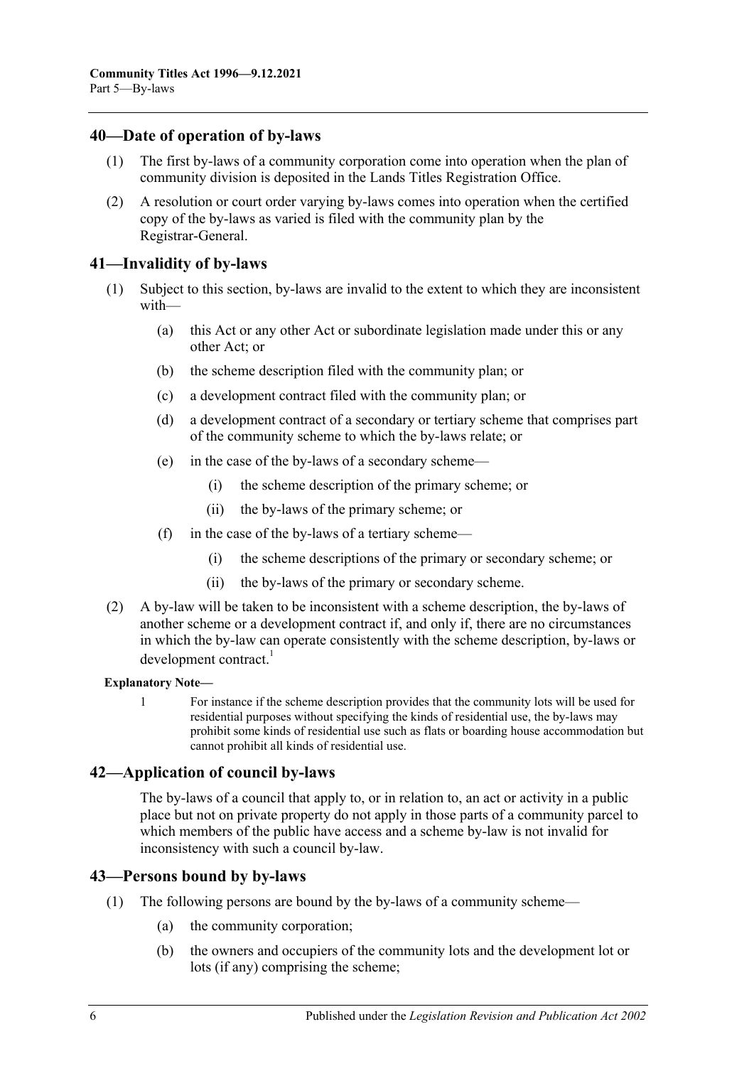## 40—Date of operation of by-laws

(1) The first by-laws of a community corporation come into operation when the plan of community division is deposited in the Lands Titles Registration Office.

(2) A resolution or court order varying by-laws comes into operation when the certified copy of the by-laws as varied is filed with the community plan by the Registrar-General.

## 41—Invalidity of by-laws

(1) Subject to this section, by-laws are invalid to the extent to which they are inconsistent with—

(a) this Act or any other Act or subordinate legislation made under this or any other Act; or

(b) the scheme description filed with the community plan; or

(c) a development contract filed with the community plan; or

(d) a development contract of a secondary or tertiary scheme that comprises part of the community scheme to which the by-laws relate; or

(e) in the case of the by-laws of a secondary scheme—

(i) the scheme description of the primary scheme; or

(ii) the by-laws of the primary scheme; or

(f) in the case of the by-laws of a tertiary scheme—

(i) the scheme descriptions of the primary or secondary scheme; or

(ii) the by-laws of the primary or secondary scheme.

(2) A by-law will be taken to be inconsistent with a scheme description, the by-laws of another scheme or a development contract if, and only if, there are no circumstances in which the by-law can operate consistently with the scheme description, by-laws or development contract.[1]

**Explanatory Note—**

1 For instance if the scheme description provides that the community lots will be used for residential purposes without specifying the kinds of residential use, the by-laws may prohibit some kinds of residential use such as flats or boarding house accommodation but cannot prohibit all kinds of residential use.

## 42—Application of council by-laws

The by-laws of a council that apply to, or in relation to, an act or activity in a public place but not on private property do not apply in those parts of a community parcel to which members of the public have access and a scheme by-law is not invalid for inconsistency with such a council by-law.

## 43—Persons bound by by-laws

(1) The following persons are bound by the by-laws of a community scheme—

(a) the community corporation;

(b) the owners and occupiers of the community lots and the development lot or lots (if any) comprising the scheme;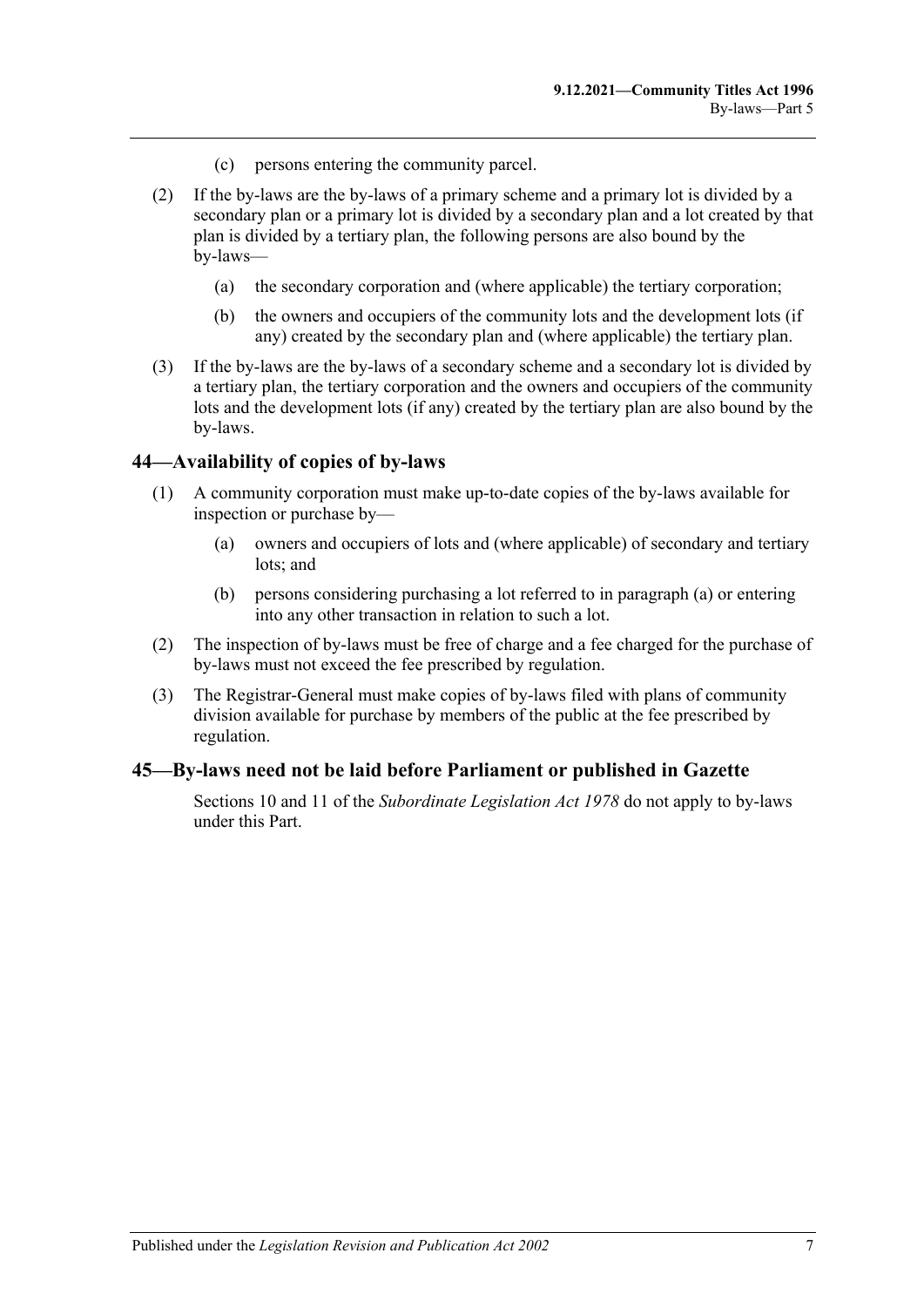(c) persons entering the community parcel.

(2) If the by-laws are the by-laws of a primary scheme and a primary lot is divided by a secondary plan or a primary lot is divided by a secondary plan and a lot created by that plan is divided by a tertiary plan, the following persons are also bound by the by-laws—

(a) the secondary corporation and (where applicable) the tertiary corporation;

(b) the owners and occupiers of the community lots and the development lots (if any) created by the secondary plan and (where applicable) the tertiary plan.

(3) If the by-laws are the by-laws of a secondary scheme and a secondary lot is divided by a tertiary plan, the tertiary corporation and the owners and occupiers of the community lots and the development lots (if any) created by the tertiary plan are also bound by the by-laws.

## 44—Availability of copies of by-laws

(1) A community corporation must make up-to-date copies of the by-laws available for inspection or purchase by—

(a) owners and occupiers of lots and (where applicable) of secondary and tertiary lots; and

(b) persons considering purchasing a lot referred to in paragraph (a) or entering into any other transaction in relation to such a lot.

(2) The inspection of by-laws must be free of charge and a fee charged for the purchase of by-laws must not exceed the fee prescribed by regulation.

(3) The Registrar-General must make copies of by-laws filed with plans of community division available for purchase by members of the public at the fee prescribed by regulation.

## 45—By-laws need not be laid before Parliament or published in Gazette

Sections 10 and 11 of the *Subordinate Legislation Act 1978* do not apply to by-laws under this Part.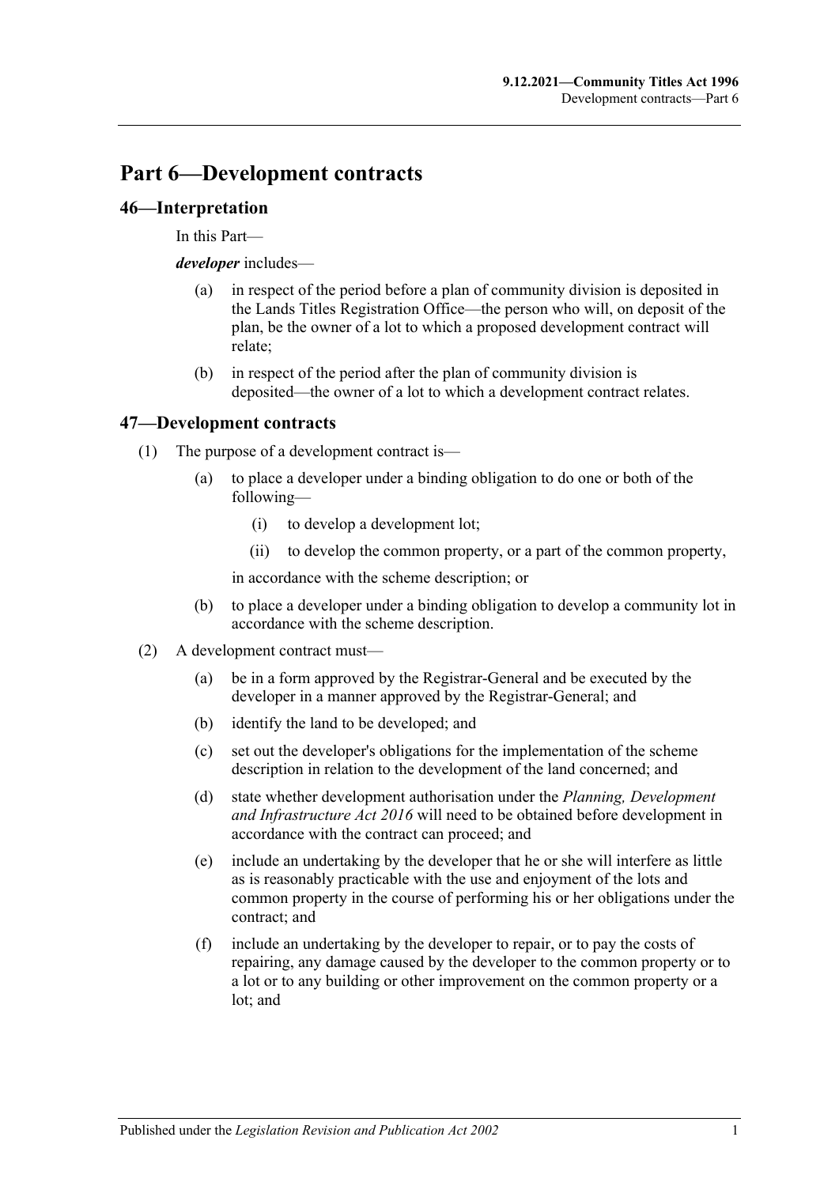# Part 6—Development contracts

## 46—Interpretation

In this Part—

***developer*** includes—

(a) in respect of the period before a plan of community division is deposited in the Lands Titles Registration Office—the person who will, on deposit of the plan, be the owner of a lot to which a proposed development contract will relate;

(b) in respect of the period after the plan of community division is deposited—the owner of a lot to which a development contract relates.

## 47—Development contracts

(1) The purpose of a development contract is—

(a) to place a developer under a binding obligation to do one or both of the following—

(i) to develop a development lot;

(ii) to develop the common property, or a part of the common property,

in accordance with the scheme description; or

(b) to place a developer under a binding obligation to develop a community lot in accordance with the scheme description.

(2) A development contract must—

(a) be in a form approved by the Registrar-General and be executed by the developer in a manner approved by the Registrar-General; and

(b) identify the land to be developed; and

(c) set out the developer's obligations for the implementation of the scheme description in relation to the development of the land concerned; and

(d) state whether development authorisation under the *Planning, Development and Infrastructure Act 2016* will need to be obtained before development in accordance with the contract can proceed; and

(e) include an undertaking by the developer that he or she will interfere as little as is reasonably practicable with the use and enjoyment of the lots and common property in the course of performing his or her obligations under the contract; and

(f) include an undertaking by the developer to repair, or to pay the costs of repairing, any damage caused by the developer to the common property or to a lot or to any building or other improvement on the common property or a lot; and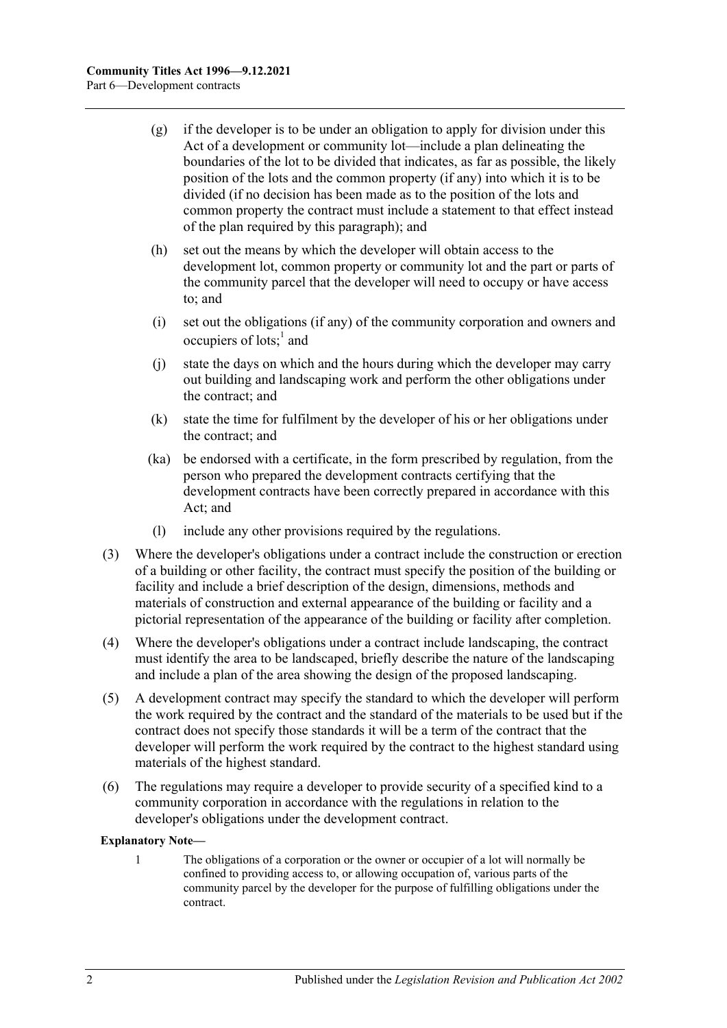(g) if the developer is to be under an obligation to apply for division under this Act of a development or community lot—include a plan delineating the boundaries of the lot to be divided that indicates, as far as possible, the likely position of the lots and the common property (if any) into which it is to be divided (if no decision has been made as to the position of the lots and common property the contract must include a statement to that effect instead of the plan required by this paragraph); and

(h) set out the means by which the developer will obtain access to the development lot, common property or community lot and the part or parts of the community parcel that the developer will need to occupy or have access to; and

(i) set out the obligations (if any) of the community corporation and owners and occupiers of lots;[1] and

(j) state the days on which and the hours during which the developer may carry out building and landscaping work and perform the other obligations under the contract; and

(k) state the time for fulfilment by the developer of his or her obligations under the contract; and

(ka) be endorsed with a certificate, in the form prescribed by regulation, from the person who prepared the development contracts certifying that the development contracts have been correctly prepared in accordance with this Act; and

(l) include any other provisions required by the regulations.

(3) Where the developer's obligations under a contract include the construction or erection of a building or other facility, the contract must specify the position of the building or facility and include a brief description of the design, dimensions, methods and materials of construction and external appearance of the building or facility and a pictorial representation of the appearance of the building or facility after completion.

(4) Where the developer's obligations under a contract include landscaping, the contract must identify the area to be landscaped, briefly describe the nature of the landscaping and include a plan of the area showing the design of the proposed landscaping.

(5) A development contract may specify the standard to which the developer will perform the work required by the contract and the standard of the materials to be used but if the contract does not specify those standards it will be a term of the contract that the developer will perform the work required by the contract to the highest standard using materials of the highest standard.

(6) The regulations may require a developer to provide security of a specified kind to a community corporation in accordance with the regulations in relation to the developer's obligations under the development contract.

**Explanatory Note—**

1 The obligations of a corporation or the owner or occupier of a lot will normally be confined to providing access to, or allowing occupation of, various parts of the community parcel by the developer for the purpose of fulfilling obligations under the contract.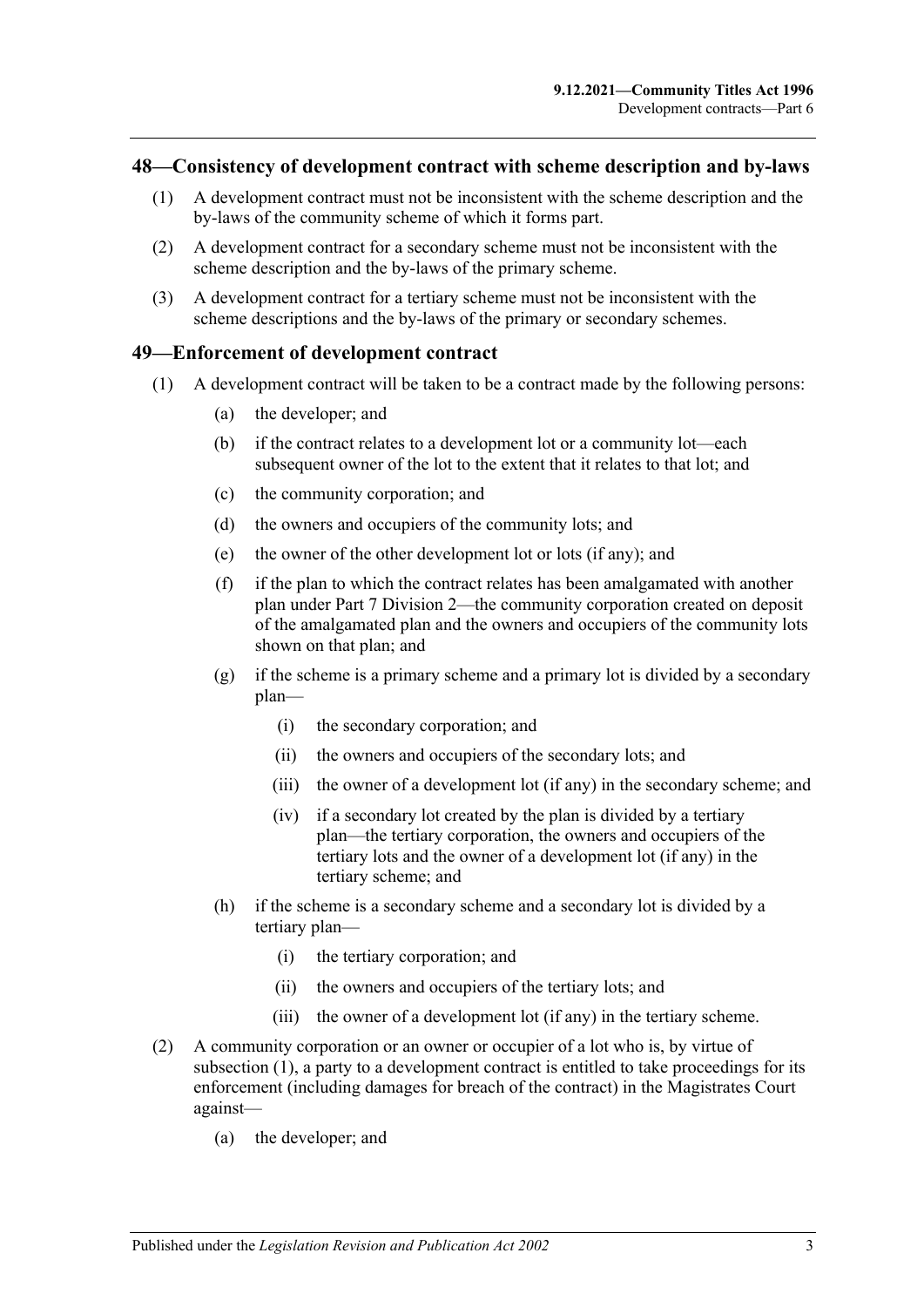## 48—Consistency of development contract with scheme description and by-laws

(1) A development contract must not be inconsistent with the scheme description and the by-laws of the community scheme of which it forms part.

(2) A development contract for a secondary scheme must not be inconsistent with the scheme description and the by-laws of the primary scheme.

(3) A development contract for a tertiary scheme must not be inconsistent with the scheme descriptions and the by-laws of the primary or secondary schemes.

## 49—Enforcement of development contract

(1) A development contract will be taken to be a contract made by the following persons:

- (a) the developer; and
- (b) if the contract relates to a development lot or a community lot—each subsequent owner of the lot to the extent that it relates to that lot; and
- (c) the community corporation; and
- (d) the owners and occupiers of the community lots; and
- (e) the owner of the other development lot or lots (if any); and
- (f) if the plan to which the contract relates has been amalgamated with another plan under Part 7 Division 2—the community corporation created on deposit of the amalgamated plan and the owners and occupiers of the community lots shown on that plan; and
- (g) if the scheme is a primary scheme and a primary lot is divided by a secondary plan—
  - (i) the secondary corporation; and
  - (ii) the owners and occupiers of the secondary lots; and
  - (iii) the owner of a development lot (if any) in the secondary scheme; and
  - (iv) if a secondary lot created by the plan is divided by a tertiary plan—the tertiary corporation, the owners and occupiers of the tertiary lots and the owner of a development lot (if any) in the tertiary scheme; and
- (h) if the scheme is a secondary scheme and a secondary lot is divided by a tertiary plan—
  - (i) the tertiary corporation; and
  - (ii) the owners and occupiers of the tertiary lots; and
  - (iii) the owner of a development lot (if any) in the tertiary scheme.

(2) A community corporation or an owner or occupier of a lot who is, by virtue of subsection (1), a party to a development contract is entitled to take proceedings for its enforcement (including damages for breach of the contract) in the Magistrates Court against—

- (a) the developer; and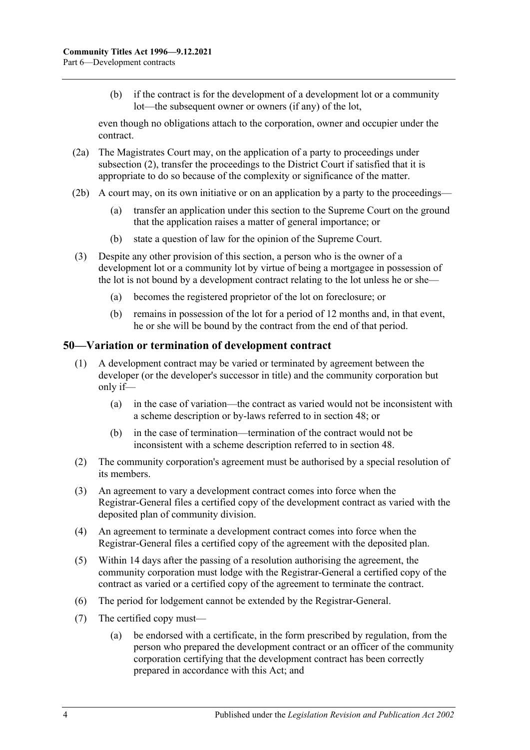(b) if the contract is for the development of a development lot or a community lot—the subsequent owner or owners (if any) of the lot,

even though no obligations attach to the corporation, owner and occupier under the contract.

(2a) The Magistrates Court may, on the application of a party to proceedings under subsection (2), transfer the proceedings to the District Court if satisfied that it is appropriate to do so because of the complexity or significance of the matter.

(2b) A court may, on its own initiative or on an application by a party to the proceedings—

(a) transfer an application under this section to the Supreme Court on the ground that the application raises a matter of general importance; or

(b) state a question of law for the opinion of the Supreme Court.

(3) Despite any other provision of this section, a person who is the owner of a development lot or a community lot by virtue of being a mortgagee in possession of the lot is not bound by a development contract relating to the lot unless he or she—

(a) becomes the registered proprietor of the lot on foreclosure; or

(b) remains in possession of the lot for a period of 12 months and, in that event, he or she will be bound by the contract from the end of that period.

## 50—Variation or termination of development contract

(1) A development contract may be varied or terminated by agreement between the developer (or the developer's successor in title) and the community corporation but only if—

(a) in the case of variation—the contract as varied would not be inconsistent with a scheme description or by-laws referred to in section 48; or

(b) in the case of termination—termination of the contract would not be inconsistent with a scheme description referred to in section 48.

(2) The community corporation's agreement must be authorised by a special resolution of its members.

(3) An agreement to vary a development contract comes into force when the Registrar-General files a certified copy of the development contract as varied with the deposited plan of community division.

(4) An agreement to terminate a development contract comes into force when the Registrar-General files a certified copy of the agreement with the deposited plan.

(5) Within 14 days after the passing of a resolution authorising the agreement, the community corporation must lodge with the Registrar-General a certified copy of the contract as varied or a certified copy of the agreement to terminate the contract.

(6) The period for lodgement cannot be extended by the Registrar-General.

(7) The certified copy must—

(a) be endorsed with a certificate, in the form prescribed by regulation, from the person who prepared the development contract or an officer of the community corporation certifying that the development contract has been correctly prepared in accordance with this Act; and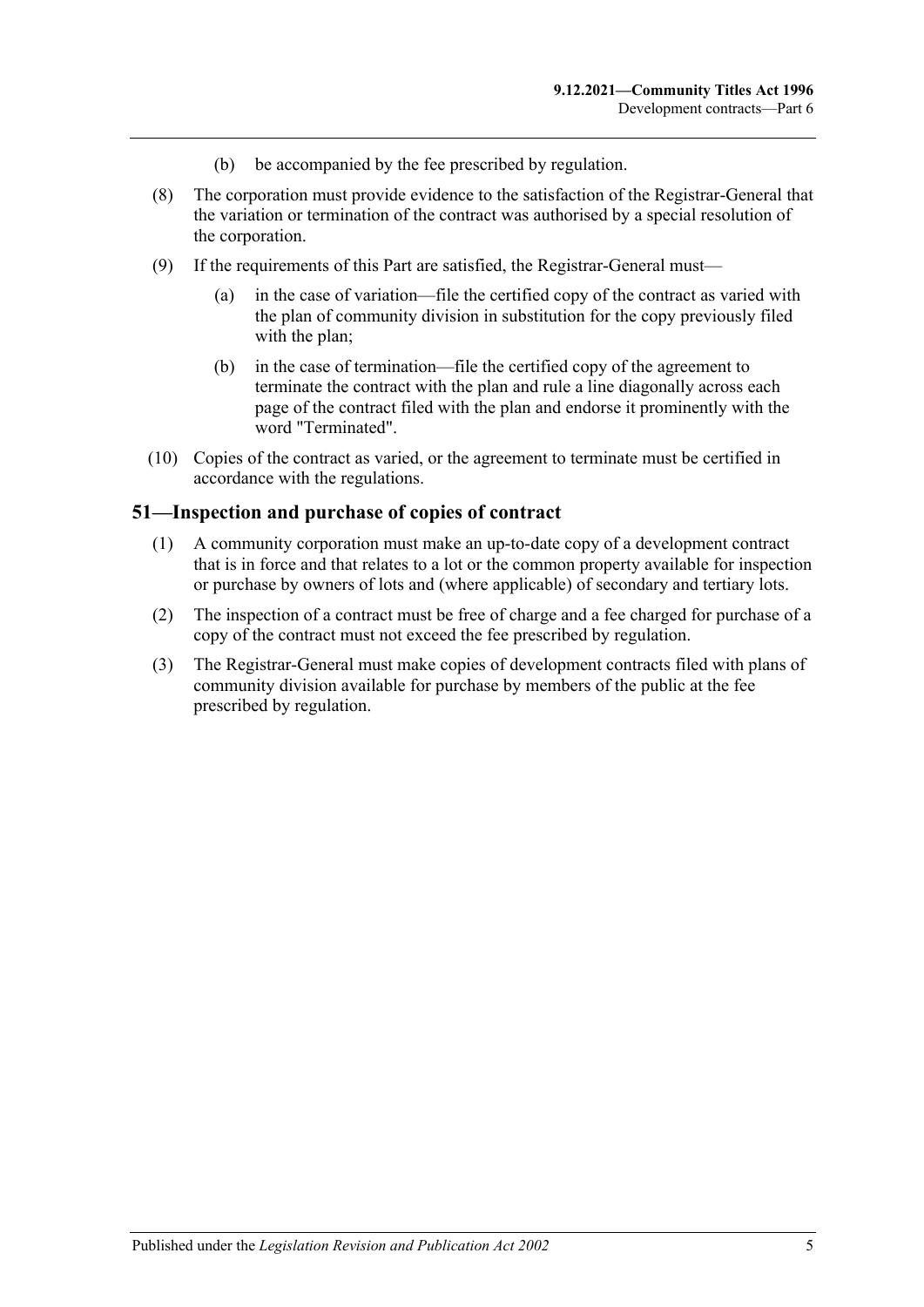(b) be accompanied by the fee prescribed by regulation.

(8) The corporation must provide evidence to the satisfaction of the Registrar-General that the variation or termination of the contract was authorised by a special resolution of the corporation.

(9) If the requirements of this Part are satisfied, the Registrar-General must—

(a) in the case of variation—file the certified copy of the contract as varied with the plan of community division in substitution for the copy previously filed with the plan;

(b) in the case of termination—file the certified copy of the agreement to terminate the contract with the plan and rule a line diagonally across each page of the contract filed with the plan and endorse it prominently with the word "Terminated".

(10) Copies of the contract as varied, or the agreement to terminate must be certified in accordance with the regulations.

## 51—Inspection and purchase of copies of contract

(1) A community corporation must make an up-to-date copy of a development contract that is in force and that relates to a lot or the common property available for inspection or purchase by owners of lots and (where applicable) of secondary and tertiary lots.

(2) The inspection of a contract must be free of charge and a fee charged for purchase of a copy of the contract must not exceed the fee prescribed by regulation.

(3) The Registrar-General must make copies of development contracts filed with plans of community division available for purchase by members of the public at the fee prescribed by regulation.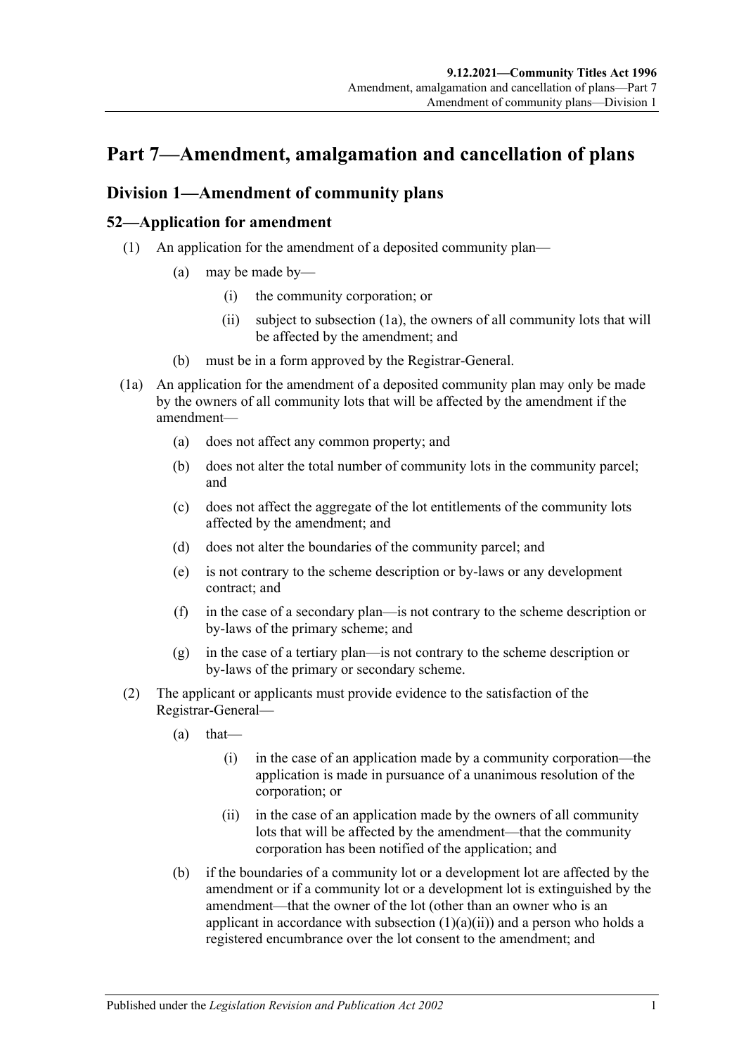# Part 7—Amendment, amalgamation and cancellation of plans

## Division 1—Amendment of community plans

### 52—Application for amendment

(1) An application for the amendment of a deposited community plan—

(a) may be made by—

(i) the community corporation; or

(ii) subject to subsection (1a), the owners of all community lots that will be affected by the amendment; and

(b) must be in a form approved by the Registrar-General.

(1a) An application for the amendment of a deposited community plan may only be made by the owners of all community lots that will be affected by the amendment if the amendment—

(a) does not affect any common property; and

(b) does not alter the total number of community lots in the community parcel; and

(c) does not affect the aggregate of the lot entitlements of the community lots affected by the amendment; and

(d) does not alter the boundaries of the community parcel; and

(e) is not contrary to the scheme description or by-laws or any development contract; and

(f) in the case of a secondary plan—is not contrary to the scheme description or by-laws of the primary scheme; and

(g) in the case of a tertiary plan—is not contrary to the scheme description or by-laws of the primary or secondary scheme.

(2) The applicant or applicants must provide evidence to the satisfaction of the Registrar-General—

(a) that—

(i) in the case of an application made by a community corporation—the application is made in pursuance of a unanimous resolution of the corporation; or

(ii) in the case of an application made by the owners of all community lots that will be affected by the amendment—that the community corporation has been notified of the application; and

(b) if the boundaries of a community lot or a development lot are affected by the amendment or if a community lot or a development lot is extinguished by the amendment—that the owner of the lot (other than an owner who is an applicant in accordance with subsection (1)(a)(ii)) and a person who holds a registered encumbrance over the lot consent to the amendment; and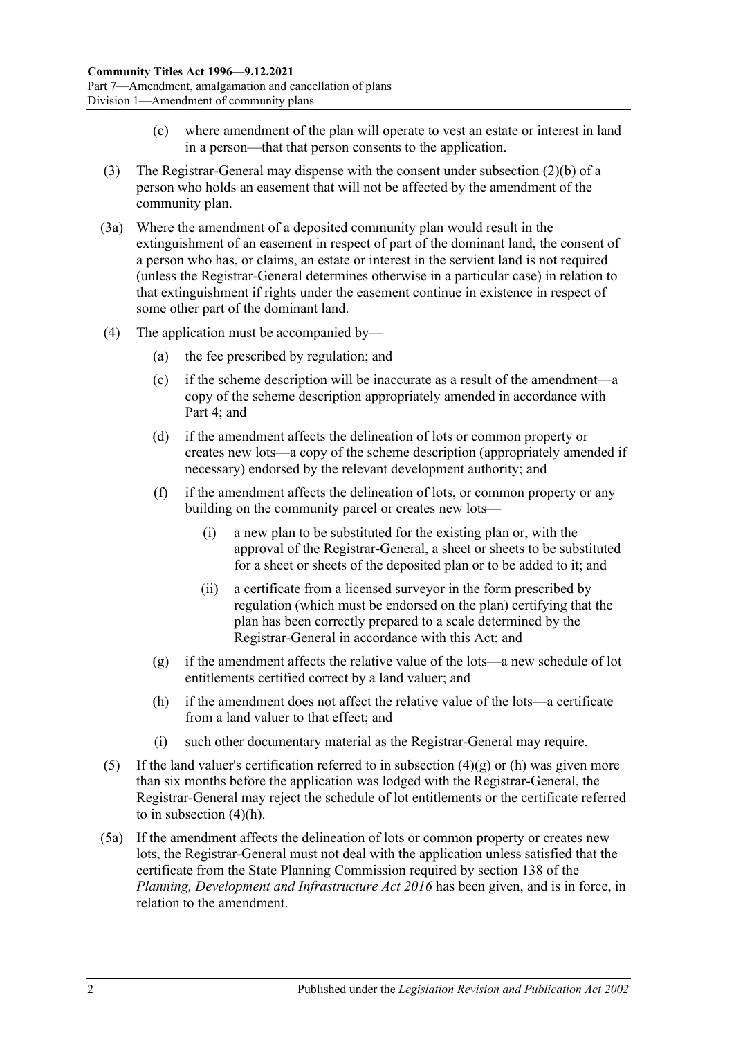(c) where amendment of the plan will operate to vest an estate or interest in land in a person—that that person consents to the application.

(3) The Registrar-General may dispense with the consent under subsection (2)(b) of a person who holds an easement that will not be affected by the amendment of the community plan.

(3a) Where the amendment of a deposited community plan would result in the extinguishment of an easement in respect of part of the dominant land, the consent of a person who has, or claims, an estate or interest in the servient land is not required (unless the Registrar-General determines otherwise in a particular case) in relation to that extinguishment if rights under the easement continue in existence in respect of some other part of the dominant land.

(4) The application must be accompanied by—

(a) the fee prescribed by regulation; and

(c) if the scheme description will be inaccurate as a result of the amendment—a copy of the scheme description appropriately amended in accordance with Part 4; and

(d) if the amendment affects the delineation of lots or common property or creates new lots—a copy of the scheme description (appropriately amended if necessary) endorsed by the relevant development authority; and

(f) if the amendment affects the delineation of lots, or common property or any building on the community parcel or creates new lots—

(i) a new plan to be substituted for the existing plan or, with the approval of the Registrar-General, a sheet or sheets to be substituted for a sheet or sheets of the deposited plan or to be added to it; and

(ii) a certificate from a licensed surveyor in the form prescribed by regulation (which must be endorsed on the plan) certifying that the plan has been correctly prepared to a scale determined by the Registrar-General in accordance with this Act; and

(g) if the amendment affects the relative value of the lots—a new schedule of lot entitlements certified correct by a land valuer; and

(h) if the amendment does not affect the relative value of the lots—a certificate from a land valuer to that effect; and

(i) such other documentary material as the Registrar-General may require.

(5) If the land valuer's certification referred to in subsection (4)(g) or (h) was given more than six months before the application was lodged with the Registrar-General, the Registrar-General may reject the schedule of lot entitlements or the certificate referred to in subsection (4)(h).

(5a) If the amendment affects the delineation of lots or common property or creates new lots, the Registrar-General must not deal with the application unless satisfied that the certificate from the State Planning Commission required by section 138 of the *Planning, Development and Infrastructure Act 2016* has been given, and is in force, in relation to the amendment.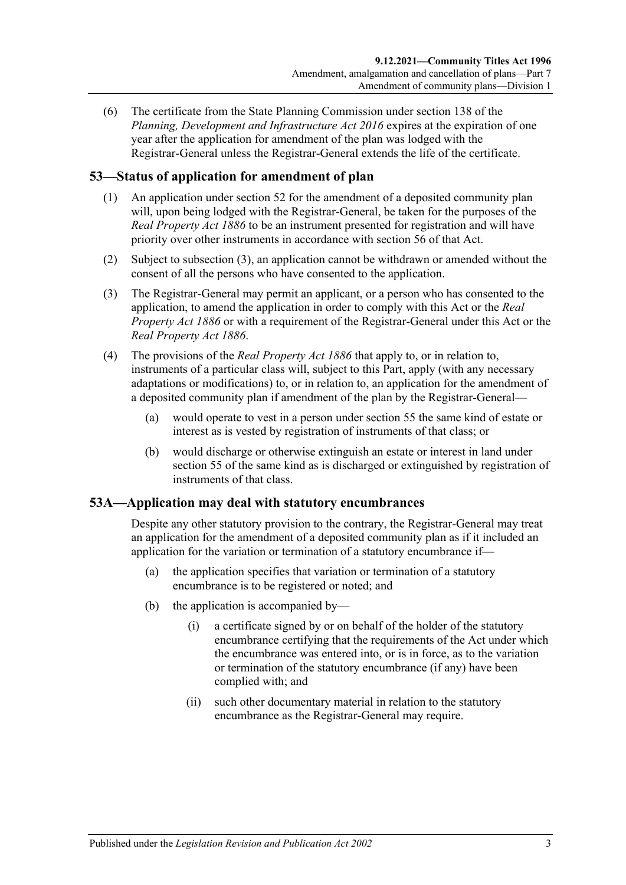(6) The certificate from the State Planning Commission under section 138 of the *Planning, Development and Infrastructure Act 2016* expires at the expiration of one year after the application for amendment of the plan was lodged with the Registrar-General unless the Registrar-General extends the life of the certificate.

## 53—Status of application for amendment of plan

(1) An application under section 52 for the amendment of a deposited community plan will, upon being lodged with the Registrar-General, be taken for the purposes of the *Real Property Act 1886* to be an instrument presented for registration and will have priority over other instruments in accordance with section 56 of that Act.

(2) Subject to subsection (3), an application cannot be withdrawn or amended without the consent of all the persons who have consented to the application.

(3) The Registrar-General may permit an applicant, or a person who has consented to the application, to amend the application in order to comply with this Act or the *Real Property Act 1886* or with a requirement of the Registrar-General under this Act or the *Real Property Act 1886*.

(4) The provisions of the *Real Property Act 1886* that apply to, or in relation to, instruments of a particular class will, subject to this Part, apply (with any necessary adaptations or modifications) to, or in relation to, an application for the amendment of a deposited community plan if amendment of the plan by the Registrar-General—

(a) would operate to vest in a person under section 55 the same kind of estate or interest as is vested by registration of instruments of that class; or

(b) would discharge or otherwise extinguish an estate or interest in land under section 55 of the same kind as is discharged or extinguished by registration of instruments of that class.

## 53A—Application may deal with statutory encumbrances

Despite any other statutory provision to the contrary, the Registrar-General may treat an application for the amendment of a deposited community plan as if it included an application for the variation or termination of a statutory encumbrance if—

(a) the application specifies that variation or termination of a statutory encumbrance is to be registered or noted; and

(b) the application is accompanied by—

(i) a certificate signed by or on behalf of the holder of the statutory encumbrance certifying that the requirements of the Act under which the encumbrance was entered into, or is in force, as to the variation or termination of the statutory encumbrance (if any) have been complied with; and

(ii) such other documentary material in relation to the statutory encumbrance as the Registrar-General may require.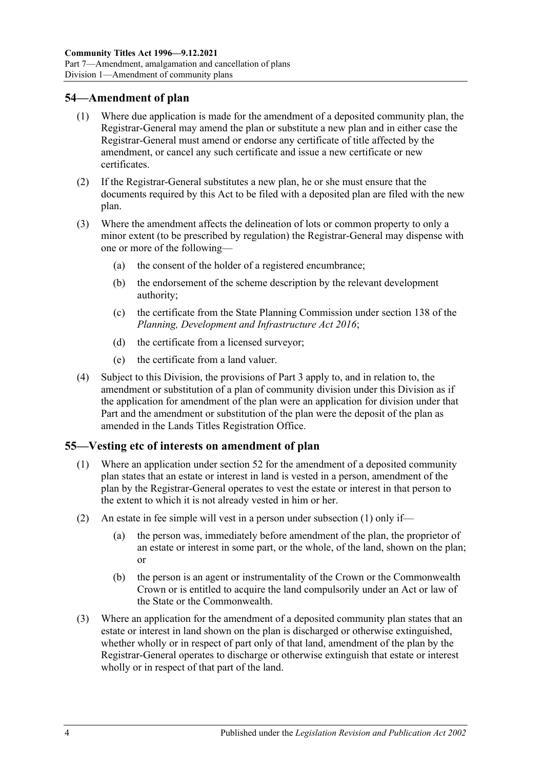## 54—Amendment of plan

(1) Where due application is made for the amendment of a deposited community plan, the Registrar-General may amend the plan or substitute a new plan and in either case the Registrar-General must amend or endorse any certificate of title affected by the amendment, or cancel any such certificate and issue a new certificate or new certificates.

(2) If the Registrar-General substitutes a new plan, he or she must ensure that the documents required by this Act to be filed with a deposited plan are filed with the new plan.

(3) Where the amendment affects the delineation of lots or common property to only a minor extent (to be prescribed by regulation) the Registrar-General may dispense with one or more of the following—

   (a) the consent of the holder of a registered encumbrance;

   (b) the endorsement of the scheme description by the relevant development authority;

   (c) the certificate from the State Planning Commission under section 138 of the *Planning, Development and Infrastructure Act 2016*;

   (d) the certificate from a licensed surveyor;

   (e) the certificate from a land valuer.

(4) Subject to this Division, the provisions of Part 3 apply to, and in relation to, the amendment or substitution of a plan of community division under this Division as if the application for amendment of the plan were an application for division under that Part and the amendment or substitution of the plan were the deposit of the plan as amended in the Lands Titles Registration Office.

## 55—Vesting etc of interests on amendment of plan

(1) Where an application under section 52 for the amendment of a deposited community plan states that an estate or interest in land is vested in a person, amendment of the plan by the Registrar-General operates to vest the estate or interest in that person to the extent to which it is not already vested in him or her.

(2) An estate in fee simple will vest in a person under subsection (1) only if—

   (a) the person was, immediately before amendment of the plan, the proprietor of an estate or interest in some part, or the whole, of the land, shown on the plan; or

   (b) the person is an agent or instrumentality of the Crown or the Commonwealth Crown or is entitled to acquire the land compulsorily under an Act or law of the State or the Commonwealth.

(3) Where an application for the amendment of a deposited community plan states that an estate or interest in land shown on the plan is discharged or otherwise extinguished, whether wholly or in respect of part only of that land, amendment of the plan by the Registrar-General operates to discharge or otherwise extinguish that estate or interest wholly or in respect of that part of the land.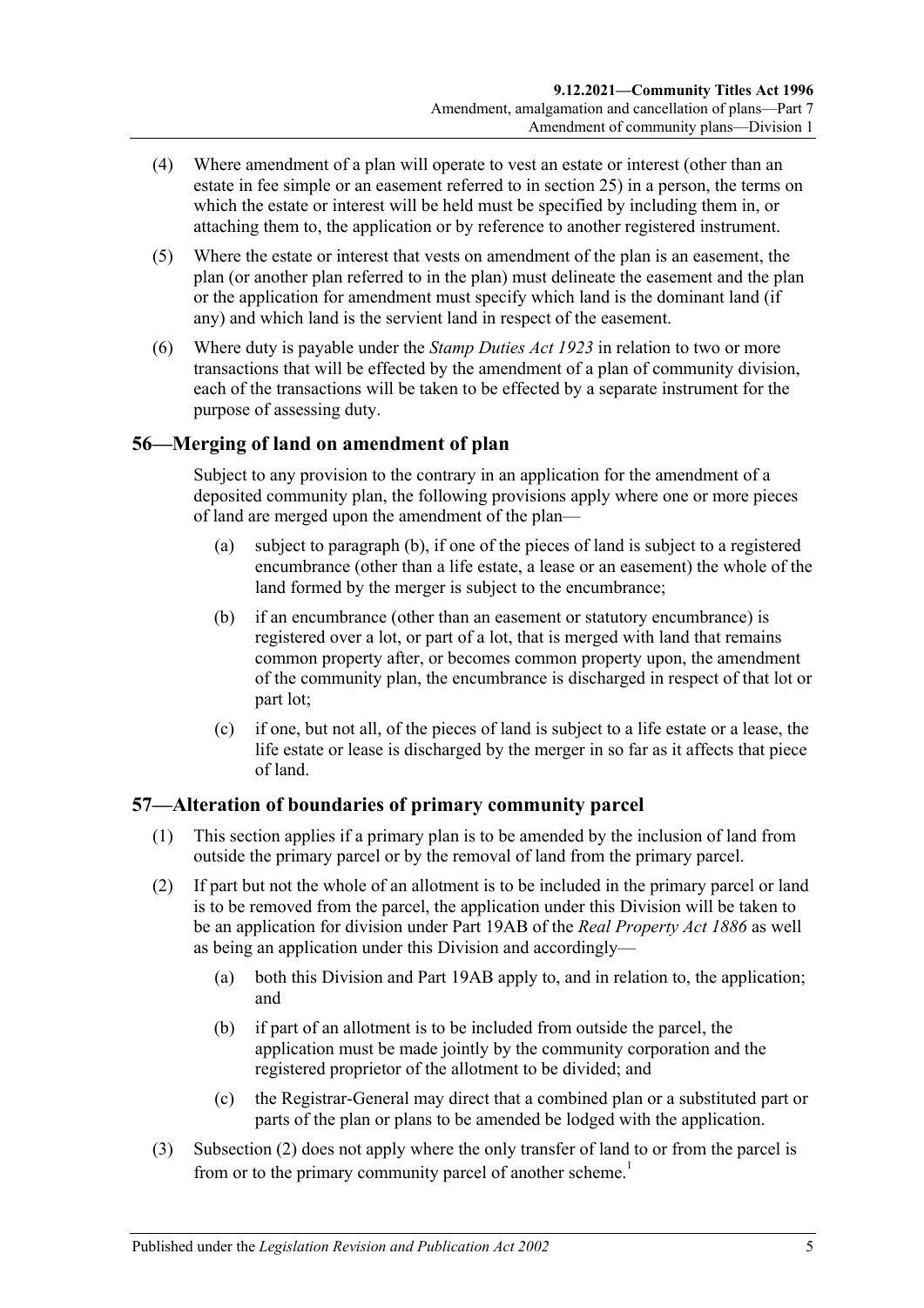(4) Where amendment of a plan will operate to vest an estate or interest (other than an estate in fee simple or an easement referred to in section 25) in a person, the terms on which the estate or interest will be held must be specified by including them in, or attaching them to, the application or by reference to another registered instrument.

(5) Where the estate or interest that vests on amendment of the plan is an easement, the plan (or another plan referred to in the plan) must delineate the easement and the plan or the application for amendment must specify which land is the dominant land (if any) and which land is the servient land in respect of the easement.

(6) Where duty is payable under the *Stamp Duties Act 1923* in relation to two or more transactions that will be effected by the amendment of a plan of community division, each of the transactions will be taken to be effected by a separate instrument for the purpose of assessing duty.

## 56—Merging of land on amendment of plan

Subject to any provision to the contrary in an application for the amendment of a deposited community plan, the following provisions apply where one or more pieces of land are merged upon the amendment of the plan—

(a) subject to paragraph (b), if one of the pieces of land is subject to a registered encumbrance (other than a life estate, a lease or an easement) the whole of the land formed by the merger is subject to the encumbrance;

(b) if an encumbrance (other than an easement or statutory encumbrance) is registered over a lot, or part of a lot, that is merged with land that remains common property after, or becomes common property upon, the amendment of the community plan, the encumbrance is discharged in respect of that lot or part lot;

(c) if one, but not all, of the pieces of land is subject to a life estate or a lease, the life estate or lease is discharged by the merger in so far as it affects that piece of land.

## 57—Alteration of boundaries of primary community parcel

(1) This section applies if a primary plan is to be amended by the inclusion of land from outside the primary parcel or by the removal of land from the primary parcel.

(2) If part but not the whole of an allotment is to be included in the primary parcel or land is to be removed from the parcel, the application under this Division will be taken to be an application for division under Part 19AB of the *Real Property Act 1886* as well as being an application under this Division and accordingly—

(a) both this Division and Part 19AB apply to, and in relation to, the application; and

(b) if part of an allotment is to be included from outside the parcel, the application must be made jointly by the community corporation and the registered proprietor of the allotment to be divided; and

(c) the Registrar-General may direct that a combined plan or a substituted part or parts of the plan or plans to be amended be lodged with the application.

(3) Subsection (2) does not apply where the only transfer of land to or from the parcel is from or to the primary community parcel of another scheme.[1]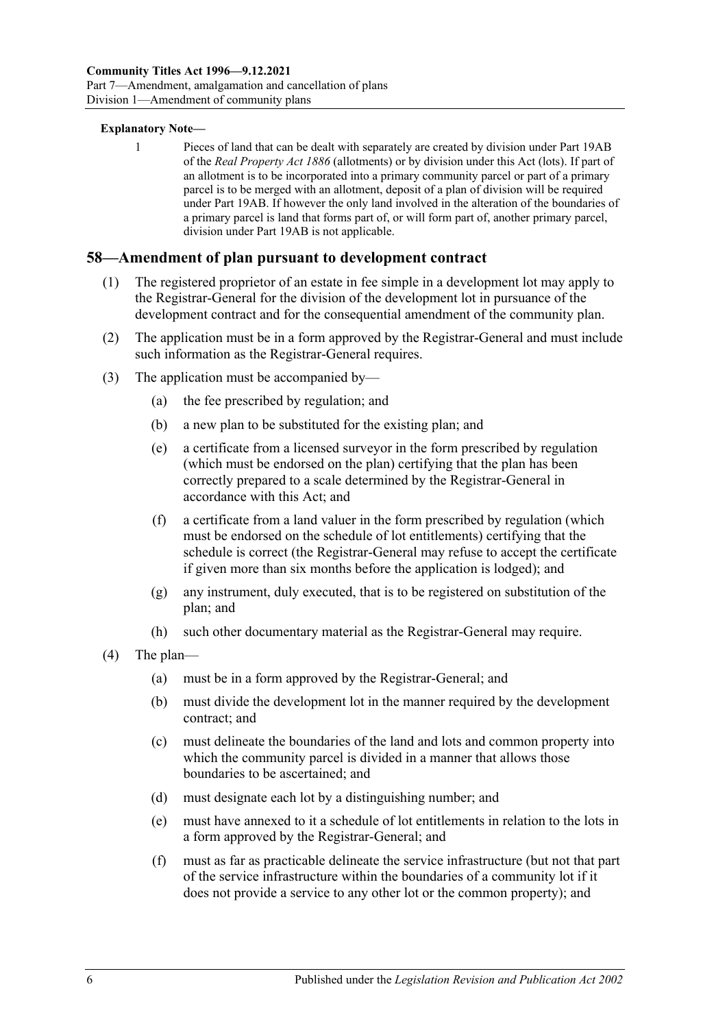**Explanatory Note—**

1 Pieces of land that can be dealt with separately are created by division under Part 19AB of the *Real Property Act 1886* (allotments) or by division under this Act (lots). If part of an allotment is to be incorporated into a primary community parcel or part of a primary parcel is to be merged with an allotment, deposit of a plan of division will be required under Part 19AB. If however the only land involved in the alteration of the boundaries of a primary parcel is land that forms part of, or will form part of, another primary parcel, division under Part 19AB is not applicable.

## 58—Amendment of plan pursuant to development contract

(1) The registered proprietor of an estate in fee simple in a development lot may apply to the Registrar-General for the division of the development lot in pursuance of the development contract and for the consequential amendment of the community plan.

(2) The application must be in a form approved by the Registrar-General and must include such information as the Registrar-General requires.

(3) The application must be accompanied by—

- (a) the fee prescribed by regulation; and
- (b) a new plan to be substituted for the existing plan; and
- (e) a certificate from a licensed surveyor in the form prescribed by regulation (which must be endorsed on the plan) certifying that the plan has been correctly prepared to a scale determined by the Registrar-General in accordance with this Act; and
- (f) a certificate from a land valuer in the form prescribed by regulation (which must be endorsed on the schedule of lot entitlements) certifying that the schedule is correct (the Registrar-General may refuse to accept the certificate if given more than six months before the application is lodged); and
- (g) any instrument, duly executed, that is to be registered on substitution of the plan; and
- (h) such other documentary material as the Registrar-General may require.

(4) The plan—

- (a) must be in a form approved by the Registrar-General; and
- (b) must divide the development lot in the manner required by the development contract; and
- (c) must delineate the boundaries of the land and lots and common property into which the community parcel is divided in a manner that allows those boundaries to be ascertained; and
- (d) must designate each lot by a distinguishing number; and
- (e) must have annexed to it a schedule of lot entitlements in relation to the lots in a form approved by the Registrar-General; and
- (f) must as far as practicable delineate the service infrastructure (but not that part of the service infrastructure within the boundaries of a community lot if it does not provide a service to any other lot or the common property); and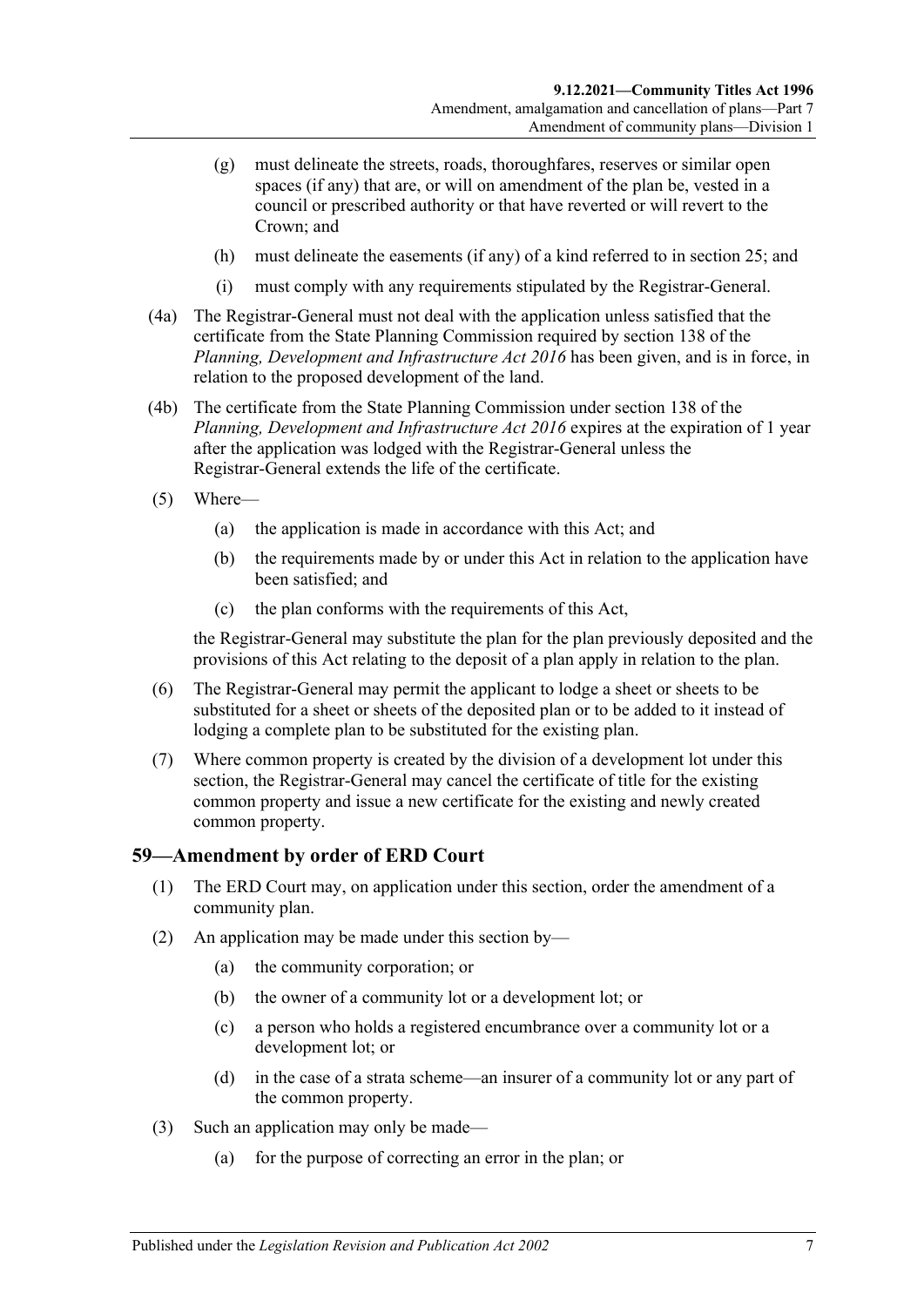(g) must delineate the streets, roads, thoroughfares, reserves or similar open spaces (if any) that are, or will on amendment of the plan be, vested in a council or prescribed authority or that have reverted or will revert to the Crown; and

(h) must delineate the easements (if any) of a kind referred to in section 25; and

(i) must comply with any requirements stipulated by the Registrar-General.

(4a) The Registrar-General must not deal with the application unless satisfied that the certificate from the State Planning Commission required by section 138 of the *Planning, Development and Infrastructure Act 2016* has been given, and is in force, in relation to the proposed development of the land.

(4b) The certificate from the State Planning Commission under section 138 of the *Planning, Development and Infrastructure Act 2016* expires at the expiration of 1 year after the application was lodged with the Registrar-General unless the Registrar-General extends the life of the certificate.

(5) Where—

(a) the application is made in accordance with this Act; and

(b) the requirements made by or under this Act in relation to the application have been satisfied; and

(c) the plan conforms with the requirements of this Act,

the Registrar-General may substitute the plan for the plan previously deposited and the provisions of this Act relating to the deposit of a plan apply in relation to the plan.

(6) The Registrar-General may permit the applicant to lodge a sheet or sheets to be substituted for a sheet or sheets of the deposited plan or to be added to it instead of lodging a complete plan to be substituted for the existing plan.

(7) Where common property is created by the division of a development lot under this section, the Registrar-General may cancel the certificate of title for the existing common property and issue a new certificate for the existing and newly created common property.

## 59—Amendment by order of ERD Court

(1) The ERD Court may, on application under this section, order the amendment of a community plan.

(2) An application may be made under this section by—

(a) the community corporation; or

(b) the owner of a community lot or a development lot; or

(c) a person who holds a registered encumbrance over a community lot or a development lot; or

(d) in the case of a strata scheme—an insurer of a community lot or any part of the common property.

(3) Such an application may only be made—

(a) for the purpose of correcting an error in the plan; or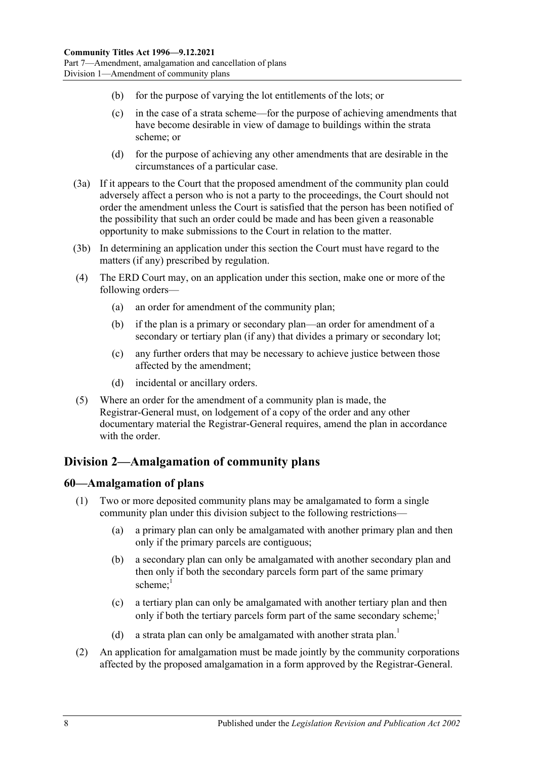(b) for the purpose of varying the lot entitlements of the lots; or

(c) in the case of a strata scheme—for the purpose of achieving amendments that have become desirable in view of damage to buildings within the strata scheme; or

(d) for the purpose of achieving any other amendments that are desirable in the circumstances of a particular case.

(3a) If it appears to the Court that the proposed amendment of the community plan could adversely affect a person who is not a party to the proceedings, the Court should not order the amendment unless the Court is satisfied that the person has been notified of the possibility that such an order could be made and has been given a reasonable opportunity to make submissions to the Court in relation to the matter.

(3b) In determining an application under this section the Court must have regard to the matters (if any) prescribed by regulation.

(4) The ERD Court may, on an application under this section, make one or more of the following orders—

(a) an order for amendment of the community plan;

(b) if the plan is a primary or secondary plan—an order for amendment of a secondary or tertiary plan (if any) that divides a primary or secondary lot;

(c) any further orders that may be necessary to achieve justice between those affected by the amendment;

(d) incidental or ancillary orders.

(5) Where an order for the amendment of a community plan is made, the Registrar-General must, on lodgement of a copy of the order and any other documentary material the Registrar-General requires, amend the plan in accordance with the order.

## Division 2—Amalgamation of community plans

### 60—Amalgamation of plans

(1) Two or more deposited community plans may be amalgamated to form a single community plan under this division subject to the following restrictions—

(a) a primary plan can only be amalgamated with another primary plan and then only if the primary parcels are contiguous;

(b) a secondary plan can only be amalgamated with another secondary plan and then only if both the secondary parcels form part of the same primary scheme;[1]

(c) a tertiary plan can only be amalgamated with another tertiary plan and then only if both the tertiary parcels form part of the same secondary scheme;[1]

(d) a strata plan can only be amalgamated with another strata plan.[1]

(2) An application for amalgamation must be made jointly by the community corporations affected by the proposed amalgamation in a form approved by the Registrar-General.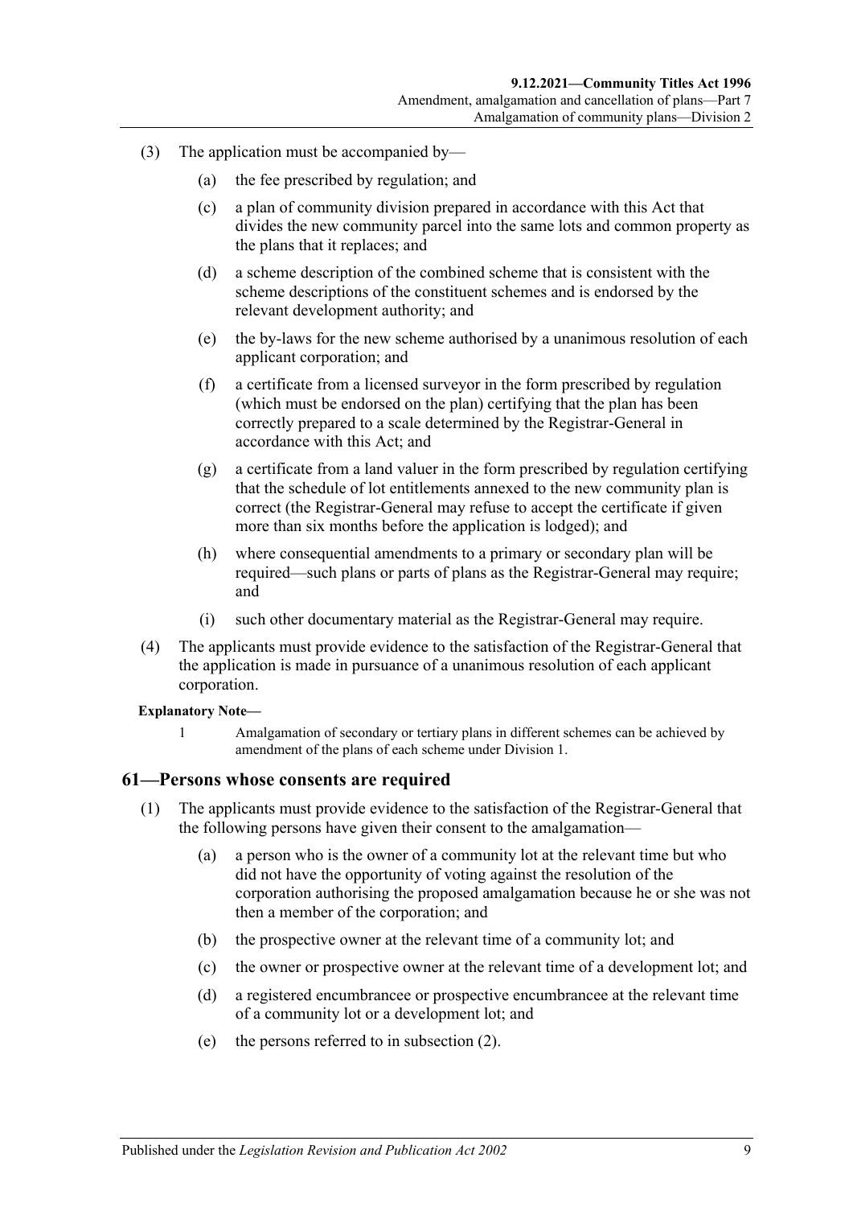(3) The application must be accompanied by—

(a) the fee prescribed by regulation; and

(c) a plan of community division prepared in accordance with this Act that divides the new community parcel into the same lots and common property as the plans that it replaces; and

(d) a scheme description of the combined scheme that is consistent with the scheme descriptions of the constituent schemes and is endorsed by the relevant development authority; and

(e) the by-laws for the new scheme authorised by a unanimous resolution of each applicant corporation; and

(f) a certificate from a licensed surveyor in the form prescribed by regulation (which must be endorsed on the plan) certifying that the plan has been correctly prepared to a scale determined by the Registrar-General in accordance with this Act; and

(g) a certificate from a land valuer in the form prescribed by regulation certifying that the schedule of lot entitlements annexed to the new community plan is correct (the Registrar-General may refuse to accept the certificate if given more than six months before the application is lodged); and

(h) where consequential amendments to a primary or secondary plan will be required—such plans or parts of plans as the Registrar-General may require; and

(i) such other documentary material as the Registrar-General may require.

(4) The applicants must provide evidence to the satisfaction of the Registrar-General that the application is made in pursuance of a unanimous resolution of each applicant corporation.

**Explanatory Note—**

1 Amalgamation of secondary or tertiary plans in different schemes can be achieved by amendment of the plans of each scheme under Division 1.

## 61—Persons whose consents are required

(1) The applicants must provide evidence to the satisfaction of the Registrar-General that the following persons have given their consent to the amalgamation—

(a) a person who is the owner of a community lot at the relevant time but who did not have the opportunity of voting against the resolution of the corporation authorising the proposed amalgamation because he or she was not then a member of the corporation; and

(b) the prospective owner at the relevant time of a community lot; and

(c) the owner or prospective owner at the relevant time of a development lot; and

(d) a registered encumbrancee or prospective encumbrancee at the relevant time of a community lot or a development lot; and

(e) the persons referred to in subsection (2).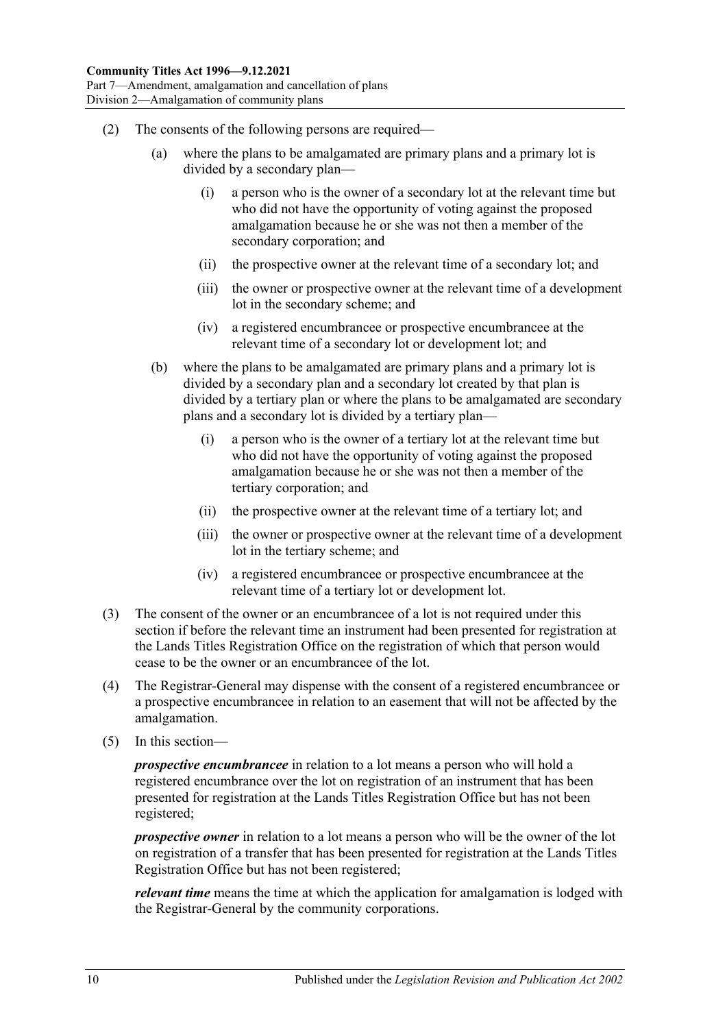(2) The consents of the following persons are required—

(a) where the plans to be amalgamated are primary plans and a primary lot is divided by a secondary plan—

(i) a person who is the owner of a secondary lot at the relevant time but who did not have the opportunity of voting against the proposed amalgamation because he or she was not then a member of the secondary corporation; and

(ii) the prospective owner at the relevant time of a secondary lot; and

(iii) the owner or prospective owner at the relevant time of a development lot in the secondary scheme; and

(iv) a registered encumbrancee or prospective encumbrancee at the relevant time of a secondary lot or development lot; and

(b) where the plans to be amalgamated are primary plans and a primary lot is divided by a secondary plan and a secondary lot created by that plan is divided by a tertiary plan or where the plans to be amalgamated are secondary plans and a secondary lot is divided by a tertiary plan—

(i) a person who is the owner of a tertiary lot at the relevant time but who did not have the opportunity of voting against the proposed amalgamation because he or she was not then a member of the tertiary corporation; and

(ii) the prospective owner at the relevant time of a tertiary lot; and

(iii) the owner or prospective owner at the relevant time of a development lot in the tertiary scheme; and

(iv) a registered encumbrancee or prospective encumbrancee at the relevant time of a tertiary lot or development lot.

(3) The consent of the owner or an encumbrancee of a lot is not required under this section if before the relevant time an instrument had been presented for registration at the Lands Titles Registration Office on the registration of which that person would cease to be the owner or an encumbrancee of the lot.

(4) The Registrar-General may dispense with the consent of a registered encumbrancee or a prospective encumbrancee in relation to an easement that will not be affected by the amalgamation.

(5) In this section—

***prospective encumbrancee*** in relation to a lot means a person who will hold a registered encumbrance over the lot on registration of an instrument that has been presented for registration at the Lands Titles Registration Office but has not been registered;

***prospective owner*** in relation to a lot means a person who will be the owner of the lot on registration of a transfer that has been presented for registration at the Lands Titles Registration Office but has not been registered;

***relevant time*** means the time at which the application for amalgamation is lodged with the Registrar-General by the community corporations.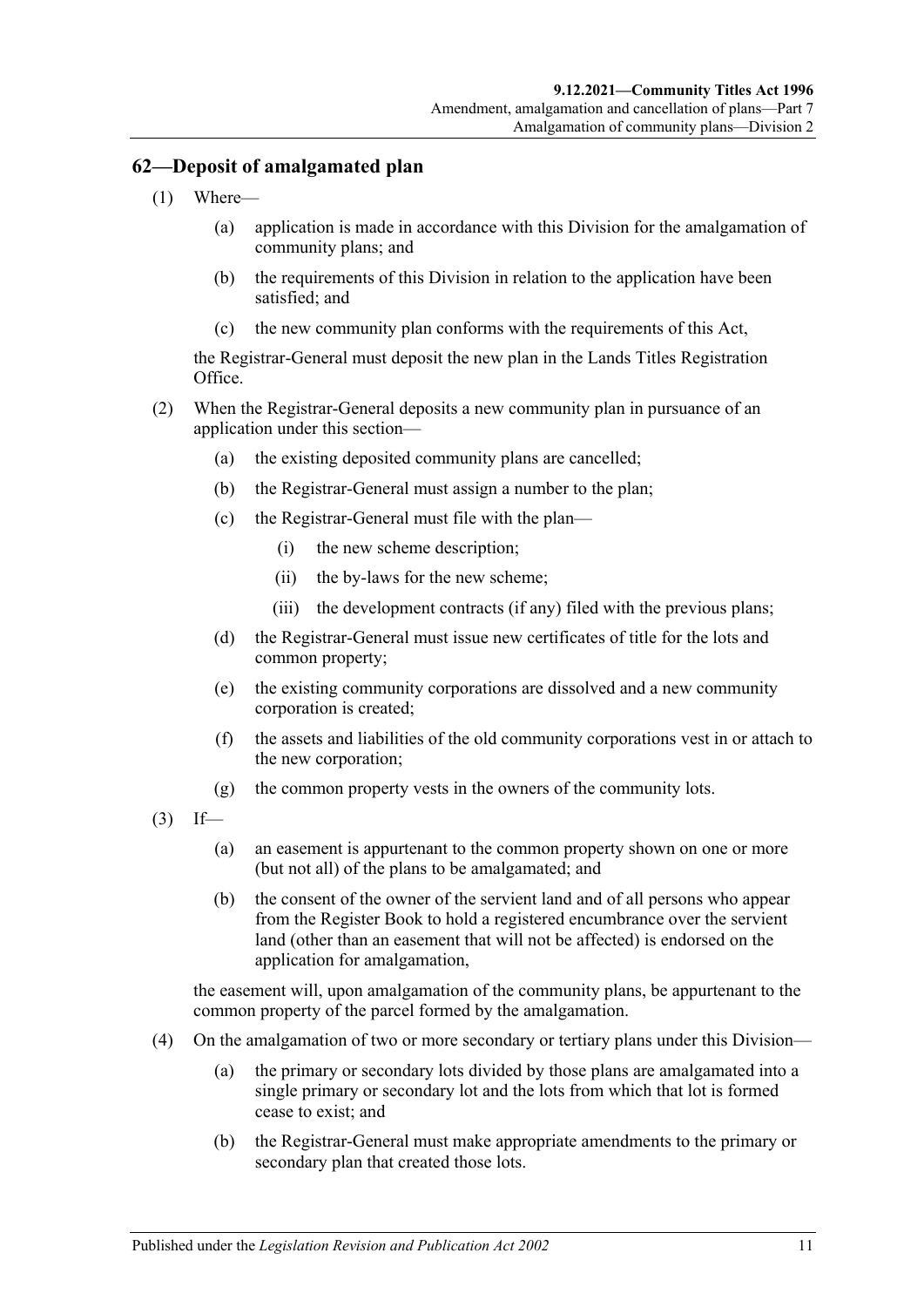## 62—Deposit of amalgamated plan

(1) Where—

(a) application is made in accordance with this Division for the amalgamation of community plans; and

(b) the requirements of this Division in relation to the application have been satisfied; and

(c) the new community plan conforms with the requirements of this Act,

the Registrar-General must deposit the new plan in the Lands Titles Registration Office.

(2) When the Registrar-General deposits a new community plan in pursuance of an application under this section—

(a) the existing deposited community plans are cancelled;

(b) the Registrar-General must assign a number to the plan;

(c) the Registrar-General must file with the plan—

(i) the new scheme description;

(ii) the by-laws for the new scheme;

(iii) the development contracts (if any) filed with the previous plans;

(d) the Registrar-General must issue new certificates of title for the lots and common property;

(e) the existing community corporations are dissolved and a new community corporation is created;

(f) the assets and liabilities of the old community corporations vest in or attach to the new corporation;

(g) the common property vests in the owners of the community lots.

(3) If—

(a) an easement is appurtenant to the common property shown on one or more (but not all) of the plans to be amalgamated; and

(b) the consent of the owner of the servient land and of all persons who appear from the Register Book to hold a registered encumbrance over the servient land (other than an easement that will not be affected) is endorsed on the application for amalgamation,

the easement will, upon amalgamation of the community plans, be appurtenant to the common property of the parcel formed by the amalgamation.

(4) On the amalgamation of two or more secondary or tertiary plans under this Division—

(a) the primary or secondary lots divided by those plans are amalgamated into a single primary or secondary lot and the lots from which that lot is formed cease to exist; and

(b) the Registrar-General must make appropriate amendments to the primary or secondary plan that created those lots.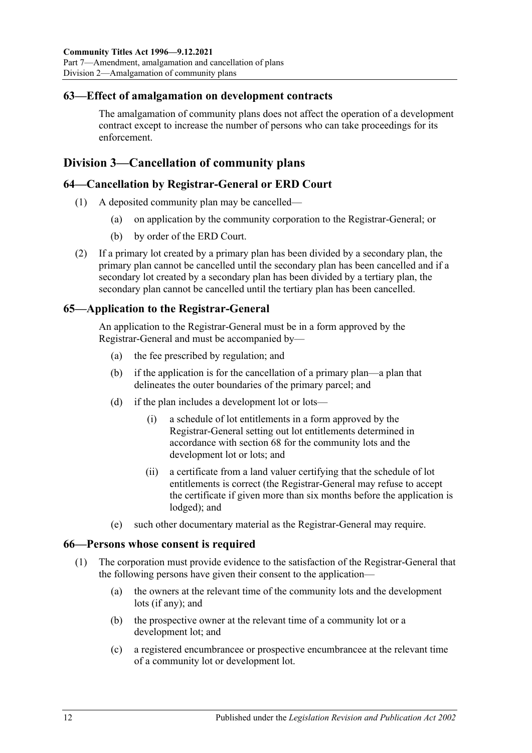## 63—Effect of amalgamation on development contracts

The amalgamation of community plans does not affect the operation of a development contract except to increase the number of persons who can take proceedings for its enforcement.

# Division 3—Cancellation of community plans

## 64—Cancellation by Registrar-General or ERD Court

(1) A deposited community plan may be cancelled—

 (a) on application by the community corporation to the Registrar-General; or

 (b) by order of the ERD Court.

(2) If a primary lot created by a primary plan has been divided by a secondary plan, the primary plan cannot be cancelled until the secondary plan has been cancelled and if a secondary lot created by a secondary plan has been divided by a tertiary plan, the secondary plan cannot be cancelled until the tertiary plan has been cancelled.

## 65—Application to the Registrar-General

An application to the Registrar-General must be in a form approved by the Registrar-General and must be accompanied by—

 (a) the fee prescribed by regulation; and

 (b) if the application is for the cancellation of a primary plan—a plan that delineates the outer boundaries of the primary parcel; and

 (d) if the plan includes a development lot or lots—

  (i) a schedule of lot entitlements in a form approved by the Registrar-General setting out lot entitlements determined in accordance with section 68 for the community lots and the development lot or lots; and

  (ii) a certificate from a land valuer certifying that the schedule of lot entitlements is correct (the Registrar-General may refuse to accept the certificate if given more than six months before the application is lodged); and

 (e) such other documentary material as the Registrar-General may require.

## 66—Persons whose consent is required

(1) The corporation must provide evidence to the satisfaction of the Registrar-General that the following persons have given their consent to the application—

 (a) the owners at the relevant time of the community lots and the development lots (if any); and

 (b) the prospective owner at the relevant time of a community lot or a development lot; and

 (c) a registered encumbrancee or prospective encumbrancee at the relevant time of a community lot or development lot.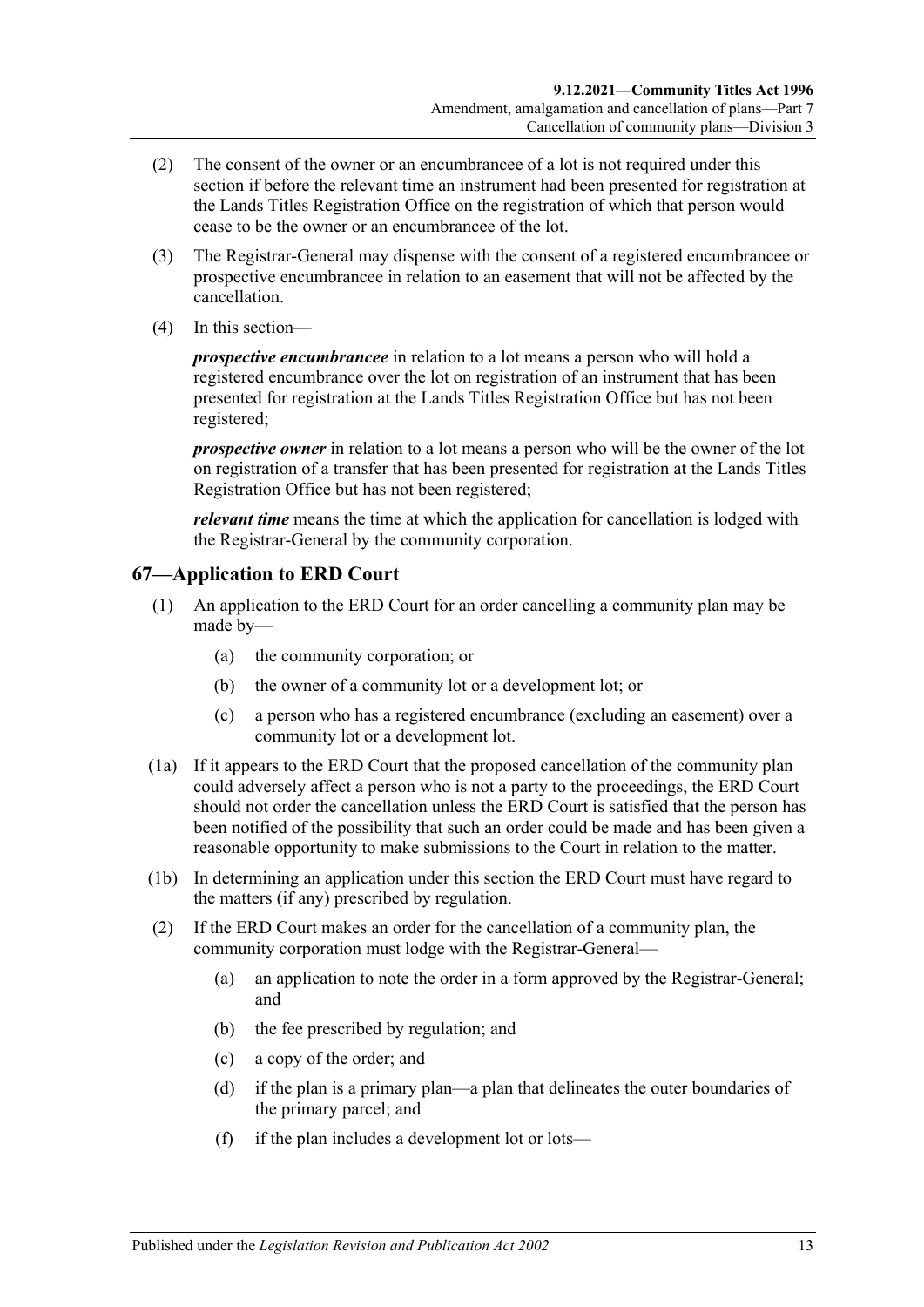(2) The consent of the owner or an encumbrancee of a lot is not required under this section if before the relevant time an instrument had been presented for registration at the Lands Titles Registration Office on the registration of which that person would cease to be the owner or an encumbrancee of the lot.

(3) The Registrar-General may dispense with the consent of a registered encumbrancee or prospective encumbrancee in relation to an easement that will not be affected by the cancellation.

(4) In this section—

***prospective encumbrancee*** in relation to a lot means a person who will hold a registered encumbrance over the lot on registration of an instrument that has been presented for registration at the Lands Titles Registration Office but has not been registered;

***prospective owner*** in relation to a lot means a person who will be the owner of the lot on registration of a transfer that has been presented for registration at the Lands Titles Registration Office but has not been registered;

***relevant time*** means the time at which the application for cancellation is lodged with the Registrar-General by the community corporation.

## 67—Application to ERD Court

(1) An application to the ERD Court for an order cancelling a community plan may be made by—

(a) the community corporation; or

(b) the owner of a community lot or a development lot; or

(c) a person who has a registered encumbrance (excluding an easement) over a community lot or a development lot.

(1a) If it appears to the ERD Court that the proposed cancellation of the community plan could adversely affect a person who is not a party to the proceedings, the ERD Court should not order the cancellation unless the ERD Court is satisfied that the person has been notified of the possibility that such an order could be made and has been given a reasonable opportunity to make submissions to the Court in relation to the matter.

(1b) In determining an application under this section the ERD Court must have regard to the matters (if any) prescribed by regulation.

(2) If the ERD Court makes an order for the cancellation of a community plan, the community corporation must lodge with the Registrar-General—

(a) an application to note the order in a form approved by the Registrar-General; and

(b) the fee prescribed by regulation; and

(c) a copy of the order; and

(d) if the plan is a primary plan—a plan that delineates the outer boundaries of the primary parcel; and

(f) if the plan includes a development lot or lots—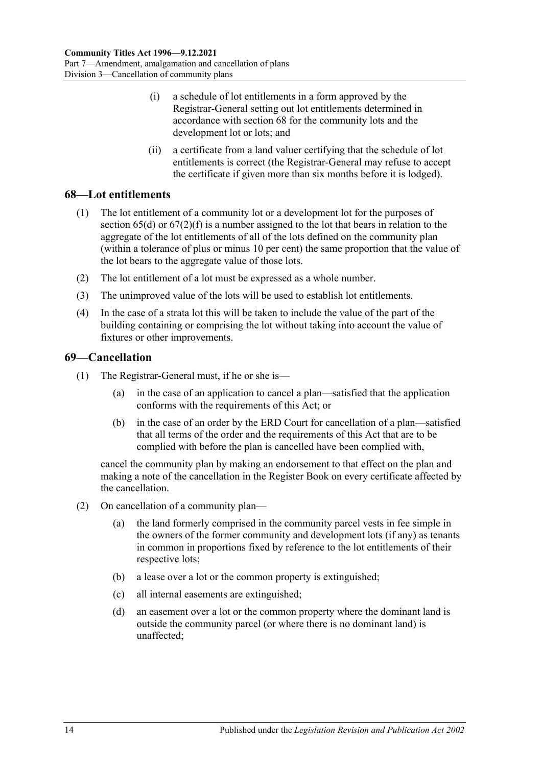(i) a schedule of lot entitlements in a form approved by the Registrar-General setting out lot entitlements determined in accordance with section 68 for the community lots and the development lot or lots; and

(ii) a certificate from a land valuer certifying that the schedule of lot entitlements is correct (the Registrar-General may refuse to accept the certificate if given more than six months before it is lodged).

## 68—Lot entitlements

(1) The lot entitlement of a community lot or a development lot for the purposes of section 65(d) or 67(2)(f) is a number assigned to the lot that bears in relation to the aggregate of the lot entitlements of all of the lots defined on the community plan (within a tolerance of plus or minus 10 per cent) the same proportion that the value of the lot bears to the aggregate value of those lots.

(2) The lot entitlement of a lot must be expressed as a whole number.

(3) The unimproved value of the lots will be used to establish lot entitlements.

(4) In the case of a strata lot this will be taken to include the value of the part of the building containing or comprising the lot without taking into account the value of fixtures or other improvements.

## 69—Cancellation

(1) The Registrar-General must, if he or she is—

(a) in the case of an application to cancel a plan—satisfied that the application conforms with the requirements of this Act; or

(b) in the case of an order by the ERD Court for cancellation of a plan—satisfied that all terms of the order and the requirements of this Act that are to be complied with before the plan is cancelled have been complied with,

cancel the community plan by making an endorsement to that effect on the plan and making a note of the cancellation in the Register Book on every certificate affected by the cancellation.

(2) On cancellation of a community plan—

(a) the land formerly comprised in the community parcel vests in fee simple in the owners of the former community and development lots (if any) as tenants in common in proportions fixed by reference to the lot entitlements of their respective lots;

(b) a lease over a lot or the common property is extinguished;

(c) all internal easements are extinguished;

(d) an easement over a lot or the common property where the dominant land is outside the community parcel (or where there is no dominant land) is unaffected;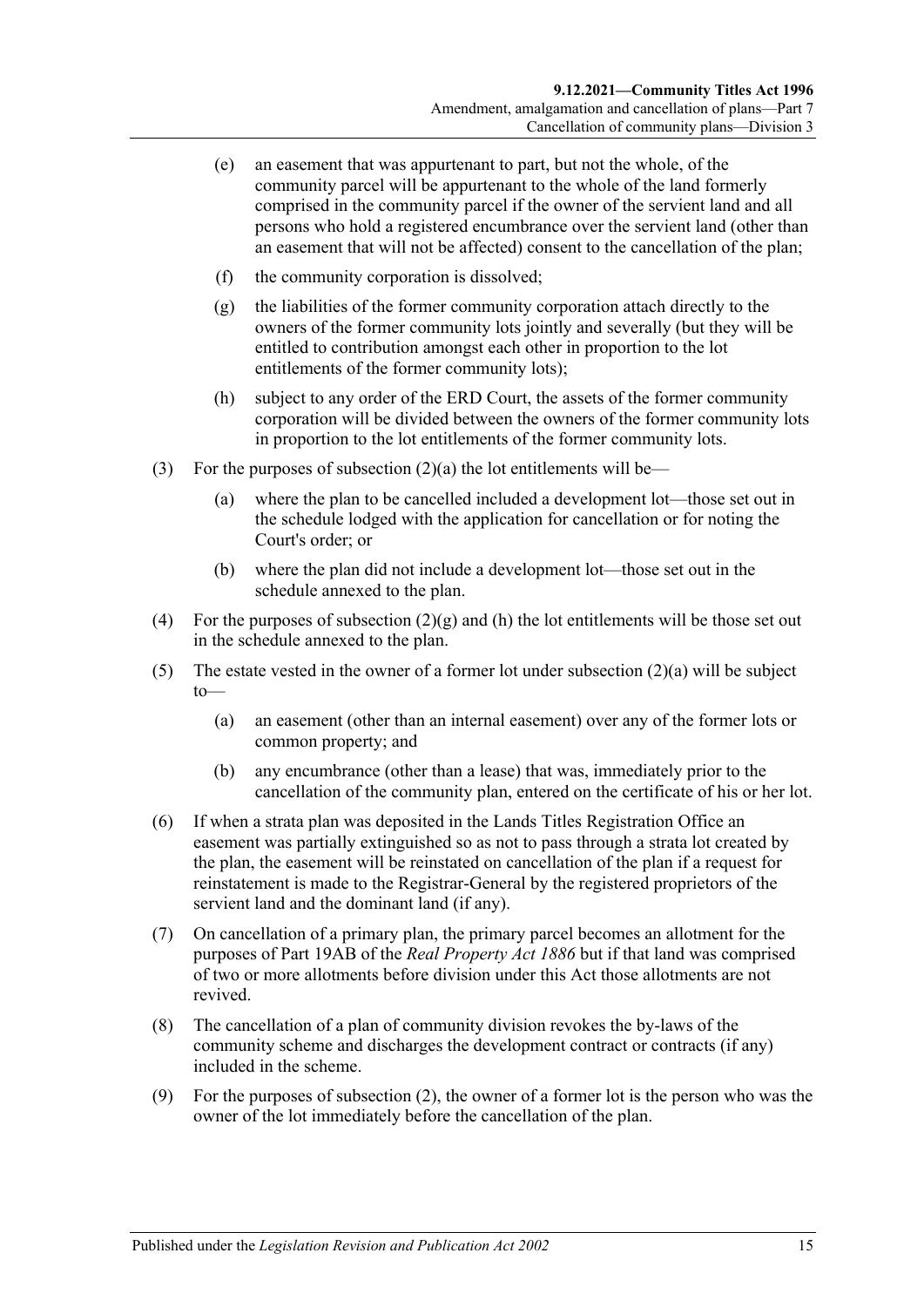(e) an easement that was appurtenant to part, but not the whole, of the community parcel will be appurtenant to the whole of the land formerly comprised in the community parcel if the owner of the servient land and all persons who hold a registered encumbrance over the servient land (other than an easement that will not be affected) consent to the cancellation of the plan;

(f) the community corporation is dissolved;

(g) the liabilities of the former community corporation attach directly to the owners of the former community lots jointly and severally (but they will be entitled to contribution amongst each other in proportion to the lot entitlements of the former community lots);

(h) subject to any order of the ERD Court, the assets of the former community corporation will be divided between the owners of the former community lots in proportion to the lot entitlements of the former community lots.

(3) For the purposes of subsection (2)(a) the lot entitlements will be—

(a) where the plan to be cancelled included a development lot—those set out in the schedule lodged with the application for cancellation or for noting the Court's order; or

(b) where the plan did not include a development lot—those set out in the schedule annexed to the plan.

(4) For the purposes of subsection (2)(g) and (h) the lot entitlements will be those set out in the schedule annexed to the plan.

(5) The estate vested in the owner of a former lot under subsection (2)(a) will be subject to—

(a) an easement (other than an internal easement) over any of the former lots or common property; and

(b) any encumbrance (other than a lease) that was, immediately prior to the cancellation of the community plan, entered on the certificate of his or her lot.

(6) If when a strata plan was deposited in the Lands Titles Registration Office an easement was partially extinguished so as not to pass through a strata lot created by the plan, the easement will be reinstated on cancellation of the plan if a request for reinstatement is made to the Registrar-General by the registered proprietors of the servient land and the dominant land (if any).

(7) On cancellation of a primary plan, the primary parcel becomes an allotment for the purposes of Part 19AB of the *Real Property Act 1886* but if that land was comprised of two or more allotments before division under this Act those allotments are not revived.

(8) The cancellation of a plan of community division revokes the by-laws of the community scheme and discharges the development contract or contracts (if any) included in the scheme.

(9) For the purposes of subsection (2), the owner of a former lot is the person who was the owner of the lot immediately before the cancellation of the plan.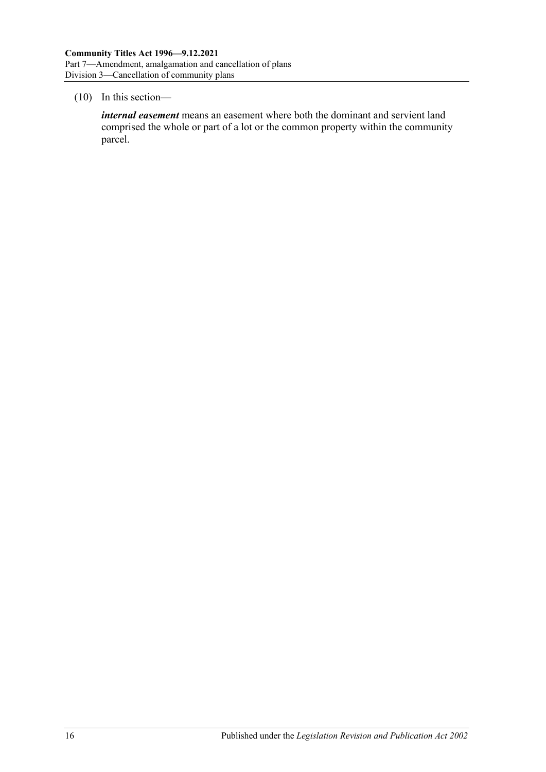(10) In this section—

***internal easement*** means an easement where both the dominant and servient land comprised the whole or part of a lot or the common property within the community parcel.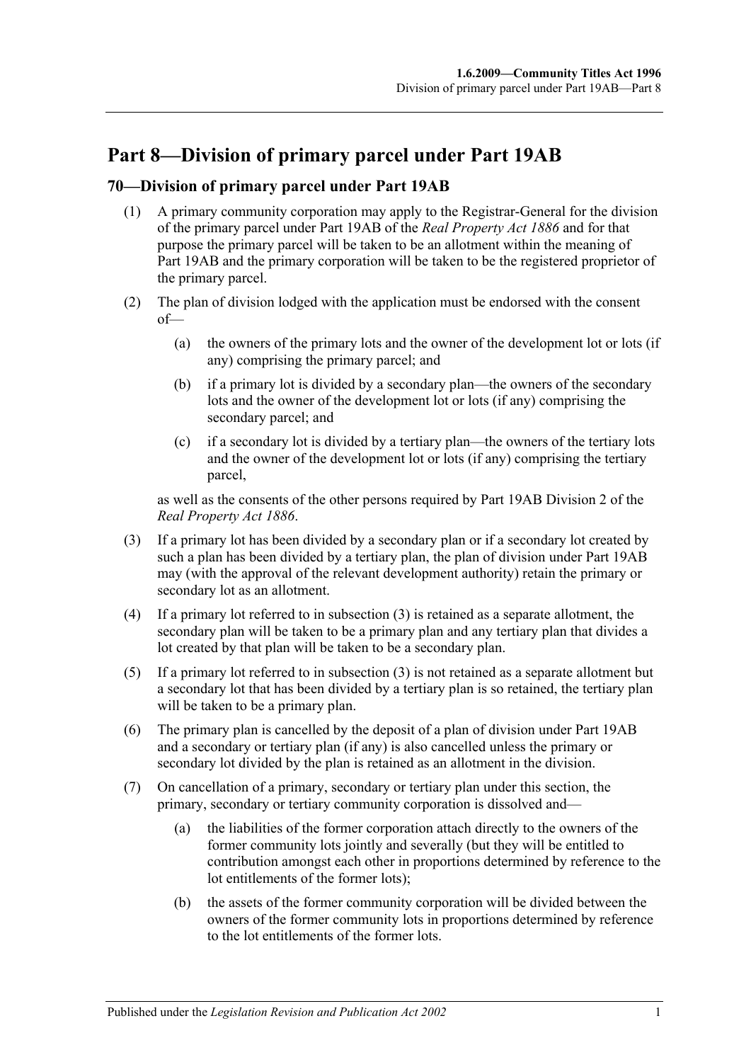# Part 8—Division of primary parcel under Part 19AB

## 70—Division of primary parcel under Part 19AB

(1) A primary community corporation may apply to the Registrar-General for the division of the primary parcel under Part 19AB of the *Real Property Act 1886* and for that purpose the primary parcel will be taken to be an allotment within the meaning of Part 19AB and the primary corporation will be taken to be the registered proprietor of the primary parcel.

(2) The plan of division lodged with the application must be endorsed with the consent of—

(a) the owners of the primary lots and the owner of the development lot or lots (if any) comprising the primary parcel; and

(b) if a primary lot is divided by a secondary plan—the owners of the secondary lots and the owner of the development lot or lots (if any) comprising the secondary parcel; and

(c) if a secondary lot is divided by a tertiary plan—the owners of the tertiary lots and the owner of the development lot or lots (if any) comprising the tertiary parcel,

as well as the consents of the other persons required by Part 19AB Division 2 of the *Real Property Act 1886*.

(3) If a primary lot has been divided by a secondary plan or if a secondary lot created by such a plan has been divided by a tertiary plan, the plan of division under Part 19AB may (with the approval of the relevant development authority) retain the primary or secondary lot as an allotment.

(4) If a primary lot referred to in subsection (3) is retained as a separate allotment, the secondary plan will be taken to be a primary plan and any tertiary plan that divides a lot created by that plan will be taken to be a secondary plan.

(5) If a primary lot referred to in subsection (3) is not retained as a separate allotment but a secondary lot that has been divided by a tertiary plan is so retained, the tertiary plan will be taken to be a primary plan.

(6) The primary plan is cancelled by the deposit of a plan of division under Part 19AB and a secondary or tertiary plan (if any) is also cancelled unless the primary or secondary lot divided by the plan is retained as an allotment in the division.

(7) On cancellation of a primary, secondary or tertiary plan under this section, the primary, secondary or tertiary community corporation is dissolved and—

(a) the liabilities of the former corporation attach directly to the owners of the former community lots jointly and severally (but they will be entitled to contribution amongst each other in proportions determined by reference to the lot entitlements of the former lots);

(b) the assets of the former community corporation will be divided between the owners of the former community lots in proportions determined by reference to the lot entitlements of the former lots.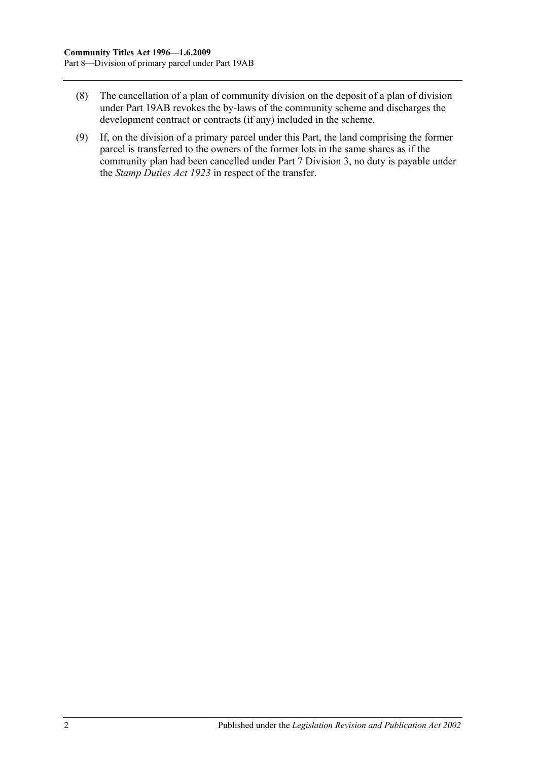(8) The cancellation of a plan of community division on the deposit of a plan of division under Part 19AB revokes the by-laws of the community scheme and discharges the development contract or contracts (if any) included in the scheme.

(9) If, on the division of a primary parcel under this Part, the land comprising the former parcel is transferred to the owners of the former lots in the same shares as if the community plan had been cancelled under Part 7 Division 3, no duty is payable under the *Stamp Duties Act 1923* in respect of the transfer.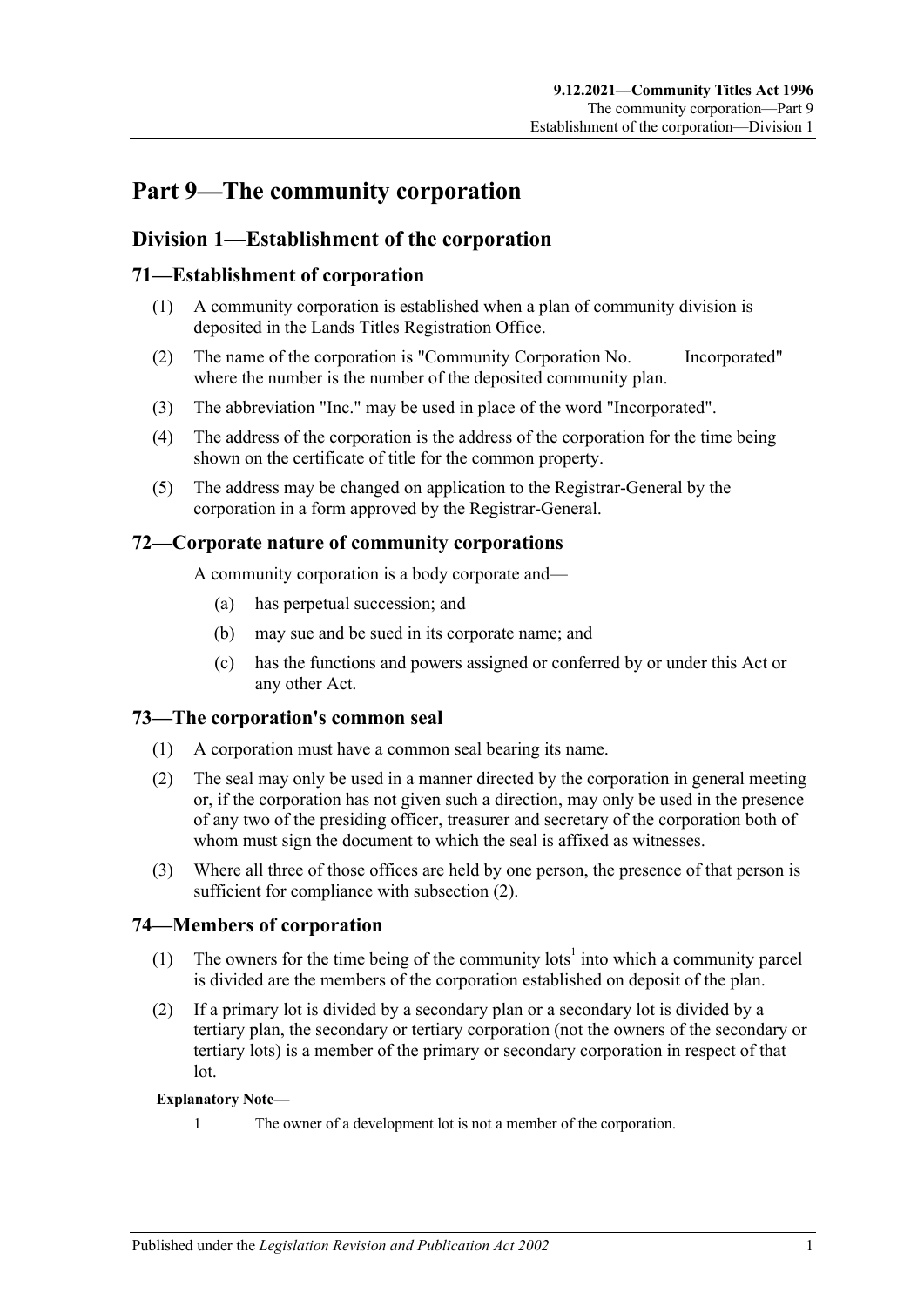# Part 9—The community corporation

## Division 1—Establishment of the corporation

### 71—Establishment of corporation

(1) A community corporation is established when a plan of community division is deposited in the Lands Titles Registration Office.

(2) The name of the corporation is "Community Corporation No.          Incorporated" where the number is the number of the deposited community plan.

(3) The abbreviation "Inc." may be used in place of the word "Incorporated".

(4) The address of the corporation is the address of the corporation for the time being shown on the certificate of title for the common property.

(5) The address may be changed on application to the Registrar-General by the corporation in a form approved by the Registrar-General.

### 72—Corporate nature of community corporations

A community corporation is a body corporate and—

(a) has perpetual succession; and

(b) may sue and be sued in its corporate name; and

(c) has the functions and powers assigned or conferred by or under this Act or any other Act.

### 73—The corporation's common seal

(1) A corporation must have a common seal bearing its name.

(2) The seal may only be used in a manner directed by the corporation in general meeting or, if the corporation has not given such a direction, may only be used in the presence of any two of the presiding officer, treasurer and secretary of the corporation both of whom must sign the document to which the seal is affixed as witnesses.

(3) Where all three of those offices are held by one person, the presence of that person is sufficient for compliance with subsection (2).

### 74—Members of corporation

(1) The owners for the time being of the community lots[1] into which a community parcel is divided are the members of the corporation established on deposit of the plan.

(2) If a primary lot is divided by a secondary plan or a secondary lot is divided by a tertiary plan, the secondary or tertiary corporation (not the owners of the secondary or tertiary lots) is a member of the primary or secondary corporation in respect of that lot.

**Explanatory Note—**

1 The owner of a development lot is not a member of the corporation.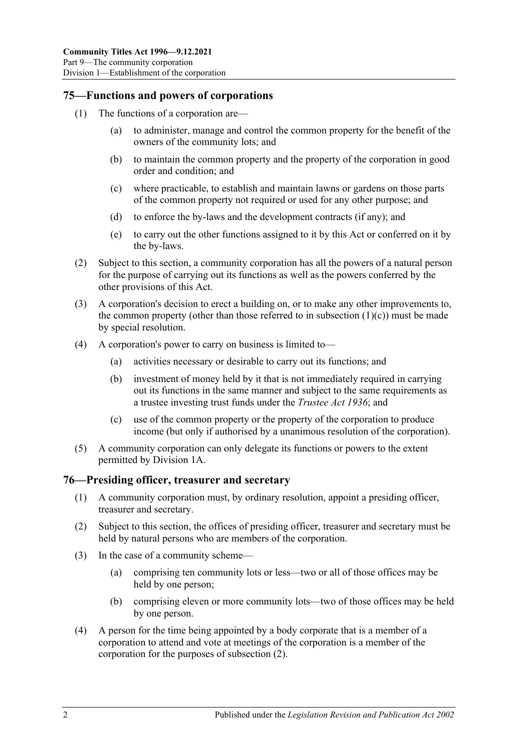## 75—Functions and powers of corporations

(1) The functions of a corporation are—

(a) to administer, manage and control the common property for the benefit of the owners of the community lots; and

(b) to maintain the common property and the property of the corporation in good order and condition; and

(c) where practicable, to establish and maintain lawns or gardens on those parts of the common property not required or used for any other purpose; and

(d) to enforce the by-laws and the development contracts (if any); and

(e) to carry out the other functions assigned to it by this Act or conferred on it by the by-laws.

(2) Subject to this section, a community corporation has all the powers of a natural person for the purpose of carrying out its functions as well as the powers conferred by the other provisions of this Act.

(3) A corporation's decision to erect a building on, or to make any other improvements to, the common property (other than those referred to in subsection (1)(c)) must be made by special resolution.

(4) A corporation's power to carry on business is limited to—

(a) activities necessary or desirable to carry out its functions; and

(b) investment of money held by it that is not immediately required in carrying out its functions in the same manner and subject to the same requirements as a trustee investing trust funds under the *Trustee Act 1936*; and

(c) use of the common property or the property of the corporation to produce income (but only if authorised by a unanimous resolution of the corporation).

(5) A community corporation can only delegate its functions or powers to the extent permitted by Division 1A.

## 76—Presiding officer, treasurer and secretary

(1) A community corporation must, by ordinary resolution, appoint a presiding officer, treasurer and secretary.

(2) Subject to this section, the offices of presiding officer, treasurer and secretary must be held by natural persons who are members of the corporation.

(3) In the case of a community scheme—

(a) comprising ten community lots or less—two or all of those offices may be held by one person;

(b) comprising eleven or more community lots—two of those offices may be held by one person.

(4) A person for the time being appointed by a body corporate that is a member of a corporation to attend and vote at meetings of the corporation is a member of the corporation for the purposes of subsection (2).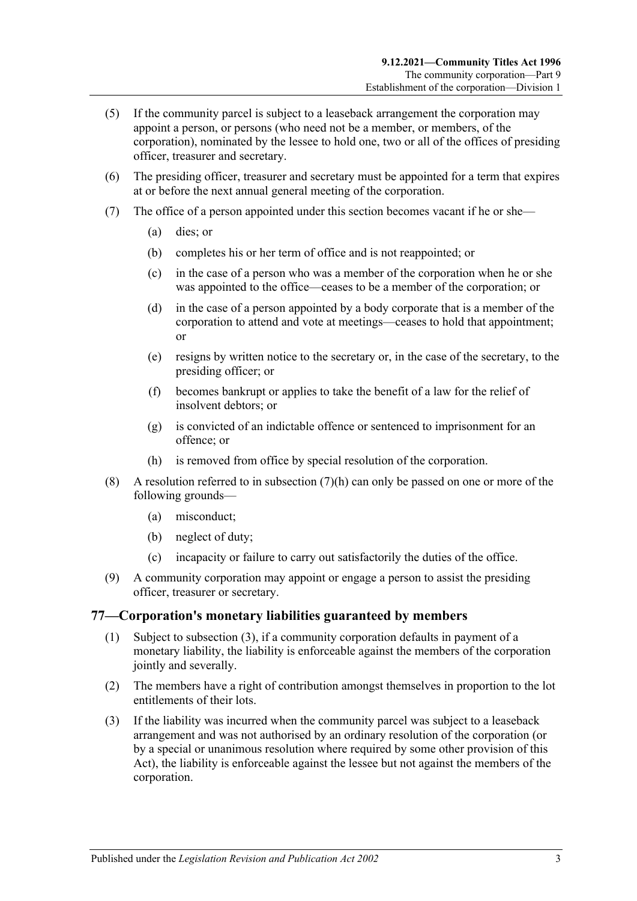(5) If the community parcel is subject to a leaseback arrangement the corporation may appoint a person, or persons (who need not be a member, or members, of the corporation), nominated by the lessee to hold one, two or all of the offices of presiding officer, treasurer and secretary.

(6) The presiding officer, treasurer and secretary must be appointed for a term that expires at or before the next annual general meeting of the corporation.

(7) The office of a person appointed under this section becomes vacant if he or she—

- (a) dies; or
- (b) completes his or her term of office and is not reappointed; or
- (c) in the case of a person who was a member of the corporation when he or she was appointed to the office—ceases to be a member of the corporation; or
- (d) in the case of a person appointed by a body corporate that is a member of the corporation to attend and vote at meetings—ceases to hold that appointment; or
- (e) resigns by written notice to the secretary or, in the case of the secretary, to the presiding officer; or
- (f) becomes bankrupt or applies to take the benefit of a law for the relief of insolvent debtors; or
- (g) is convicted of an indictable offence or sentenced to imprisonment for an offence; or
- (h) is removed from office by special resolution of the corporation.

(8) A resolution referred to in subsection (7)(h) can only be passed on one or more of the following grounds—

- (a) misconduct;
- (b) neglect of duty;
- (c) incapacity or failure to carry out satisfactorily the duties of the office.

(9) A community corporation may appoint or engage a person to assist the presiding officer, treasurer or secretary.

## 77—Corporation's monetary liabilities guaranteed by members

(1) Subject to subsection (3), if a community corporation defaults in payment of a monetary liability, the liability is enforceable against the members of the corporation jointly and severally.

(2) The members have a right of contribution amongst themselves in proportion to the lot entitlements of their lots.

(3) If the liability was incurred when the community parcel was subject to a leaseback arrangement and was not authorised by an ordinary resolution of the corporation (or by a special or unanimous resolution where required by some other provision of this Act), the liability is enforceable against the lessee but not against the members of the corporation.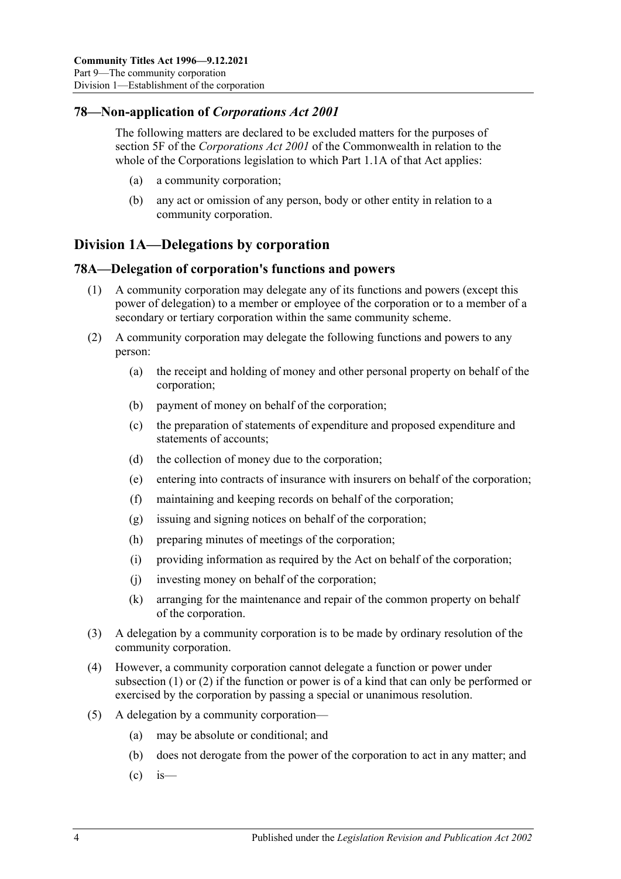## 78—Non-application of *Corporations Act 2001*

The following matters are declared to be excluded matters for the purposes of section 5F of the *Corporations Act 2001* of the Commonwealth in relation to the whole of the Corporations legislation to which Part 1.1A of that Act applies:

(a) a community corporation;

(b) any act or omission of any person, body or other entity in relation to a community corporation.

# Division 1A—Delegations by corporation

## 78A—Delegation of corporation's functions and powers

(1) A community corporation may delegate any of its functions and powers (except this power of delegation) to a member or employee of the corporation or to a member of a secondary or tertiary corporation within the same community scheme.

(2) A community corporation may delegate the following functions and powers to any person:

(a) the receipt and holding of money and other personal property on behalf of the corporation;

(b) payment of money on behalf of the corporation;

(c) the preparation of statements of expenditure and proposed expenditure and statements of accounts;

(d) the collection of money due to the corporation;

(e) entering into contracts of insurance with insurers on behalf of the corporation;

(f) maintaining and keeping records on behalf of the corporation;

(g) issuing and signing notices on behalf of the corporation;

(h) preparing minutes of meetings of the corporation;

(i) providing information as required by the Act on behalf of the corporation;

(j) investing money on behalf of the corporation;

(k) arranging for the maintenance and repair of the common property on behalf of the corporation.

(3) A delegation by a community corporation is to be made by ordinary resolution of the community corporation.

(4) However, a community corporation cannot delegate a function or power under subsection (1) or (2) if the function or power is of a kind that can only be performed or exercised by the corporation by passing a special or unanimous resolution.

(5) A delegation by a community corporation—

(a) may be absolute or conditional; and

(b) does not derogate from the power of the corporation to act in any matter; and

(c) is—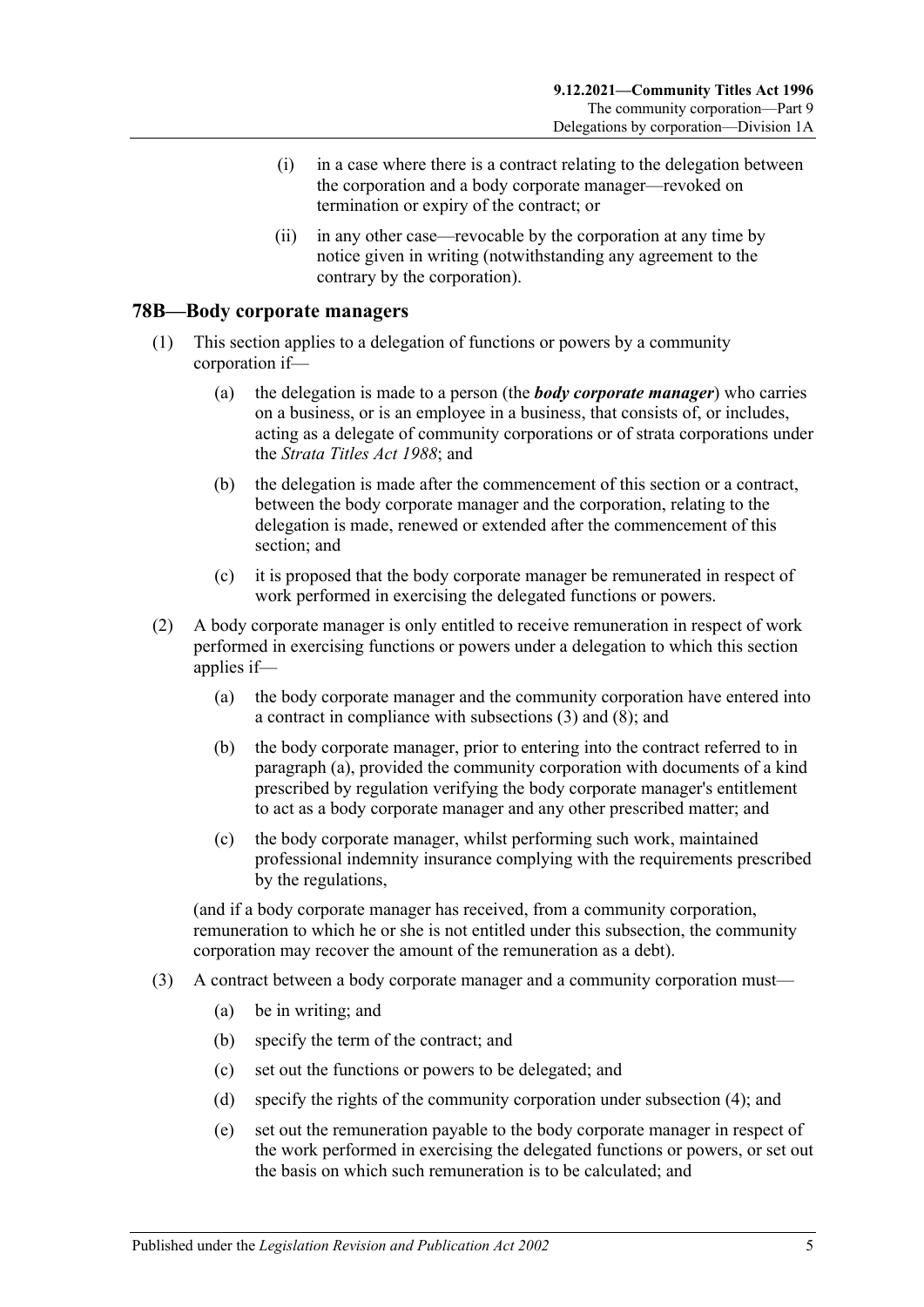- (i) in a case where there is a contract relating to the delegation between the corporation and a body corporate manager—revoked on termination or expiry of the contract; or
- (ii) in any other case—revocable by the corporation at any time by notice given in writing (notwithstanding any agreement to the contrary by the corporation).

## 78B—Body corporate managers

(1) This section applies to a delegation of functions or powers by a community corporation if—

- (a) the delegation is made to a person (the ***body corporate manager***) who carries on a business, or is an employee in a business, that consists of, or includes, acting as a delegate of community corporations or of strata corporations under the *Strata Titles Act 1988*; and
- (b) the delegation is made after the commencement of this section or a contract, between the body corporate manager and the corporation, relating to the delegation is made, renewed or extended after the commencement of this section; and
- (c) it is proposed that the body corporate manager be remunerated in respect of work performed in exercising the delegated functions or powers.

(2) A body corporate manager is only entitled to receive remuneration in respect of work performed in exercising functions or powers under a delegation to which this section applies if—

- (a) the body corporate manager and the community corporation have entered into a contract in compliance with subsections (3) and (8); and
- (b) the body corporate manager, prior to entering into the contract referred to in paragraph (a), provided the community corporation with documents of a kind prescribed by regulation verifying the body corporate manager's entitlement to act as a body corporate manager and any other prescribed matter; and
- (c) the body corporate manager, whilst performing such work, maintained professional indemnity insurance complying with the requirements prescribed by the regulations,

(and if a body corporate manager has received, from a community corporation, remuneration to which he or she is not entitled under this subsection, the community corporation may recover the amount of the remuneration as a debt).

(3) A contract between a body corporate manager and a community corporation must—

- (a) be in writing; and
- (b) specify the term of the contract; and
- (c) set out the functions or powers to be delegated; and
- (d) specify the rights of the community corporation under subsection (4); and
- (e) set out the remuneration payable to the body corporate manager in respect of the work performed in exercising the delegated functions or powers, or set out the basis on which such remuneration is to be calculated; and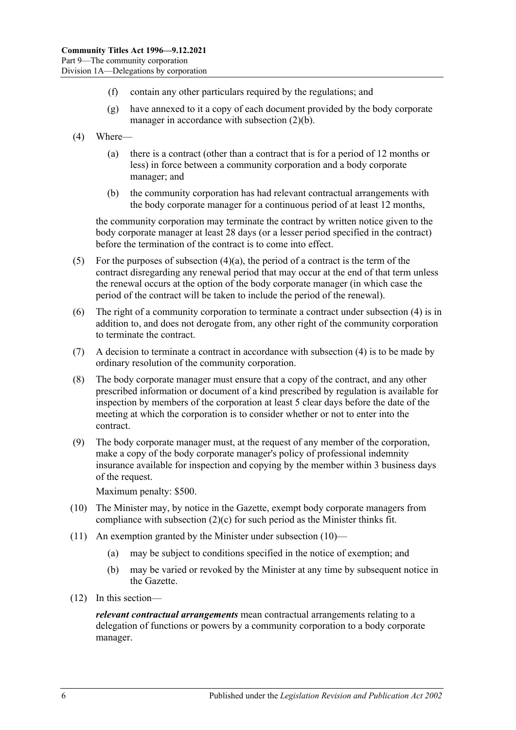(f) contain any other particulars required by the regulations; and

(g) have annexed to it a copy of each document provided by the body corporate manager in accordance with subsection (2)(b).

(4) Where—

(a) there is a contract (other than a contract that is for a period of 12 months or less) in force between a community corporation and a body corporate manager; and

(b) the community corporation has had relevant contractual arrangements with the body corporate manager for a continuous period of at least 12 months,

the community corporation may terminate the contract by written notice given to the body corporate manager at least 28 days (or a lesser period specified in the contract) before the termination of the contract is to come into effect.

(5) For the purposes of subsection (4)(a), the period of a contract is the term of the contract disregarding any renewal period that may occur at the end of that term unless the renewal occurs at the option of the body corporate manager (in which case the period of the contract will be taken to include the period of the renewal).

(6) The right of a community corporation to terminate a contract under subsection (4) is in addition to, and does not derogate from, any other right of the community corporation to terminate the contract.

(7) A decision to terminate a contract in accordance with subsection (4) is to be made by ordinary resolution of the community corporation.

(8) The body corporate manager must ensure that a copy of the contract, and any other prescribed information or document of a kind prescribed by regulation is available for inspection by members of the corporation at least 5 clear days before the date of the meeting at which the corporation is to consider whether or not to enter into the contract.

(9) The body corporate manager must, at the request of any member of the corporation, make a copy of the body corporate manager's policy of professional indemnity insurance available for inspection and copying by the member within 3 business days of the request.

Maximum penalty: $500.

(10) The Minister may, by notice in the Gazette, exempt body corporate managers from compliance with subsection (2)(c) for such period as the Minister thinks fit.

(11) An exemption granted by the Minister under subsection (10)—

(a) may be subject to conditions specified in the notice of exemption; and

(b) may be varied or revoked by the Minister at any time by subsequent notice in the Gazette.

(12) In this section—

***relevant contractual arrangements*** mean contractual arrangements relating to a delegation of functions or powers by a community corporation to a body corporate manager.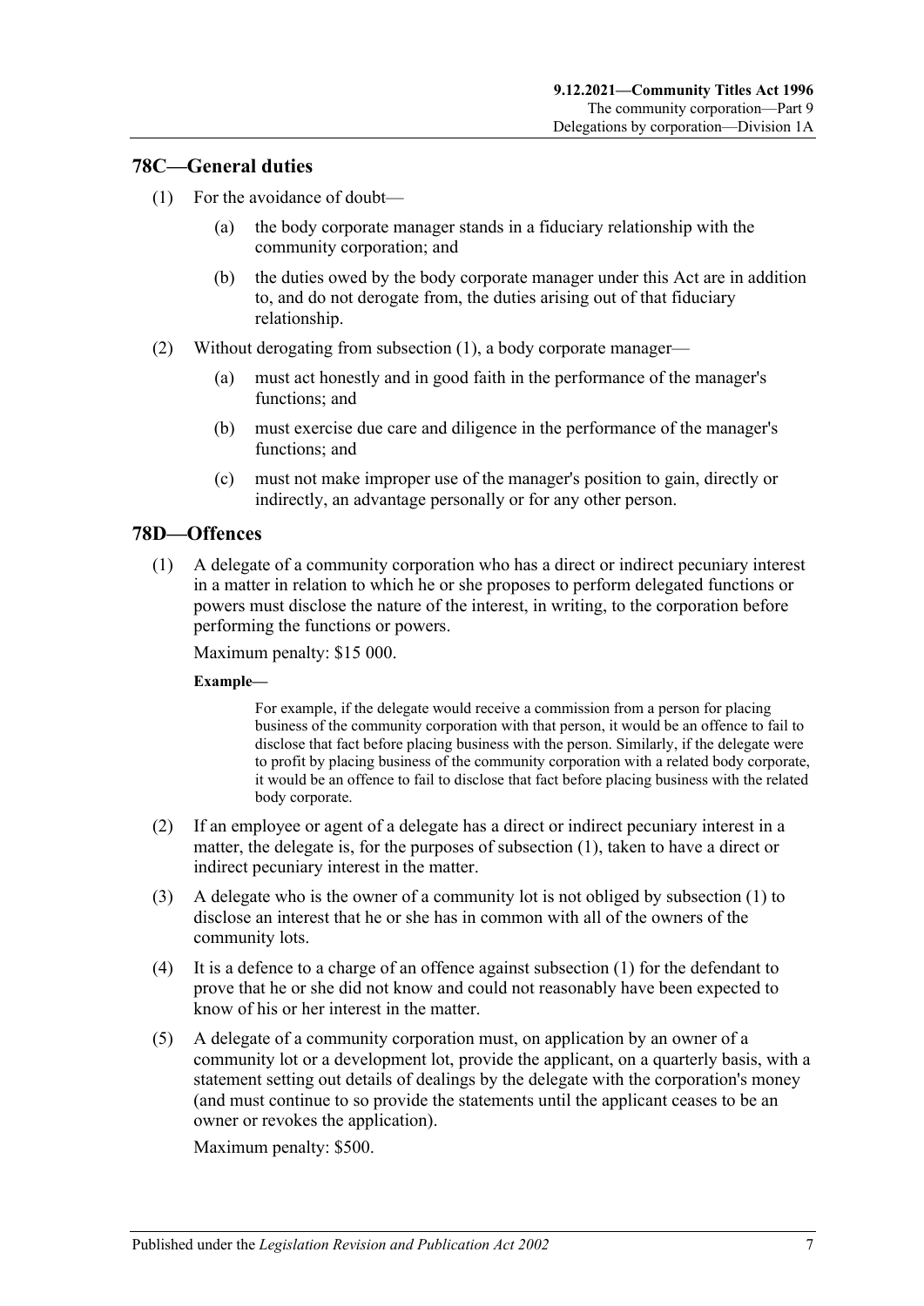## 78C—General duties

(1) For the avoidance of doubt—

(a) the body corporate manager stands in a fiduciary relationship with the community corporation; and

(b) the duties owed by the body corporate manager under this Act are in addition to, and do not derogate from, the duties arising out of that fiduciary relationship.

(2) Without derogating from subsection (1), a body corporate manager—

(a) must act honestly and in good faith in the performance of the manager's functions; and

(b) must exercise due care and diligence in the performance of the manager's functions; and

(c) must not make improper use of the manager's position to gain, directly or indirectly, an advantage personally or for any other person.

## 78D—Offences

(1) A delegate of a community corporation who has a direct or indirect pecuniary interest in a matter in relation to which he or she proposes to perform delegated functions or powers must disclose the nature of the interest, in writing, to the corporation before performing the functions or powers.

Maximum penalty: $15 000.

**Example—**

For example, if the delegate would receive a commission from a person for placing business of the community corporation with that person, it would be an offence to fail to disclose that fact before placing business with the person. Similarly, if the delegate were to profit by placing business of the community corporation with a related body corporate, it would be an offence to fail to disclose that fact before placing business with the related body corporate.

(2) If an employee or agent of a delegate has a direct or indirect pecuniary interest in a matter, the delegate is, for the purposes of subsection (1), taken to have a direct or indirect pecuniary interest in the matter.

(3) A delegate who is the owner of a community lot is not obliged by subsection (1) to disclose an interest that he or she has in common with all of the owners of the community lots.

(4) It is a defence to a charge of an offence against subsection (1) for the defendant to prove that he or she did not know and could not reasonably have been expected to know of his or her interest in the matter.

(5) A delegate of a community corporation must, on application by an owner of a community lot or a development lot, provide the applicant, on a quarterly basis, with a statement setting out details of dealings by the delegate with the corporation's money (and must continue to so provide the statements until the applicant ceases to be an owner or revokes the application).

Maximum penalty: $500.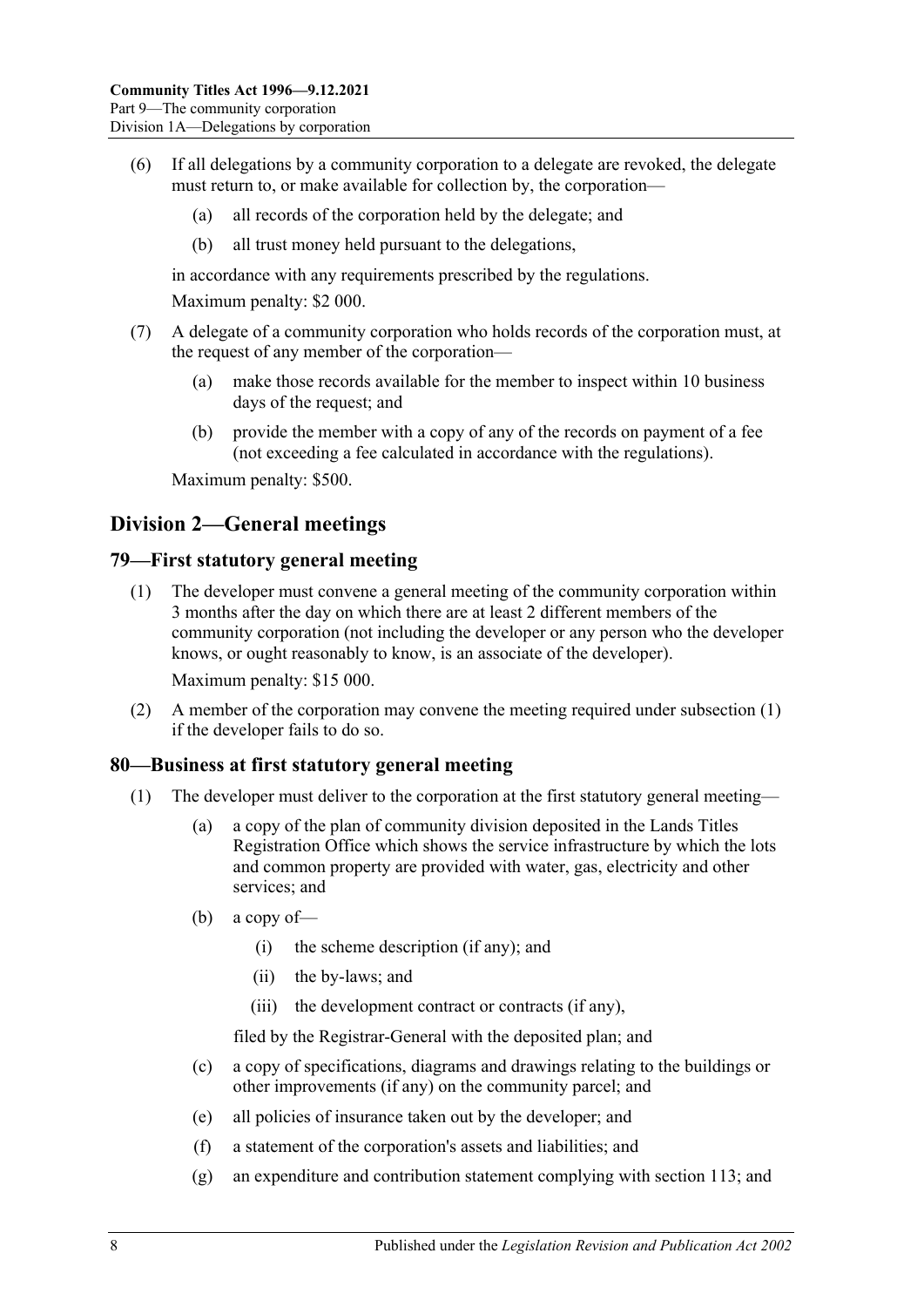(6) If all delegations by a community corporation to a delegate are revoked, the delegate must return to, or make available for collection by, the corporation—

(a) all records of the corporation held by the delegate; and

(b) all trust money held pursuant to the delegations,

in accordance with any requirements prescribed by the regulations.

Maximum penalty: $2 000.

(7) A delegate of a community corporation who holds records of the corporation must, at the request of any member of the corporation—

(a) make those records available for the member to inspect within 10 business days of the request; and

(b) provide the member with a copy of any of the records on payment of a fee (not exceeding a fee calculated in accordance with the regulations).

Maximum penalty: $500.

## Division 2—General meetings

### 79—First statutory general meeting

(1) The developer must convene a general meeting of the community corporation within 3 months after the day on which there are at least 2 different members of the community corporation (not including the developer or any person who the developer knows, or ought reasonably to know, is an associate of the developer).

Maximum penalty: $15 000.

(2) A member of the corporation may convene the meeting required under subsection (1) if the developer fails to do so.

### 80—Business at first statutory general meeting

(1) The developer must deliver to the corporation at the first statutory general meeting—

(a) a copy of the plan of community division deposited in the Lands Titles Registration Office which shows the service infrastructure by which the lots and common property are provided with water, gas, electricity and other services; and

(b) a copy of—

(i) the scheme description (if any); and

(ii) the by-laws; and

(iii) the development contract or contracts (if any),

filed by the Registrar-General with the deposited plan; and

(c) a copy of specifications, diagrams and drawings relating to the buildings or other improvements (if any) on the community parcel; and

(e) all policies of insurance taken out by the developer; and

(f) a statement of the corporation's assets and liabilities; and

(g) an expenditure and contribution statement complying with section 113; and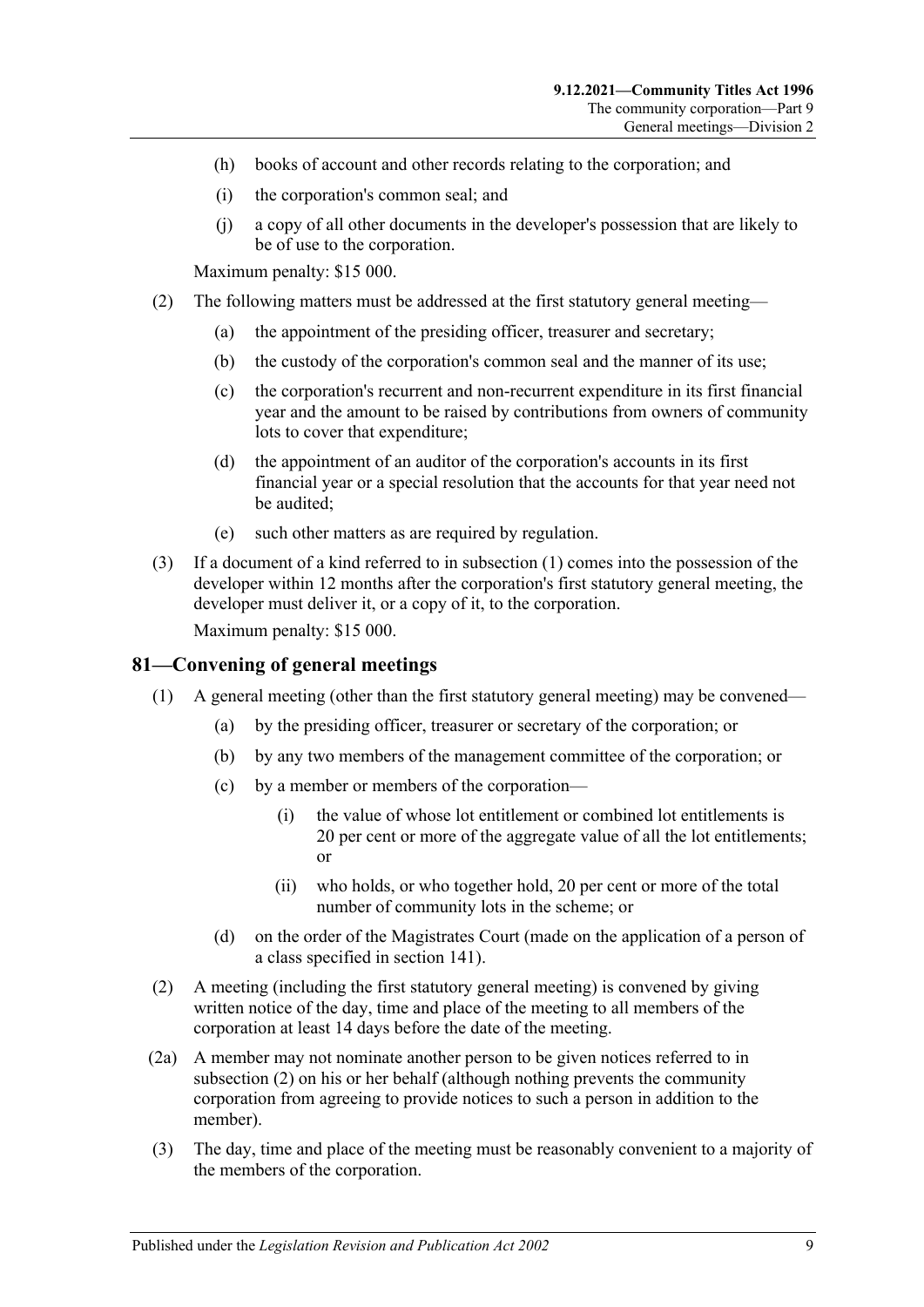(h) books of account and other records relating to the corporation; and

(i) the corporation's common seal; and

(j) a copy of all other documents in the developer's possession that are likely to be of use to the corporation.

Maximum penalty: $15 000.

(2) The following matters must be addressed at the first statutory general meeting—

(a) the appointment of the presiding officer, treasurer and secretary;

(b) the custody of the corporation's common seal and the manner of its use;

(c) the corporation's recurrent and non-recurrent expenditure in its first financial year and the amount to be raised by contributions from owners of community lots to cover that expenditure;

(d) the appointment of an auditor of the corporation's accounts in its first financial year or a special resolution that the accounts for that year need not be audited;

(e) such other matters as are required by regulation.

(3) If a document of a kind referred to in subsection (1) comes into the possession of the developer within 12 months after the corporation's first statutory general meeting, the developer must deliver it, or a copy of it, to the corporation.

Maximum penalty: $15 000.

## 81—Convening of general meetings

(1) A general meeting (other than the first statutory general meeting) may be convened—

(a) by the presiding officer, treasurer or secretary of the corporation; or

(b) by any two members of the management committee of the corporation; or

(c) by a member or members of the corporation—

(i) the value of whose lot entitlement or combined lot entitlements is 20 per cent or more of the aggregate value of all the lot entitlements; or

(ii) who holds, or who together hold, 20 per cent or more of the total number of community lots in the scheme; or

(d) on the order of the Magistrates Court (made on the application of a person of a class specified in section 141).

(2) A meeting (including the first statutory general meeting) is convened by giving written notice of the day, time and place of the meeting to all members of the corporation at least 14 days before the date of the meeting.

(2a) A member may not nominate another person to be given notices referred to in subsection (2) on his or her behalf (although nothing prevents the community corporation from agreeing to provide notices to such a person in addition to the member).

(3) The day, time and place of the meeting must be reasonably convenient to a majority of the members of the corporation.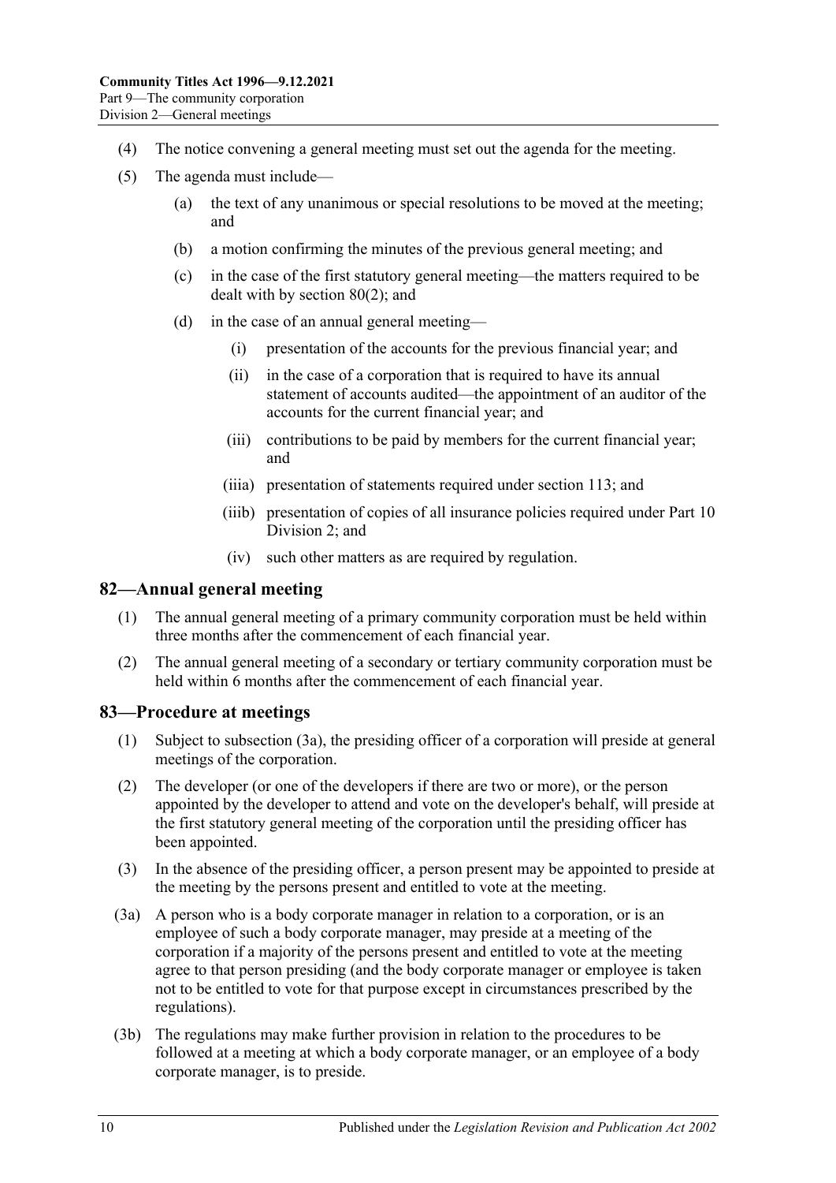(4) The notice convening a general meeting must set out the agenda for the meeting.

(5) The agenda must include—

(a) the text of any unanimous or special resolutions to be moved at the meeting; and

(b) a motion confirming the minutes of the previous general meeting; and

(c) in the case of the first statutory general meeting—the matters required to be dealt with by section 80(2); and

(d) in the case of an annual general meeting—

(i) presentation of the accounts for the previous financial year; and

(ii) in the case of a corporation that is required to have its annual statement of accounts audited—the appointment of an auditor of the accounts for the current financial year; and

(iii) contributions to be paid by members for the current financial year; and

(iiia) presentation of statements required under section 113; and

(iiib) presentation of copies of all insurance policies required under Part 10 Division 2; and

(iv) such other matters as are required by regulation.

## 82—Annual general meeting

(1) The annual general meeting of a primary community corporation must be held within three months after the commencement of each financial year.

(2) The annual general meeting of a secondary or tertiary community corporation must be held within 6 months after the commencement of each financial year.

## 83—Procedure at meetings

(1) Subject to subsection (3a), the presiding officer of a corporation will preside at general meetings of the corporation.

(2) The developer (or one of the developers if there are two or more), or the person appointed by the developer to attend and vote on the developer's behalf, will preside at the first statutory general meeting of the corporation until the presiding officer has been appointed.

(3) In the absence of the presiding officer, a person present may be appointed to preside at the meeting by the persons present and entitled to vote at the meeting.

(3a) A person who is a body corporate manager in relation to a corporation, or is an employee of such a body corporate manager, may preside at a meeting of the corporation if a majority of the persons present and entitled to vote at the meeting agree to that person presiding (and the body corporate manager or employee is taken not to be entitled to vote for that purpose except in circumstances prescribed by the regulations).

(3b) The regulations may make further provision in relation to the procedures to be followed at a meeting at which a body corporate manager, or an employee of a body corporate manager, is to preside.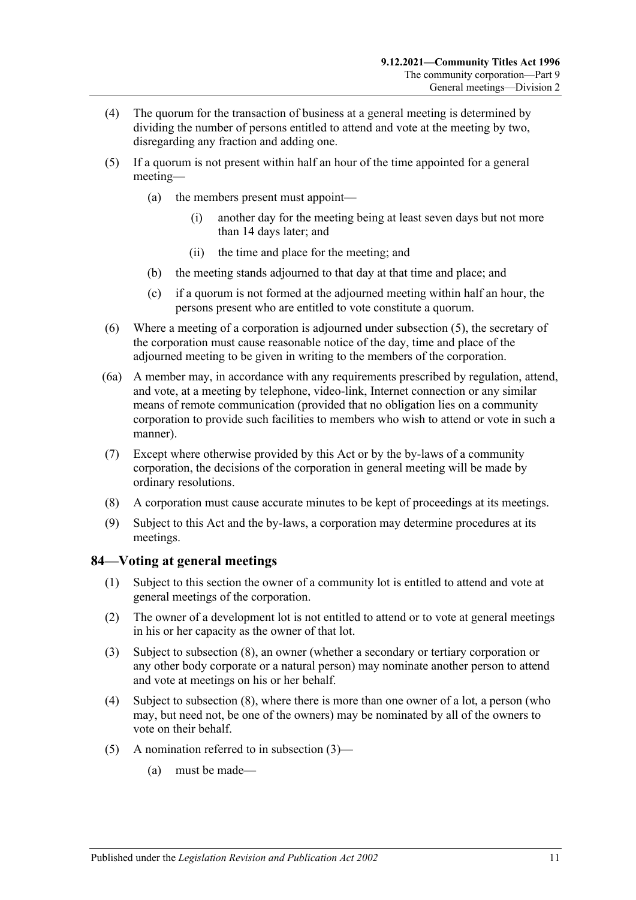(4) The quorum for the transaction of business at a general meeting is determined by dividing the number of persons entitled to attend and vote at the meeting by two, disregarding any fraction and adding one.

(5) If a quorum is not present within half an hour of the time appointed for a general meeting—

(a) the members present must appoint—

(i) another day for the meeting being at least seven days but not more than 14 days later; and

(ii) the time and place for the meeting; and

(b) the meeting stands adjourned to that day at that time and place; and

(c) if a quorum is not formed at the adjourned meeting within half an hour, the persons present who are entitled to vote constitute a quorum.

(6) Where a meeting of a corporation is adjourned under subsection (5), the secretary of the corporation must cause reasonable notice of the day, time and place of the adjourned meeting to be given in writing to the members of the corporation.

(6a) A member may, in accordance with any requirements prescribed by regulation, attend, and vote, at a meeting by telephone, video-link, Internet connection or any similar means of remote communication (provided that no obligation lies on a community corporation to provide such facilities to members who wish to attend or vote in such a manner).

(7) Except where otherwise provided by this Act or by the by-laws of a community corporation, the decisions of the corporation in general meeting will be made by ordinary resolutions.

(8) A corporation must cause accurate minutes to be kept of proceedings at its meetings.

(9) Subject to this Act and the by-laws, a corporation may determine procedures at its meetings.

## 84—Voting at general meetings

(1) Subject to this section the owner of a community lot is entitled to attend and vote at general meetings of the corporation.

(2) The owner of a development lot is not entitled to attend or to vote at general meetings in his or her capacity as the owner of that lot.

(3) Subject to subsection (8), an owner (whether a secondary or tertiary corporation or any other body corporate or a natural person) may nominate another person to attend and vote at meetings on his or her behalf.

(4) Subject to subsection (8), where there is more than one owner of a lot, a person (who may, but need not, be one of the owners) may be nominated by all of the owners to vote on their behalf.

(5) A nomination referred to in subsection (3)—

(a) must be made—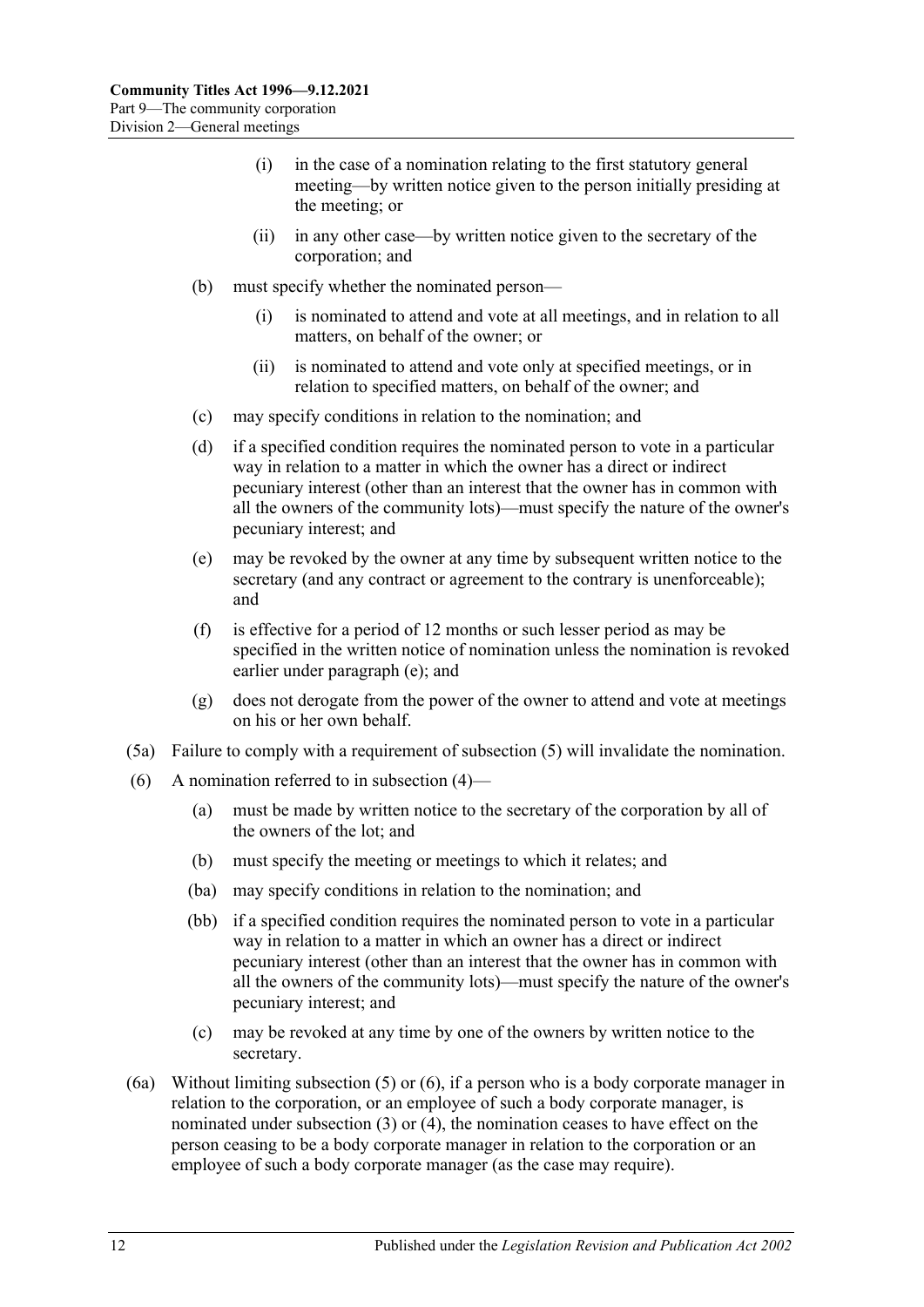(i) in the case of a nomination relating to the first statutory general meeting—by written notice given to the person initially presiding at the meeting; or

(ii) in any other case—by written notice given to the secretary of the corporation; and

(b) must specify whether the nominated person—

(i) is nominated to attend and vote at all meetings, and in relation to all matters, on behalf of the owner; or

(ii) is nominated to attend and vote only at specified meetings, or in relation to specified matters, on behalf of the owner; and

(c) may specify conditions in relation to the nomination; and

(d) if a specified condition requires the nominated person to vote in a particular way in relation to a matter in which the owner has a direct or indirect pecuniary interest (other than an interest that the owner has in common with all the owners of the community lots)—must specify the nature of the owner's pecuniary interest; and

(e) may be revoked by the owner at any time by subsequent written notice to the secretary (and any contract or agreement to the contrary is unenforceable); and

(f) is effective for a period of 12 months or such lesser period as may be specified in the written notice of nomination unless the nomination is revoked earlier under paragraph (e); and

(g) does not derogate from the power of the owner to attend and vote at meetings on his or her own behalf.

(5a) Failure to comply with a requirement of subsection (5) will invalidate the nomination.

(6) A nomination referred to in subsection (4)—

(a) must be made by written notice to the secretary of the corporation by all of the owners of the lot; and

(b) must specify the meeting or meetings to which it relates; and

(ba) may specify conditions in relation to the nomination; and

(bb) if a specified condition requires the nominated person to vote in a particular way in relation to a matter in which an owner has a direct or indirect pecuniary interest (other than an interest that the owner has in common with all the owners of the community lots)—must specify the nature of the owner's pecuniary interest; and

(c) may be revoked at any time by one of the owners by written notice to the secretary.

(6a) Without limiting subsection (5) or (6), if a person who is a body corporate manager in relation to the corporation, or an employee of such a body corporate manager, is nominated under subsection (3) or (4), the nomination ceases to have effect on the person ceasing to be a body corporate manager in relation to the corporation or an employee of such a body corporate manager (as the case may require).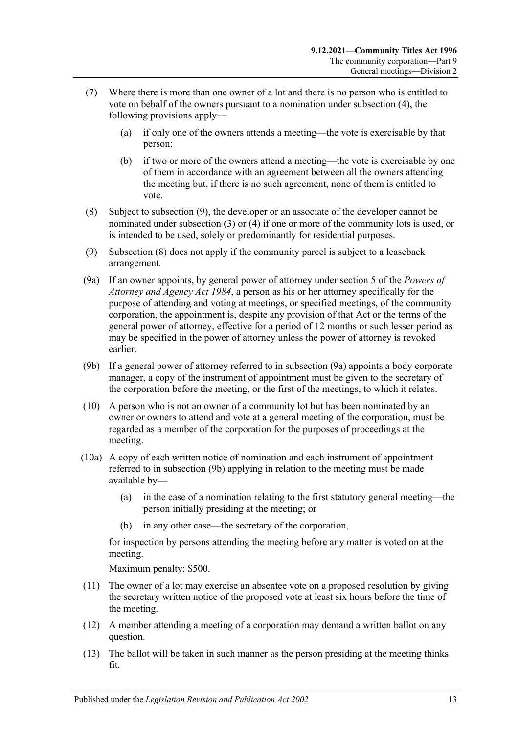(7) Where there is more than one owner of a lot and there is no person who is entitled to vote on behalf of the owners pursuant to a nomination under subsection (4), the following provisions apply—

(a) if only one of the owners attends a meeting—the vote is exercisable by that person;

(b) if two or more of the owners attend a meeting—the vote is exercisable by one of them in accordance with an agreement between all the owners attending the meeting but, if there is no such agreement, none of them is entitled to vote.

(8) Subject to subsection (9), the developer or an associate of the developer cannot be nominated under subsection (3) or (4) if one or more of the community lots is used, or is intended to be used, solely or predominantly for residential purposes.

(9) Subsection (8) does not apply if the community parcel is subject to a leaseback arrangement.

(9a) If an owner appoints, by general power of attorney under section 5 of the *Powers of Attorney and Agency Act 1984*, a person as his or her attorney specifically for the purpose of attending and voting at meetings, or specified meetings, of the community corporation, the appointment is, despite any provision of that Act or the terms of the general power of attorney, effective for a period of 12 months or such lesser period as may be specified in the power of attorney unless the power of attorney is revoked earlier.

(9b) If a general power of attorney referred to in subsection (9a) appoints a body corporate manager, a copy of the instrument of appointment must be given to the secretary of the corporation before the meeting, or the first of the meetings, to which it relates.

(10) A person who is not an owner of a community lot but has been nominated by an owner or owners to attend and vote at a general meeting of the corporation, must be regarded as a member of the corporation for the purposes of proceedings at the meeting.

(10a) A copy of each written notice of nomination and each instrument of appointment referred to in subsection (9b) applying in relation to the meeting must be made available by—

(a) in the case of a nomination relating to the first statutory general meeting—the person initially presiding at the meeting; or

(b) in any other case—the secretary of the corporation,

for inspection by persons attending the meeting before any matter is voted on at the meeting.

Maximum penalty: $500.

(11) The owner of a lot may exercise an absentee vote on a proposed resolution by giving the secretary written notice of the proposed vote at least six hours before the time of the meeting.

(12) A member attending a meeting of a corporation may demand a written ballot on any question.

(13) The ballot will be taken in such manner as the person presiding at the meeting thinks fit.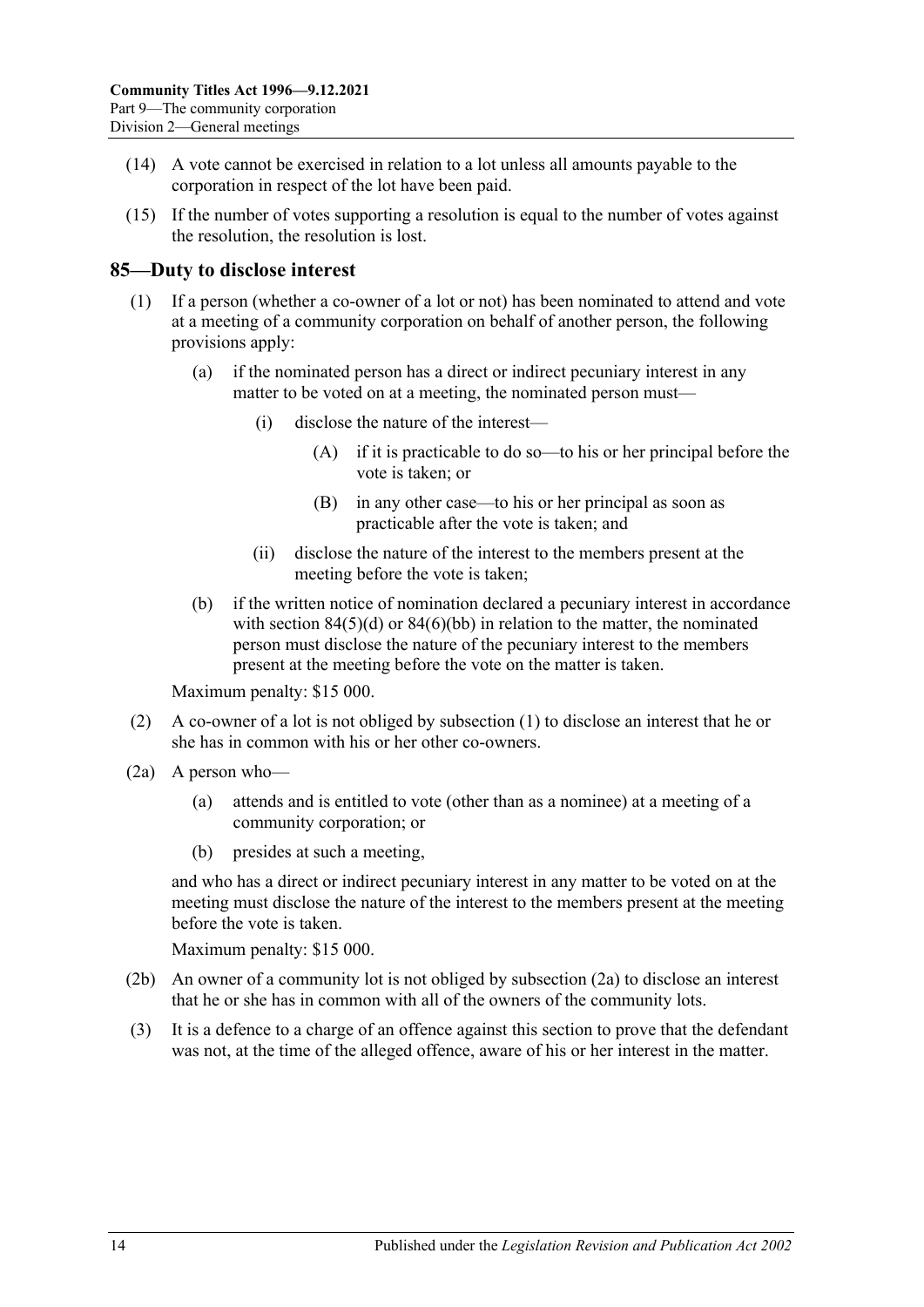(14) A vote cannot be exercised in relation to a lot unless all amounts payable to the corporation in respect of the lot have been paid.

(15) If the number of votes supporting a resolution is equal to the number of votes against the resolution, the resolution is lost.

## 85—Duty to disclose interest

(1) If a person (whether a co-owner of a lot or not) has been nominated to attend and vote at a meeting of a community corporation on behalf of another person, the following provisions apply:

   (a) if the nominated person has a direct or indirect pecuniary interest in any matter to be voted on at a meeting, the nominated person must—

      (i) disclose the nature of the interest—

         (A) if it is practicable to do so—to his or her principal before the vote is taken; or

         (B) in any other case—to his or her principal as soon as practicable after the vote is taken; and

      (ii) disclose the nature of the interest to the members present at the meeting before the vote is taken;

   (b) if the written notice of nomination declared a pecuniary interest in accordance with section 84(5)(d) or 84(6)(bb) in relation to the matter, the nominated person must disclose the nature of the pecuniary interest to the members present at the meeting before the vote on the matter is taken.

Maximum penalty: $15 000.

(2) A co-owner of a lot is not obliged by subsection (1) to disclose an interest that he or she has in common with his or her other co-owners.

(2a) A person who—

   (a) attends and is entitled to vote (other than as a nominee) at a meeting of a community corporation; or

   (b) presides at such a meeting,

and who has a direct or indirect pecuniary interest in any matter to be voted on at the meeting must disclose the nature of the interest to the members present at the meeting before the vote is taken.

Maximum penalty: $15 000.

(2b) An owner of a community lot is not obliged by subsection (2a) to disclose an interest that he or she has in common with all of the owners of the community lots.

(3) It is a defence to a charge of an offence against this section to prove that the defendant was not, at the time of the alleged offence, aware of his or her interest in the matter.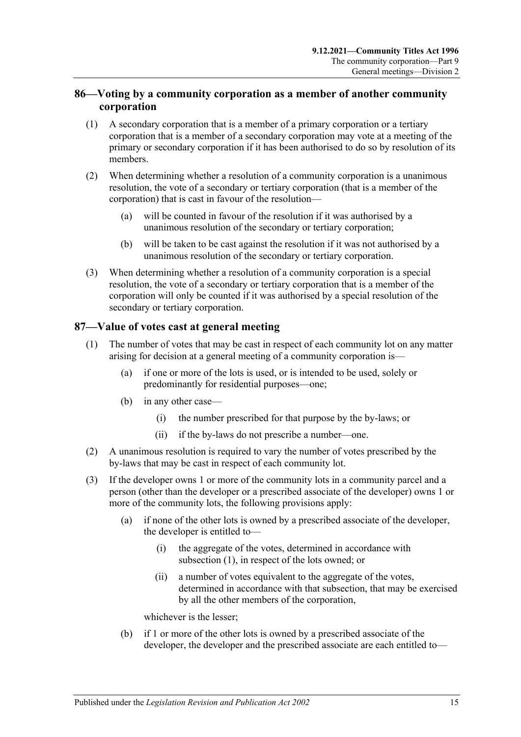## 86—Voting by a community corporation as a member of another community corporation

(1) A secondary corporation that is a member of a primary corporation or a tertiary corporation that is a member of a secondary corporation may vote at a meeting of the primary or secondary corporation if it has been authorised to do so by resolution of its members.

(2) When determining whether a resolution of a community corporation is a unanimous resolution, the vote of a secondary or tertiary corporation (that is a member of the corporation) that is cast in favour of the resolution—

(a) will be counted in favour of the resolution if it was authorised by a unanimous resolution of the secondary or tertiary corporation;

(b) will be taken to be cast against the resolution if it was not authorised by a unanimous resolution of the secondary or tertiary corporation.

(3) When determining whether a resolution of a community corporation is a special resolution, the vote of a secondary or tertiary corporation that is a member of the corporation will only be counted if it was authorised by a special resolution of the secondary or tertiary corporation.

## 87—Value of votes cast at general meeting

(1) The number of votes that may be cast in respect of each community lot on any matter arising for decision at a general meeting of a community corporation is—

(a) if one or more of the lots is used, or is intended to be used, solely or predominantly for residential purposes—one;

(b) in any other case—

(i) the number prescribed for that purpose by the by-laws; or

(ii) if the by-laws do not prescribe a number—one.

(2) A unanimous resolution is required to vary the number of votes prescribed by the by-laws that may be cast in respect of each community lot.

(3) If the developer owns 1 or more of the community lots in a community parcel and a person (other than the developer or a prescribed associate of the developer) owns 1 or more of the community lots, the following provisions apply:

(a) if none of the other lots is owned by a prescribed associate of the developer, the developer is entitled to—

(i) the aggregate of the votes, determined in accordance with subsection (1), in respect of the lots owned; or

(ii) a number of votes equivalent to the aggregate of the votes, determined in accordance with that subsection, that may be exercised by all the other members of the corporation,

whichever is the lesser;

(b) if 1 or more of the other lots is owned by a prescribed associate of the developer, the developer and the prescribed associate are each entitled to—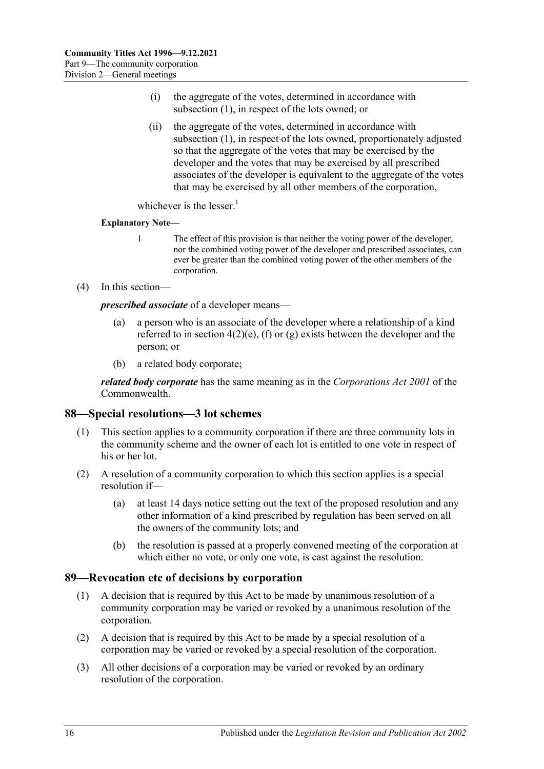(i) the aggregate of the votes, determined in accordance with subsection (1), in respect of the lots owned; or

(ii) the aggregate of the votes, determined in accordance with subsection (1), in respect of the lots owned, proportionately adjusted so that the aggregate of the votes that may be exercised by the developer and the votes that may be exercised by all prescribed associates of the developer is equivalent to the aggregate of the votes that may be exercised by all other members of the corporation,

whichever is the lesser.[1]

**Explanatory Note—**

1 The effect of this provision is that neither the voting power of the developer, nor the combined voting power of the developer and prescribed associates, can ever be greater than the combined voting power of the other members of the corporation.

(4) In this section—

***prescribed associate*** of a developer means—

(a) a person who is an associate of the developer where a relationship of a kind referred to in section 4(2)(e), (f) or (g) exists between the developer and the person; or

(b) a related body corporate;

***related body corporate*** has the same meaning as in the *Corporations Act 2001* of the Commonwealth.

## 88—Special resolutions—3 lot schemes

(1) This section applies to a community corporation if there are three community lots in the community scheme and the owner of each lot is entitled to one vote in respect of his or her lot.

(2) A resolution of a community corporation to which this section applies is a special resolution if—

(a) at least 14 days notice setting out the text of the proposed resolution and any other information of a kind prescribed by regulation has been served on all the owners of the community lots; and

(b) the resolution is passed at a properly convened meeting of the corporation at which either no vote, or only one vote, is cast against the resolution.

## 89—Revocation etc of decisions by corporation

(1) A decision that is required by this Act to be made by unanimous resolution of a community corporation may be varied or revoked by a unanimous resolution of the corporation.

(2) A decision that is required by this Act to be made by a special resolution of a corporation may be varied or revoked by a special resolution of the corporation.

(3) All other decisions of a corporation may be varied or revoked by an ordinary resolution of the corporation.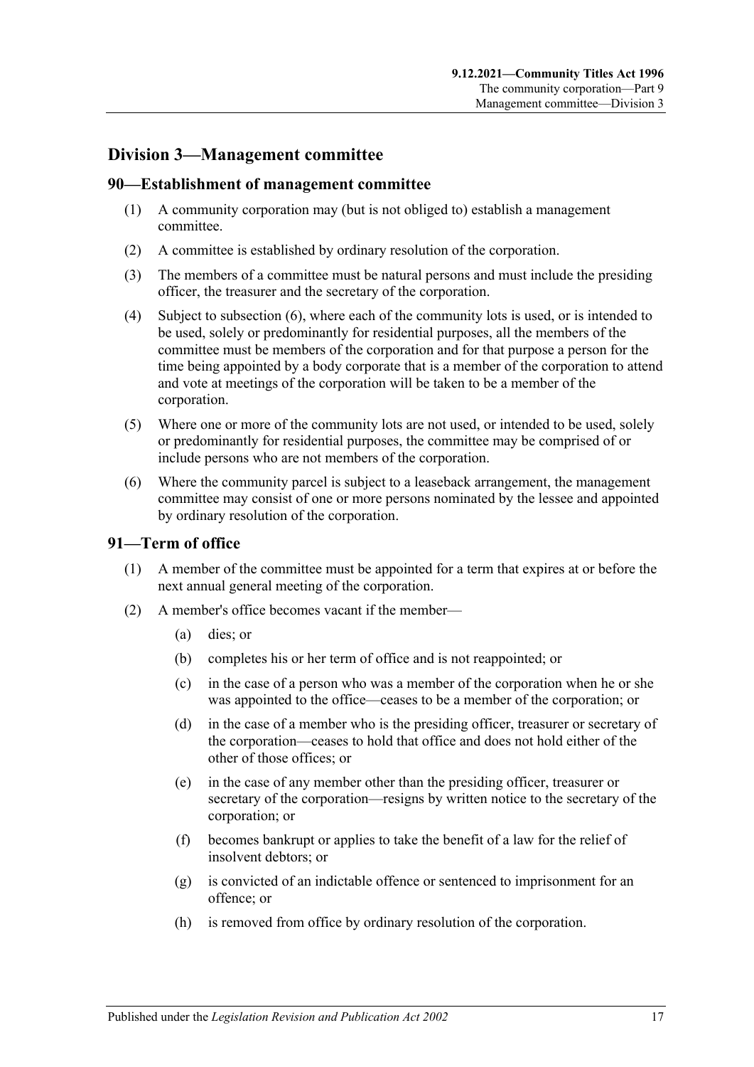## Division 3—Management committee

### 90—Establishment of management committee

(1) A community corporation may (but is not obliged to) establish a management committee.

(2) A committee is established by ordinary resolution of the corporation.

(3) The members of a committee must be natural persons and must include the presiding officer, the treasurer and the secretary of the corporation.

(4) Subject to subsection (6), where each of the community lots is used, or is intended to be used, solely or predominantly for residential purposes, all the members of the committee must be members of the corporation and for that purpose a person for the time being appointed by a body corporate that is a member of the corporation to attend and vote at meetings of the corporation will be taken to be a member of the corporation.

(5) Where one or more of the community lots are not used, or intended to be used, solely or predominantly for residential purposes, the committee may be comprised of or include persons who are not members of the corporation.

(6) Where the community parcel is subject to a leaseback arrangement, the management committee may consist of one or more persons nominated by the lessee and appointed by ordinary resolution of the corporation.

### 91—Term of office

(1) A member of the committee must be appointed for a term that expires at or before the next annual general meeting of the corporation.

(2) A member's office becomes vacant if the member—

(a) dies; or

(b) completes his or her term of office and is not reappointed; or

(c) in the case of a person who was a member of the corporation when he or she was appointed to the office—ceases to be a member of the corporation; or

(d) in the case of a member who is the presiding officer, treasurer or secretary of the corporation—ceases to hold that office and does not hold either of the other of those offices; or

(e) in the case of any member other than the presiding officer, treasurer or secretary of the corporation—resigns by written notice to the secretary of the corporation; or

(f) becomes bankrupt or applies to take the benefit of a law for the relief of insolvent debtors; or

(g) is convicted of an indictable offence or sentenced to imprisonment for an offence; or

(h) is removed from office by ordinary resolution of the corporation.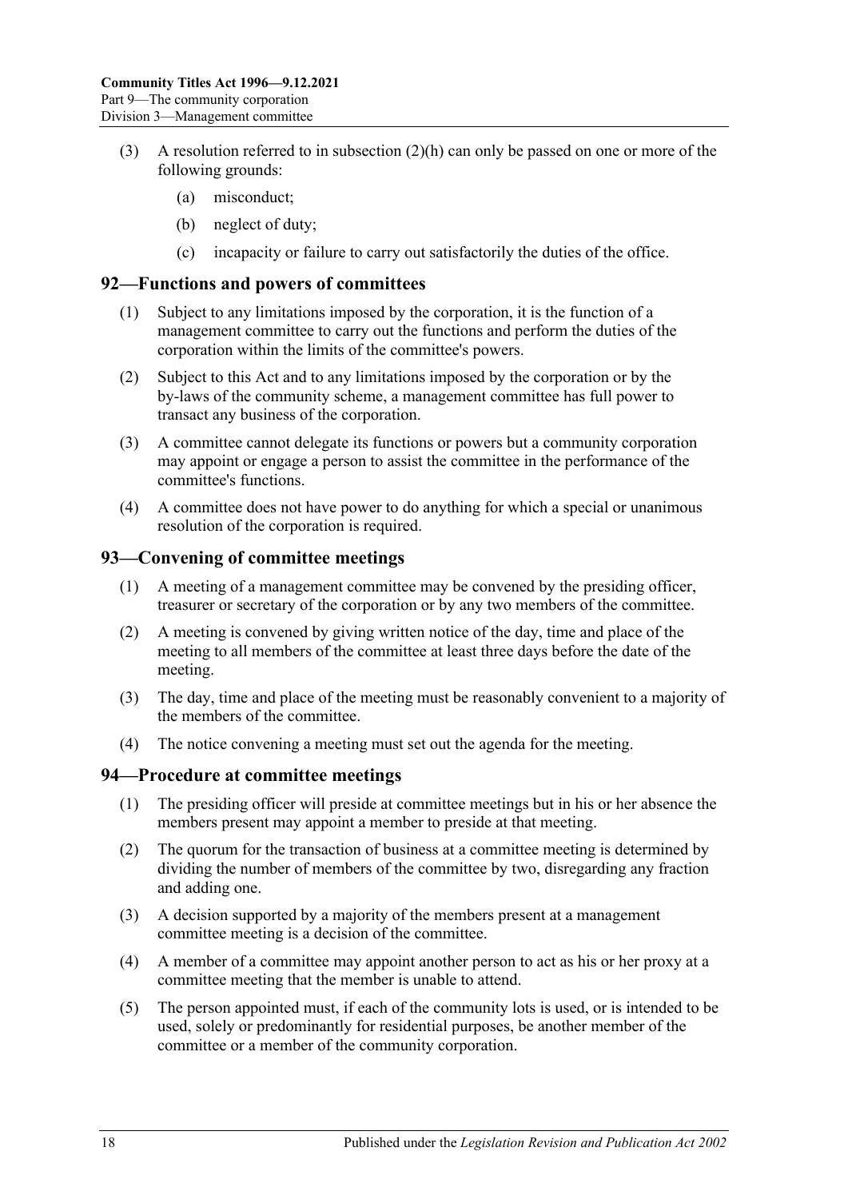(3) A resolution referred to in subsection (2)(h) can only be passed on one or more of the following grounds:

(a) misconduct;

(b) neglect of duty;

(c) incapacity or failure to carry out satisfactorily the duties of the office.

## 92—Functions and powers of committees

(1) Subject to any limitations imposed by the corporation, it is the function of a management committee to carry out the functions and perform the duties of the corporation within the limits of the committee's powers.

(2) Subject to this Act and to any limitations imposed by the corporation or by the by-laws of the community scheme, a management committee has full power to transact any business of the corporation.

(3) A committee cannot delegate its functions or powers but a community corporation may appoint or engage a person to assist the committee in the performance of the committee's functions.

(4) A committee does not have power to do anything for which a special or unanimous resolution of the corporation is required.

## 93—Convening of committee meetings

(1) A meeting of a management committee may be convened by the presiding officer, treasurer or secretary of the corporation or by any two members of the committee.

(2) A meeting is convened by giving written notice of the day, time and place of the meeting to all members of the committee at least three days before the date of the meeting.

(3) The day, time and place of the meeting must be reasonably convenient to a majority of the members of the committee.

(4) The notice convening a meeting must set out the agenda for the meeting.

## 94—Procedure at committee meetings

(1) The presiding officer will preside at committee meetings but in his or her absence the members present may appoint a member to preside at that meeting.

(2) The quorum for the transaction of business at a committee meeting is determined by dividing the number of members of the committee by two, disregarding any fraction and adding one.

(3) A decision supported by a majority of the members present at a management committee meeting is a decision of the committee.

(4) A member of a committee may appoint another person to act as his or her proxy at a committee meeting that the member is unable to attend.

(5) The person appointed must, if each of the community lots is used, or is intended to be used, solely or predominantly for residential purposes, be another member of the committee or a member of the community corporation.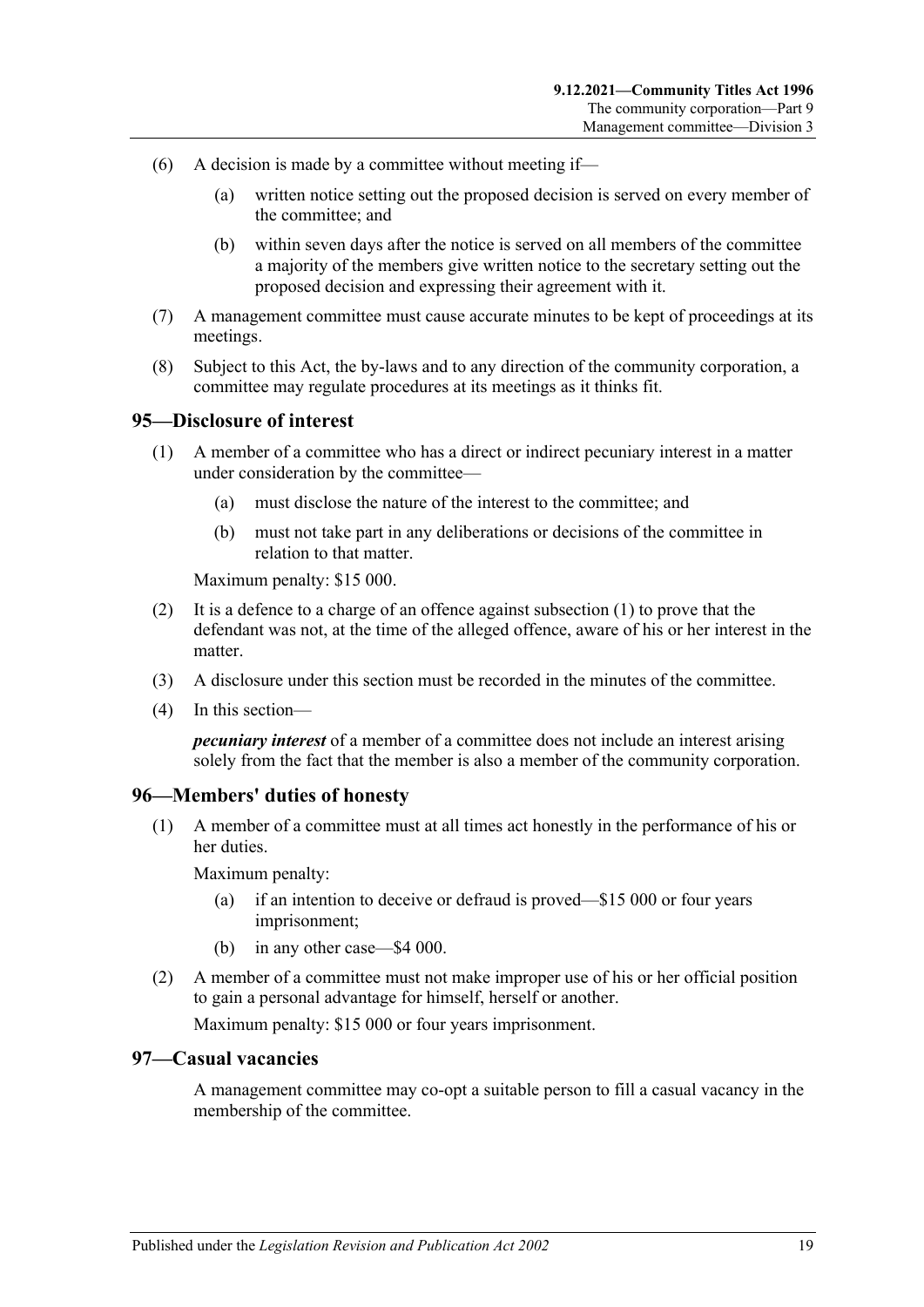(6) A decision is made by a committee without meeting if—

(a) written notice setting out the proposed decision is served on every member of the committee; and

(b) within seven days after the notice is served on all members of the committee a majority of the members give written notice to the secretary setting out the proposed decision and expressing their agreement with it.

(7) A management committee must cause accurate minutes to be kept of proceedings at its meetings.

(8) Subject to this Act, the by-laws and to any direction of the community corporation, a committee may regulate procedures at its meetings as it thinks fit.

## 95—Disclosure of interest

(1) A member of a committee who has a direct or indirect pecuniary interest in a matter under consideration by the committee—

(a) must disclose the nature of the interest to the committee; and

(b) must not take part in any deliberations or decisions of the committee in relation to that matter.

Maximum penalty: $15 000.

(2) It is a defence to a charge of an offence against subsection (1) to prove that the defendant was not, at the time of the alleged offence, aware of his or her interest in the matter.

(3) A disclosure under this section must be recorded in the minutes of the committee.

(4) In this section—

***pecuniary interest*** of a member of a committee does not include an interest arising solely from the fact that the member is also a member of the community corporation.

## 96—Members' duties of honesty

(1) A member of a committee must at all times act honestly in the performance of his or her duties.

Maximum penalty:

(a) if an intention to deceive or defraud is proved—$15 000 or four years imprisonment;

(b) in any other case—$4 000.

(2) A member of a committee must not make improper use of his or her official position to gain a personal advantage for himself, herself or another.

Maximum penalty: $15 000 or four years imprisonment.

## 97—Casual vacancies

A management committee may co-opt a suitable person to fill a casual vacancy in the membership of the committee.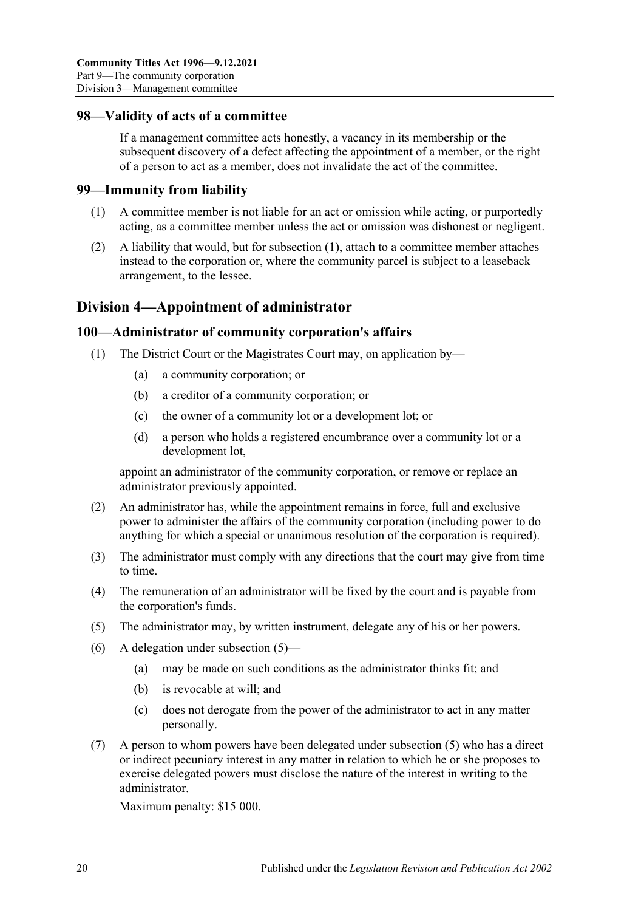## 98—Validity of acts of a committee

If a management committee acts honestly, a vacancy in its membership or the subsequent discovery of a defect affecting the appointment of a member, or the right of a person to act as a member, does not invalidate the act of the committee.

## 99—Immunity from liability

(1) A committee member is not liable for an act or omission while acting, or purportedly acting, as a committee member unless the act or omission was dishonest or negligent.

(2) A liability that would, but for subsection (1), attach to a committee member attaches instead to the corporation or, where the community parcel is subject to a leaseback arrangement, to the lessee.

# Division 4—Appointment of administrator

## 100—Administrator of community corporation's affairs

(1) The District Court or the Magistrates Court may, on application by—

  (a) a community corporation; or

  (b) a creditor of a community corporation; or

  (c) the owner of a community lot or a development lot; or

  (d) a person who holds a registered encumbrance over a community lot or a development lot,

appoint an administrator of the community corporation, or remove or replace an administrator previously appointed.

(2) An administrator has, while the appointment remains in force, full and exclusive power to administer the affairs of the community corporation (including power to do anything for which a special or unanimous resolution of the corporation is required).

(3) The administrator must comply with any directions that the court may give from time to time.

(4) The remuneration of an administrator will be fixed by the court and is payable from the corporation's funds.

(5) The administrator may, by written instrument, delegate any of his or her powers.

(6) A delegation under subsection (5)—

  (a) may be made on such conditions as the administrator thinks fit; and

  (b) is revocable at will; and

  (c) does not derogate from the power of the administrator to act in any matter personally.

(7) A person to whom powers have been delegated under subsection (5) who has a direct or indirect pecuniary interest in any matter in relation to which he or she proposes to exercise delegated powers must disclose the nature of the interest in writing to the administrator.

Maximum penalty: $15 000.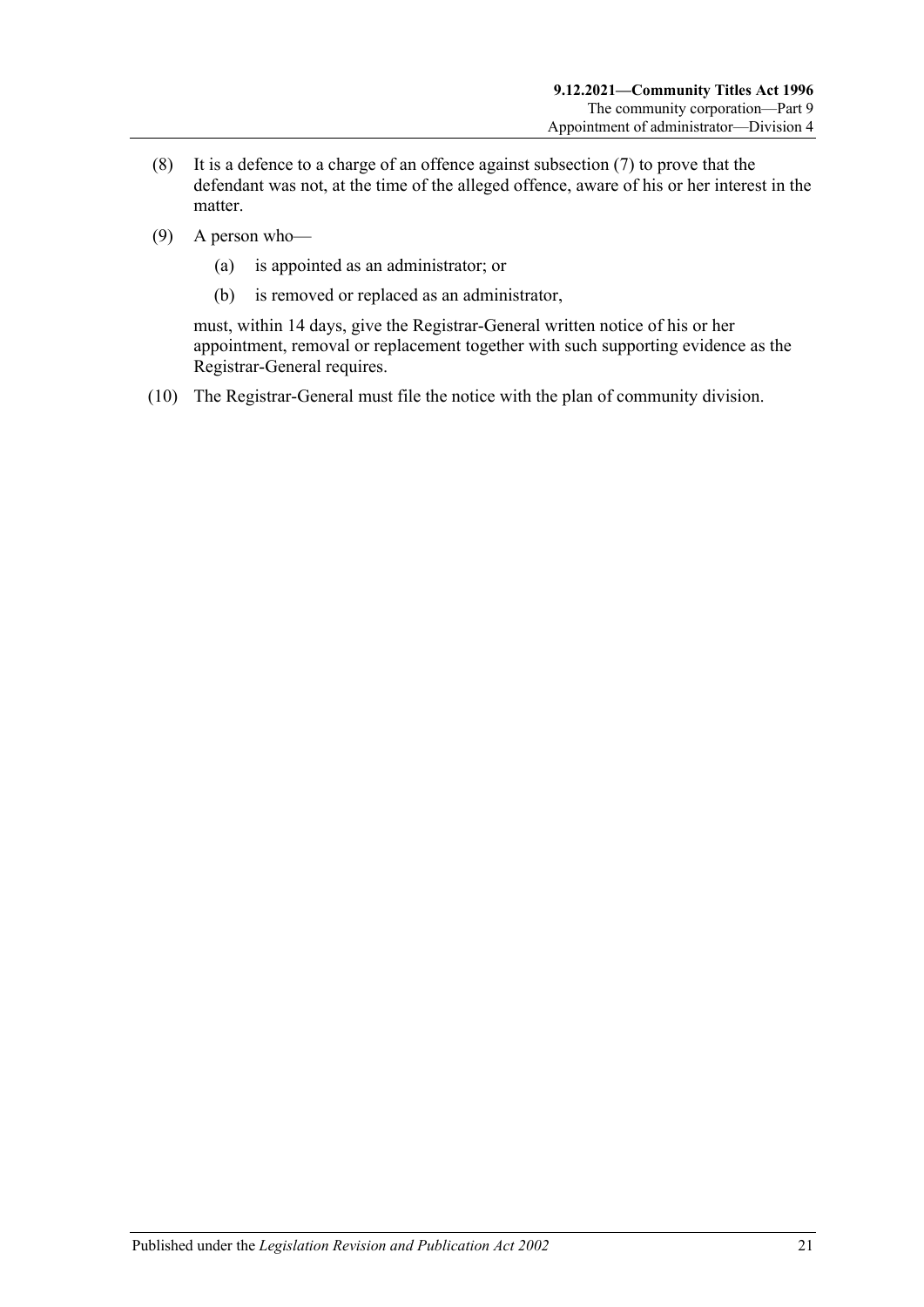(8) It is a defence to a charge of an offence against subsection (7) to prove that the defendant was not, at the time of the alleged offence, aware of his or her interest in the matter.

(9) A person who—

  (a) is appointed as an administrator; or

  (b) is removed or replaced as an administrator,

  must, within 14 days, give the Registrar-General written notice of his or her appointment, removal or replacement together with such supporting evidence as the Registrar-General requires.

(10) The Registrar-General must file the notice with the plan of community division.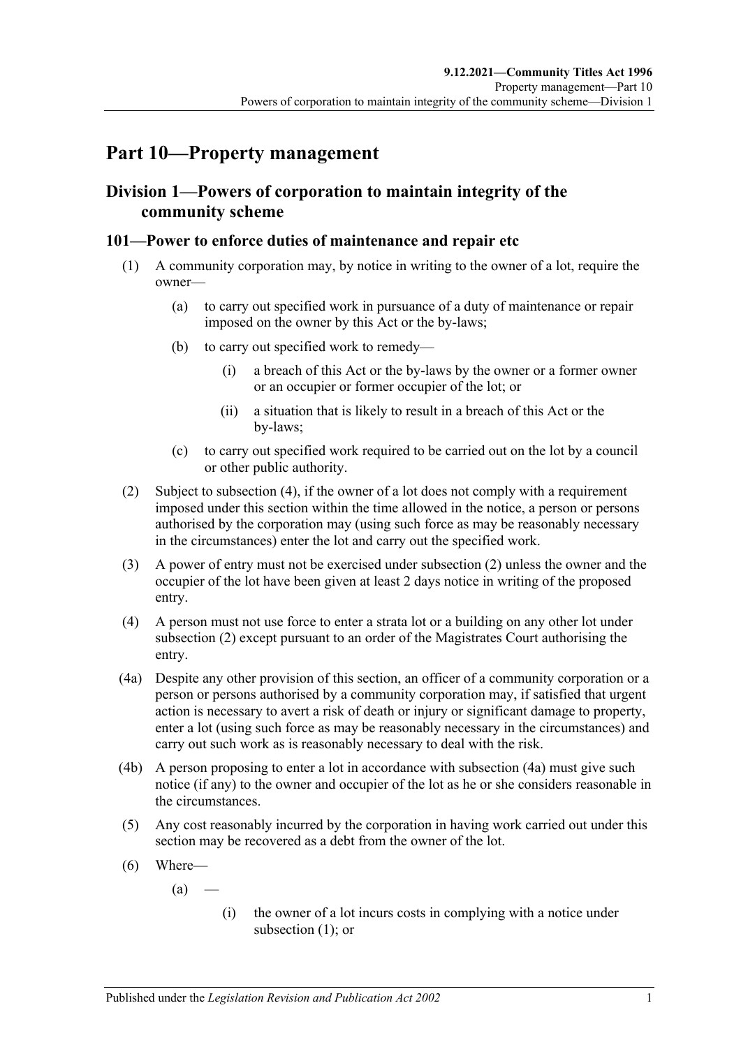# Part 10—Property management

## Division 1—Powers of corporation to maintain integrity of the community scheme

### 101—Power to enforce duties of maintenance and repair etc

(1) A community corporation may, by notice in writing to the owner of a lot, require the owner—

- (a) to carry out specified work in pursuance of a duty of maintenance or repair imposed on the owner by this Act or the by-laws;
- (b) to carry out specified work to remedy—
  - (i) a breach of this Act or the by-laws by the owner or a former owner or an occupier or former occupier of the lot; or
  - (ii) a situation that is likely to result in a breach of this Act or the by-laws;
- (c) to carry out specified work required to be carried out on the lot by a council or other public authority.

(2) Subject to subsection (4), if the owner of a lot does not comply with a requirement imposed under this section within the time allowed in the notice, a person or persons authorised by the corporation may (using such force as may be reasonably necessary in the circumstances) enter the lot and carry out the specified work.

(3) A power of entry must not be exercised under subsection (2) unless the owner and the occupier of the lot have been given at least 2 days notice in writing of the proposed entry.

(4) A person must not use force to enter a strata lot or a building on any other lot under subsection (2) except pursuant to an order of the Magistrates Court authorising the entry.

(4a) Despite any other provision of this section, an officer of a community corporation or a person or persons authorised by a community corporation may, if satisfied that urgent action is necessary to avert a risk of death or injury or significant damage to property, enter a lot (using such force as may be reasonably necessary in the circumstances) and carry out such work as is reasonably necessary to deal with the risk.

(4b) A person proposing to enter a lot in accordance with subsection (4a) must give such notice (if any) to the owner and occupier of the lot as he or she considers reasonable in the circumstances.

(5) Any cost reasonably incurred by the corporation in having work carried out under this section may be recovered as a debt from the owner of the lot.

(6) Where—

- (a) —
  - (i) the owner of a lot incurs costs in complying with a notice under subsection (1); or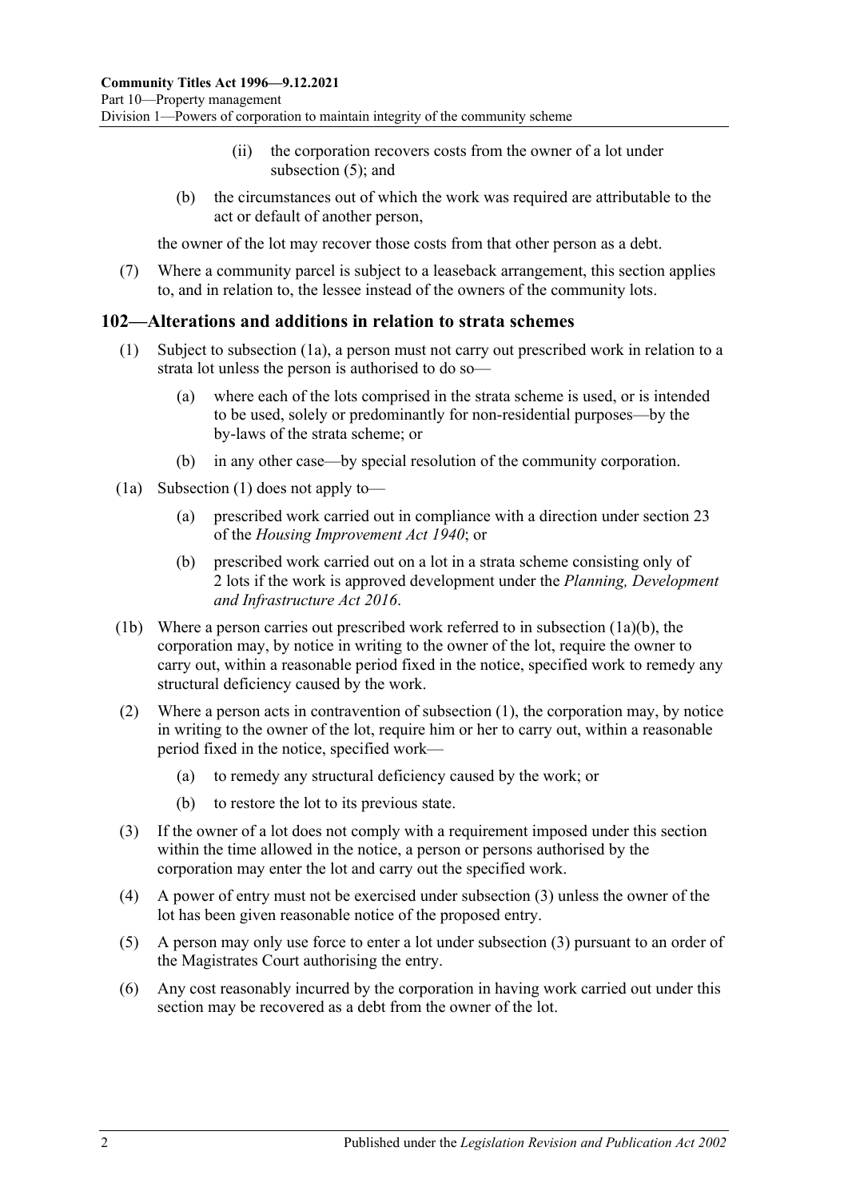(ii) the corporation recovers costs from the owner of a lot under subsection (5); and

(b) the circumstances out of which the work was required are attributable to the act or default of another person,

the owner of the lot may recover those costs from that other person as a debt.

(7) Where a community parcel is subject to a leaseback arrangement, this section applies to, and in relation to, the lessee instead of the owners of the community lots.

## 102—Alterations and additions in relation to strata schemes

(1) Subject to subsection (1a), a person must not carry out prescribed work in relation to a strata lot unless the person is authorised to do so—

(a) where each of the lots comprised in the strata scheme is used, or is intended to be used, solely or predominantly for non-residential purposes—by the by-laws of the strata scheme; or

(b) in any other case—by special resolution of the community corporation.

(1a) Subsection (1) does not apply to—

(a) prescribed work carried out in compliance with a direction under section 23 of the *Housing Improvement Act 1940*; or

(b) prescribed work carried out on a lot in a strata scheme consisting only of 2 lots if the work is approved development under the *Planning, Development and Infrastructure Act 2016*.

(1b) Where a person carries out prescribed work referred to in subsection (1a)(b), the corporation may, by notice in writing to the owner of the lot, require the owner to carry out, within a reasonable period fixed in the notice, specified work to remedy any structural deficiency caused by the work.

(2) Where a person acts in contravention of subsection (1), the corporation may, by notice in writing to the owner of the lot, require him or her to carry out, within a reasonable period fixed in the notice, specified work—

(a) to remedy any structural deficiency caused by the work; or

(b) to restore the lot to its previous state.

(3) If the owner of a lot does not comply with a requirement imposed under this section within the time allowed in the notice, a person or persons authorised by the corporation may enter the lot and carry out the specified work.

(4) A power of entry must not be exercised under subsection (3) unless the owner of the lot has been given reasonable notice of the proposed entry.

(5) A person may only use force to enter a lot under subsection (3) pursuant to an order of the Magistrates Court authorising the entry.

(6) Any cost reasonably incurred by the corporation in having work carried out under this section may be recovered as a debt from the owner of the lot.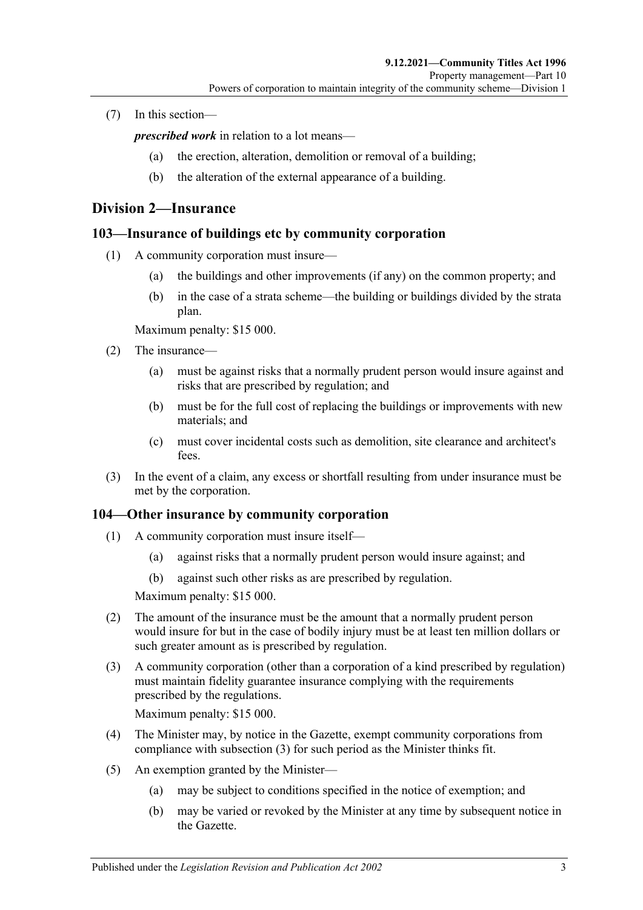(7) In this section—

*prescribed work* in relation to a lot means—

(a) the erection, alteration, demolition or removal of a building;

(b) the alteration of the external appearance of a building.

## Division 2—Insurance

### 103—Insurance of buildings etc by community corporation

(1) A community corporation must insure—

(a) the buildings and other improvements (if any) on the common property; and

(b) in the case of a strata scheme—the building or buildings divided by the strata plan.

Maximum penalty: $15 000.

(2) The insurance—

(a) must be against risks that a normally prudent person would insure against and risks that are prescribed by regulation; and

(b) must be for the full cost of replacing the buildings or improvements with new materials; and

(c) must cover incidental costs such as demolition, site clearance and architect's fees.

(3) In the event of a claim, any excess or shortfall resulting from under insurance must be met by the corporation.

### 104—Other insurance by community corporation

(1) A community corporation must insure itself—

(a) against risks that a normally prudent person would insure against; and

(b) against such other risks as are prescribed by regulation.

Maximum penalty: $15 000.

(2) The amount of the insurance must be the amount that a normally prudent person would insure for but in the case of bodily injury must be at least ten million dollars or such greater amount as is prescribed by regulation.

(3) A community corporation (other than a corporation of a kind prescribed by regulation) must maintain fidelity guarantee insurance complying with the requirements prescribed by the regulations.

Maximum penalty: $15 000.

(4) The Minister may, by notice in the Gazette, exempt community corporations from compliance with subsection (3) for such period as the Minister thinks fit.

(5) An exemption granted by the Minister—

(a) may be subject to conditions specified in the notice of exemption; and

(b) may be varied or revoked by the Minister at any time by subsequent notice in the Gazette.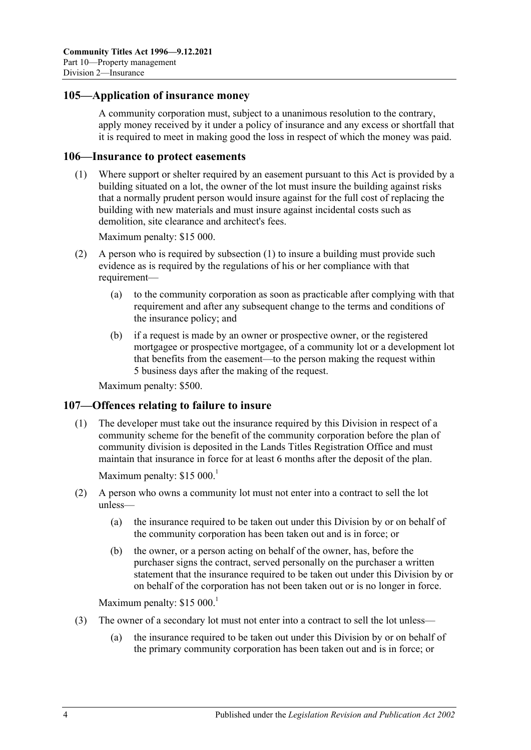## 105—Application of insurance money

A community corporation must, subject to a unanimous resolution to the contrary, apply money received by it under a policy of insurance and any excess or shortfall that it is required to meet in making good the loss in respect of which the money was paid.

## 106—Insurance to protect easements

(1) Where support or shelter required by an easement pursuant to this Act is provided by a building situated on a lot, the owner of the lot must insure the building against risks that a normally prudent person would insure against for the full cost of replacing the building with new materials and must insure against incidental costs such as demolition, site clearance and architect's fees.

Maximum penalty: $15 000.

(2) A person who is required by subsection (1) to insure a building must provide such evidence as is required by the regulations of his or her compliance with that requirement—

(a) to the community corporation as soon as practicable after complying with that requirement and after any subsequent change to the terms and conditions of the insurance policy; and

(b) if a request is made by an owner or prospective owner, or the registered mortgagee or prospective mortgagee, of a community lot or a development lot that benefits from the easement—to the person making the request within 5 business days after the making of the request.

Maximum penalty: $500.

## 107—Offences relating to failure to insure

(1) The developer must take out the insurance required by this Division in respect of a community scheme for the benefit of the community corporation before the plan of community division is deposited in the Lands Titles Registration Office and must maintain that insurance in force for at least 6 months after the deposit of the plan.

Maximum penalty: $15 000.[1]

(2) A person who owns a community lot must not enter into a contract to sell the lot unless—

(a) the insurance required to be taken out under this Division by or on behalf of the community corporation has been taken out and is in force; or

(b) the owner, or a person acting on behalf of the owner, has, before the purchaser signs the contract, served personally on the purchaser a written statement that the insurance required to be taken out under this Division by or on behalf of the corporation has not been taken out or is no longer in force.

Maximum penalty: $15 000.[1]

(3) The owner of a secondary lot must not enter into a contract to sell the lot unless—

(a) the insurance required to be taken out under this Division by or on behalf of the primary community corporation has been taken out and is in force; or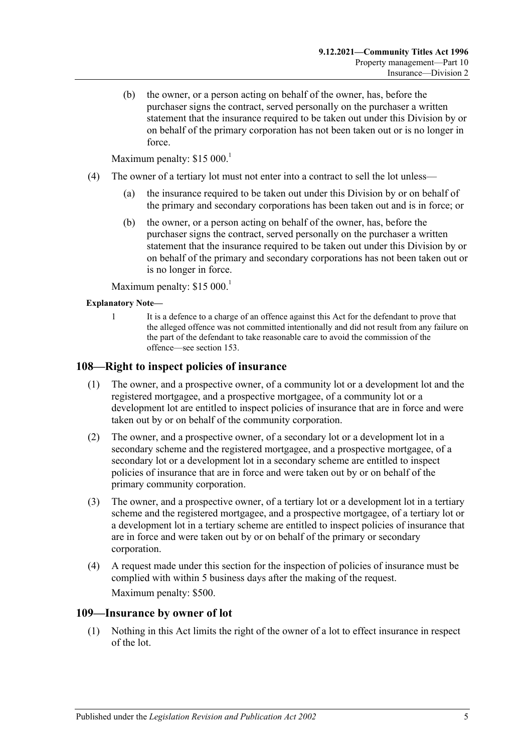(b) the owner, or a person acting on behalf of the owner, has, before the purchaser signs the contract, served personally on the purchaser a written statement that the insurance required to be taken out under this Division by or on behalf of the primary corporation has not been taken out or is no longer in force.

Maximum penalty: $15 000.[1]

(4) The owner of a tertiary lot must not enter into a contract to sell the lot unless—

(a) the insurance required to be taken out under this Division by or on behalf of the primary and secondary corporations has been taken out and is in force; or

(b) the owner, or a person acting on behalf of the owner, has, before the purchaser signs the contract, served personally on the purchaser a written statement that the insurance required to be taken out under this Division by or on behalf of the primary and secondary corporations has not been taken out or is no longer in force.

Maximum penalty: $15 000.[1]

**Explanatory Note—**

1 It is a defence to a charge of an offence against this Act for the defendant to prove that the alleged offence was not committed intentionally and did not result from any failure on the part of the defendant to take reasonable care to avoid the commission of the offence—see section 153.

## 108—Right to inspect policies of insurance

(1) The owner, and a prospective owner, of a community lot or a development lot and the registered mortgagee, and a prospective mortgagee, of a community lot or a development lot are entitled to inspect policies of insurance that are in force and were taken out by or on behalf of the community corporation.

(2) The owner, and a prospective owner, of a secondary lot or a development lot in a secondary scheme and the registered mortgagee, and a prospective mortgagee, of a secondary lot or a development lot in a secondary scheme are entitled to inspect policies of insurance that are in force and were taken out by or on behalf of the primary community corporation.

(3) The owner, and a prospective owner, of a tertiary lot or a development lot in a tertiary scheme and the registered mortgagee, and a prospective mortgagee, of a tertiary lot or a development lot in a tertiary scheme are entitled to inspect policies of insurance that are in force and were taken out by or on behalf of the primary or secondary corporation.

(4) A request made under this section for the inspection of policies of insurance must be complied with within 5 business days after the making of the request.

Maximum penalty: $500.

## 109—Insurance by owner of lot

(1) Nothing in this Act limits the right of the owner of a lot to effect insurance in respect of the lot.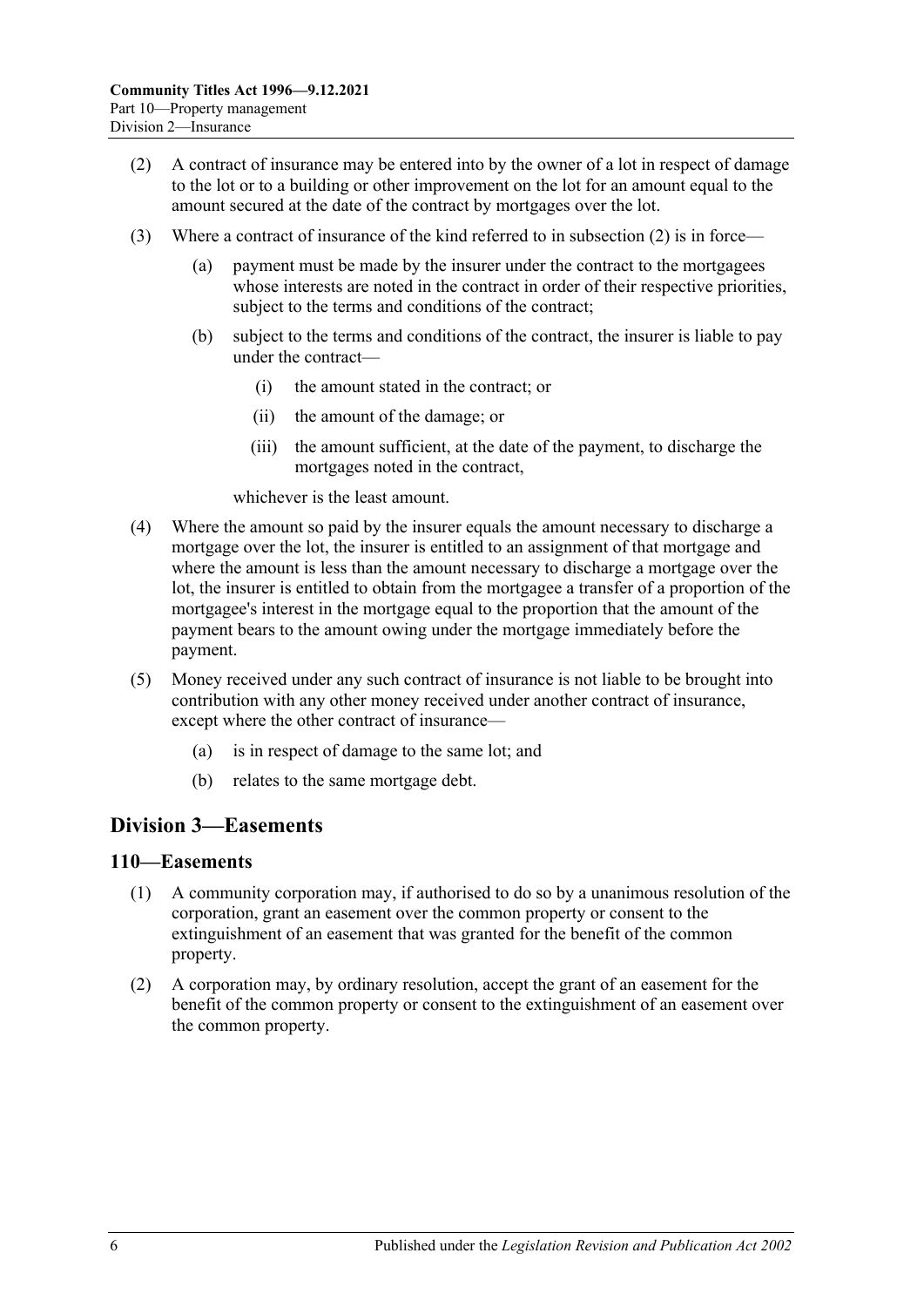(2) A contract of insurance may be entered into by the owner of a lot in respect of damage to the lot or to a building or other improvement on the lot for an amount equal to the amount secured at the date of the contract by mortgages over the lot.

(3) Where a contract of insurance of the kind referred to in subsection (2) is in force—

(a) payment must be made by the insurer under the contract to the mortgagees whose interests are noted in the contract in order of their respective priorities, subject to the terms and conditions of the contract;

(b) subject to the terms and conditions of the contract, the insurer is liable to pay under the contract—

(i) the amount stated in the contract; or

(ii) the amount of the damage; or

(iii) the amount sufficient, at the date of the payment, to discharge the mortgages noted in the contract,

whichever is the least amount.

(4) Where the amount so paid by the insurer equals the amount necessary to discharge a mortgage over the lot, the insurer is entitled to an assignment of that mortgage and where the amount is less than the amount necessary to discharge a mortgage over the lot, the insurer is entitled to obtain from the mortgagee a transfer of a proportion of the mortgagee's interest in the mortgage equal to the proportion that the amount of the payment bears to the amount owing under the mortgage immediately before the payment.

(5) Money received under any such contract of insurance is not liable to be brought into contribution with any other money received under another contract of insurance, except where the other contract of insurance—

(a) is in respect of damage to the same lot; and

(b) relates to the same mortgage debt.

## Division 3—Easements

### 110—Easements

(1) A community corporation may, if authorised to do so by a unanimous resolution of the corporation, grant an easement over the common property or consent to the extinguishment of an easement that was granted for the benefit of the common property.

(2) A corporation may, by ordinary resolution, accept the grant of an easement for the benefit of the common property or consent to the extinguishment of an easement over the common property.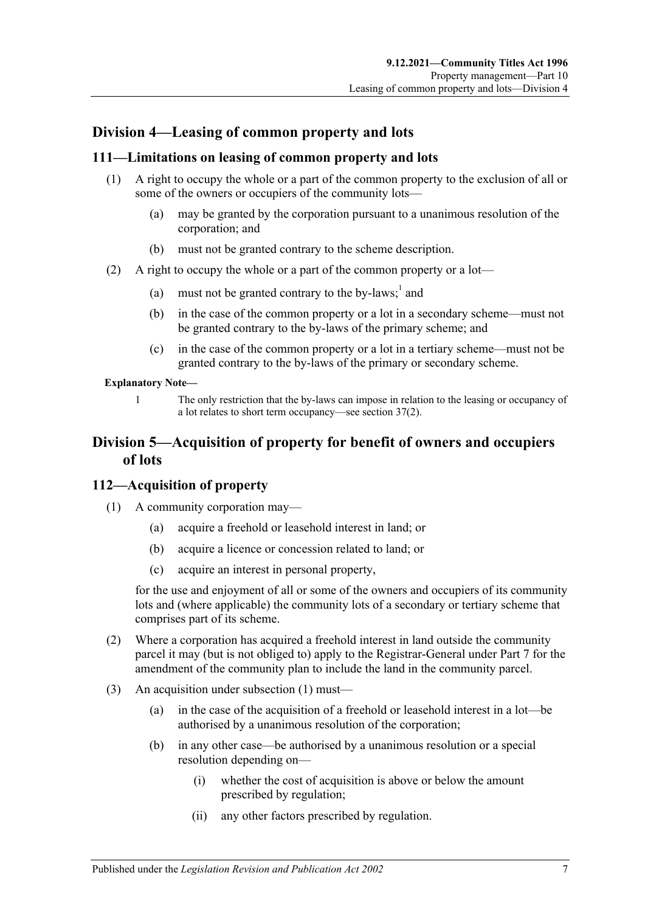## Division 4—Leasing of common property and lots

### 111—Limitations on leasing of common property and lots

(1) A right to occupy the whole or a part of the common property to the exclusion of all or some of the owners or occupiers of the community lots—

(a) may be granted by the corporation pursuant to a unanimous resolution of the corporation; and

(b) must not be granted contrary to the scheme description.

(2) A right to occupy the whole or a part of the common property or a lot—

(a) must not be granted contrary to the by-laws;[1] and

(b) in the case of the common property or a lot in a secondary scheme—must not be granted contrary to the by-laws of the primary scheme; and

(c) in the case of the common property or a lot in a tertiary scheme—must not be granted contrary to the by-laws of the primary or secondary scheme.

**Explanatory Note—**

1 The only restriction that the by-laws can impose in relation to the leasing or occupancy of a lot relates to short term occupancy—see section 37(2).

## Division 5—Acquisition of property for benefit of owners and occupiers of lots

### 112—Acquisition of property

(1) A community corporation may—

(a) acquire a freehold or leasehold interest in land; or

(b) acquire a licence or concession related to land; or

(c) acquire an interest in personal property,

for the use and enjoyment of all or some of the owners and occupiers of its community lots and (where applicable) the community lots of a secondary or tertiary scheme that comprises part of its scheme.

(2) Where a corporation has acquired a freehold interest in land outside the community parcel it may (but is not obliged to) apply to the Registrar-General under Part 7 for the amendment of the community plan to include the land in the community parcel.

(3) An acquisition under subsection (1) must—

(a) in the case of the acquisition of a freehold or leasehold interest in a lot—be authorised by a unanimous resolution of the corporation;

(b) in any other case—be authorised by a unanimous resolution or a special resolution depending on—

(i) whether the cost of acquisition is above or below the amount prescribed by regulation;

(ii) any other factors prescribed by regulation.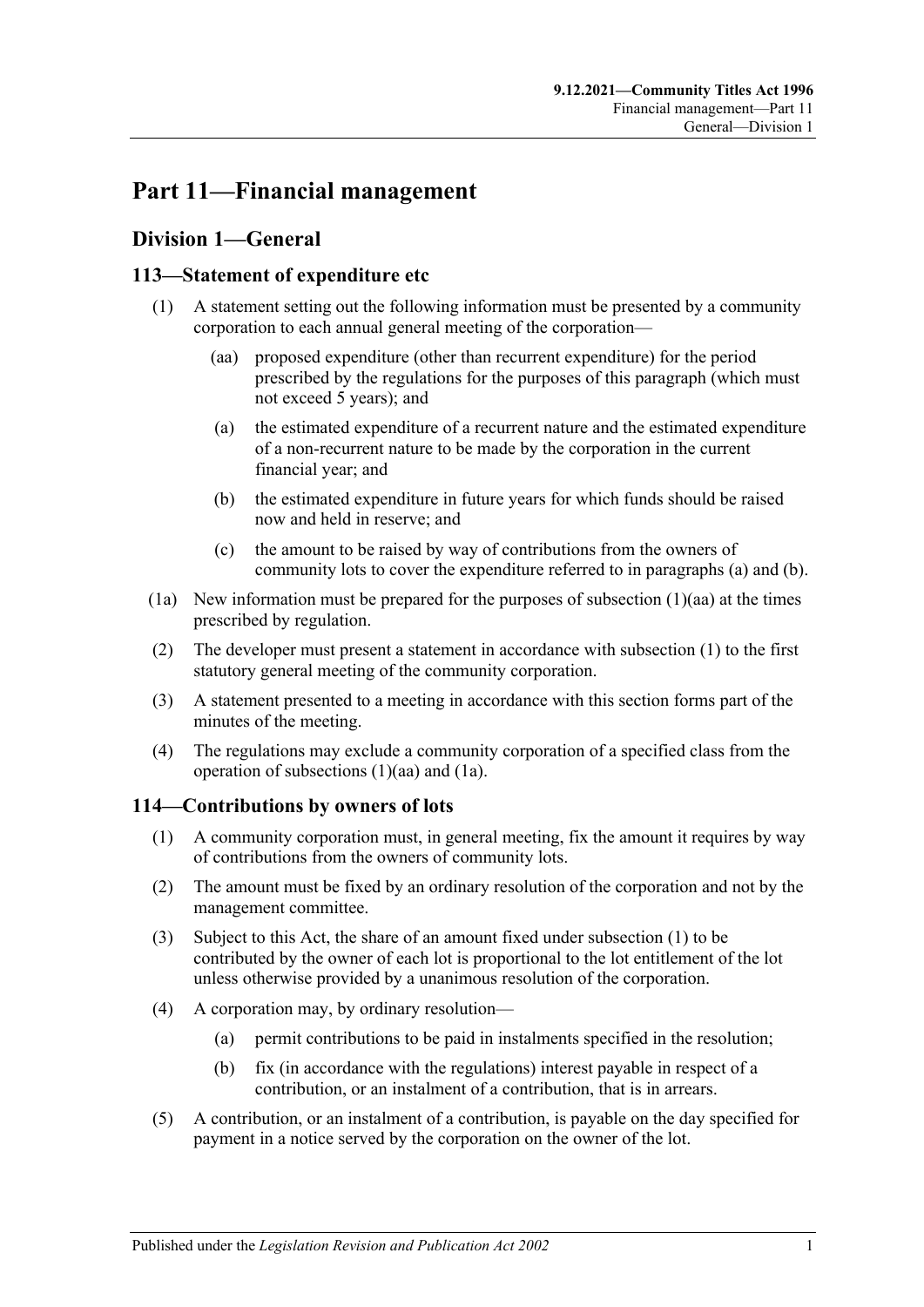# Part 11—Financial management

## Division 1—General

### 113—Statement of expenditure etc

(1) A statement setting out the following information must be presented by a community corporation to each annual general meeting of the corporation—

- (aa) proposed expenditure (other than recurrent expenditure) for the period prescribed by the regulations for the purposes of this paragraph (which must not exceed 5 years); and
- (a) the estimated expenditure of a recurrent nature and the estimated expenditure of a non-recurrent nature to be made by the corporation in the current financial year; and
- (b) the estimated expenditure in future years for which funds should be raised now and held in reserve; and
- (c) the amount to be raised by way of contributions from the owners of community lots to cover the expenditure referred to in paragraphs (a) and (b).

(1a) New information must be prepared for the purposes of subsection (1)(aa) at the times prescribed by regulation.

(2) The developer must present a statement in accordance with subsection (1) to the first statutory general meeting of the community corporation.

(3) A statement presented to a meeting in accordance with this section forms part of the minutes of the meeting.

(4) The regulations may exclude a community corporation of a specified class from the operation of subsections (1)(aa) and (1a).

### 114—Contributions by owners of lots

(1) A community corporation must, in general meeting, fix the amount it requires by way of contributions from the owners of community lots.

(2) The amount must be fixed by an ordinary resolution of the corporation and not by the management committee.

(3) Subject to this Act, the share of an amount fixed under subsection (1) to be contributed by the owner of each lot is proportional to the lot entitlement of the lot unless otherwise provided by a unanimous resolution of the corporation.

(4) A corporation may, by ordinary resolution—

- (a) permit contributions to be paid in instalments specified in the resolution;
- (b) fix (in accordance with the regulations) interest payable in respect of a contribution, or an instalment of a contribution, that is in arrears.

(5) A contribution, or an instalment of a contribution, is payable on the day specified for payment in a notice served by the corporation on the owner of the lot.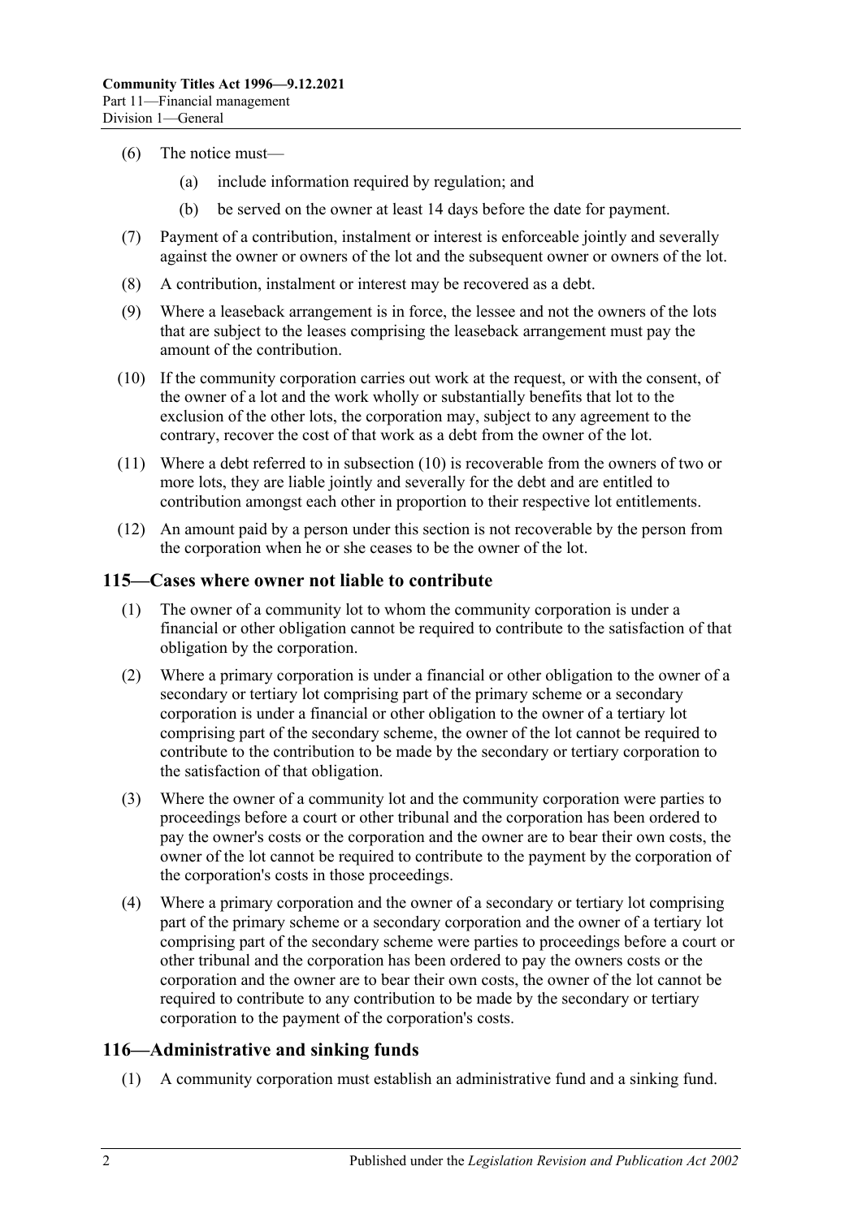(6) The notice must—

 (a) include information required by regulation; and

 (b) be served on the owner at least 14 days before the date for payment.

(7) Payment of a contribution, instalment or interest is enforceable jointly and severally against the owner or owners of the lot and the subsequent owner or owners of the lot.

(8) A contribution, instalment or interest may be recovered as a debt.

(9) Where a leaseback arrangement is in force, the lessee and not the owners of the lots that are subject to the leases comprising the leaseback arrangement must pay the amount of the contribution.

(10) If the community corporation carries out work at the request, or with the consent, of the owner of a lot and the work wholly or substantially benefits that lot to the exclusion of the other lots, the corporation may, subject to any agreement to the contrary, recover the cost of that work as a debt from the owner of the lot.

(11) Where a debt referred to in subsection (10) is recoverable from the owners of two or more lots, they are liable jointly and severally for the debt and are entitled to contribution amongst each other in proportion to their respective lot entitlements.

(12) An amount paid by a person under this section is not recoverable by the person from the corporation when he or she ceases to be the owner of the lot.

## 115—Cases where owner not liable to contribute

(1) The owner of a community lot to whom the community corporation is under a financial or other obligation cannot be required to contribute to the satisfaction of that obligation by the corporation.

(2) Where a primary corporation is under a financial or other obligation to the owner of a secondary or tertiary lot comprising part of the primary scheme or a secondary corporation is under a financial or other obligation to the owner of a tertiary lot comprising part of the secondary scheme, the owner of the lot cannot be required to contribute to the contribution to be made by the secondary or tertiary corporation to the satisfaction of that obligation.

(3) Where the owner of a community lot and the community corporation were parties to proceedings before a court or other tribunal and the corporation has been ordered to pay the owner's costs or the corporation and the owner are to bear their own costs, the owner of the lot cannot be required to contribute to the payment by the corporation of the corporation's costs in those proceedings.

(4) Where a primary corporation and the owner of a secondary or tertiary lot comprising part of the primary scheme or a secondary corporation and the owner of a tertiary lot comprising part of the secondary scheme were parties to proceedings before a court or other tribunal and the corporation has been ordered to pay the owners costs or the corporation and the owner are to bear their own costs, the owner of the lot cannot be required to contribute to any contribution to be made by the secondary or tertiary corporation to the payment of the corporation's costs.

## 116—Administrative and sinking funds

(1) A community corporation must establish an administrative fund and a sinking fund.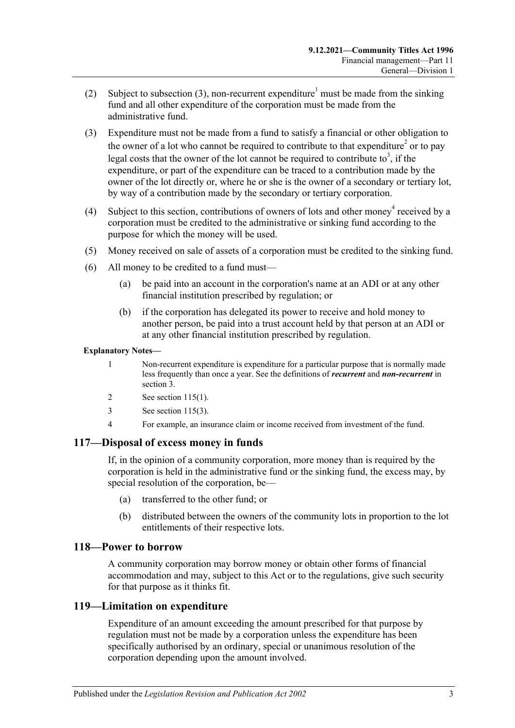(2) Subject to subsection (3), non-recurrent expenditure[1] must be made from the sinking fund and all other expenditure of the corporation must be made from the administrative fund.

(3) Expenditure must not be made from a fund to satisfy a financial or other obligation to the owner of a lot who cannot be required to contribute to that expenditure[2] or to pay legal costs that the owner of the lot cannot be required to contribute to[3], if the expenditure, or part of the expenditure can be traced to a contribution made by the owner of the lot directly or, where he or she is the owner of a secondary or tertiary lot, by way of a contribution made by the secondary or tertiary corporation.

(4) Subject to this section, contributions of owners of lots and other money[4] received by a corporation must be credited to the administrative or sinking fund according to the purpose for which the money will be used.

(5) Money received on sale of assets of a corporation must be credited to the sinking fund.

(6) All money to be credited to a fund must—

(a) be paid into an account in the corporation's name at an ADI or at any other financial institution prescribed by regulation; or

(b) if the corporation has delegated its power to receive and hold money to another person, be paid into a trust account held by that person at an ADI or at any other financial institution prescribed by regulation.

**Explanatory Notes—**

1 Non-recurrent expenditure is expenditure for a particular purpose that is normally made less frequently than once a year. See the definitions of ***recurrent*** and ***non-recurrent*** in section 3.

2 See section 115(1).

3 See section 115(3).

4 For example, an insurance claim or income received from investment of the fund.

## 117—Disposal of excess money in funds

If, in the opinion of a community corporation, more money than is required by the corporation is held in the administrative fund or the sinking fund, the excess may, by special resolution of the corporation, be—

(a) transferred to the other fund; or

(b) distributed between the owners of the community lots in proportion to the lot entitlements of their respective lots.

## 118—Power to borrow

A community corporation may borrow money or obtain other forms of financial accommodation and may, subject to this Act or to the regulations, give such security for that purpose as it thinks fit.

## 119—Limitation on expenditure

Expenditure of an amount exceeding the amount prescribed for that purpose by regulation must not be made by a corporation unless the expenditure has been specifically authorised by an ordinary, special or unanimous resolution of the corporation depending upon the amount involved.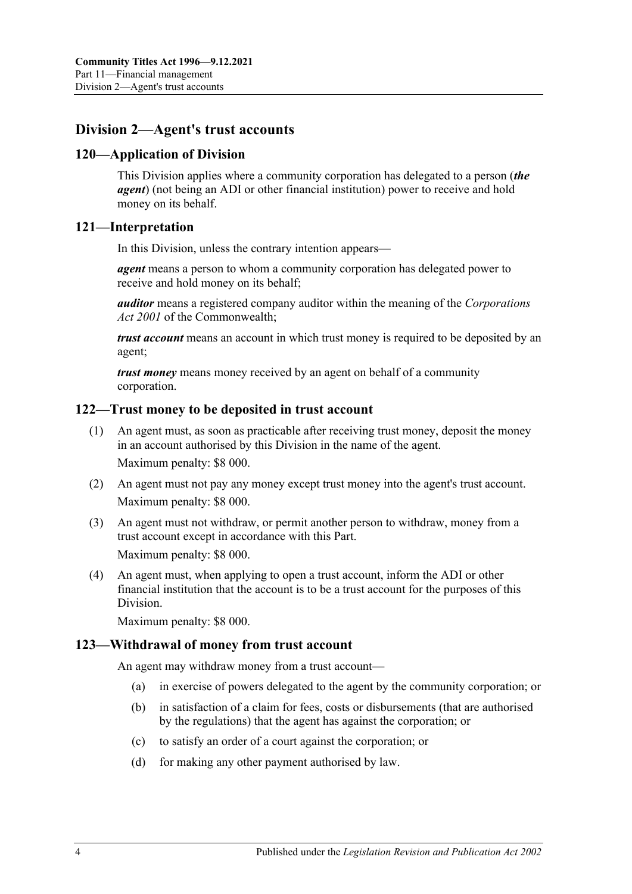## Division 2—Agent's trust accounts

### 120—Application of Division

This Division applies where a community corporation has delegated to a person (***the agent***) (not being an ADI or other financial institution) power to receive and hold money on its behalf.

### 121—Interpretation

In this Division, unless the contrary intention appears—

***agent*** means a person to whom a community corporation has delegated power to receive and hold money on its behalf;

***auditor*** means a registered company auditor within the meaning of the *Corporations Act 2001* of the Commonwealth;

***trust account*** means an account in which trust money is required to be deposited by an agent;

***trust money*** means money received by an agent on behalf of a community corporation.

### 122—Trust money to be deposited in trust account

(1) An agent must, as soon as practicable after receiving trust money, deposit the money in an account authorised by this Division in the name of the agent.

Maximum penalty: $8 000.

(2) An agent must not pay any money except trust money into the agent's trust account.

Maximum penalty: $8 000.

(3) An agent must not withdraw, or permit another person to withdraw, money from a trust account except in accordance with this Part.

Maximum penalty: $8 000.

(4) An agent must, when applying to open a trust account, inform the ADI or other financial institution that the account is to be a trust account for the purposes of this Division.

Maximum penalty: $8 000.

### 123—Withdrawal of money from trust account

An agent may withdraw money from a trust account—

(a) in exercise of powers delegated to the agent by the community corporation; or

(b) in satisfaction of a claim for fees, costs or disbursements (that are authorised by the regulations) that the agent has against the corporation; or

(c) to satisfy an order of a court against the corporation; or

(d) for making any other payment authorised by law.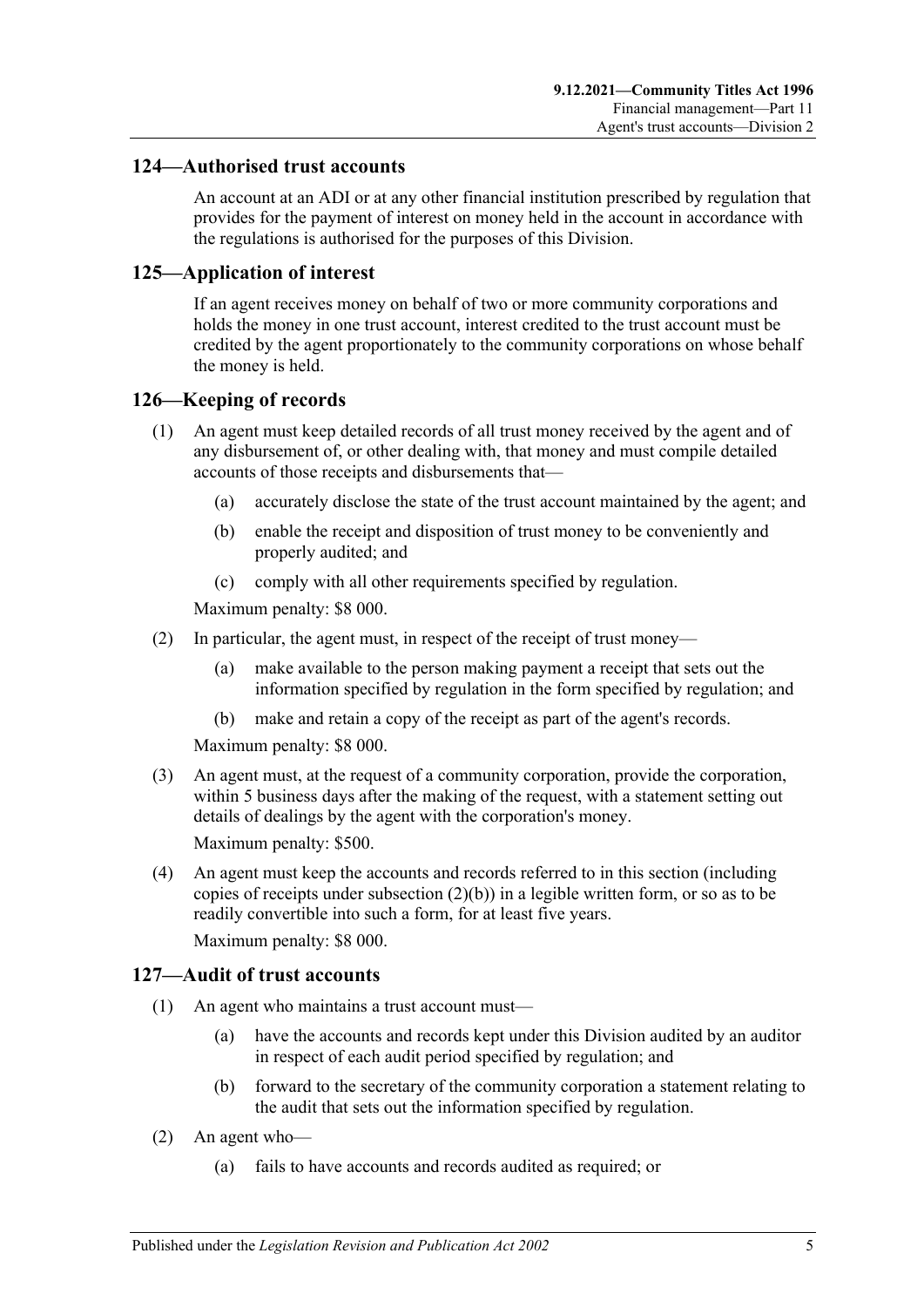## 124—Authorised trust accounts

An account at an ADI or at any other financial institution prescribed by regulation that provides for the payment of interest on money held in the account in accordance with the regulations is authorised for the purposes of this Division.

## 125—Application of interest

If an agent receives money on behalf of two or more community corporations and holds the money in one trust account, interest credited to the trust account must be credited by the agent proportionately to the community corporations on whose behalf the money is held.

## 126—Keeping of records

(1) An agent must keep detailed records of all trust money received by the agent and of any disbursement of, or other dealing with, that money and must compile detailed accounts of those receipts and disbursements that—

- (a) accurately disclose the state of the trust account maintained by the agent; and
- (b) enable the receipt and disposition of trust money to be conveniently and properly audited; and
- (c) comply with all other requirements specified by regulation.

Maximum penalty: $8 000.

(2) In particular, the agent must, in respect of the receipt of trust money—

- (a) make available to the person making payment a receipt that sets out the information specified by regulation in the form specified by regulation; and
- (b) make and retain a copy of the receipt as part of the agent's records.

Maximum penalty: $8 000.

(3) An agent must, at the request of a community corporation, provide the corporation, within 5 business days after the making of the request, with a statement setting out details of dealings by the agent with the corporation's money.

Maximum penalty: $500.

(4) An agent must keep the accounts and records referred to in this section (including copies of receipts under subsection (2)(b)) in a legible written form, or so as to be readily convertible into such a form, for at least five years.

Maximum penalty: $8 000.

## 127—Audit of trust accounts

(1) An agent who maintains a trust account must—

- (a) have the accounts and records kept under this Division audited by an auditor in respect of each audit period specified by regulation; and
- (b) forward to the secretary of the community corporation a statement relating to the audit that sets out the information specified by regulation.

(2) An agent who—

- (a) fails to have accounts and records audited as required; or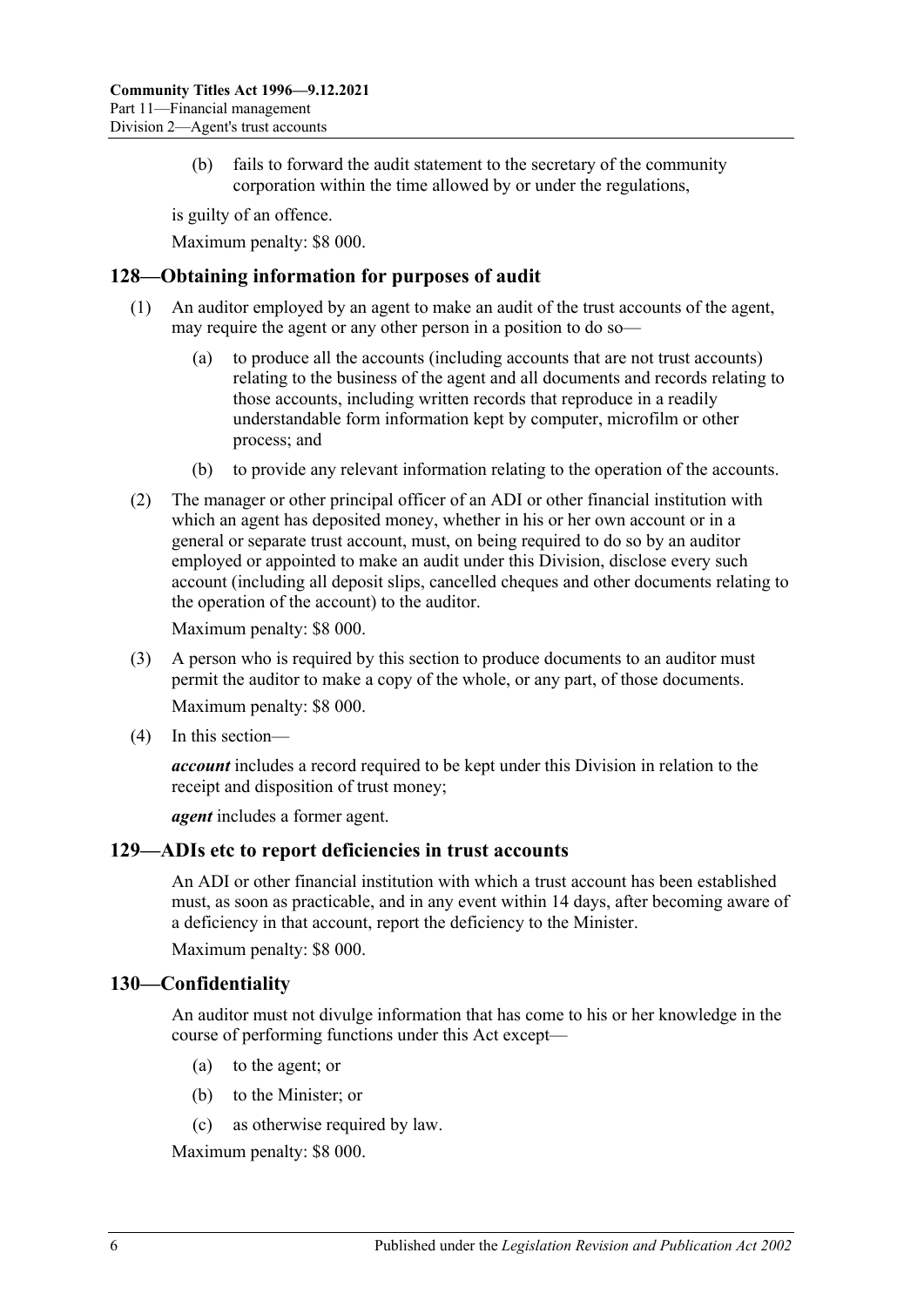(b) fails to forward the audit statement to the secretary of the community corporation within the time allowed by or under the regulations,

is guilty of an offence.

Maximum penalty: $8 000.

## 128—Obtaining information for purposes of audit

(1) An auditor employed by an agent to make an audit of the trust accounts of the agent, may require the agent or any other person in a position to do so—

(a) to produce all the accounts (including accounts that are not trust accounts) relating to the business of the agent and all documents and records relating to those accounts, including written records that reproduce in a readily understandable form information kept by computer, microfilm or other process; and

(b) to provide any relevant information relating to the operation of the accounts.

(2) The manager or other principal officer of an ADI or other financial institution with which an agent has deposited money, whether in his or her own account or in a general or separate trust account, must, on being required to do so by an auditor employed or appointed to make an audit under this Division, disclose every such account (including all deposit slips, cancelled cheques and other documents relating to the operation of the account) to the auditor.

Maximum penalty: $8 000.

(3) A person who is required by this section to produce documents to an auditor must permit the auditor to make a copy of the whole, or any part, of those documents.

Maximum penalty: $8 000.

(4) In this section—

***account*** includes a record required to be kept under this Division in relation to the receipt and disposition of trust money;

***agent*** includes a former agent.

## 129—ADIs etc to report deficiencies in trust accounts

An ADI or other financial institution with which a trust account has been established must, as soon as practicable, and in any event within 14 days, after becoming aware of a deficiency in that account, report the deficiency to the Minister.

Maximum penalty: $8 000.

## 130—Confidentiality

An auditor must not divulge information that has come to his or her knowledge in the course of performing functions under this Act except—

(a) to the agent; or

(b) to the Minister; or

(c) as otherwise required by law.

Maximum penalty: $8 000.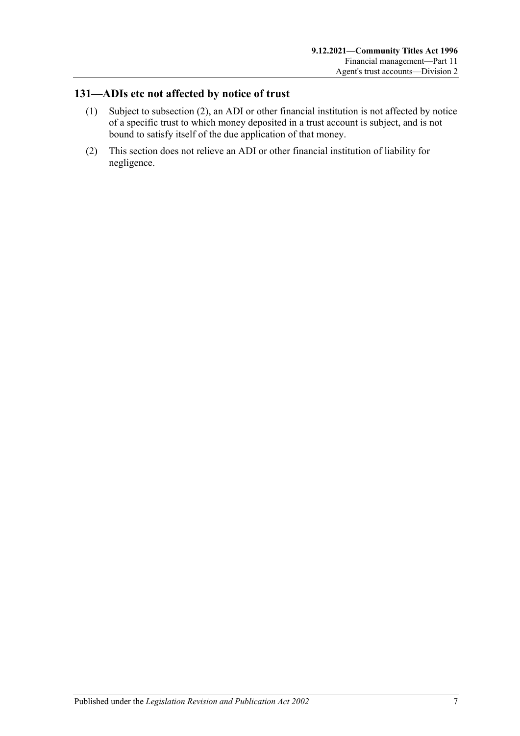## 131—ADIs etc not affected by notice of trust

(1) Subject to subsection (2), an ADI or other financial institution is not affected by notice of a specific trust to which money deposited in a trust account is subject, and is not bound to satisfy itself of the due application of that money.

(2) This section does not relieve an ADI or other financial institution of liability for negligence.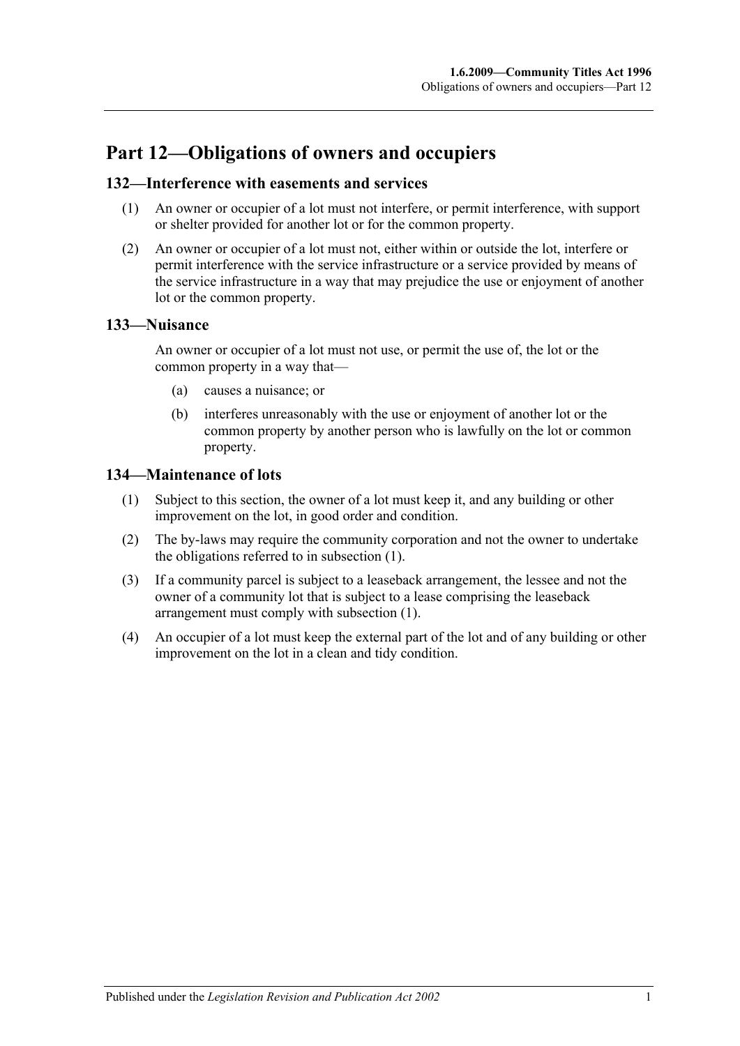# Part 12—Obligations of owners and occupiers

## 132—Interference with easements and services

(1) An owner or occupier of a lot must not interfere, or permit interference, with support or shelter provided for another lot or for the common property.

(2) An owner or occupier of a lot must not, either within or outside the lot, interfere or permit interference with the service infrastructure or a service provided by means of the service infrastructure in a way that may prejudice the use or enjoyment of another lot or the common property.

## 133—Nuisance

An owner or occupier of a lot must not use, or permit the use of, the lot or the common property in a way that—

(a) causes a nuisance; or

(b) interferes unreasonably with the use or enjoyment of another lot or the common property by another person who is lawfully on the lot or common property.

## 134—Maintenance of lots

(1) Subject to this section, the owner of a lot must keep it, and any building or other improvement on the lot, in good order and condition.

(2) The by-laws may require the community corporation and not the owner to undertake the obligations referred to in subsection (1).

(3) If a community parcel is subject to a leaseback arrangement, the lessee and not the owner of a community lot that is subject to a lease comprising the leaseback arrangement must comply with subsection (1).

(4) An occupier of a lot must keep the external part of the lot and of any building or other improvement on the lot in a clean and tidy condition.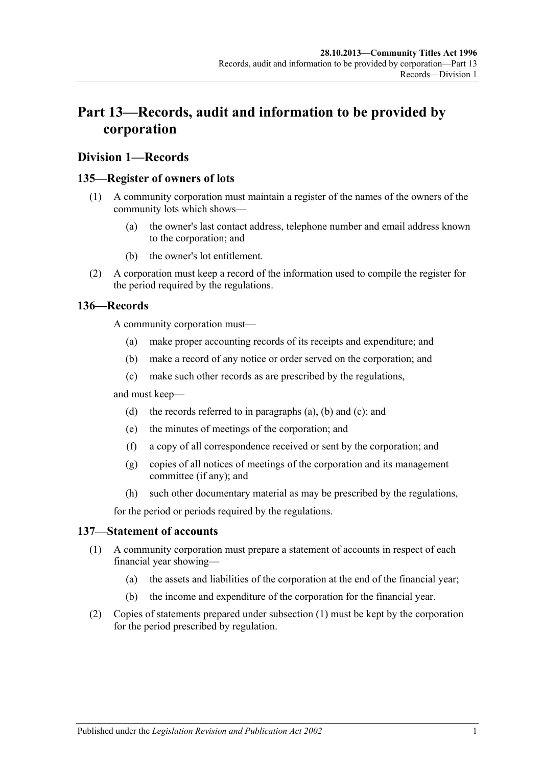# Part 13—Records, audit and information to be provided by corporation

## Division 1—Records

### 135—Register of owners of lots

(1) A community corporation must maintain a register of the names of the owners of the community lots which shows—

(a) the owner's last contact address, telephone number and email address known to the corporation; and

(b) the owner's lot entitlement.

(2) A corporation must keep a record of the information used to compile the register for the period required by the regulations.

### 136—Records

A community corporation must—

(a) make proper accounting records of its receipts and expenditure; and

(b) make a record of any notice or order served on the corporation; and

(c) make such other records as are prescribed by the regulations,

and must keep—

(d) the records referred to in paragraphs (a), (b) and (c); and

(e) the minutes of meetings of the corporation; and

(f) a copy of all correspondence received or sent by the corporation; and

(g) copies of all notices of meetings of the corporation and its management committee (if any); and

(h) such other documentary material as may be prescribed by the regulations,

for the period or periods required by the regulations.

### 137—Statement of accounts

(1) A community corporation must prepare a statement of accounts in respect of each financial year showing—

(a) the assets and liabilities of the corporation at the end of the financial year;

(b) the income and expenditure of the corporation for the financial year.

(2) Copies of statements prepared under subsection (1) must be kept by the corporation for the period prescribed by regulation.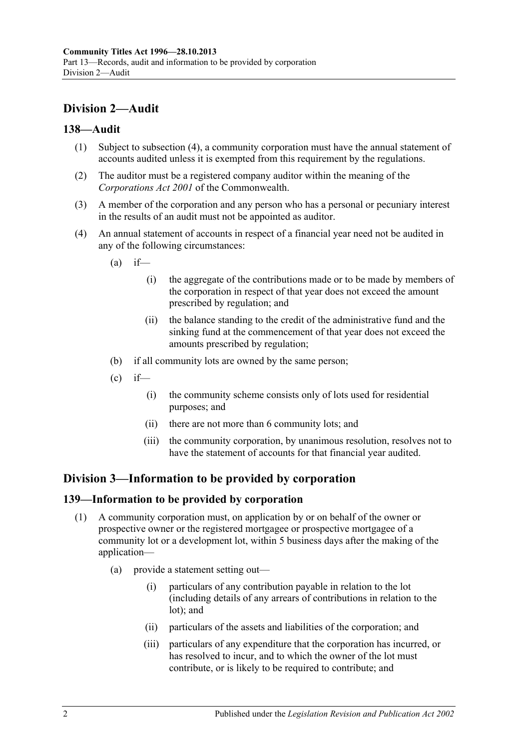## Division 2—Audit

### 138—Audit

(1) Subject to subsection (4), a community corporation must have the annual statement of accounts audited unless it is exempted from this requirement by the regulations.

(2) The auditor must be a registered company auditor within the meaning of the *Corporations Act 2001* of the Commonwealth.

(3) A member of the corporation and any person who has a personal or pecuniary interest in the results of an audit must not be appointed as auditor.

(4) An annual statement of accounts in respect of a financial year need not be audited in any of the following circumstances:

- (a) if—
  - (i) the aggregate of the contributions made or to be made by members of the corporation in respect of that year does not exceed the amount prescribed by regulation; and
  - (ii) the balance standing to the credit of the administrative fund and the sinking fund at the commencement of that year does not exceed the amounts prescribed by regulation;
- (b) if all community lots are owned by the same person;
- (c) if—
  - (i) the community scheme consists only of lots used for residential purposes; and
  - (ii) there are not more than 6 community lots; and
  - (iii) the community corporation, by unanimous resolution, resolves not to have the statement of accounts for that financial year audited.

## Division 3—Information to be provided by corporation

### 139—Information to be provided by corporation

(1) A community corporation must, on application by or on behalf of the owner or prospective owner or the registered mortgagee or prospective mortgagee of a community lot or a development lot, within 5 business days after the making of the application—

- (a) provide a statement setting out—
  - (i) particulars of any contribution payable in relation to the lot (including details of any arrears of contributions in relation to the lot); and
  - (ii) particulars of the assets and liabilities of the corporation; and
  - (iii) particulars of any expenditure that the corporation has incurred, or has resolved to incur, and to which the owner of the lot must contribute, or is likely to be required to contribute; and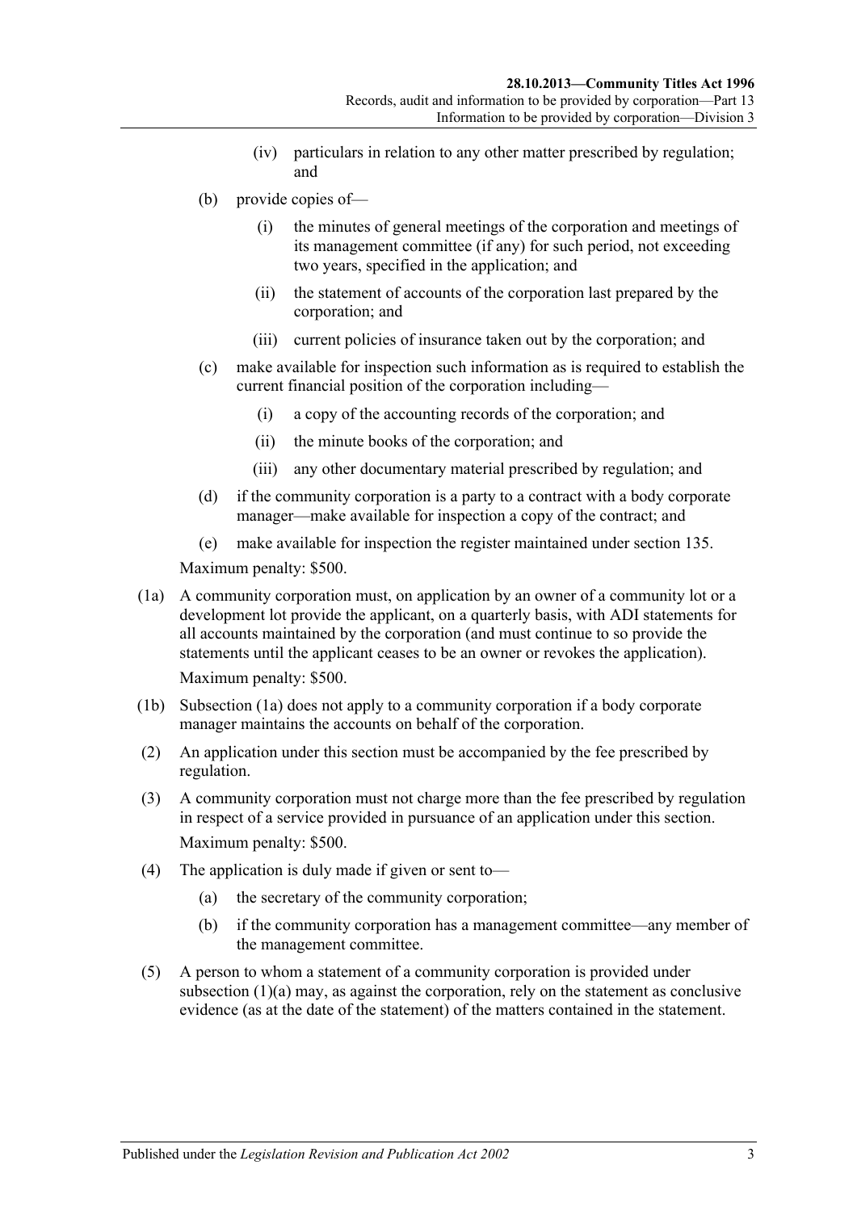(iv) particulars in relation to any other matter prescribed by regulation; and

(b) provide copies of—

(i) the minutes of general meetings of the corporation and meetings of its management committee (if any) for such period, not exceeding two years, specified in the application; and

(ii) the statement of accounts of the corporation last prepared by the corporation; and

(iii) current policies of insurance taken out by the corporation; and

(c) make available for inspection such information as is required to establish the current financial position of the corporation including—

(i) a copy of the accounting records of the corporation; and

(ii) the minute books of the corporation; and

(iii) any other documentary material prescribed by regulation; and

(d) if the community corporation is a party to a contract with a body corporate manager—make available for inspection a copy of the contract; and

(e) make available for inspection the register maintained under section 135.

Maximum penalty: $500.

(1a) A community corporation must, on application by an owner of a community lot or a development lot provide the applicant, on a quarterly basis, with ADI statements for all accounts maintained by the corporation (and must continue to so provide the statements until the applicant ceases to be an owner or revokes the application).

Maximum penalty: $500.

(1b) Subsection (1a) does not apply to a community corporation if a body corporate manager maintains the accounts on behalf of the corporation.

(2) An application under this section must be accompanied by the fee prescribed by regulation.

(3) A community corporation must not charge more than the fee prescribed by regulation in respect of a service provided in pursuance of an application under this section.

Maximum penalty: $500.

(4) The application is duly made if given or sent to—

(a) the secretary of the community corporation;

(b) if the community corporation has a management committee—any member of the management committee.

(5) A person to whom a statement of a community corporation is provided under subsection (1)(a) may, as against the corporation, rely on the statement as conclusive evidence (as at the date of the statement) of the matters contained in the statement.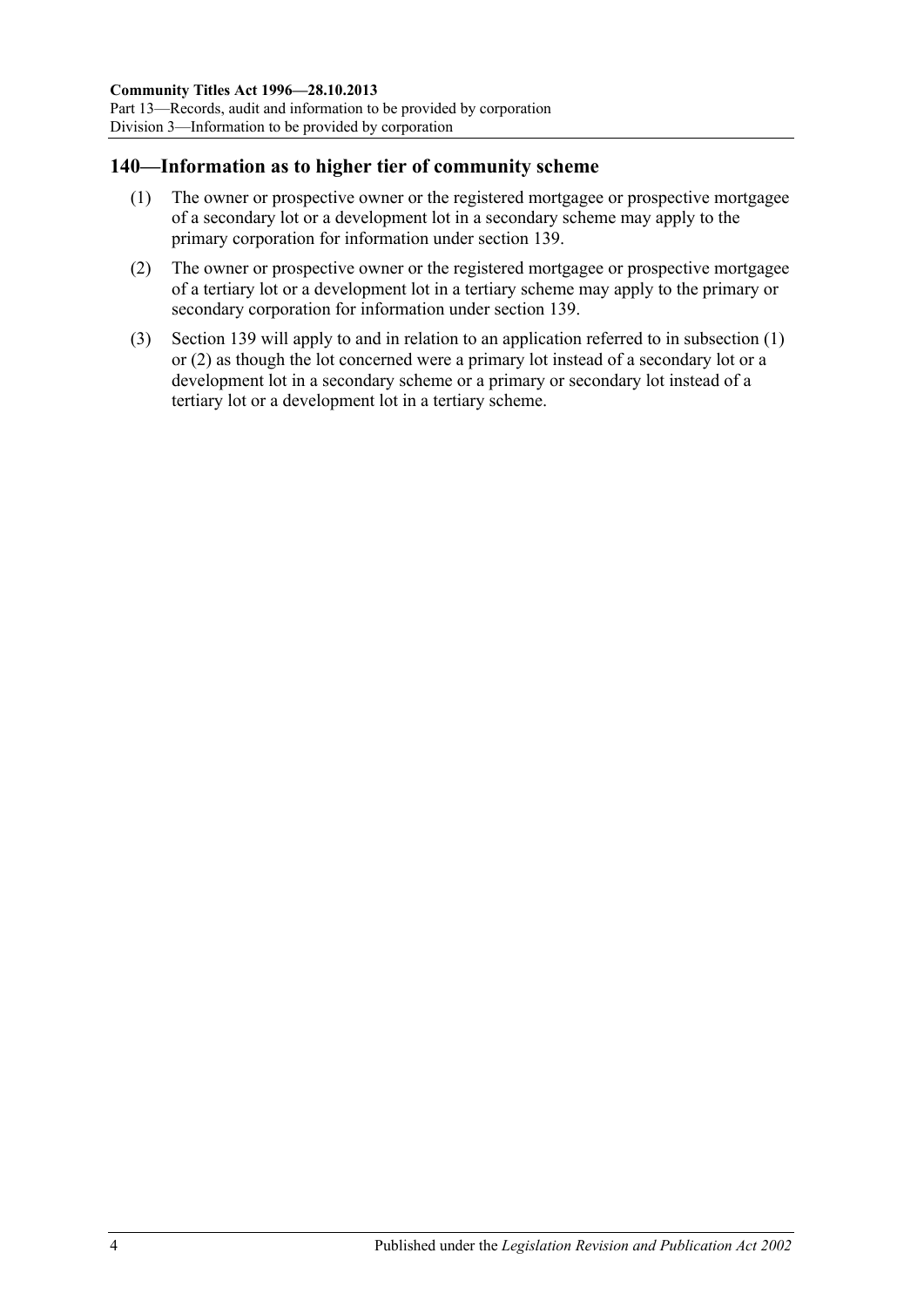## 140—Information as to higher tier of community scheme

(1) The owner or prospective owner or the registered mortgagee or prospective mortgagee of a secondary lot or a development lot in a secondary scheme may apply to the primary corporation for information under section 139.

(2) The owner or prospective owner or the registered mortgagee or prospective mortgagee of a tertiary lot or a development lot in a tertiary scheme may apply to the primary or secondary corporation for information under section 139.

(3) Section 139 will apply to and in relation to an application referred to in subsection (1) or (2) as though the lot concerned were a primary lot instead of a secondary lot or a development lot in a secondary scheme or a primary or secondary lot instead of a tertiary lot or a development lot in a tertiary scheme.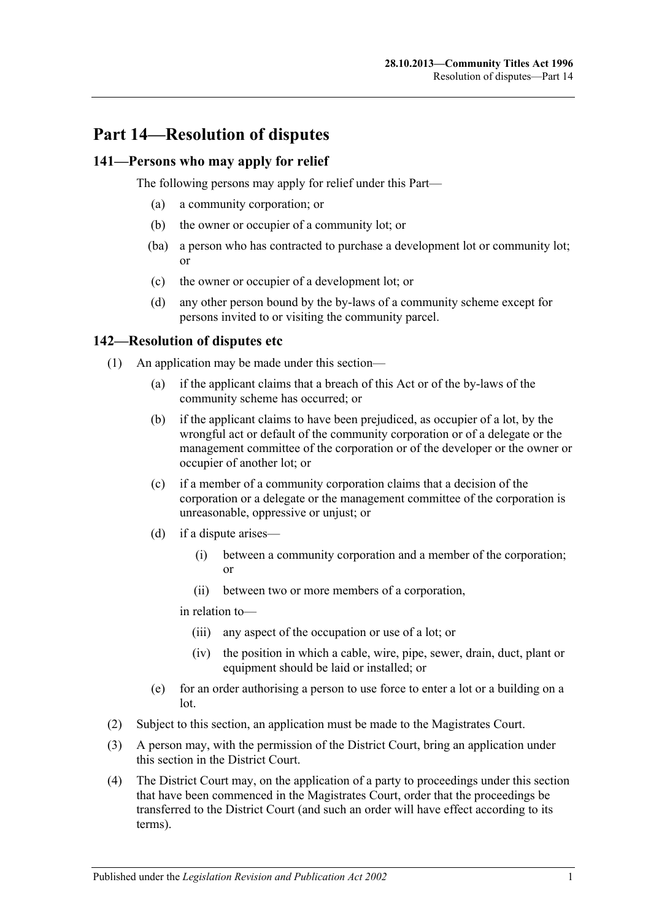# Part 14—Resolution of disputes

## 141—Persons who may apply for relief

The following persons may apply for relief under this Part—

- (a) a community corporation; or
- (b) the owner or occupier of a community lot; or
- (ba) a person who has contracted to purchase a development lot or community lot; or
- (c) the owner or occupier of a development lot; or
- (d) any other person bound by the by-laws of a community scheme except for persons invited to or visiting the community parcel.

## 142—Resolution of disputes etc

(1) An application may be made under this section—

- (a) if the applicant claims that a breach of this Act or of the by-laws of the community scheme has occurred; or
- (b) if the applicant claims to have been prejudiced, as occupier of a lot, by the wrongful act or default of the community corporation or of a delegate or the management committee of the corporation or of the developer or the owner or occupier of another lot; or
- (c) if a member of a community corporation claims that a decision of the corporation or a delegate or the management committee of the corporation is unreasonable, oppressive or unjust; or
- (d) if a dispute arises—
  - (i) between a community corporation and a member of the corporation; or
  - (ii) between two or more members of a corporation,

  in relation to—

  - (iii) any aspect of the occupation or use of a lot; or
  - (iv) the position in which a cable, wire, pipe, sewer, drain, duct, plant or equipment should be laid or installed; or
- (e) for an order authorising a person to use force to enter a lot or a building on a lot.

(2) Subject to this section, an application must be made to the Magistrates Court.

(3) A person may, with the permission of the District Court, bring an application under this section in the District Court.

(4) The District Court may, on the application of a party to proceedings under this section that have been commenced in the Magistrates Court, order that the proceedings be transferred to the District Court (and such an order will have effect according to its terms).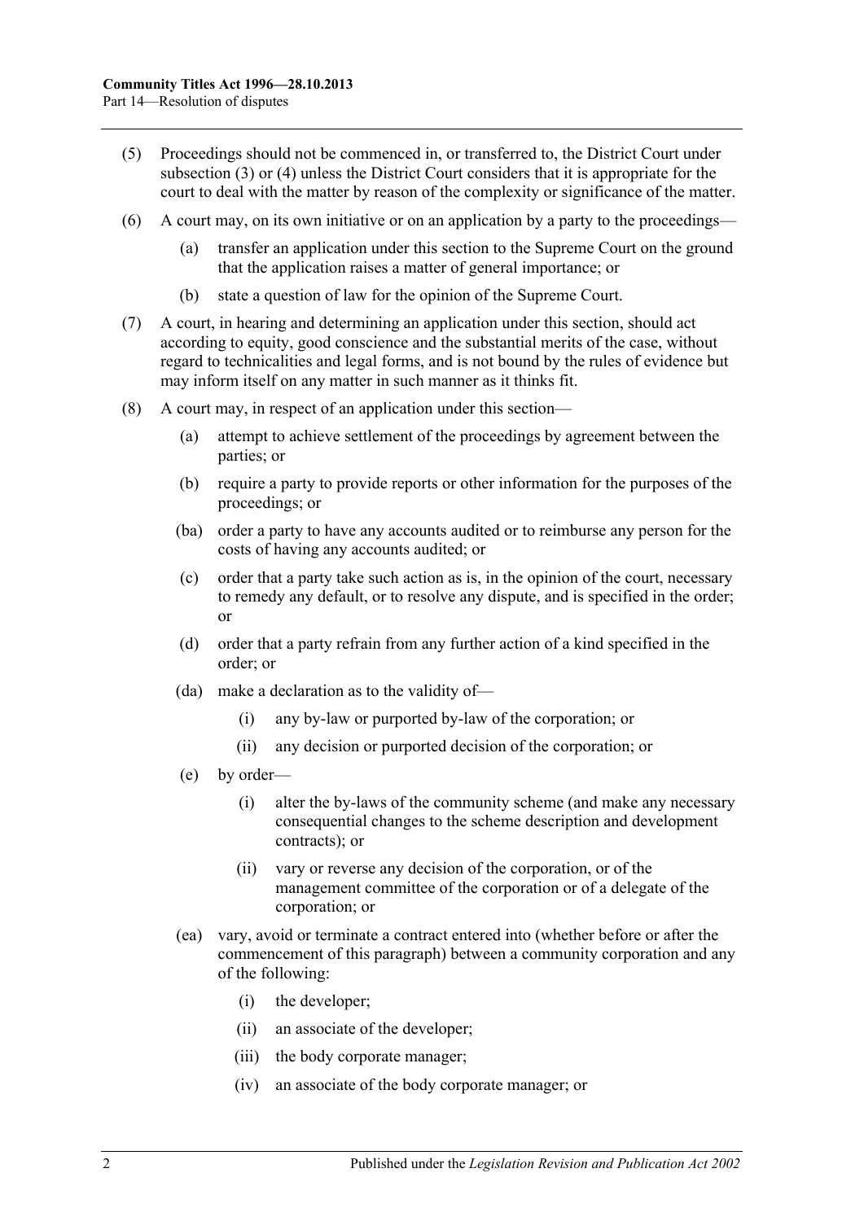(5) Proceedings should not be commenced in, or transferred to, the District Court under subsection (3) or (4) unless the District Court considers that it is appropriate for the court to deal with the matter by reason of the complexity or significance of the matter.

(6) A court may, on its own initiative or on an application by a party to the proceedings—

(a) transfer an application under this section to the Supreme Court on the ground that the application raises a matter of general importance; or

(b) state a question of law for the opinion of the Supreme Court.

(7) A court, in hearing and determining an application under this section, should act according to equity, good conscience and the substantial merits of the case, without regard to technicalities and legal forms, and is not bound by the rules of evidence but may inform itself on any matter in such manner as it thinks fit.

(8) A court may, in respect of an application under this section—

(a) attempt to achieve settlement of the proceedings by agreement between the parties; or

(b) require a party to provide reports or other information for the purposes of the proceedings; or

(ba) order a party to have any accounts audited or to reimburse any person for the costs of having any accounts audited; or

(c) order that a party take such action as is, in the opinion of the court, necessary to remedy any default, or to resolve any dispute, and is specified in the order; or

(d) order that a party refrain from any further action of a kind specified in the order; or

(da) make a declaration as to the validity of—

(i) any by-law or purported by-law of the corporation; or

(ii) any decision or purported decision of the corporation; or

(e) by order—

(i) alter the by-laws of the community scheme (and make any necessary consequential changes to the scheme description and development contracts); or

(ii) vary or reverse any decision of the corporation, or of the management committee of the corporation or of a delegate of the corporation; or

(ea) vary, avoid or terminate a contract entered into (whether before or after the commencement of this paragraph) between a community corporation and any of the following:

(i) the developer;

(ii) an associate of the developer;

(iii) the body corporate manager;

(iv) an associate of the body corporate manager; or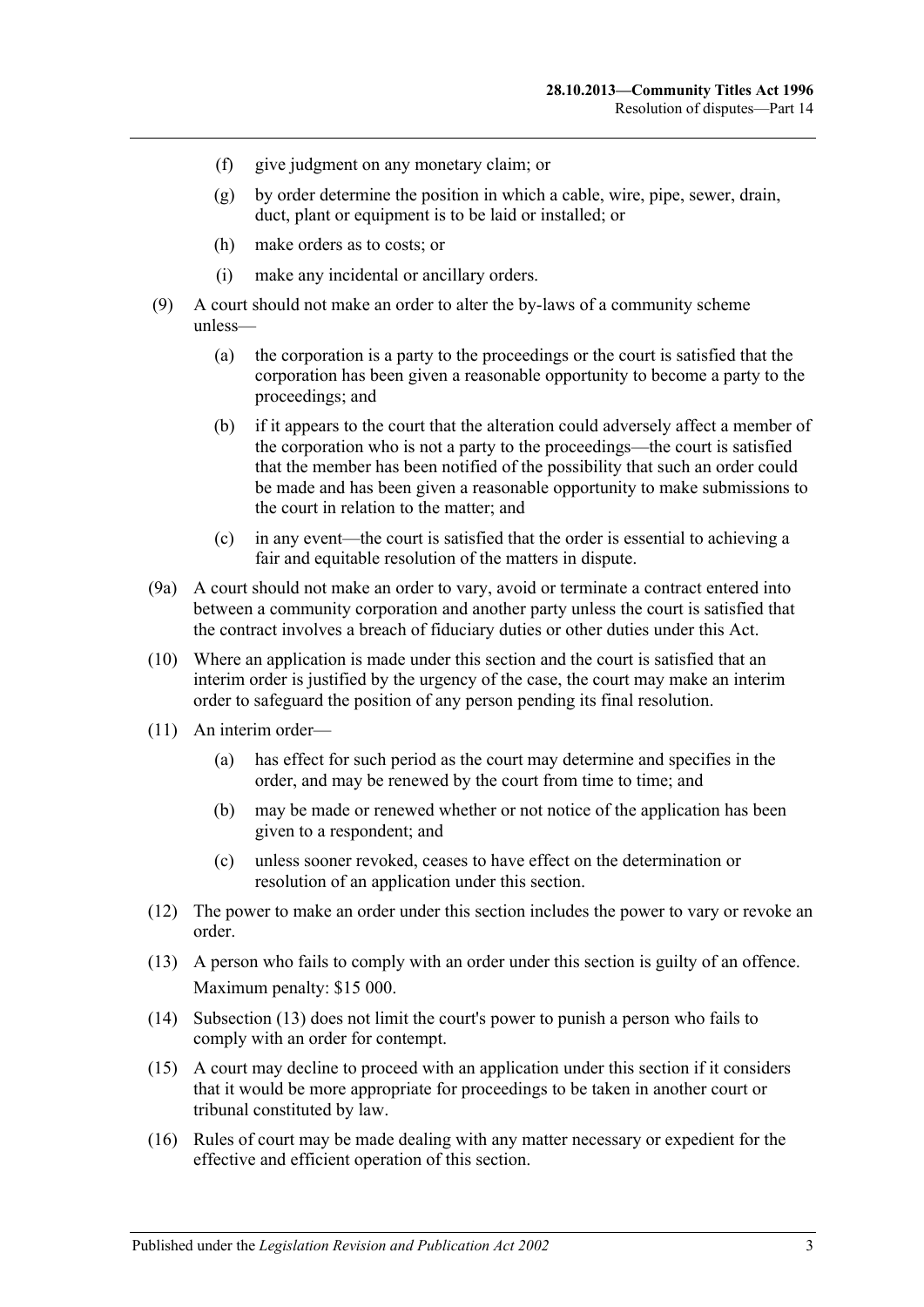- (f) give judgment on any monetary claim; or
- (g) by order determine the position in which a cable, wire, pipe, sewer, drain, duct, plant or equipment is to be laid or installed; or
- (h) make orders as to costs; or
- (i) make any incidental or ancillary orders.

(9) A court should not make an order to alter the by-laws of a community scheme unless—

- (a) the corporation is a party to the proceedings or the court is satisfied that the corporation has been given a reasonable opportunity to become a party to the proceedings; and
- (b) if it appears to the court that the alteration could adversely affect a member of the corporation who is not a party to the proceedings—the court is satisfied that the member has been notified of the possibility that such an order could be made and has been given a reasonable opportunity to make submissions to the court in relation to the matter; and
- (c) in any event—the court is satisfied that the order is essential to achieving a fair and equitable resolution of the matters in dispute.

(9a) A court should not make an order to vary, avoid or terminate a contract entered into between a community corporation and another party unless the court is satisfied that the contract involves a breach of fiduciary duties or other duties under this Act.

(10) Where an application is made under this section and the court is satisfied that an interim order is justified by the urgency of the case, the court may make an interim order to safeguard the position of any person pending its final resolution.

(11) An interim order—

- (a) has effect for such period as the court may determine and specifies in the order, and may be renewed by the court from time to time; and
- (b) may be made or renewed whether or not notice of the application has been given to a respondent; and
- (c) unless sooner revoked, ceases to have effect on the determination or resolution of an application under this section.

(12) The power to make an order under this section includes the power to vary or revoke an order.

(13) A person who fails to comply with an order under this section is guilty of an offence.

Maximum penalty: $15 000.

(14) Subsection (13) does not limit the court's power to punish a person who fails to comply with an order for contempt.

(15) A court may decline to proceed with an application under this section if it considers that it would be more appropriate for proceedings to be taken in another court or tribunal constituted by law.

(16) Rules of court may be made dealing with any matter necessary or expedient for the effective and efficient operation of this section.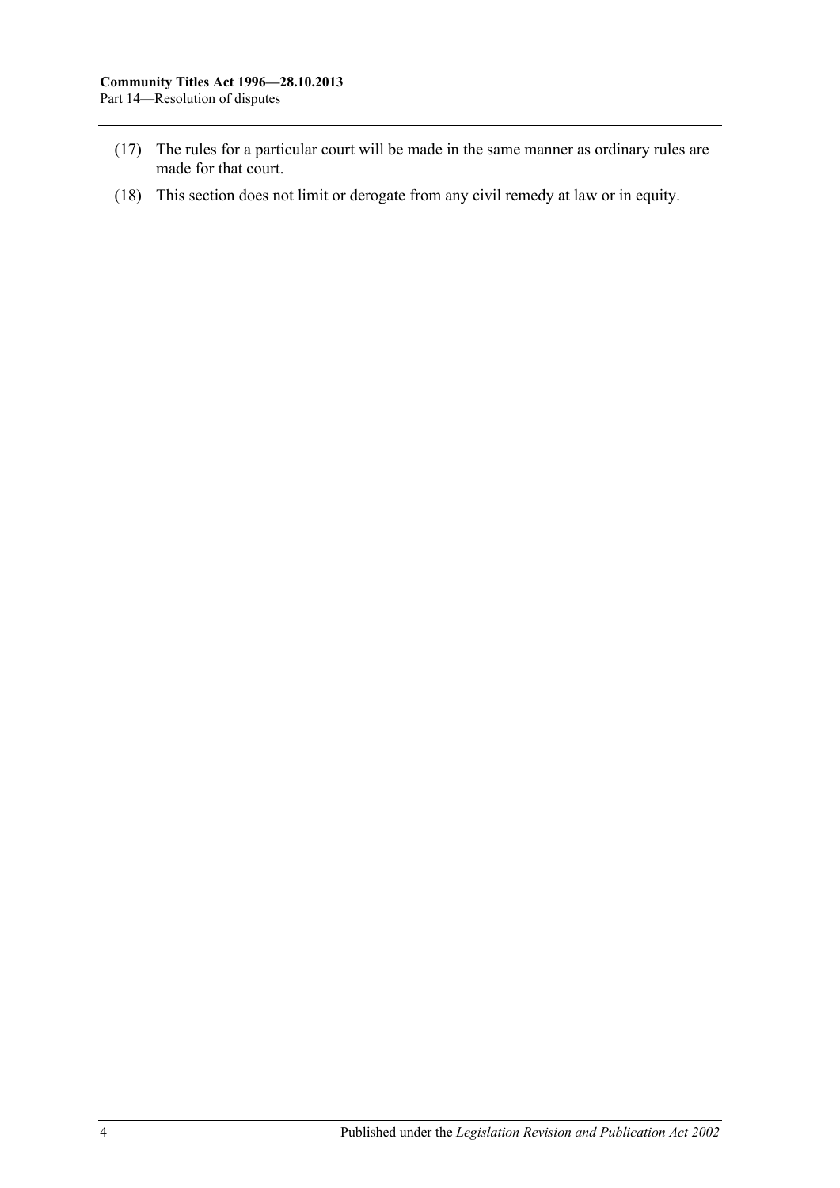(17) The rules for a particular court will be made in the same manner as ordinary rules are made for that court.

(18) This section does not limit or derogate from any civil remedy at law or in equity.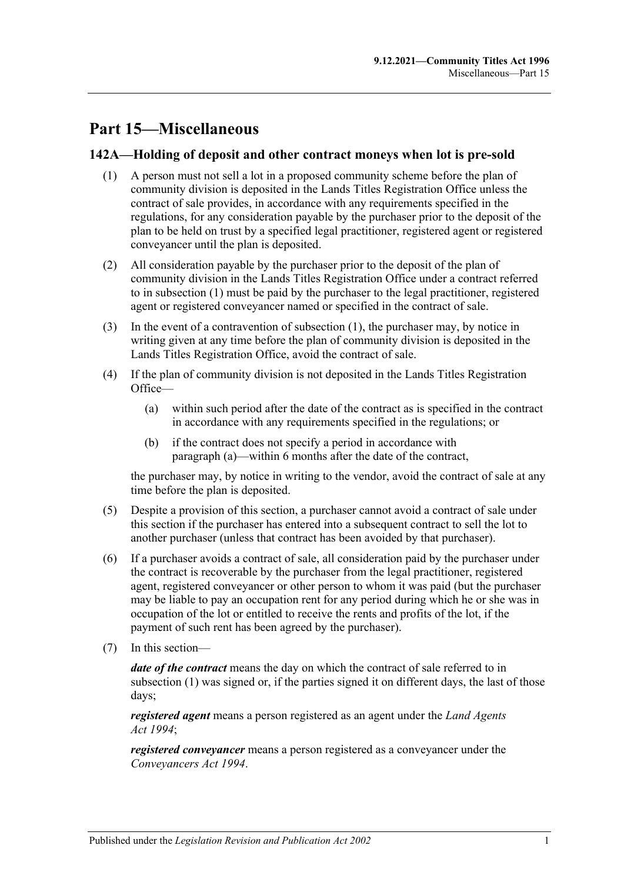# Part 15—Miscellaneous

## 142A—Holding of deposit and other contract moneys when lot is pre-sold

(1) A person must not sell a lot in a proposed community scheme before the plan of community division is deposited in the Lands Titles Registration Office unless the contract of sale provides, in accordance with any requirements specified in the regulations, for any consideration payable by the purchaser prior to the deposit of the plan to be held on trust by a specified legal practitioner, registered agent or registered conveyancer until the plan is deposited.

(2) All consideration payable by the purchaser prior to the deposit of the plan of community division in the Lands Titles Registration Office under a contract referred to in subsection (1) must be paid by the purchaser to the legal practitioner, registered agent or registered conveyancer named or specified in the contract of sale.

(3) In the event of a contravention of subsection (1), the purchaser may, by notice in writing given at any time before the plan of community division is deposited in the Lands Titles Registration Office, avoid the contract of sale.

(4) If the plan of community division is not deposited in the Lands Titles Registration Office—

   (a) within such period after the date of the contract as is specified in the contract in accordance with any requirements specified in the regulations; or

   (b) if the contract does not specify a period in accordance with paragraph (a)—within 6 months after the date of the contract,

   the purchaser may, by notice in writing to the vendor, avoid the contract of sale at any time before the plan is deposited.

(5) Despite a provision of this section, a purchaser cannot avoid a contract of sale under this section if the purchaser has entered into a subsequent contract to sell the lot to another purchaser (unless that contract has been avoided by that purchaser).

(6) If a purchaser avoids a contract of sale, all consideration paid by the purchaser under the contract is recoverable by the purchaser from the legal practitioner, registered agent, registered conveyancer or other person to whom it was paid (but the purchaser may be liable to pay an occupation rent for any period during which he or she was in occupation of the lot or entitled to receive the rents and profits of the lot, if the payment of such rent has been agreed by the purchaser).

(7) In this section—

   ***date of the contract*** means the day on which the contract of sale referred to in subsection (1) was signed or, if the parties signed it on different days, the last of those days;

   ***registered agent*** means a person registered as an agent under the *Land Agents Act 1994*;

   ***registered conveyancer*** means a person registered as a conveyancer under the *Conveyancers Act 1994*.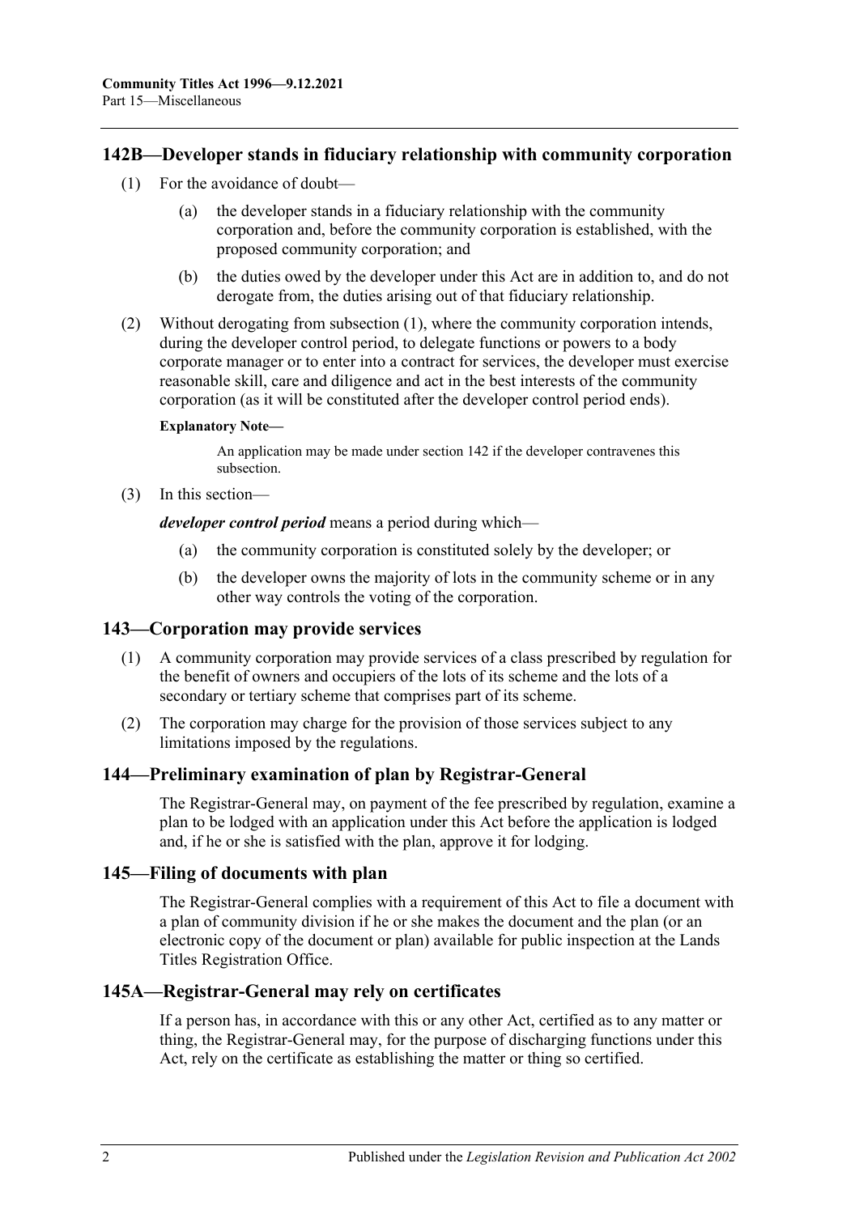## 142B—Developer stands in fiduciary relationship with community corporation

(1) For the avoidance of doubt—

(a) the developer stands in a fiduciary relationship with the community corporation and, before the community corporation is established, with the proposed community corporation; and

(b) the duties owed by the developer under this Act are in addition to, and do not derogate from, the duties arising out of that fiduciary relationship.

(2) Without derogating from subsection (1), where the community corporation intends, during the developer control period, to delegate functions or powers to a body corporate manager or to enter into a contract for services, the developer must exercise reasonable skill, care and diligence and act in the best interests of the community corporation (as it will be constituted after the developer control period ends).

**Explanatory Note—**

An application may be made under section 142 if the developer contravenes this subsection.

(3) In this section—

***developer control period*** means a period during which—

(a) the community corporation is constituted solely by the developer; or

(b) the developer owns the majority of lots in the community scheme or in any other way controls the voting of the corporation.

## 143—Corporation may provide services

(1) A community corporation may provide services of a class prescribed by regulation for the benefit of owners and occupiers of the lots of its scheme and the lots of a secondary or tertiary scheme that comprises part of its scheme.

(2) The corporation may charge for the provision of those services subject to any limitations imposed by the regulations.

## 144—Preliminary examination of plan by Registrar-General

The Registrar-General may, on payment of the fee prescribed by regulation, examine a plan to be lodged with an application under this Act before the application is lodged and, if he or she is satisfied with the plan, approve it for lodging.

## 145—Filing of documents with plan

The Registrar-General complies with a requirement of this Act to file a document with a plan of community division if he or she makes the document and the plan (or an electronic copy of the document or plan) available for public inspection at the Lands Titles Registration Office.

## 145A—Registrar-General may rely on certificates

If a person has, in accordance with this or any other Act, certified as to any matter or thing, the Registrar-General may, for the purpose of discharging functions under this Act, rely on the certificate as establishing the matter or thing so certified.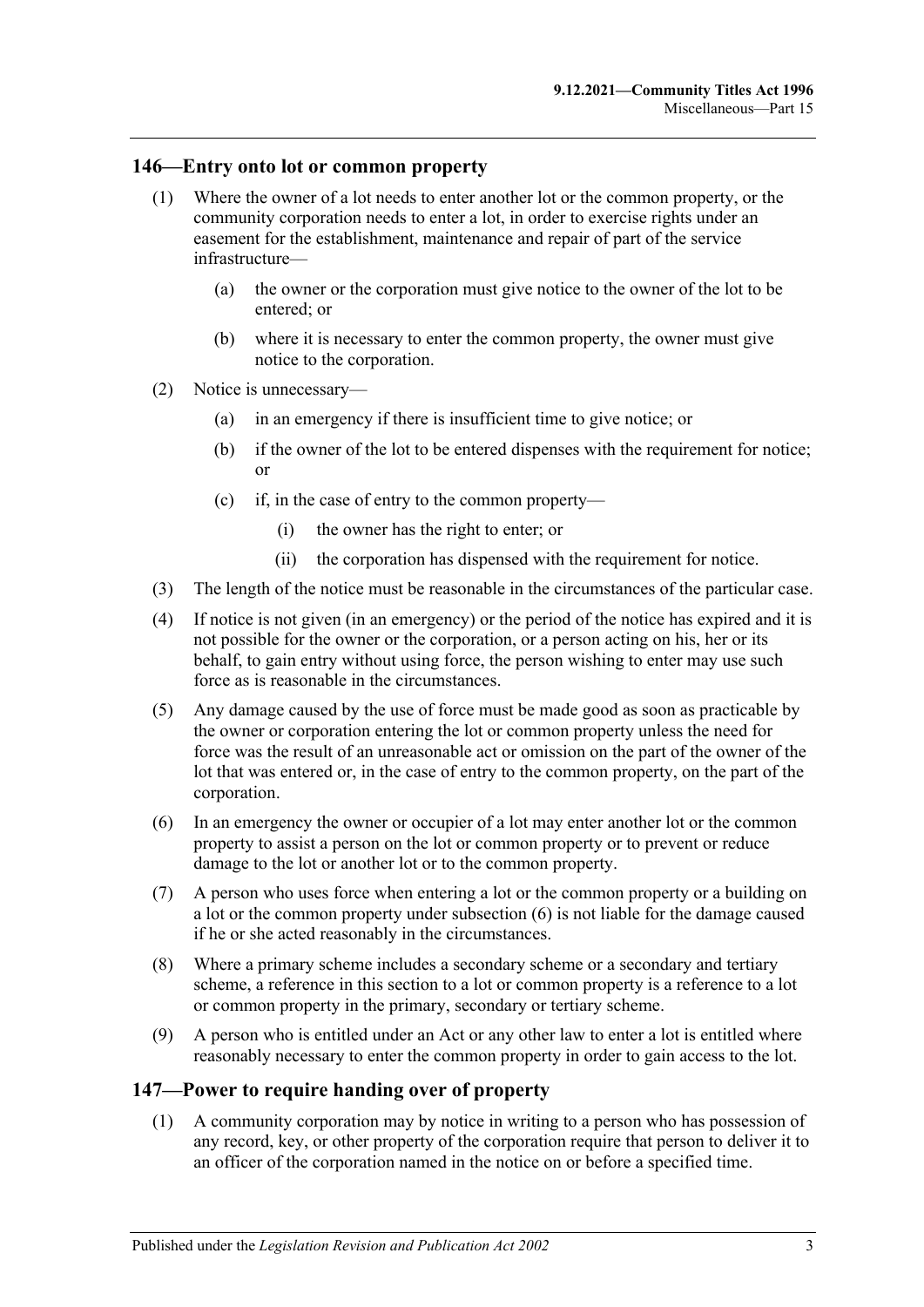## 146—Entry onto lot or common property

(1) Where the owner of a lot needs to enter another lot or the common property, or the community corporation needs to enter a lot, in order to exercise rights under an easement for the establishment, maintenance and repair of part of the service infrastructure—

 (a) the owner or the corporation must give notice to the owner of the lot to be entered; or

 (b) where it is necessary to enter the common property, the owner must give notice to the corporation.

(2) Notice is unnecessary—

 (a) in an emergency if there is insufficient time to give notice; or

 (b) if the owner of the lot to be entered dispenses with the requirement for notice; or

 (c) if, in the case of entry to the common property—

  (i) the owner has the right to enter; or

  (ii) the corporation has dispensed with the requirement for notice.

(3) The length of the notice must be reasonable in the circumstances of the particular case.

(4) If notice is not given (in an emergency) or the period of the notice has expired and it is not possible for the owner or the corporation, or a person acting on his, her or its behalf, to gain entry without using force, the person wishing to enter may use such force as is reasonable in the circumstances.

(5) Any damage caused by the use of force must be made good as soon as practicable by the owner or corporation entering the lot or common property unless the need for force was the result of an unreasonable act or omission on the part of the owner of the lot that was entered or, in the case of entry to the common property, on the part of the corporation.

(6) In an emergency the owner or occupier of a lot may enter another lot or the common property to assist a person on the lot or common property or to prevent or reduce damage to the lot or another lot or to the common property.

(7) A person who uses force when entering a lot or the common property or a building on a lot or the common property under subsection (6) is not liable for the damage caused if he or she acted reasonably in the circumstances.

(8) Where a primary scheme includes a secondary scheme or a secondary and tertiary scheme, a reference in this section to a lot or common property is a reference to a lot or common property in the primary, secondary or tertiary scheme.

(9) A person who is entitled under an Act or any other law to enter a lot is entitled where reasonably necessary to enter the common property in order to gain access to the lot.

## 147—Power to require handing over of property

(1) A community corporation may by notice in writing to a person who has possession of any record, key, or other property of the corporation require that person to deliver it to an officer of the corporation named in the notice on or before a specified time.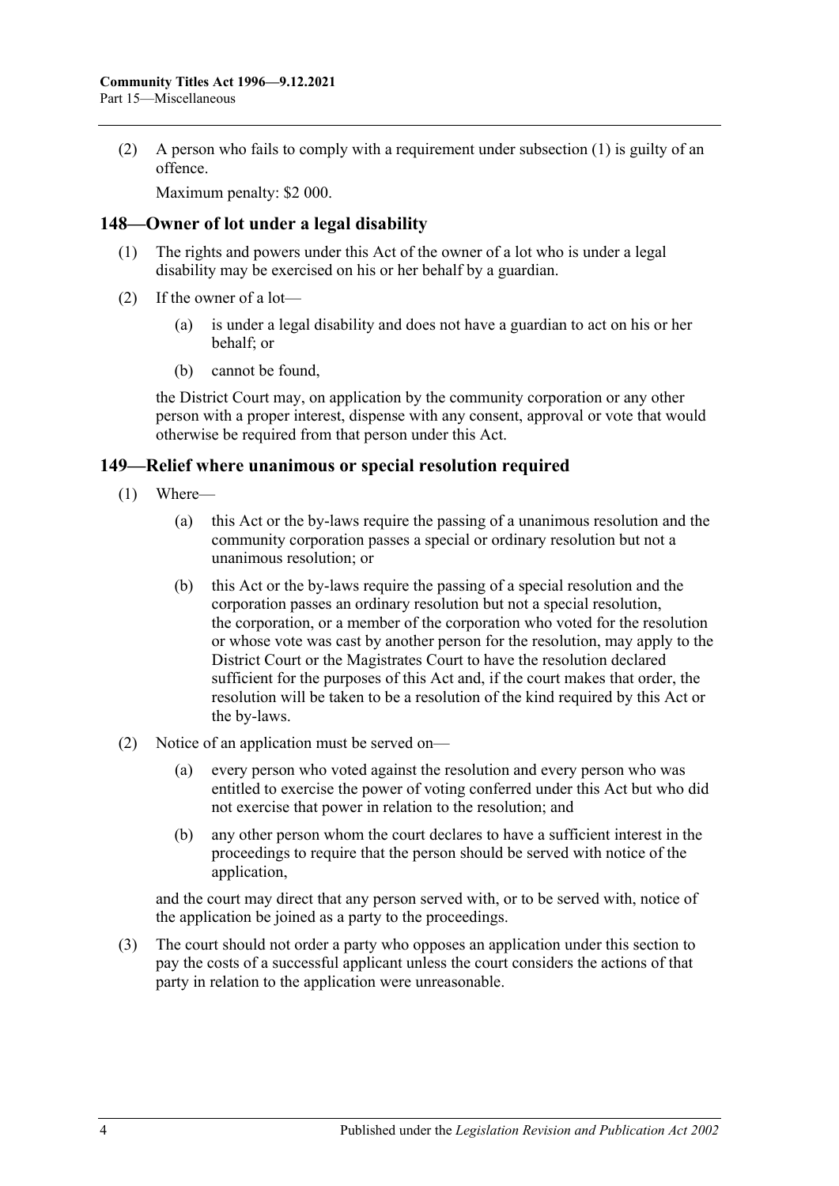(2) A person who fails to comply with a requirement under subsection (1) is guilty of an offence.

Maximum penalty: $2 000.

## 148—Owner of lot under a legal disability

(1) The rights and powers under this Act of the owner of a lot who is under a legal disability may be exercised on his or her behalf by a guardian.

(2) If the owner of a lot—

(a) is under a legal disability and does not have a guardian to act on his or her behalf; or

(b) cannot be found,

the District Court may, on application by the community corporation or any other person with a proper interest, dispense with any consent, approval or vote that would otherwise be required from that person under this Act.

## 149—Relief where unanimous or special resolution required

(1) Where—

(a) this Act or the by-laws require the passing of a unanimous resolution and the community corporation passes a special or ordinary resolution but not a unanimous resolution; or

(b) this Act or the by-laws require the passing of a special resolution and the corporation passes an ordinary resolution but not a special resolution,

the corporation, or a member of the corporation who voted for the resolution or whose vote was cast by another person for the resolution, may apply to the District Court or the Magistrates Court to have the resolution declared sufficient for the purposes of this Act and, if the court makes that order, the resolution will be taken to be a resolution of the kind required by this Act or the by-laws.

(2) Notice of an application must be served on—

(a) every person who voted against the resolution and every person who was entitled to exercise the power of voting conferred under this Act but who did not exercise that power in relation to the resolution; and

(b) any other person whom the court declares to have a sufficient interest in the proceedings to require that the person should be served with notice of the application,

and the court may direct that any person served with, or to be served with, notice of the application be joined as a party to the proceedings.

(3) The court should not order a party who opposes an application under this section to pay the costs of a successful applicant unless the court considers the actions of that party in relation to the application were unreasonable.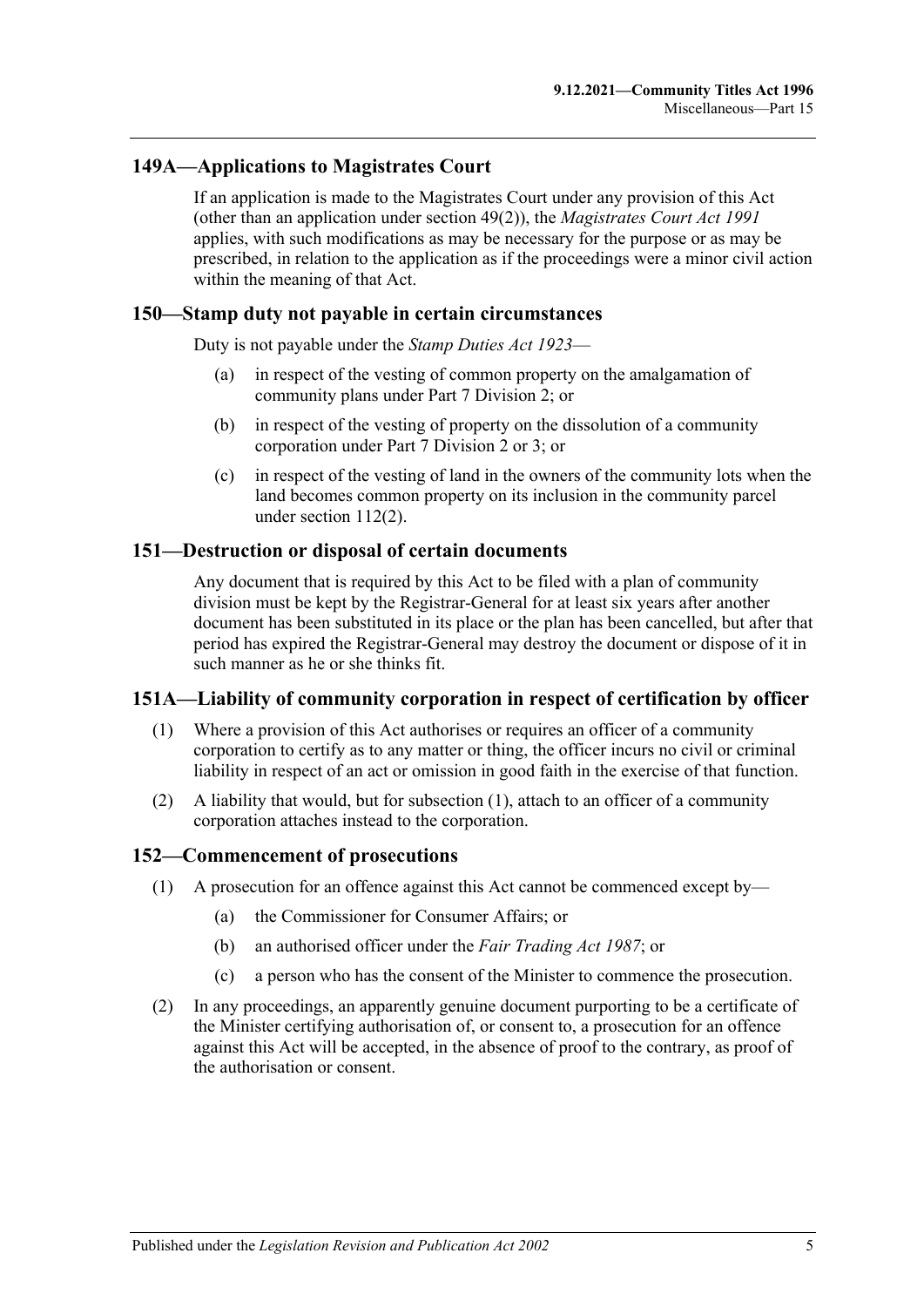## 149A—Applications to Magistrates Court

If an application is made to the Magistrates Court under any provision of this Act (other than an application under section 49(2)), the *Magistrates Court Act 1991* applies, with such modifications as may be necessary for the purpose or as may be prescribed, in relation to the application as if the proceedings were a minor civil action within the meaning of that Act.

## 150—Stamp duty not payable in certain circumstances

Duty is not payable under the *Stamp Duties Act 1923*—

(a) in respect of the vesting of common property on the amalgamation of community plans under Part 7 Division 2; or

(b) in respect of the vesting of property on the dissolution of a community corporation under Part 7 Division 2 or 3; or

(c) in respect of the vesting of land in the owners of the community lots when the land becomes common property on its inclusion in the community parcel under section 112(2).

## 151—Destruction or disposal of certain documents

Any document that is required by this Act to be filed with a plan of community division must be kept by the Registrar-General for at least six years after another document has been substituted in its place or the plan has been cancelled, but after that period has expired the Registrar-General may destroy the document or dispose of it in such manner as he or she thinks fit.

## 151A—Liability of community corporation in respect of certification by officer

(1) Where a provision of this Act authorises or requires an officer of a community corporation to certify as to any matter or thing, the officer incurs no civil or criminal liability in respect of an act or omission in good faith in the exercise of that function.

(2) A liability that would, but for subsection (1), attach to an officer of a community corporation attaches instead to the corporation.

## 152—Commencement of prosecutions

(1) A prosecution for an offence against this Act cannot be commenced except by—

(a) the Commissioner for Consumer Affairs; or

(b) an authorised officer under the *Fair Trading Act 1987*; or

(c) a person who has the consent of the Minister to commence the prosecution.

(2) In any proceedings, an apparently genuine document purporting to be a certificate of the Minister certifying authorisation of, or consent to, a prosecution for an offence against this Act will be accepted, in the absence of proof to the contrary, as proof of the authorisation or consent.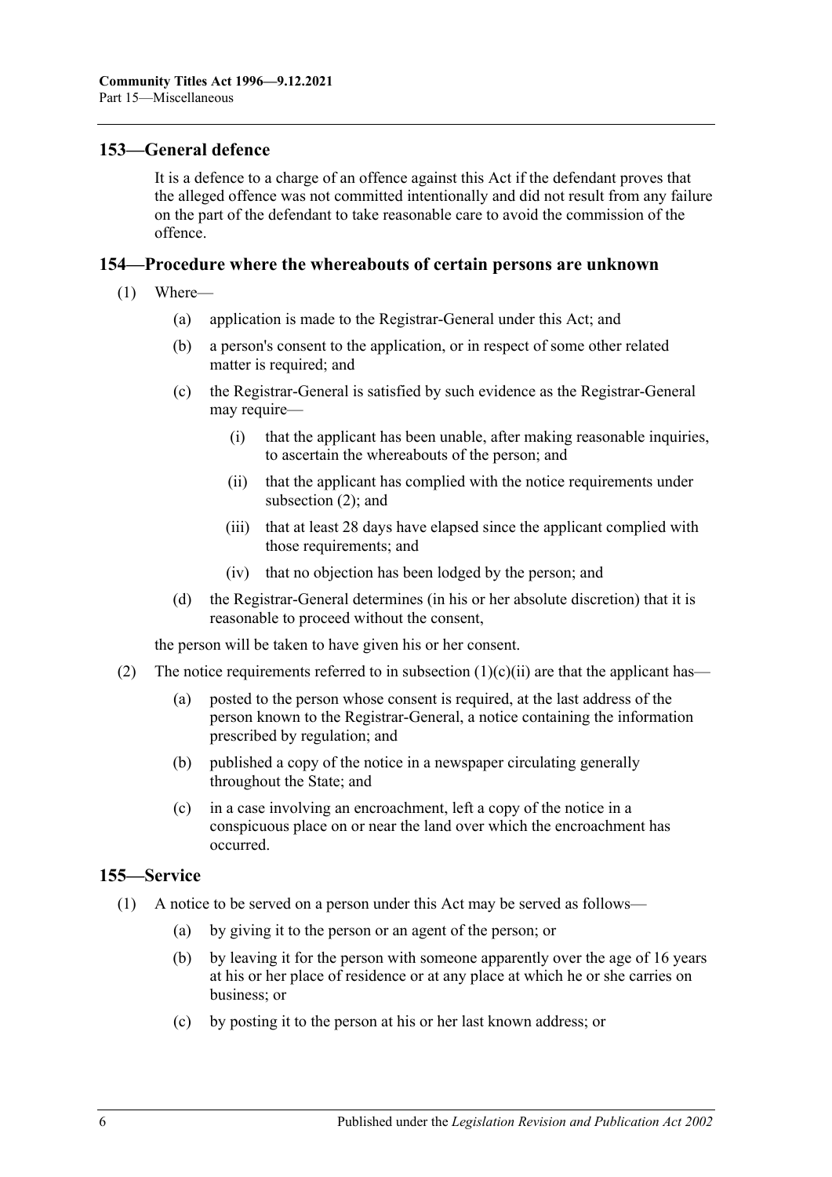## 153—General defence

It is a defence to a charge of an offence against this Act if the defendant proves that the alleged offence was not committed intentionally and did not result from any failure on the part of the defendant to take reasonable care to avoid the commission of the offence.

## 154—Procedure where the whereabouts of certain persons are unknown

(1) Where—

- (a) application is made to the Registrar-General under this Act; and
- (b) a person's consent to the application, or in respect of some other related matter is required; and
- (c) the Registrar-General is satisfied by such evidence as the Registrar-General may require—
  - (i) that the applicant has been unable, after making reasonable inquiries, to ascertain the whereabouts of the person; and
  - (ii) that the applicant has complied with the notice requirements under subsection (2); and
  - (iii) that at least 28 days have elapsed since the applicant complied with those requirements; and
  - (iv) that no objection has been lodged by the person; and
- (d) the Registrar-General determines (in his or her absolute discretion) that it is reasonable to proceed without the consent,

the person will be taken to have given his or her consent.

(2) The notice requirements referred to in subsection (1)(c)(ii) are that the applicant has—

- (a) posted to the person whose consent is required, at the last address of the person known to the Registrar-General, a notice containing the information prescribed by regulation; and
- (b) published a copy of the notice in a newspaper circulating generally throughout the State; and
- (c) in a case involving an encroachment, left a copy of the notice in a conspicuous place on or near the land over which the encroachment has occurred.

## 155—Service

(1) A notice to be served on a person under this Act may be served as follows—

- (a) by giving it to the person or an agent of the person; or
- (b) by leaving it for the person with someone apparently over the age of 16 years at his or her place of residence or at any place at which he or she carries on business; or
- (c) by posting it to the person at his or her last known address; or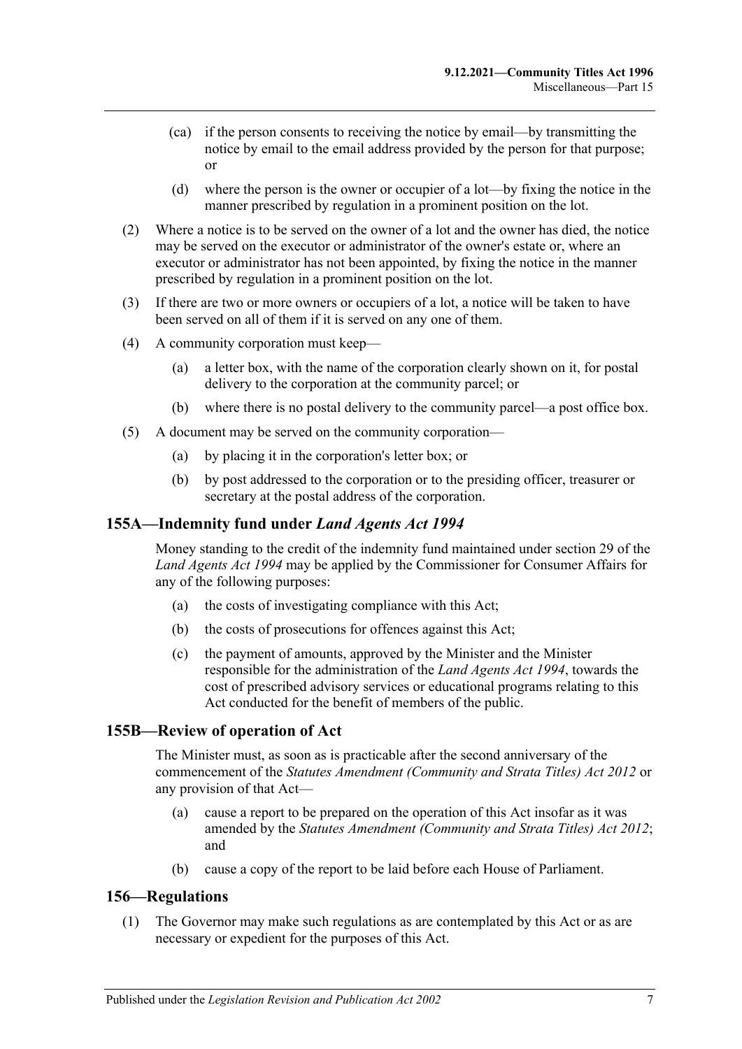(ca) if the person consents to receiving the notice by email—by transmitting the notice by email to the email address provided by the person for that purpose; or

(d) where the person is the owner or occupier of a lot—by fixing the notice in the manner prescribed by regulation in a prominent position on the lot.

(2) Where a notice is to be served on the owner of a lot and the owner has died, the notice may be served on the executor or administrator of the owner's estate or, where an executor or administrator has not been appointed, by fixing the notice in the manner prescribed by regulation in a prominent position on the lot.

(3) If there are two or more owners or occupiers of a lot, a notice will be taken to have been served on all of them if it is served on any one of them.

(4) A community corporation must keep—

(a) a letter box, with the name of the corporation clearly shown on it, for postal delivery to the corporation at the community parcel; or

(b) where there is no postal delivery to the community parcel—a post office box.

(5) A document may be served on the community corporation—

(a) by placing it in the corporation's letter box; or

(b) by post addressed to the corporation or to the presiding officer, treasurer or secretary at the postal address of the corporation.

## 155A—Indemnity fund under *Land Agents Act 1994*

Money standing to the credit of the indemnity fund maintained under section 29 of the *Land Agents Act 1994* may be applied by the Commissioner for Consumer Affairs for any of the following purposes:

(a) the costs of investigating compliance with this Act;

(b) the costs of prosecutions for offences against this Act;

(c) the payment of amounts, approved by the Minister and the Minister responsible for the administration of the *Land Agents Act 1994*, towards the cost of prescribed advisory services or educational programs relating to this Act conducted for the benefit of members of the public.

## 155B—Review of operation of Act

The Minister must, as soon as is practicable after the second anniversary of the commencement of the *Statutes Amendment (Community and Strata Titles) Act 2012* or any provision of that Act—

(a) cause a report to be prepared on the operation of this Act insofar as it was amended by the *Statutes Amendment (Community and Strata Titles) Act 2012*; and

(b) cause a copy of the report to be laid before each House of Parliament.

## 156—Regulations

(1) The Governor may make such regulations as are contemplated by this Act or as are necessary or expedient for the purposes of this Act.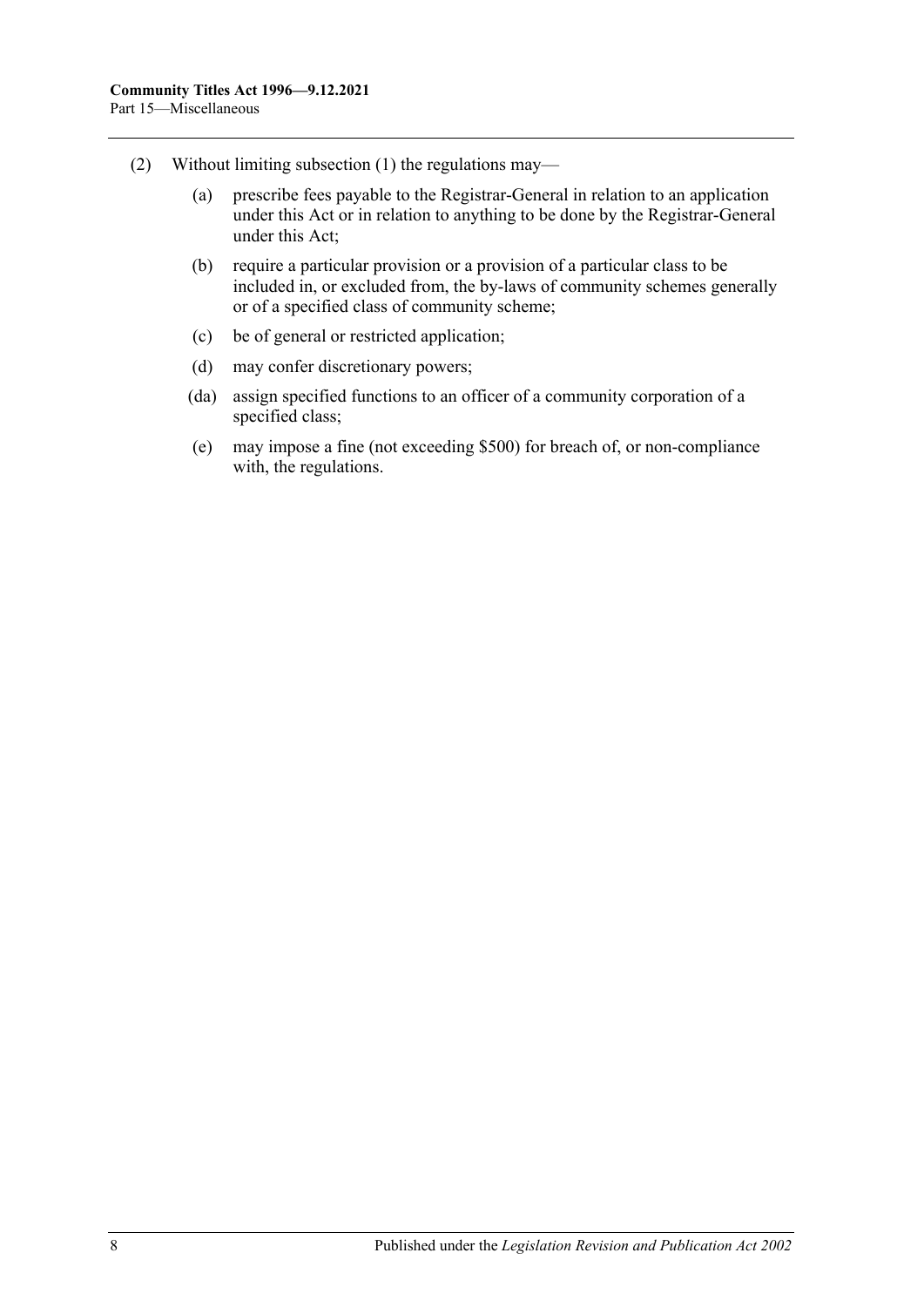(2) Without limiting subsection (1) the regulations may—

(a) prescribe fees payable to the Registrar-General in relation to an application under this Act or in relation to anything to be done by the Registrar-General under this Act;

(b) require a particular provision or a provision of a particular class to be included in, or excluded from, the by-laws of community schemes generally or of a specified class of community scheme;

(c) be of general or restricted application;

(d) may confer discretionary powers;

(da) assign specified functions to an officer of a community corporation of a specified class;

(e) may impose a fine (not exceeding $500) for breach of, or non-compliance with, the regulations.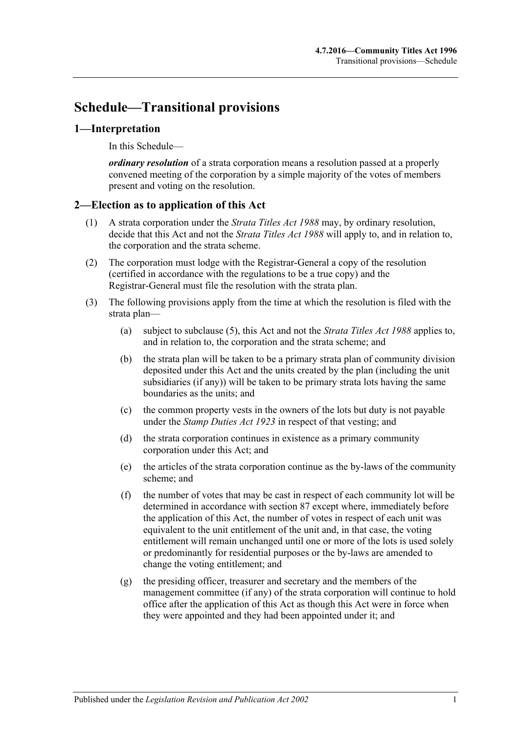# Schedule—Transitional provisions

## 1—Interpretation

In this Schedule—

***ordinary resolution*** of a strata corporation means a resolution passed at a properly convened meeting of the corporation by a simple majority of the votes of members present and voting on the resolution.

## 2—Election as to application of this Act

(1) A strata corporation under the *Strata Titles Act 1988* may, by ordinary resolution, decide that this Act and not the *Strata Titles Act 1988* will apply to, and in relation to, the corporation and the strata scheme.

(2) The corporation must lodge with the Registrar-General a copy of the resolution (certified in accordance with the regulations to be a true copy) and the Registrar-General must file the resolution with the strata plan.

(3) The following provisions apply from the time at which the resolution is filed with the strata plan—

(a) subject to subclause (5), this Act and not the *Strata Titles Act 1988* applies to, and in relation to, the corporation and the strata scheme; and

(b) the strata plan will be taken to be a primary strata plan of community division deposited under this Act and the units created by the plan (including the unit subsidiaries (if any)) will be taken to be primary strata lots having the same boundaries as the units; and

(c) the common property vests in the owners of the lots but duty is not payable under the *Stamp Duties Act 1923* in respect of that vesting; and

(d) the strata corporation continues in existence as a primary community corporation under this Act; and

(e) the articles of the strata corporation continue as the by-laws of the community scheme; and

(f) the number of votes that may be cast in respect of each community lot will be determined in accordance with section 87 except where, immediately before the application of this Act, the number of votes in respect of each unit was equivalent to the unit entitlement of the unit and, in that case, the voting entitlement will remain unchanged until one or more of the lots is used solely or predominantly for residential purposes or the by-laws are amended to change the voting entitlement; and

(g) the presiding officer, treasurer and secretary and the members of the management committee (if any) of the strata corporation will continue to hold office after the application of this Act as though this Act were in force when they were appointed and they had been appointed under it; and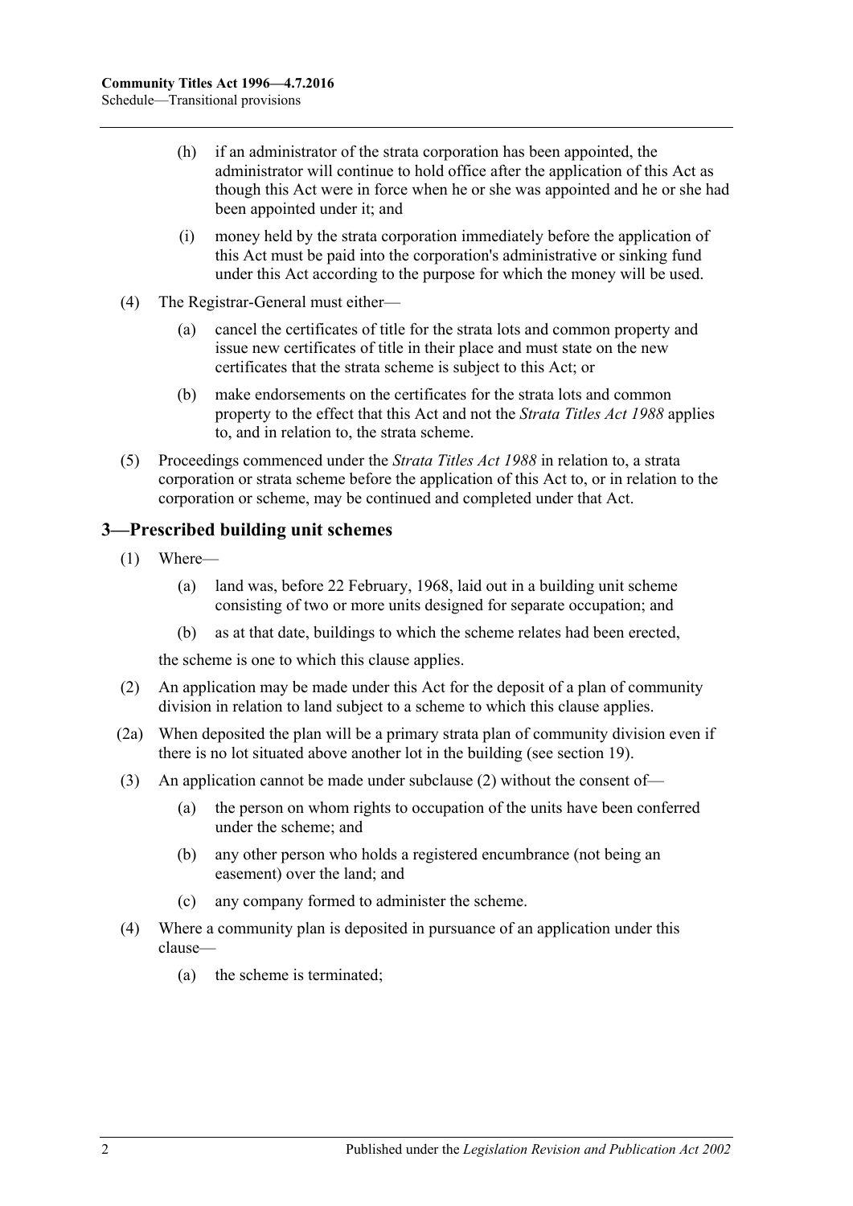(h) if an administrator of the strata corporation has been appointed, the administrator will continue to hold office after the application of this Act as though this Act were in force when he or she was appointed and he or she had been appointed under it; and

(i) money held by the strata corporation immediately before the application of this Act must be paid into the corporation's administrative or sinking fund under this Act according to the purpose for which the money will be used.

(4) The Registrar-General must either—

(a) cancel the certificates of title for the strata lots and common property and issue new certificates of title in their place and must state on the new certificates that the strata scheme is subject to this Act; or

(b) make endorsements on the certificates for the strata lots and common property to the effect that this Act and not the *Strata Titles Act 1988* applies to, and in relation to, the strata scheme.

(5) Proceedings commenced under the *Strata Titles Act 1988* in relation to, a strata corporation or strata scheme before the application of this Act to, or in relation to the corporation or scheme, may be continued and completed under that Act.

## 3—Prescribed building unit schemes

(1) Where—

(a) land was, before 22 February, 1968, laid out in a building unit scheme consisting of two or more units designed for separate occupation; and

(b) as at that date, buildings to which the scheme relates had been erected,

the scheme is one to which this clause applies.

(2) An application may be made under this Act for the deposit of a plan of community division in relation to land subject to a scheme to which this clause applies.

(2a) When deposited the plan will be a primary strata plan of community division even if there is no lot situated above another lot in the building (see section 19).

(3) An application cannot be made under subclause (2) without the consent of—

(a) the person on whom rights to occupation of the units have been conferred under the scheme; and

(b) any other person who holds a registered encumbrance (not being an easement) over the land; and

(c) any company formed to administer the scheme.

(4) Where a community plan is deposited in pursuance of an application under this clause—

(a) the scheme is terminated;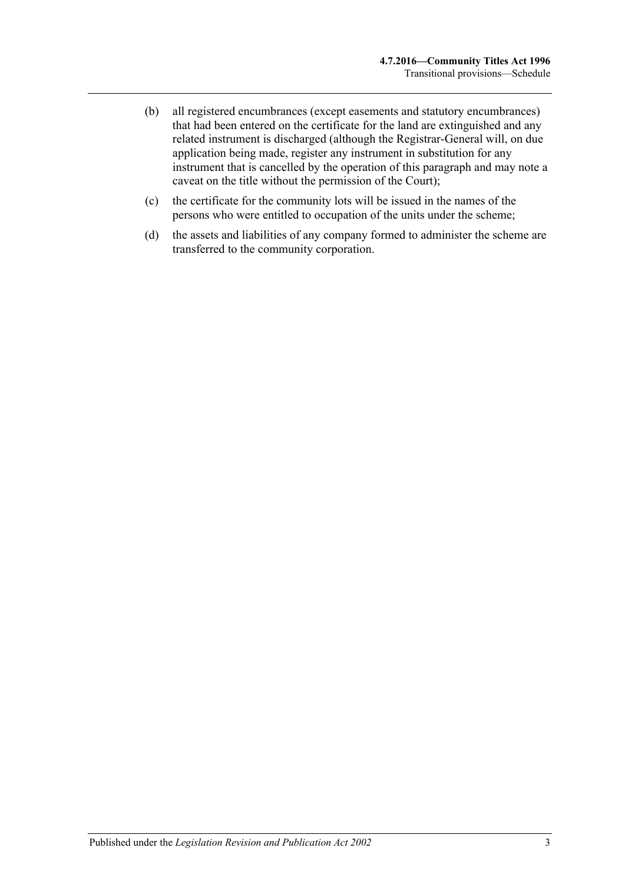(b) all registered encumbrances (except easements and statutory encumbrances) that had been entered on the certificate for the land are extinguished and any related instrument is discharged (although the Registrar-General will, on due application being made, register any instrument in substitution for any instrument that is cancelled by the operation of this paragraph and may note a caveat on the title without the permission of the Court);

(c) the certificate for the community lots will be issued in the names of the persons who were entitled to occupation of the units under the scheme;

(d) the assets and liabilities of any company formed to administer the scheme are transferred to the community corporation.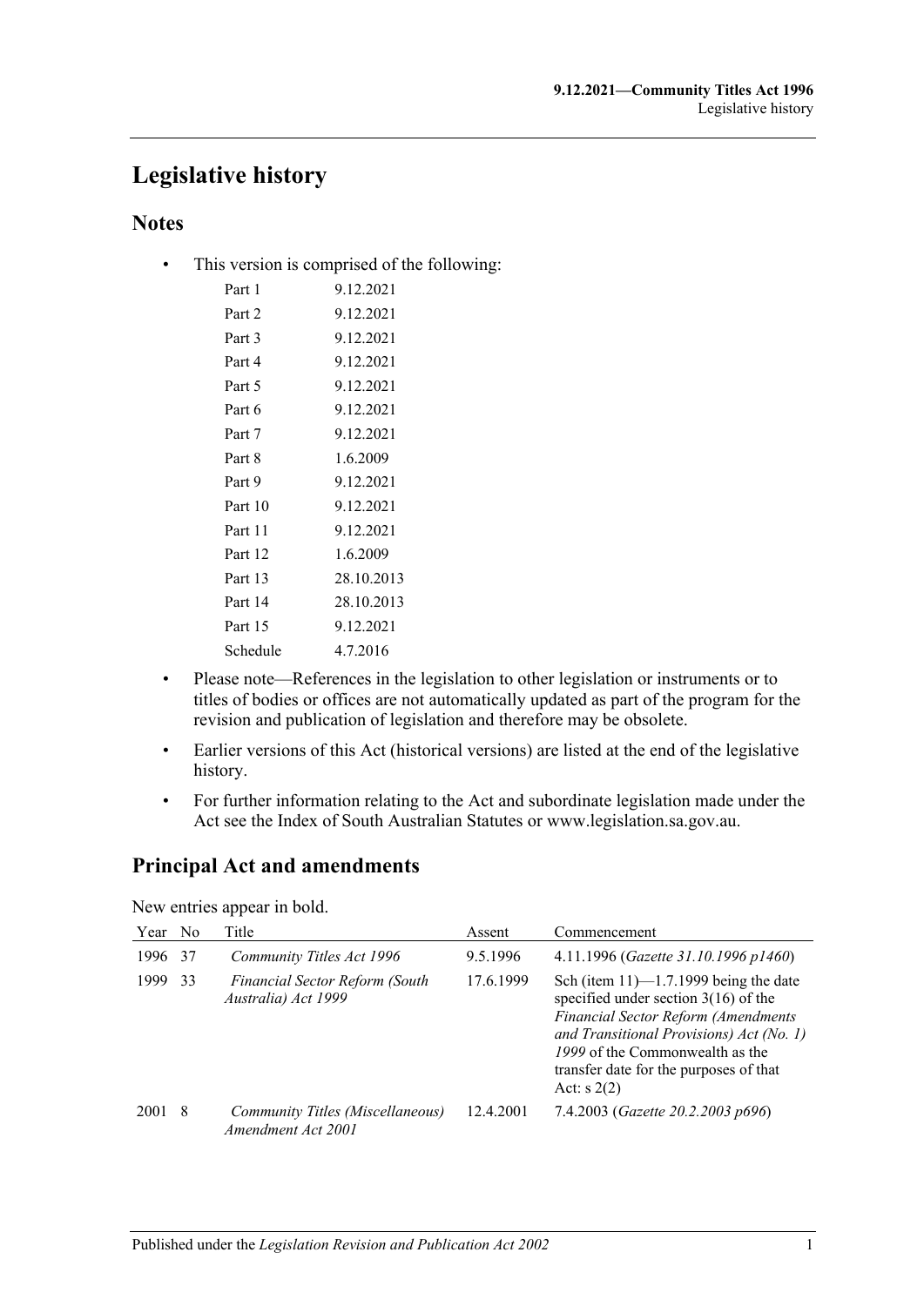# Legislative history

## Notes

- This version is comprised of the following:

| | |
|---|---|
| Part 1 | 9.12.2021 |
| Part 2 | 9.12.2021 |
| Part 3 | 9.12.2021 |
| Part 4 | 9.12.2021 |
| Part 5 | 9.12.2021 |
| Part 6 | 9.12.2021 |
| Part 7 | 9.12.2021 |
| Part 8 | 1.6.2009 |
| Part 9 | 9.12.2021 |
| Part 10 | 9.12.2021 |
| Part 11 | 9.12.2021 |
| Part 12 | 1.6.2009 |
| Part 13 | 28.10.2013 |
| Part 14 | 28.10.2013 |
| Part 15 | 9.12.2021 |
| Schedule | 4.7.2016 |

- Please note—References in the legislation to other legislation or instruments or to titles of bodies or offices are not automatically updated as part of the program for the revision and publication of legislation and therefore may be obsolete.
- Earlier versions of this Act (historical versions) are listed at the end of the legislative history.
- For further information relating to the Act and subordinate legislation made under the Act see the Index of South Australian Statutes or www.legislation.sa.gov.au.

## Principal Act and amendments

New entries appear in bold.

| Year | No | Title | Assent | Commencement |
|---|---|---|---|---|
| 1996 | 37 | *Community Titles Act 1996* | 9.5.1996 | 4.11.1996 (*Gazette 31.10.1996 p1460*) |
| 1999 | 33 | *Financial Sector Reform (South Australia) Act 1999* | 17.6.1999 | Sch (item 11)—1.7.1999 being the date specified under section 3(16) of the *Financial Sector Reform (Amendments and Transitional Provisions) Act (No. 1) 1999* of the Commonwealth as the transfer date for the purposes of that Act: s 2(2) |
| 2001 | 8 | *Community Titles (Miscellaneous) Amendment Act 2001* | 12.4.2001 | 7.4.2003 (*Gazette 20.2.2003 p696*) |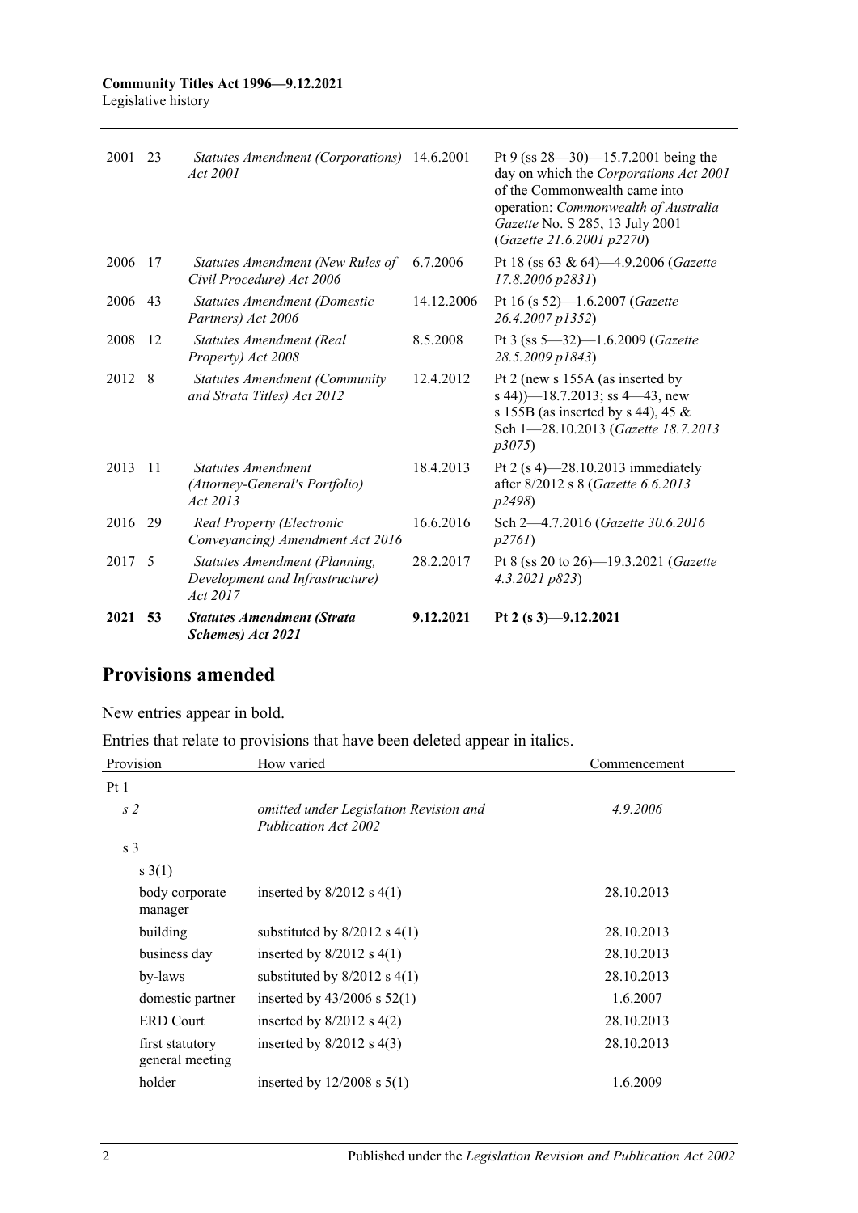| | | | | |
|---|---|---|---|---|
| 2001 | 23 | *Statutes Amendment (Corporations) Act 2001* | 14.6.2001 | Pt 9 (ss 28—30)—15.7.2001 being the day on which the *Corporations Act 2001* of the Commonwealth came into operation: *Commonwealth of Australia Gazette* No. S 285, 13 July 2001 (*Gazette 21.6.2001 p2270*) |
| 2006 | 17 | *Statutes Amendment (New Rules of Civil Procedure) Act 2006* | 6.7.2006 | Pt 18 (ss 63 & 64)—4.9.2006 (*Gazette 17.8.2006 p2831*) |
| 2006 | 43 | *Statutes Amendment (Domestic Partners) Act 2006* | 14.12.2006 | Pt 16 (s 52)—1.6.2007 (*Gazette 26.4.2007 p1352*) |
| 2008 | 12 | *Statutes Amendment (Real Property) Act 2008* | 8.5.2008 | Pt 3 (ss 5—32)—1.6.2009 (*Gazette 28.5.2009 p1843*) |
| 2012 | 8 | *Statutes Amendment (Community and Strata Titles) Act 2012* | 12.4.2012 | Pt 2 (new s 155A (as inserted by s 44))—18.7.2013; ss 4—43, new s 155B (as inserted by s 44), 45 & Sch 1—28.10.2013 (*Gazette 18.7.2013 p3075*) |
| 2013 | 11 | *Statutes Amendment (Attorney-General's Portfolio) Act 2013* | 18.4.2013 | Pt 2 (s 4)—28.10.2013 immediately after 8/2012 s 8 (*Gazette 6.6.2013 p2498*) |
| 2016 | 29 | *Real Property (Electronic Conveyancing) Amendment Act 2016* | 16.6.2016 | Sch 2—4.7.2016 (*Gazette 30.6.2016 p2761*) |
| 2017 | 5 | *Statutes Amendment (Planning, Development and Infrastructure) Act 2017* | 28.2.2017 | Pt 8 (ss 20 to 26)—19.3.2021 (*Gazette 4.3.2021 p823*) |
| **2021** | **53** | ***Statutes Amendment (Strata Schemes) Act 2021*** | **9.12.2021** | **Pt 2 (s 3)—9.12.2021** |

## Provisions amended

New entries appear in bold.

Entries that relate to provisions that have been deleted appear in italics.

| Provision | How varied | Commencement |
|---|---|---|
| Pt 1 | | |
| *s 2* | *omitted under Legislation Revision and Publication Act 2002* | *4.9.2006* |
| s 3 | | |
| s 3(1) | | |
| body corporate manager | inserted by 8/2012 s 4(1) | 28.10.2013 |
| building | substituted by 8/2012 s 4(1) | 28.10.2013 |
| business day | inserted by 8/2012 s 4(1) | 28.10.2013 |
| by-laws | substituted by 8/2012 s 4(1) | 28.10.2013 |
| domestic partner | inserted by 43/2006 s 52(1) | 1.6.2007 |
| ERD Court | inserted by 8/2012 s 4(2) | 28.10.2013 |
| first statutory general meeting | inserted by 8/2012 s 4(3) | 28.10.2013 |
| holder | inserted by 12/2008 s 5(1) | 1.6.2009 |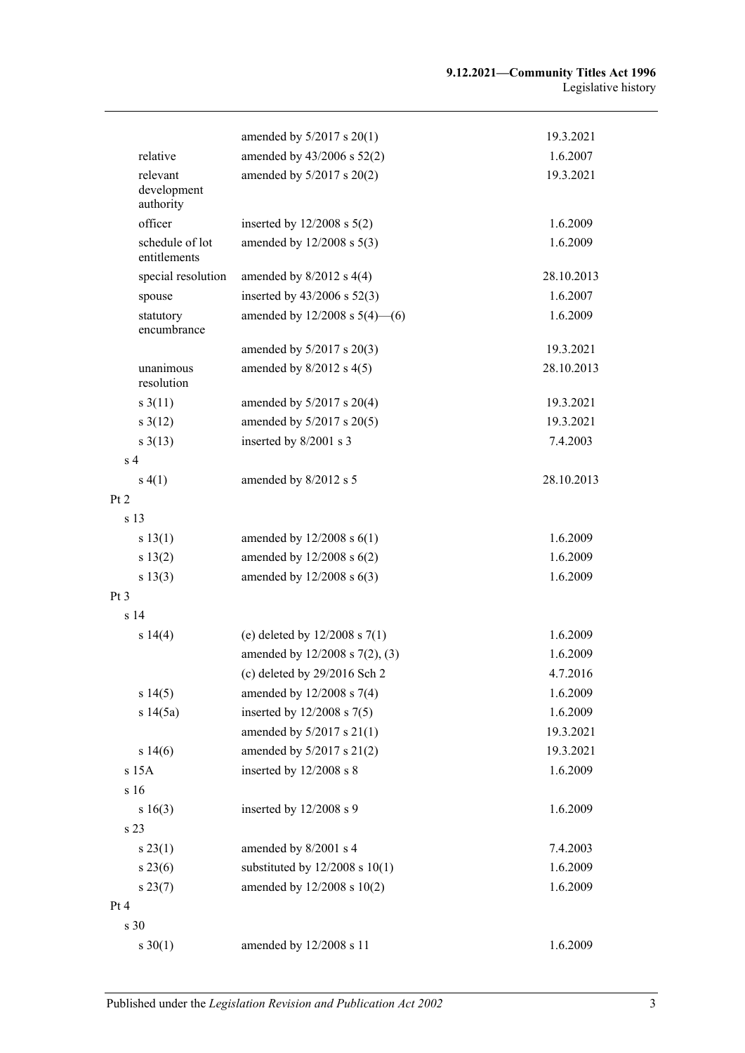| | | |
|---|---|---|
| | amended by 5/2017 s 20(1) | 19.3.2021 |
| relative | amended by 43/2006 s 52(2) | 1.6.2007 |
| relevant development authority | amended by 5/2017 s 20(2) | 19.3.2021 |
| officer | inserted by 12/2008 s 5(2) | 1.6.2009 |
| schedule of lot entitlements | amended by 12/2008 s 5(3) | 1.6.2009 |
| special resolution | amended by 8/2012 s 4(4) | 28.10.2013 |
| spouse | inserted by 43/2006 s 52(3) | 1.6.2007 |
| statutory encumbrance | amended by 12/2008 s 5(4)—(6) | 1.6.2009 |
| | amended by 5/2017 s 20(3) | 19.3.2021 |
| unanimous resolution | amended by 8/2012 s 4(5) | 28.10.2013 |
| s 3(11) | amended by 5/2017 s 20(4) | 19.3.2021 |
| s 3(12) | amended by 5/2017 s 20(5) | 19.3.2021 |
| s 3(13) | inserted by 8/2001 s 3 | 7.4.2003 |
| s 4 | | |
| s 4(1) | amended by 8/2012 s 5 | 28.10.2013 |
| Pt 2 | | |
| s 13 | | |
| s 13(1) | amended by 12/2008 s 6(1) | 1.6.2009 |
| s 13(2) | amended by 12/2008 s 6(2) | 1.6.2009 |
| s 13(3) | amended by 12/2008 s 6(3) | 1.6.2009 |
| Pt 3 | | |
| s 14 | | |
| s 14(4) | (e) deleted by 12/2008 s 7(1) | 1.6.2009 |
| | amended by 12/2008 s 7(2), (3) | 1.6.2009 |
| | (c) deleted by 29/2016 Sch 2 | 4.7.2016 |
| s 14(5) | amended by 12/2008 s 7(4) | 1.6.2009 |
| s 14(5a) | inserted by 12/2008 s 7(5) | 1.6.2009 |
| | amended by 5/2017 s 21(1) | 19.3.2021 |
| s 14(6) | amended by 5/2017 s 21(2) | 19.3.2021 |
| s 15A | inserted by 12/2008 s 8 | 1.6.2009 |
| s 16 | | |
| s 16(3) | inserted by 12/2008 s 9 | 1.6.2009 |
| s 23 | | |
| s 23(1) | amended by 8/2001 s 4 | 7.4.2003 |
| s 23(6) | substituted by 12/2008 s 10(1) | 1.6.2009 |
| s 23(7) | amended by 12/2008 s 10(2) | 1.6.2009 |
| Pt 4 | | |
| s 30 | | |
| s 30(1) | amended by 12/2008 s 11 | 1.6.2009 |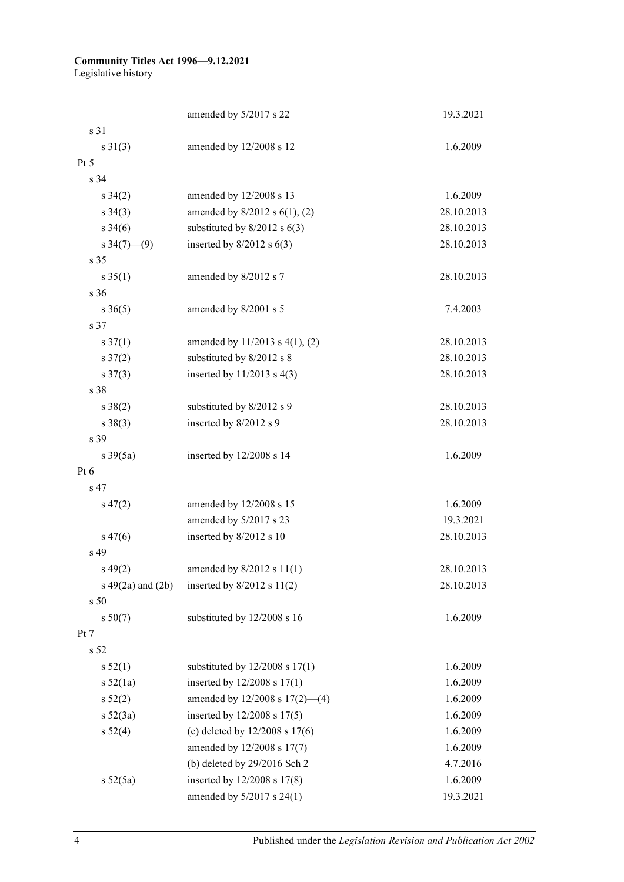| | | |
|---|---|---|
| | amended by 5/2017 s 22 | 19.3.2021 |
| s 31 | | |
| s 31(3) | amended by 12/2008 s 12 | 1.6.2009 |
| Pt 5 | | |
| s 34 | | |
| s 34(2) | amended by 12/2008 s 13 | 1.6.2009 |
| s 34(3) | amended by 8/2012 s 6(1), (2) | 28.10.2013 |
| s 34(6) | substituted by 8/2012 s 6(3) | 28.10.2013 |
| s 34(7)—(9) | inserted by 8/2012 s 6(3) | 28.10.2013 |
| s 35 | | |
| s 35(1) | amended by 8/2012 s 7 | 28.10.2013 |
| s 36 | | |
| s 36(5) | amended by 8/2001 s 5 | 7.4.2003 |
| s 37 | | |
| s 37(1) | amended by 11/2013 s 4(1), (2) | 28.10.2013 |
| s 37(2) | substituted by 8/2012 s 8 | 28.10.2013 |
| s 37(3) | inserted by 11/2013 s 4(3) | 28.10.2013 |
| s 38 | | |
| s 38(2) | substituted by 8/2012 s 9 | 28.10.2013 |
| s 38(3) | inserted by 8/2012 s 9 | 28.10.2013 |
| s 39 | | |
| s 39(5a) | inserted by 12/2008 s 14 | 1.6.2009 |
| Pt 6 | | |
| s 47 | | |
| s 47(2) | amended by 12/2008 s 15 | 1.6.2009 |
| | amended by 5/2017 s 23 | 19.3.2021 |
| s 47(6) | inserted by 8/2012 s 10 | 28.10.2013 |
| s 49 | | |
| s 49(2) | amended by 8/2012 s 11(1) | 28.10.2013 |
| s 49(2a) and (2b) | inserted by 8/2012 s 11(2) | 28.10.2013 |
| s 50 | | |
| s 50(7) | substituted by 12/2008 s 16 | 1.6.2009 |
| Pt 7 | | |
| s 52 | | |
| s 52(1) | substituted by 12/2008 s 17(1) | 1.6.2009 |
| s 52(1a) | inserted by 12/2008 s 17(1) | 1.6.2009 |
| s 52(2) | amended by 12/2008 s 17(2)—(4) | 1.6.2009 |
| s 52(3a) | inserted by 12/2008 s 17(5) | 1.6.2009 |
| s 52(4) | (e) deleted by 12/2008 s 17(6) | 1.6.2009 |
| | amended by 12/2008 s 17(7) | 1.6.2009 |
| | (b) deleted by 29/2016 Sch 2 | 4.7.2016 |
| s 52(5a) | inserted by 12/2008 s 17(8) | 1.6.2009 |
| | amended by 5/2017 s 24(1) | 19.3.2021 |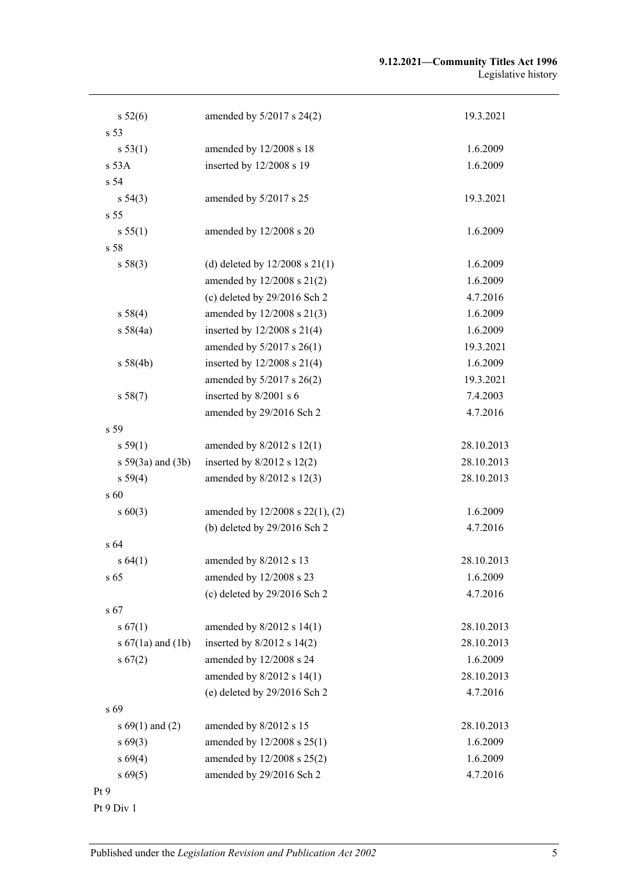| | | |
|---|---|---|
| s 52(6) | amended by 5/2017 s 24(2) | 19.3.2021 |
| s 53 | | |
| s 53(1) | amended by 12/2008 s 18 | 1.6.2009 |
| s 53A | inserted by 12/2008 s 19 | 1.6.2009 |
| s 54 | | |
| s 54(3) | amended by 5/2017 s 25 | 19.3.2021 |
| s 55 | | |
| s 55(1) | amended by 12/2008 s 20 | 1.6.2009 |
| s 58 | | |
| s 58(3) | (d) deleted by 12/2008 s 21(1) | 1.6.2009 |
| | amended by 12/2008 s 21(2) | 1.6.2009 |
| | (c) deleted by 29/2016 Sch 2 | 4.7.2016 |
| s 58(4) | amended by 12/2008 s 21(3) | 1.6.2009 |
| s 58(4a) | inserted by 12/2008 s 21(4) | 1.6.2009 |
| | amended by 5/2017 s 26(1) | 19.3.2021 |
| s 58(4b) | inserted by 12/2008 s 21(4) | 1.6.2009 |
| | amended by 5/2017 s 26(2) | 19.3.2021 |
| s 58(7) | inserted by 8/2001 s 6 | 7.4.2003 |
| | amended by 29/2016 Sch 2 | 4.7.2016 |
| s 59 | | |
| s 59(1) | amended by 8/2012 s 12(1) | 28.10.2013 |
| s 59(3a) and (3b) | inserted by 8/2012 s 12(2) | 28.10.2013 |
| s 59(4) | amended by 8/2012 s 12(3) | 28.10.2013 |
| s 60 | | |
| s 60(3) | amended by 12/2008 s 22(1), (2) | 1.6.2009 |
| | (b) deleted by 29/2016 Sch 2 | 4.7.2016 |
| s 64 | | |
| s 64(1) | amended by 8/2012 s 13 | 28.10.2013 |
| s 65 | amended by 12/2008 s 23 | 1.6.2009 |
| | (c) deleted by 29/2016 Sch 2 | 4.7.2016 |
| s 67 | | |
| s 67(1) | amended by 8/2012 s 14(1) | 28.10.2013 |
| s 67(1a) and (1b) | inserted by 8/2012 s 14(2) | 28.10.2013 |
| s 67(2) | amended by 12/2008 s 24 | 1.6.2009 |
| | amended by 8/2012 s 14(1) | 28.10.2013 |
| | (e) deleted by 29/2016 Sch 2 | 4.7.2016 |
| s 69 | | |
| s 69(1) and (2) | amended by 8/2012 s 15 | 28.10.2013 |
| s 69(3) | amended by 12/2008 s 25(1) | 1.6.2009 |
| s 69(4) | amended by 12/2008 s 25(2) | 1.6.2009 |
| s 69(5) | amended by 29/2016 Sch 2 | 4.7.2016 |
| Pt 9 | | |
| Pt 9 Div 1 | | |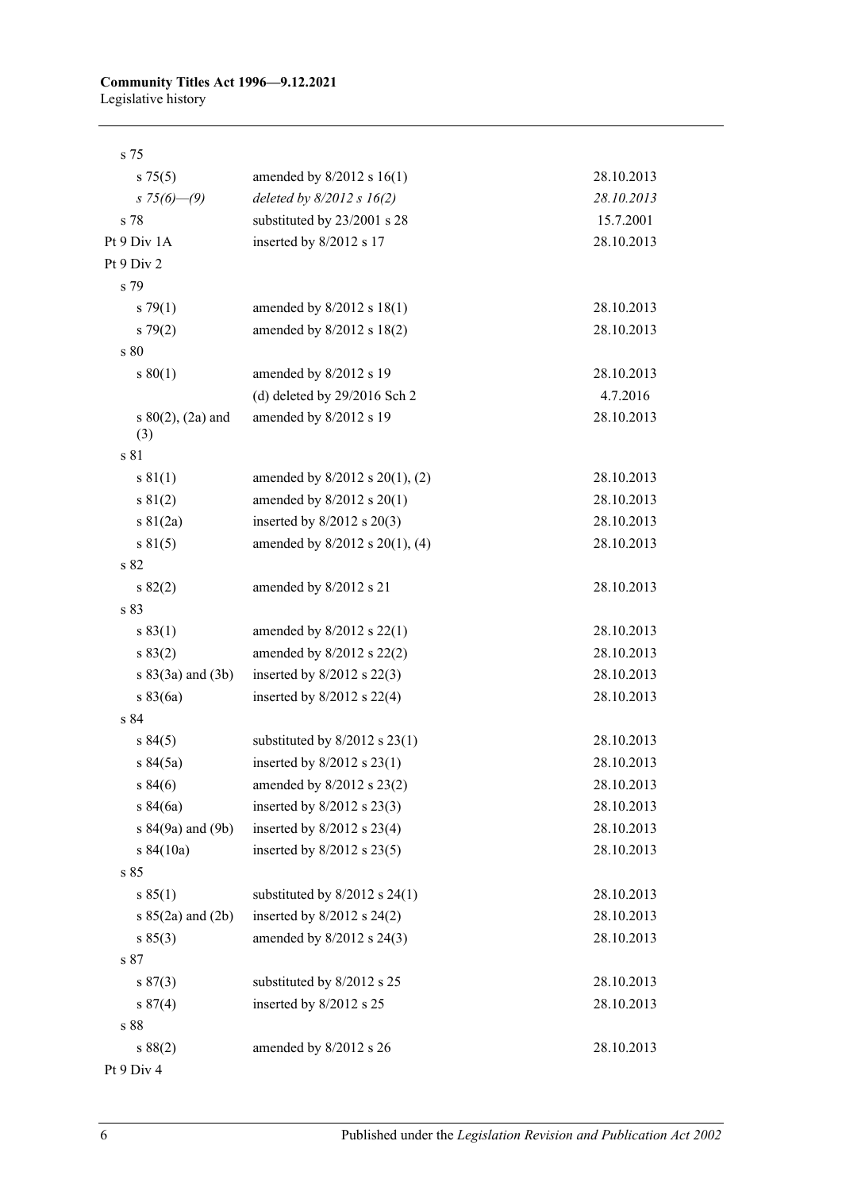| | | |
|---|---|---|
| s 75 | | |
| s 75(5) | amended by 8/2012 s 16(1) | 28.10.2013 |
| *s 75(6)—(9)* | *deleted by 8/2012 s 16(2)* | *28.10.2013* |
| s 78 | substituted by 23/2001 s 28 | 15.7.2001 |
| Pt 9 Div 1A | inserted by 8/2012 s 17 | 28.10.2013 |
| Pt 9 Div 2 | | |
| s 79 | | |
| s 79(1) | amended by 8/2012 s 18(1) | 28.10.2013 |
| s 79(2) | amended by 8/2012 s 18(2) | 28.10.2013 |
| s 80 | | |
| s 80(1) | amended by 8/2012 s 19 | 28.10.2013 |
| | (d) deleted by 29/2016 Sch 2 | 4.7.2016 |
| s 80(2), (2a) and (3) | amended by 8/2012 s 19 | 28.10.2013 |
| s 81 | | |
| s 81(1) | amended by 8/2012 s 20(1), (2) | 28.10.2013 |
| s 81(2) | amended by 8/2012 s 20(1) | 28.10.2013 |
| s 81(2a) | inserted by 8/2012 s 20(3) | 28.10.2013 |
| s 81(5) | amended by 8/2012 s 20(1), (4) | 28.10.2013 |
| s 82 | | |
| s 82(2) | amended by 8/2012 s 21 | 28.10.2013 |
| s 83 | | |
| s 83(1) | amended by 8/2012 s 22(1) | 28.10.2013 |
| s 83(2) | amended by 8/2012 s 22(2) | 28.10.2013 |
| s 83(3a) and (3b) | inserted by 8/2012 s 22(3) | 28.10.2013 |
| s 83(6a) | inserted by 8/2012 s 22(4) | 28.10.2013 |
| s 84 | | |
| s 84(5) | substituted by 8/2012 s 23(1) | 28.10.2013 |
| s 84(5a) | inserted by 8/2012 s 23(1) | 28.10.2013 |
| s 84(6) | amended by 8/2012 s 23(2) | 28.10.2013 |
| s 84(6a) | inserted by 8/2012 s 23(3) | 28.10.2013 |
| s 84(9a) and (9b) | inserted by 8/2012 s 23(4) | 28.10.2013 |
| s 84(10a) | inserted by 8/2012 s 23(5) | 28.10.2013 |
| s 85 | | |
| s 85(1) | substituted by 8/2012 s 24(1) | 28.10.2013 |
| s 85(2a) and (2b) | inserted by 8/2012 s 24(2) | 28.10.2013 |
| s 85(3) | amended by 8/2012 s 24(3) | 28.10.2013 |
| s 87 | | |
| s 87(3) | substituted by 8/2012 s 25 | 28.10.2013 |
| s 87(4) | inserted by 8/2012 s 25 | 28.10.2013 |
| s 88 | | |
| s 88(2) | amended by 8/2012 s 26 | 28.10.2013 |
| Pt 9 Div 4 | | |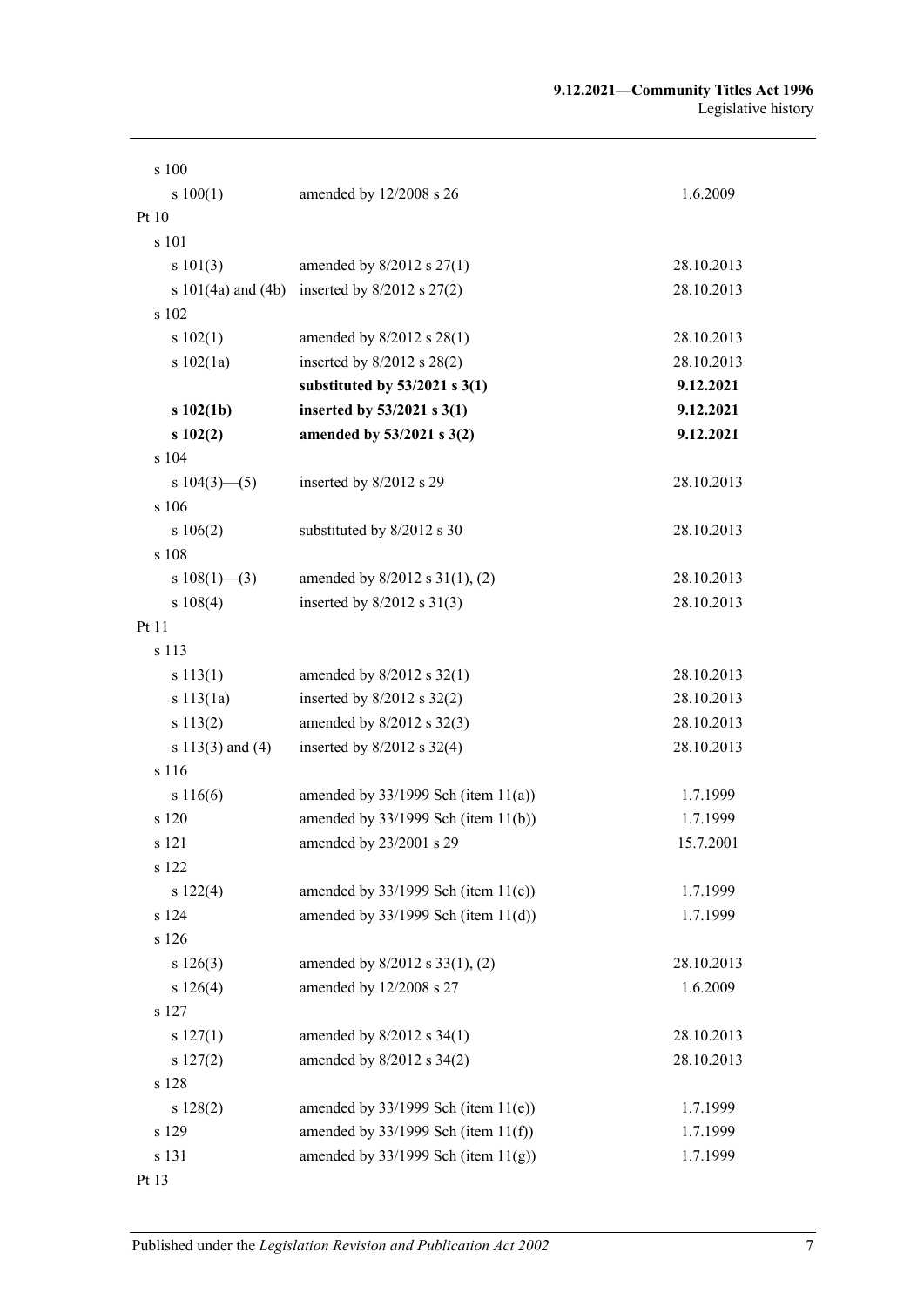| | | |
|---|---|---|
| s 100 | | |
| s 100(1) | amended by 12/2008 s 26 | 1.6.2009 |
| Pt 10 | | |
| s 101 | | |
| s 101(3) | amended by 8/2012 s 27(1) | 28.10.2013 |
| s 101(4a) and (4b) | inserted by 8/2012 s 27(2) | 28.10.2013 |
| s 102 | | |
| s 102(1) | amended by 8/2012 s 28(1) | 28.10.2013 |
| s 102(1a) | inserted by 8/2012 s 28(2) | 28.10.2013 |
| | **substituted by 53/2021 s 3(1)** | **9.12.2021** |
| **s 102(1b)** | **inserted by 53/2021 s 3(1)** | **9.12.2021** |
| **s 102(2)** | **amended by 53/2021 s 3(2)** | **9.12.2021** |
| s 104 | | |
| s 104(3)—(5) | inserted by 8/2012 s 29 | 28.10.2013 |
| s 106 | | |
| s 106(2) | substituted by 8/2012 s 30 | 28.10.2013 |
| s 108 | | |
| s 108(1)—(3) | amended by 8/2012 s 31(1), (2) | 28.10.2013 |
| s 108(4) | inserted by 8/2012 s 31(3) | 28.10.2013 |
| Pt 11 | | |
| s 113 | | |
| s 113(1) | amended by 8/2012 s 32(1) | 28.10.2013 |
| s 113(1a) | inserted by 8/2012 s 32(2) | 28.10.2013 |
| s 113(2) | amended by 8/2012 s 32(3) | 28.10.2013 |
| s 113(3) and (4) | inserted by 8/2012 s 32(4) | 28.10.2013 |
| s 116 | | |
| s 116(6) | amended by 33/1999 Sch (item 11(a)) | 1.7.1999 |
| s 120 | amended by 33/1999 Sch (item 11(b)) | 1.7.1999 |
| s 121 | amended by 23/2001 s 29 | 15.7.2001 |
| s 122 | | |
| s 122(4) | amended by 33/1999 Sch (item 11(c)) | 1.7.1999 |
| s 124 | amended by 33/1999 Sch (item 11(d)) | 1.7.1999 |
| s 126 | | |
| s 126(3) | amended by 8/2012 s 33(1), (2) | 28.10.2013 |
| s 126(4) | amended by 12/2008 s 27 | 1.6.2009 |
| s 127 | | |
| s 127(1) | amended by 8/2012 s 34(1) | 28.10.2013 |
| s 127(2) | amended by 8/2012 s 34(2) | 28.10.2013 |
| s 128 | | |
| s 128(2) | amended by 33/1999 Sch (item 11(e)) | 1.7.1999 |
| s 129 | amended by 33/1999 Sch (item 11(f)) | 1.7.1999 |
| s 131 | amended by 33/1999 Sch (item 11(g)) | 1.7.1999 |
| Pt 13 | | |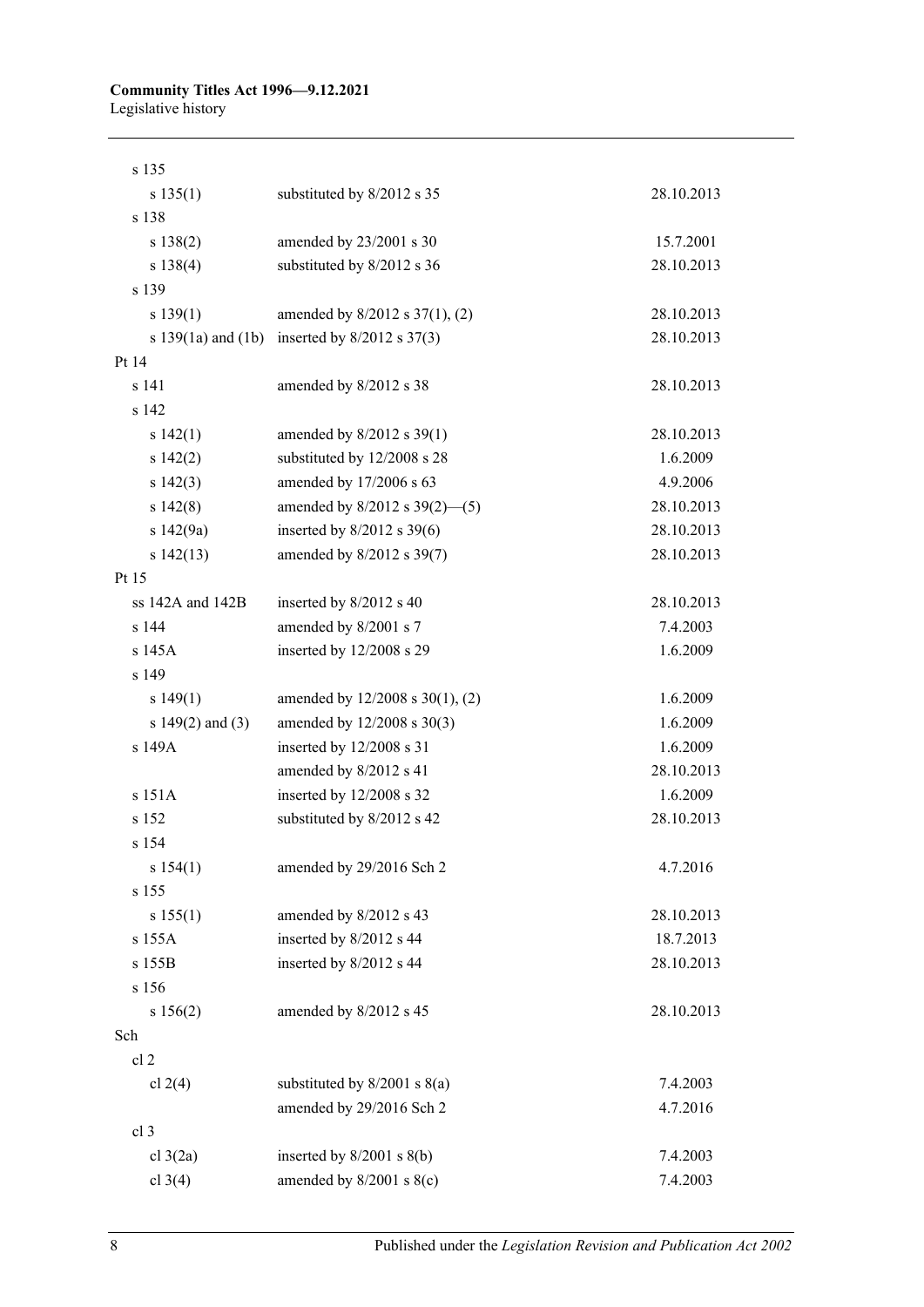| | | |
|---|---|---|
| s 135 | | |
| s 135(1) | substituted by 8/2012 s 35 | 28.10.2013 |
| s 138 | | |
| s 138(2) | amended by 23/2001 s 30 | 15.7.2001 |
| s 138(4) | substituted by 8/2012 s 36 | 28.10.2013 |
| s 139 | | |
| s 139(1) | amended by 8/2012 s 37(1), (2) | 28.10.2013 |
| s 139(1a) and (1b) | inserted by 8/2012 s 37(3) | 28.10.2013 |
| Pt 14 | | |
| s 141 | amended by 8/2012 s 38 | 28.10.2013 |
| s 142 | | |
| s 142(1) | amended by 8/2012 s 39(1) | 28.10.2013 |
| s 142(2) | substituted by 12/2008 s 28 | 1.6.2009 |
| s 142(3) | amended by 17/2006 s 63 | 4.9.2006 |
| s 142(8) | amended by 8/2012 s 39(2)—(5) | 28.10.2013 |
| s 142(9a) | inserted by 8/2012 s 39(6) | 28.10.2013 |
| s 142(13) | amended by 8/2012 s 39(7) | 28.10.2013 |
| Pt 15 | | |
| ss 142A and 142B | inserted by 8/2012 s 40 | 28.10.2013 |
| s 144 | amended by 8/2001 s 7 | 7.4.2003 |
| s 145A | inserted by 12/2008 s 29 | 1.6.2009 |
| s 149 | | |
| s 149(1) | amended by 12/2008 s 30(1), (2) | 1.6.2009 |
| s 149(2) and (3) | amended by 12/2008 s 30(3) | 1.6.2009 |
| s 149A | inserted by 12/2008 s 31 | 1.6.2009 |
| | amended by 8/2012 s 41 | 28.10.2013 |
| s 151A | inserted by 12/2008 s 32 | 1.6.2009 |
| s 152 | substituted by 8/2012 s 42 | 28.10.2013 |
| s 154 | | |
| s 154(1) | amended by 29/2016 Sch 2 | 4.7.2016 |
| s 155 | | |
| s 155(1) | amended by 8/2012 s 43 | 28.10.2013 |
| s 155A | inserted by 8/2012 s 44 | 18.7.2013 |
| s 155B | inserted by 8/2012 s 44 | 28.10.2013 |
| s 156 | | |
| s 156(2) | amended by 8/2012 s 45 | 28.10.2013 |
| Sch | | |
| cl 2 | | |
| cl 2(4) | substituted by 8/2001 s 8(a) | 7.4.2003 |
| | amended by 29/2016 Sch 2 | 4.7.2016 |
| cl 3 | | |
| cl 3(2a) | inserted by 8/2001 s 8(b) | 7.4.2003 |
| cl 3(4) | amended by 8/2001 s 8(c) | 7.4.2003 |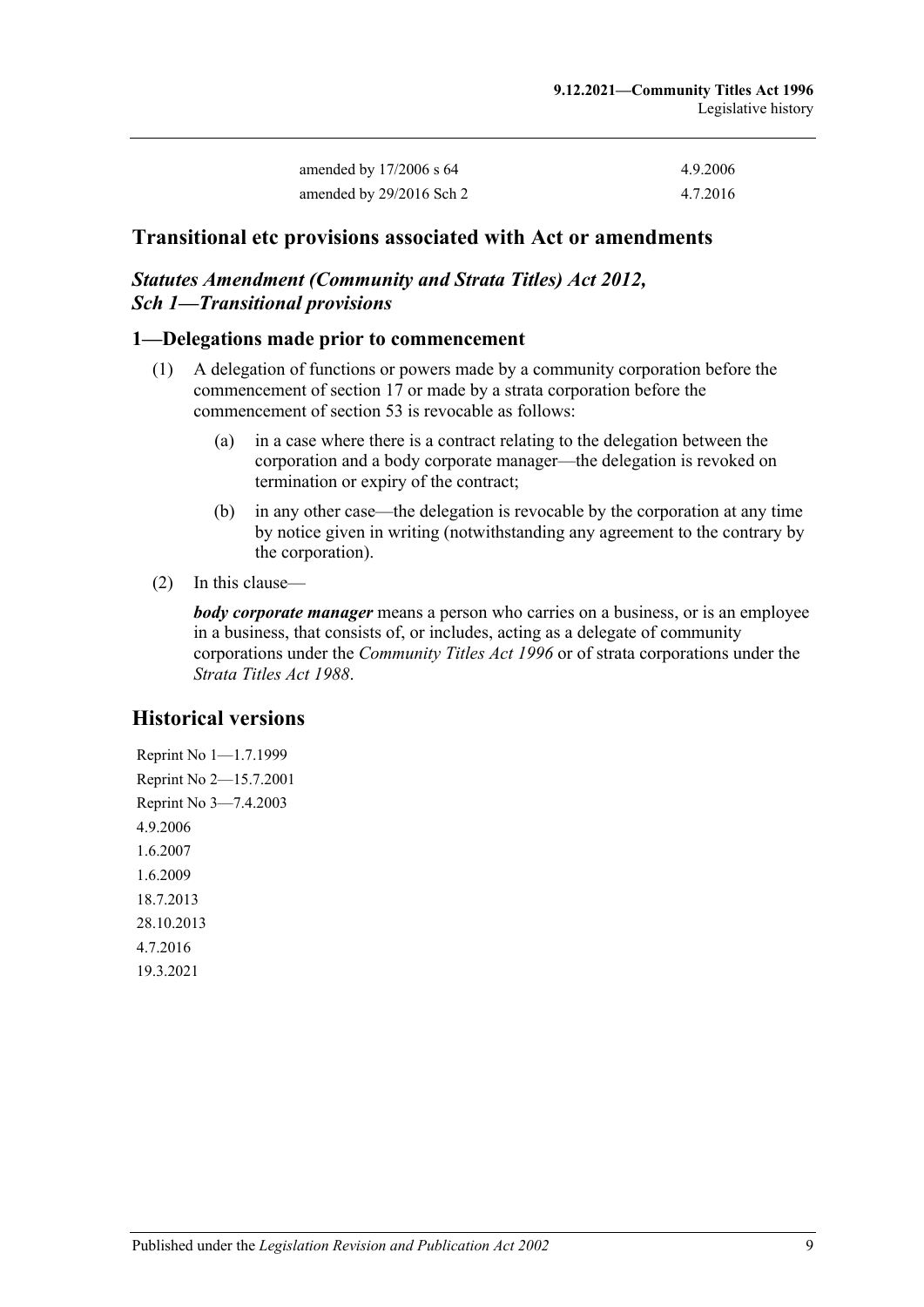| | |
|---|---|
| amended by 17/2006 s 64 | 4.9.2006 |
| amended by 29/2016 Sch 2 | 4.7.2016 |

## Transitional etc provisions associated with Act or amendments

### *Statutes Amendment (Community and Strata Titles) Act 2012, Sch 1—Transitional provisions*

### 1—Delegations made prior to commencement

(1) A delegation of functions or powers made by a community corporation before the commencement of section 17 or made by a strata corporation before the commencement of section 53 is revocable as follows:

(a) in a case where there is a contract relating to the delegation between the corporation and a body corporate manager—the delegation is revoked on termination or expiry of the contract;

(b) in any other case—the delegation is revocable by the corporation at any time by notice given in writing (notwithstanding any agreement to the contrary by the corporation).

(2) In this clause—

***body corporate manager*** means a person who carries on a business, or is an employee in a business, that consists of, or includes, acting as a delegate of community corporations under the *Community Titles Act 1996* or of strata corporations under the *Strata Titles Act 1988*.

## Historical versions

Reprint No 1—1.7.1999

Reprint No 2—15.7.2001

Reprint No 3—7.4.2003

4.9.2006

1.6.2007

1.6.2009

18.7.2013

28.10.2013

4.7.2016

19.3.2021